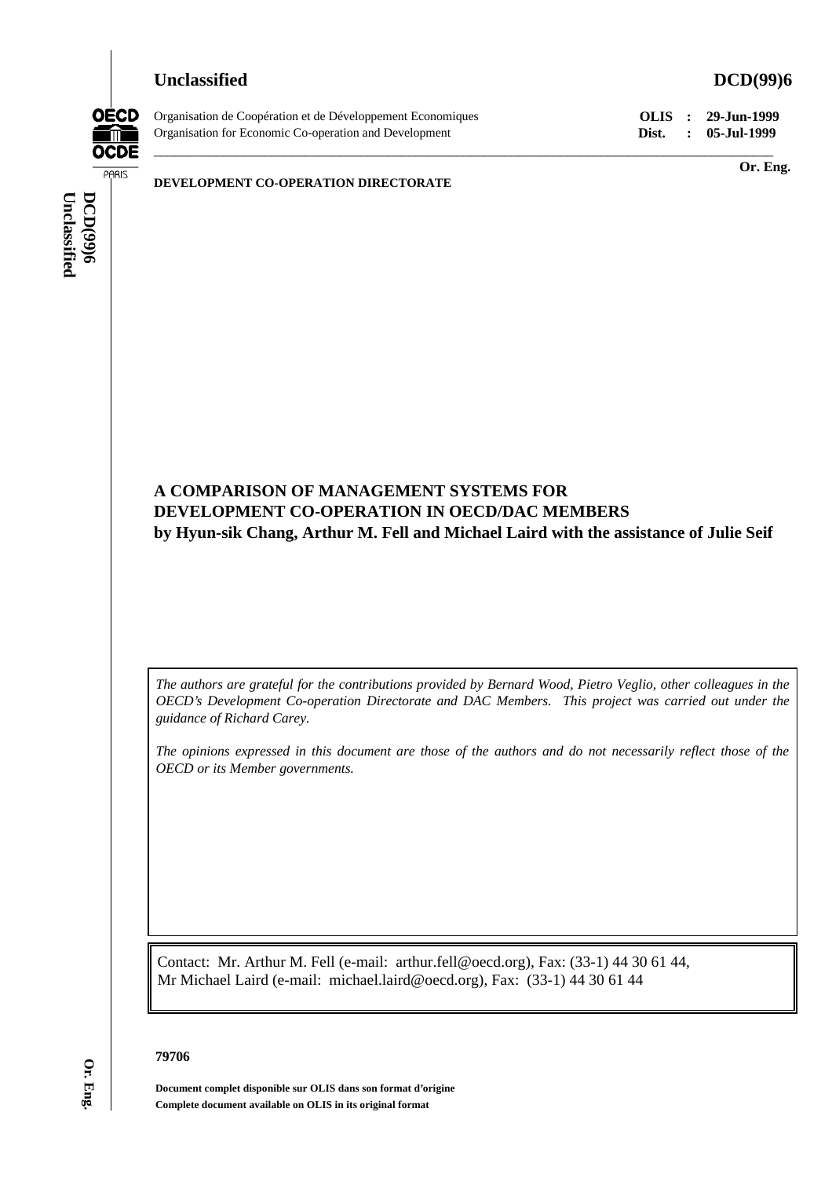**Unclassified** **DCD(99)6**

Organisation de Coopération et de Développement Economiques
Organisation for Economic Co-operation and Development

**OLIS : 29-Jun-1999**
**Dist. : 05-Jul-1999**

**Or. Eng.**

**DEVELOPMENT CO-OPERATION DIRECTORATE**

# A COMPARISON OF MANAGEMENT SYSTEMS FOR DEVELOPMENT CO-OPERATION IN OECD/DAC MEMBERS

**by Hyun-sik Chang, Arthur M. Fell and Michael Laird with the assistance of Julie Seif**

*The authors are grateful for the contributions provided by Bernard Wood, Pietro Veglio, other colleagues in the OECD's Development Co-operation Directorate and DAC Members. This project was carried out under the guidance of Richard Carey.*

*The opinions expressed in this document are those of the authors and do not necessarily reflect those of the OECD or its Member governments.*

Contact: Mr. Arthur M. Fell (e-mail: arthur.fell@oecd.org), Fax: (33-1) 44 30 61 44,
Mr Michael Laird (e-mail: michael.laird@oecd.org), Fax: (33-1) 44 30 61 44

**79706**

**Document complet disponible sur OLIS dans son format d'origine**
**Complete document available on OLIS in its original format**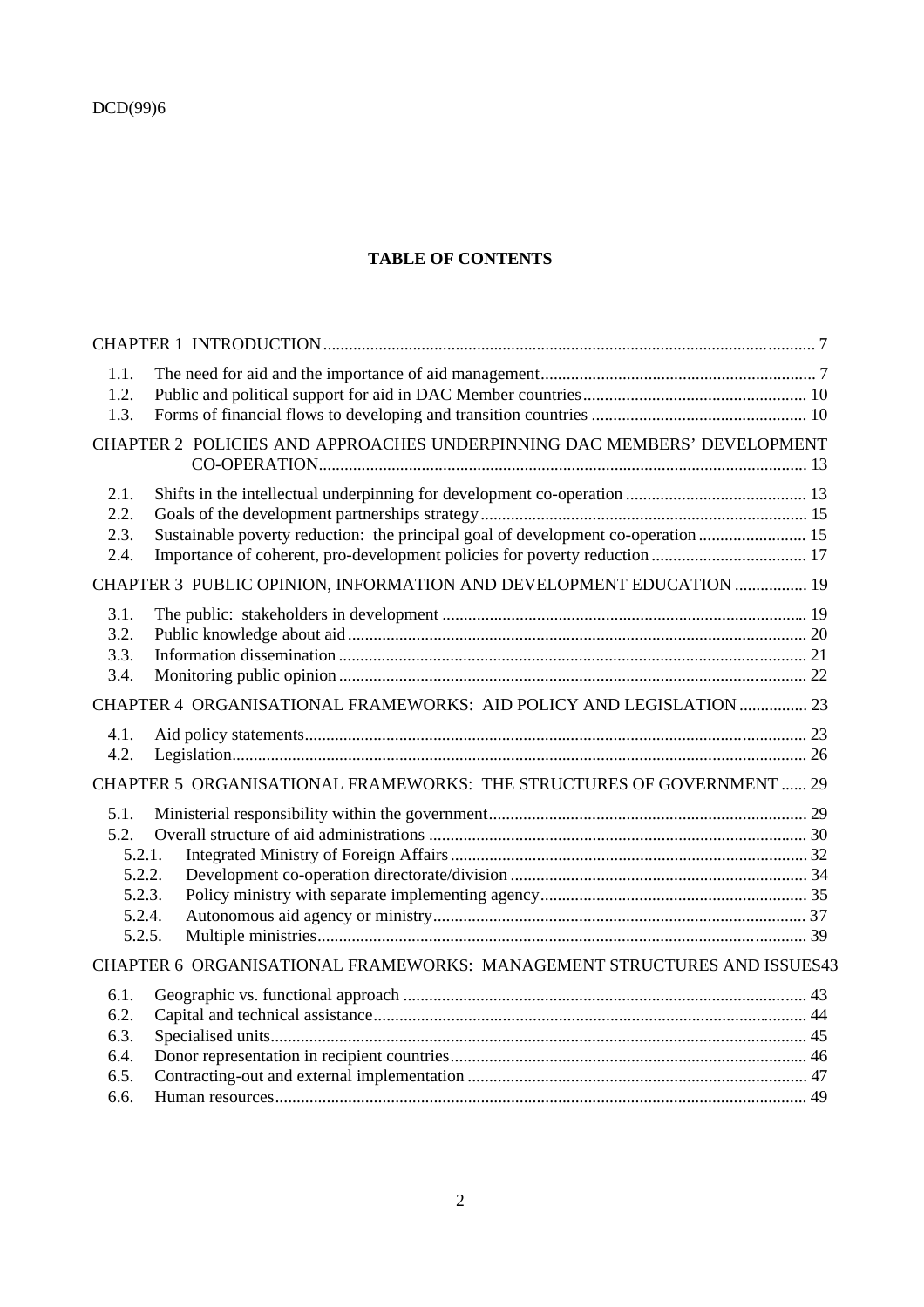**TABLE OF CONTENTS**

CHAPTER 1 INTRODUCTION ..... 7

- 1.1. The need for aid and the importance of aid management ..... 7
- 1.2. Public and political support for aid in DAC Member countries ..... 10
- 1.3. Forms of financial flows to developing and transition countries ..... 10

CHAPTER 2 POLICIES AND APPROACHES UNDERPINNING DAC MEMBERS' DEVELOPMENT CO-OPERATION ..... 13

- 2.1. Shifts in the intellectual underpinning for development co-operation ..... 13
- 2.2. Goals of the development partnerships strategy ..... 15
- 2.3. Sustainable poverty reduction: the principal goal of development co-operation ..... 15
- 2.4. Importance of coherent, pro-development policies for poverty reduction ..... 17

CHAPTER 3 PUBLIC OPINION, INFORMATION AND DEVELOPMENT EDUCATION ..... 19

- 3.1. The public: stakeholders in development ..... 19
- 3.2. Public knowledge about aid ..... 20
- 3.3. Information dissemination ..... 21
- 3.4. Monitoring public opinion ..... 22

CHAPTER 4 ORGANISATIONAL FRAMEWORKS: AID POLICY AND LEGISLATION ..... 23

- 4.1. Aid policy statements ..... 23
- 4.2. Legislation ..... 26

CHAPTER 5 ORGANISATIONAL FRAMEWORKS: THE STRUCTURES OF GOVERNMENT ..... 29

- 5.1. Ministerial responsibility within the government ..... 29
- 5.2. Overall structure of aid administrations ..... 30
  - 5.2.1. Integrated Ministry of Foreign Affairs ..... 32
  - 5.2.2. Development co-operation directorate/division ..... 34
  - 5.2.3. Policy ministry with separate implementing agency ..... 35
  - 5.2.4. Autonomous aid agency or ministry ..... 37
  - 5.2.5. Multiple ministries ..... 39

CHAPTER 6 ORGANISATIONAL FRAMEWORKS: MANAGEMENT STRUCTURES AND ISSUES ..... 43

- 6.1. Geographic vs. functional approach ..... 43
- 6.2. Capital and technical assistance ..... 44
- 6.3. Specialised units ..... 45
- 6.4. Donor representation in recipient countries ..... 46
- 6.5. Contracting-out and external implementation ..... 47
- 6.6. Human resources ..... 49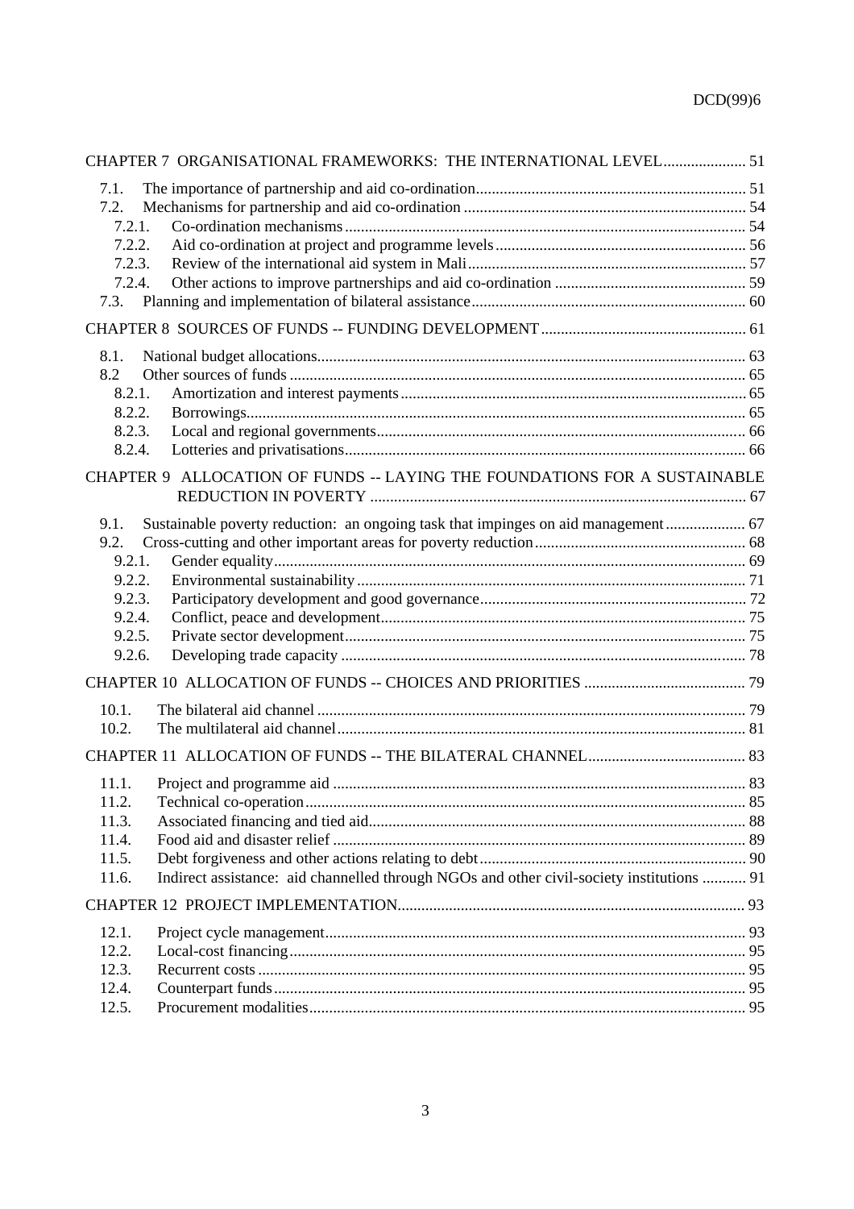CHAPTER 7 ORGANISATIONAL FRAMEWORKS: THE INTERNATIONAL LEVEL ..................... 51

- 7.1. The importance of partnership and aid co-ordination .................................................................... 51
- 7.2. Mechanisms for partnership and aid co-ordination ....................................................................... 54
  - 7.2.1. Co-ordination mechanisms ..................................................................................................... 54
  - 7.2.2. Aid co-ordination at project and programme levels ............................................................... 56
  - 7.2.3. Review of the international aid system in Mali ...................................................................... 57
  - 7.2.4. Other actions to improve partnerships and aid co-ordination ................................................ 59
- 7.3. Planning and implementation of bilateral assistance ..................................................................... 60

CHAPTER 8 SOURCES OF FUNDS -- FUNDING DEVELOPMENT .................................................... 61

- 8.1. National budget allocations ............................................................................................................ 63
- 8.2 Other sources of funds .................................................................................................................. 65
  - 8.2.1. Amortization and interest payments ...................................................................................... 65
  - 8.2.2. Borrowings ............................................................................................................................. 65
  - 8.2.3. Local and regional governments ............................................................................................ 66
  - 8.2.4. Lotteries and privatisations .................................................................................................... 66

CHAPTER 9 ALLOCATION OF FUNDS -- LAYING THE FOUNDATIONS FOR A SUSTAINABLE REDUCTION IN POVERTY .............................................................................................. 67

- 9.1. Sustainable poverty reduction: an ongoing task that impinges on aid management .................... 67
- 9.2. Cross-cutting and other important areas for poverty reduction ..................................................... 68
  - 9.2.1. Gender equality ...................................................................................................................... 69
  - 9.2.2. Environmental sustainability .................................................................................................. 71
  - 9.2.3. Participatory development and good governance ................................................................... 72
  - 9.2.4. Conflict, peace and development ........................................................................................... 75
  - 9.2.5. Private sector development .................................................................................................... 75
  - 9.2.6. Developing trade capacity ..................................................................................................... 78

CHAPTER 10 ALLOCATION OF FUNDS -- CHOICES AND PRIORITIES ......................................... 79

- 10.1. The bilateral aid channel ........................................................................................................... 79
- 10.2. The multilateral aid channel ...................................................................................................... 81

CHAPTER 11 ALLOCATION OF FUNDS -- THE BILATERAL CHANNEL ........................................ 83

- 11.1. Project and programme aid ....................................................................................................... 83
- 11.2. Technical co-operation .............................................................................................................. 85
- 11.3. Associated financing and tied aid .............................................................................................. 88
- 11.4. Food aid and disaster relief ....................................................................................................... 89
- 11.5. Debt forgiveness and other actions relating to debt ................................................................... 90
- 11.6. Indirect assistance: aid channelled through NGOs and other civil-society institutions ........... 91

CHAPTER 12 PROJECT IMPLEMENTATION ....................................................................................... 93

- 12.1. Project cycle management ......................................................................................................... 93
- 12.2. Local-cost financing .................................................................................................................. 95
- 12.3. Recurrent costs .......................................................................................................................... 95
- 12.4. Counterpart funds ...................................................................................................................... 95
- 12.5. Procurement modalities ............................................................................................................. 95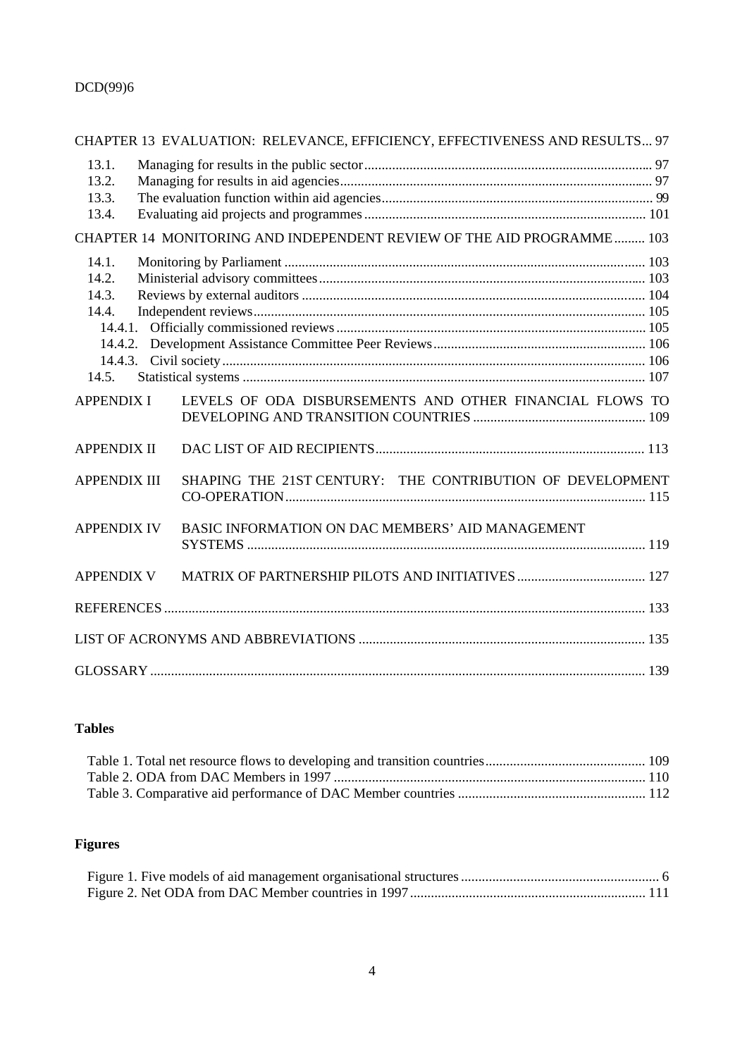CHAPTER 13 EVALUATION: RELEVANCE, EFFICIENCY, EFFECTIVENESS AND RESULTS... 97

- 13.1. Managing for results in the public sector ... 97
- 13.2. Managing for results in aid agencies ... 97
- 13.3. The evaluation function within aid agencies ... 99
- 13.4. Evaluating aid projects and programmes ... 101

CHAPTER 14 MONITORING AND INDEPENDENT REVIEW OF THE AID PROGRAMME ... 103

- 14.1. Monitoring by Parliament ... 103
- 14.2. Ministerial advisory committees ... 103
- 14.3. Reviews by external auditors ... 104
- 14.4. Independent reviews ... 105
  - 14.4.1. Officially commissioned reviews ... 105
  - 14.4.2. Development Assistance Committee Peer Reviews ... 106
  - 14.4.3. Civil society ... 106
- 14.5. Statistical systems ... 107

APPENDIX I LEVELS OF ODA DISBURSEMENTS AND OTHER FINANCIAL FLOWS TO DEVELOPING AND TRANSITION COUNTRIES ... 109

APPENDIX II DAC LIST OF AID RECIPIENTS ... 113

APPENDIX III SHAPING THE 21ST CENTURY: THE CONTRIBUTION OF DEVELOPMENT CO-OPERATION ... 115

APPENDIX IV BASIC INFORMATION ON DAC MEMBERS' AID MANAGEMENT SYSTEMS ... 119

APPENDIX V MATRIX OF PARTNERSHIP PILOTS AND INITIATIVES ... 127

REFERENCES ... 133

LIST OF ACRONYMS AND ABBREVIATIONS ... 135

GLOSSARY ... 139

**Tables**

- Table 1. Total net resource flows to developing and transition countries ... 109
- Table 2. ODA from DAC Members in 1997 ... 110
- Table 3. Comparative aid performance of DAC Member countries ... 112

**Figures**

- Figure 1. Five models of aid management organisational structures ... 6
- Figure 2. Net ODA from DAC Member countries in 1997 ... 111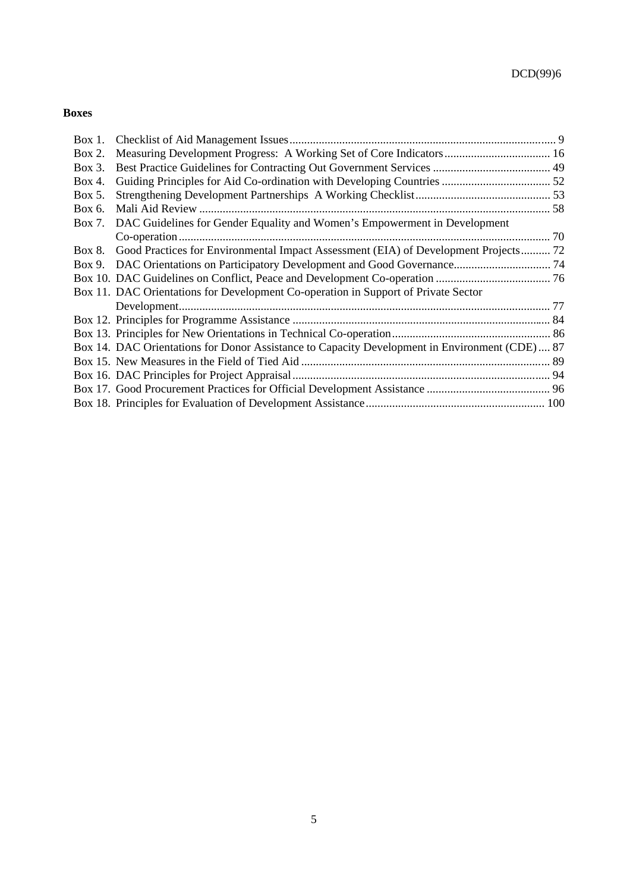**Boxes**

Box 1. Checklist of Aid Management Issues........................................................................................ 9
Box 2. Measuring Development Progress: A Working Set of Core Indicators.................................... 16
Box 3. Best Practice Guidelines for Contracting Out Government Services ........................................ 49
Box 4. Guiding Principles for Aid Co-ordination with Developing Countries ..................................... 52
Box 5. Strengthening Development Partnerships A Working Checklist.............................................. 53
Box 6. Mali Aid Review ....................................................................................................................... 58
Box 7. DAC Guidelines for Gender Equality and Women's Empowerment in Development Co-operation.............................................................................................................................. 70
Box 8. Good Practices for Environmental Impact Assessment (EIA) of Development Projects.......... 72
Box 9. DAC Orientations on Participatory Development and Good Governance................................ 74
Box 10. DAC Guidelines on Conflict, Peace and Development Co-operation ....................................... 76
Box 11. DAC Orientations for Development Co-operation in Support of Private Sector Development............................................................................................................................. 77
Box 12. Principles for Programme Assistance ....................................................................................... 84
Box 13. Principles for New Orientations in Technical Co-operation...................................................... 86
Box 14. DAC Orientations for Donor Assistance to Capacity Development in Environment (CDE).... 87
Box 15. New Measures in the Field of Tied Aid ..................................................................................... 89
Box 16. DAC Principles for Project Appraisal....................................................................................... 94
Box 17. Good Procurement Practices for Official Development Assistance .......................................... 96
Box 18. Principles for Evaluation of Development Assistance............................................................. 100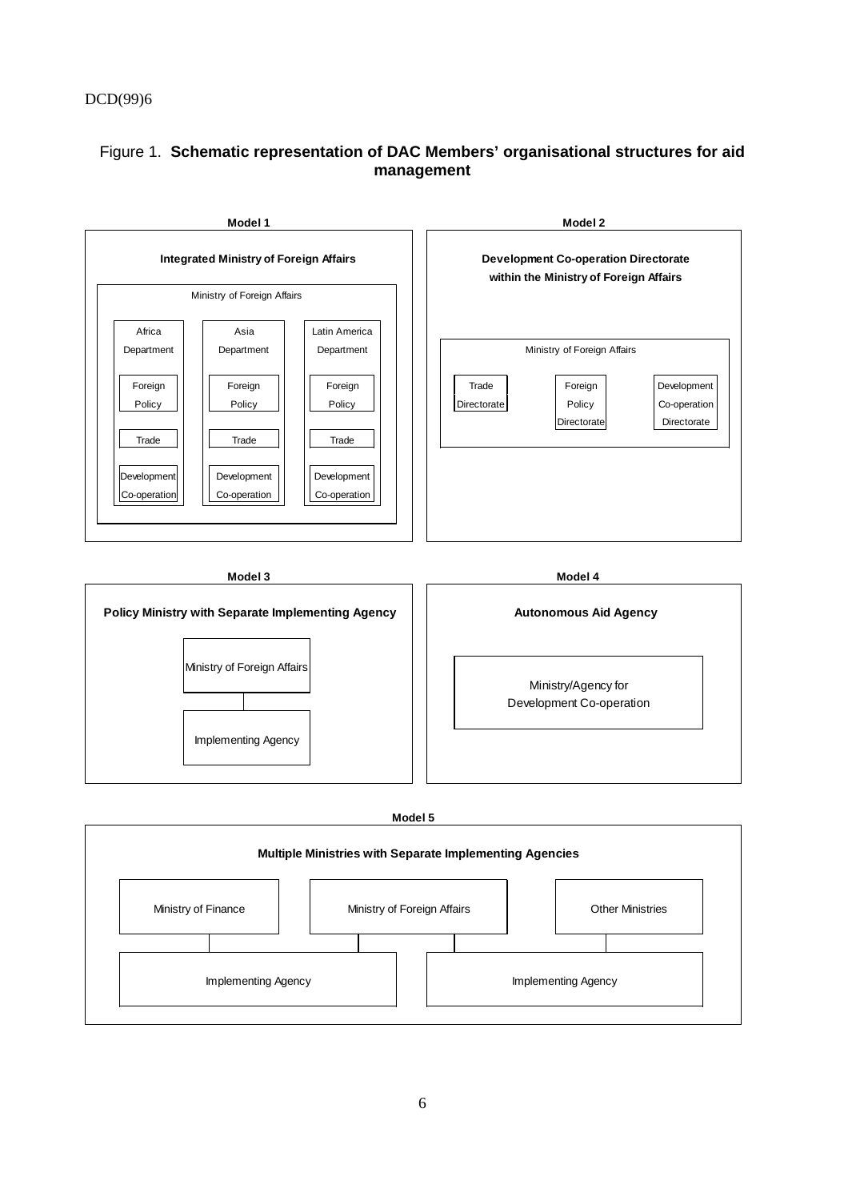Figure 1. **Schematic representation of DAC Members' organisational structures for aid management**

**Model 1**

**Integrated Ministry of Foreign Affairs**

Ministry of Foreign Affairs

- Africa Department
  - Foreign Policy
  - Trade
  - Development Co-operation
- Asia Department
  - Foreign Policy
  - Trade
  - Development Co-operation
- Latin America Department
  - Foreign Policy
  - Trade
  - Development Co-operation

**Model 2**

**Development Co-operation Directorate within the Ministry of Foreign Affairs**

Ministry of Foreign Affairs

- Trade Directorate
- Foreign Policy Directorate
- Development Co-operation Directorate

**Model 3**

**Policy Ministry with Separate Implementing Agency**

- Ministry of Foreign Affairs
  - Implementing Agency

**Model 4**

**Autonomous Aid Agency**

Ministry/Agency for Development Co-operation

**Model 5**

**Multiple Ministries with Separate Implementing Agencies**

- Ministry of Finance
- Ministry of Foreign Affairs
- Other Ministries

- Implementing Agency
- Implementing Agency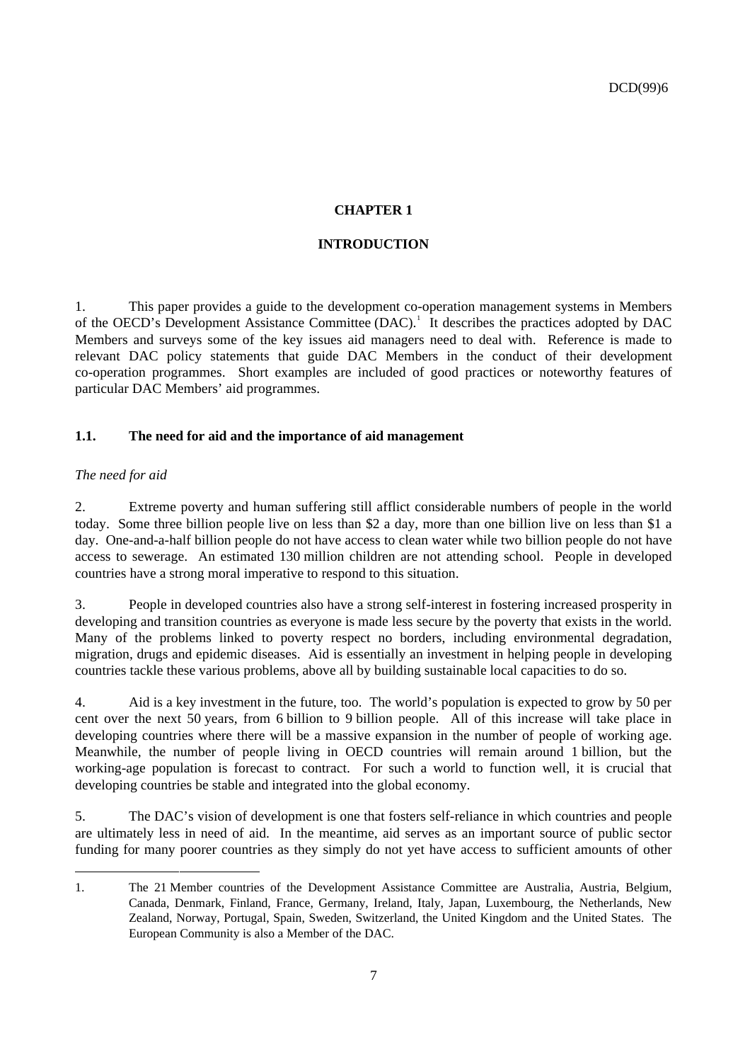# CHAPTER 1

# INTRODUCTION

1. This paper provides a guide to the development co-operation management systems in Members of the OECD's Development Assistance Committee (DAC).[1] It describes the practices adopted by DAC Members and surveys some of the key issues aid managers need to deal with. Reference is made to relevant DAC policy statements that guide DAC Members in the conduct of their development co-operation programmes. Short examples are included of good practices or noteworthy features of particular DAC Members' aid programmes.

## 1.1. The need for aid and the importance of aid management

*The need for aid*

2. Extreme poverty and human suffering still afflict considerable numbers of people in the world today. Some three billion people live on less than $2 a day, more than one billion live on less than $1 a day. One-and-a-half billion people do not have access to clean water while two billion people do not have access to sewerage. An estimated 130 million children are not attending school. People in developed countries have a strong moral imperative to respond to this situation.

3. People in developed countries also have a strong self-interest in fostering increased prosperity in developing and transition countries as everyone is made less secure by the poverty that exists in the world. Many of the problems linked to poverty respect no borders, including environmental degradation, migration, drugs and epidemic diseases. Aid is essentially an investment in helping people in developing countries tackle these various problems, above all by building sustainable local capacities to do so.

4. Aid is a key investment in the future, too. The world's population is expected to grow by 50 per cent over the next 50 years, from 6 billion to 9 billion people. All of this increase will take place in developing countries where there will be a massive expansion in the number of people of working age. Meanwhile, the number of people living in OECD countries will remain around 1 billion, but the working-age population is forecast to contract. For such a world to function well, it is crucial that developing countries be stable and integrated into the global economy.

5. The DAC's vision of development is one that fosters self-reliance in which countries and people are ultimately less in need of aid. In the meantime, aid serves as an important source of public sector funding for many poorer countries as they simply do not yet have access to sufficient amounts of other

---

1. The 21 Member countries of the Development Assistance Committee are Australia, Austria, Belgium, Canada, Denmark, Finland, France, Germany, Ireland, Italy, Japan, Luxembourg, the Netherlands, New Zealand, Norway, Portugal, Spain, Sweden, Switzerland, the United Kingdom and the United States. The European Community is also a Member of the DAC.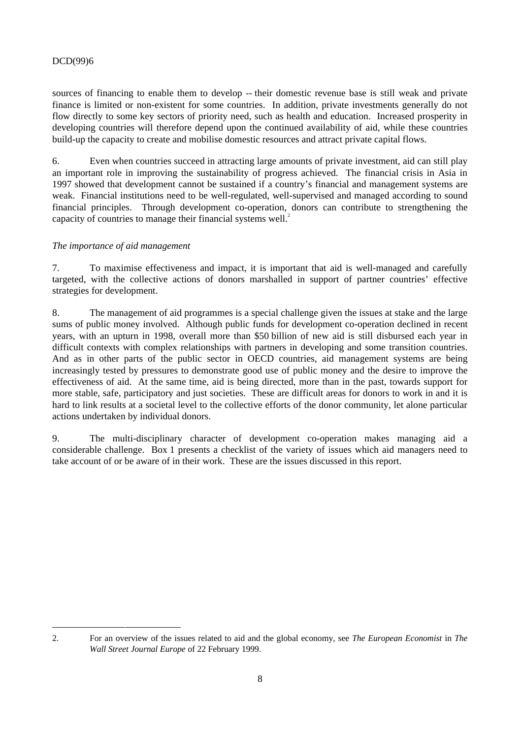sources of financing to enable them to develop -- their domestic revenue base is still weak and private finance is limited or non-existent for some countries. In addition, private investments generally do not flow directly to some key sectors of priority need, such as health and education. Increased prosperity in developing countries will therefore depend upon the continued availability of aid, while these countries build-up the capacity to create and mobilise domestic resources and attract private capital flows.

6. Even when countries succeed in attracting large amounts of private investment, aid can still play an important role in improving the sustainability of progress achieved. The financial crisis in Asia in 1997 showed that development cannot be sustained if a country's financial and management systems are weak. Financial institutions need to be well-regulated, well-supervised and managed according to sound financial principles. Through development co-operation, donors can contribute to strengthening the capacity of countries to manage their financial systems well.[2]

*The importance of aid management*

7. To maximise effectiveness and impact, it is important that aid is well-managed and carefully targeted, with the collective actions of donors marshalled in support of partner countries' effective strategies for development.

8. The management of aid programmes is a special challenge given the issues at stake and the large sums of public money involved. Although public funds for development co-operation declined in recent years, with an upturn in 1998, overall more than $50 billion of new aid is still disbursed each year in difficult contexts with complex relationships with partners in developing and some transition countries. And as in other parts of the public sector in OECD countries, aid management systems are being increasingly tested by pressures to demonstrate good use of public money and the desire to improve the effectiveness of aid. At the same time, aid is being directed, more than in the past, towards support for more stable, safe, participatory and just societies. These are difficult areas for donors to work in and it is hard to link results at a societal level to the collective efforts of the donor community, let alone particular actions undertaken by individual donors.

9. The multi-disciplinary character of development co-operation makes managing aid a considerable challenge. Box 1 presents a checklist of the variety of issues which aid managers need to take account of or be aware of in their work. These are the issues discussed in this report.

---

2. For an overview of the issues related to aid and the global economy, see *The European Economist* in *The Wall Street Journal Europe* of 22 February 1999.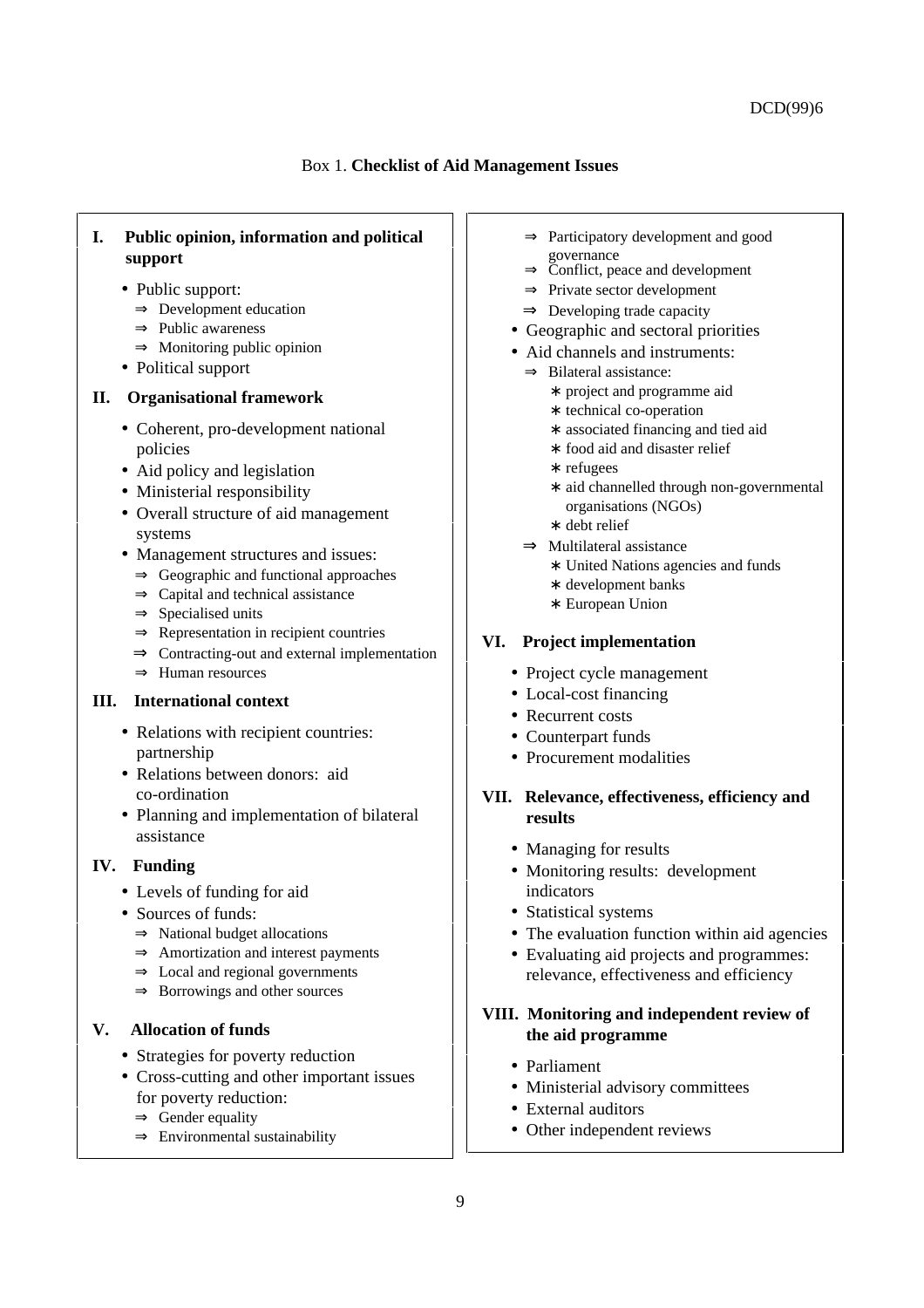Box 1. **Checklist of Aid Management Issues**

**I. Public opinion, information and political support**

- Public support:
  - ⇒ Development education
  - ⇒ Public awareness
  - ⇒ Monitoring public opinion
- Political support

**II. Organisational framework**

- Coherent, pro-development national policies
- Aid policy and legislation
- Ministerial responsibility
- Overall structure of aid management systems
- Management structures and issues:
  - ⇒ Geographic and functional approaches
  - ⇒ Capital and technical assistance
  - ⇒ Specialised units
  - ⇒ Representation in recipient countries
  - ⇒ Contracting-out and external implementation
  - ⇒ Human resources

**III. International context**

- Relations with recipient countries: partnership
- Relations between donors: aid co-ordination
- Planning and implementation of bilateral assistance

**IV. Funding**

- Levels of funding for aid
- Sources of funds:
  - ⇒ National budget allocations
  - ⇒ Amortization and interest payments
  - ⇒ Local and regional governments
  - ⇒ Borrowings and other sources

**V. Allocation of funds**

- Strategies for poverty reduction
- Cross-cutting and other important issues for poverty reduction:
  - ⇒ Gender equality
  - ⇒ Environmental sustainability
  - ⇒ Participatory development and good governance
  - ⇒ Conflict, peace and development
  - ⇒ Private sector development
  - ⇒ Developing trade capacity
- Geographic and sectoral priorities
- Aid channels and instruments:
  - ⇒ Bilateral assistance:
    - ∗ project and programme aid
    - ∗ technical co-operation
    - ∗ associated financing and tied aid
    - ∗ food aid and disaster relief
    - ∗ refugees
    - ∗ aid channelled through non-governmental organisations (NGOs)
    - ∗ debt relief
  - ⇒ Multilateral assistance
    - ∗ United Nations agencies and funds
    - ∗ development banks
    - ∗ European Union

**VI. Project implementation**

- Project cycle management
- Local-cost financing
- Recurrent costs
- Counterpart funds
- Procurement modalities

**VII. Relevance, effectiveness, efficiency and results**

- Managing for results
- Monitoring results: development indicators
- Statistical systems
- The evaluation function within aid agencies
- Evaluating aid projects and programmes: relevance, effectiveness and efficiency

**VIII. Monitoring and independent review of the aid programme**

- Parliament
- Ministerial advisory committees
- External auditors
- Other independent reviews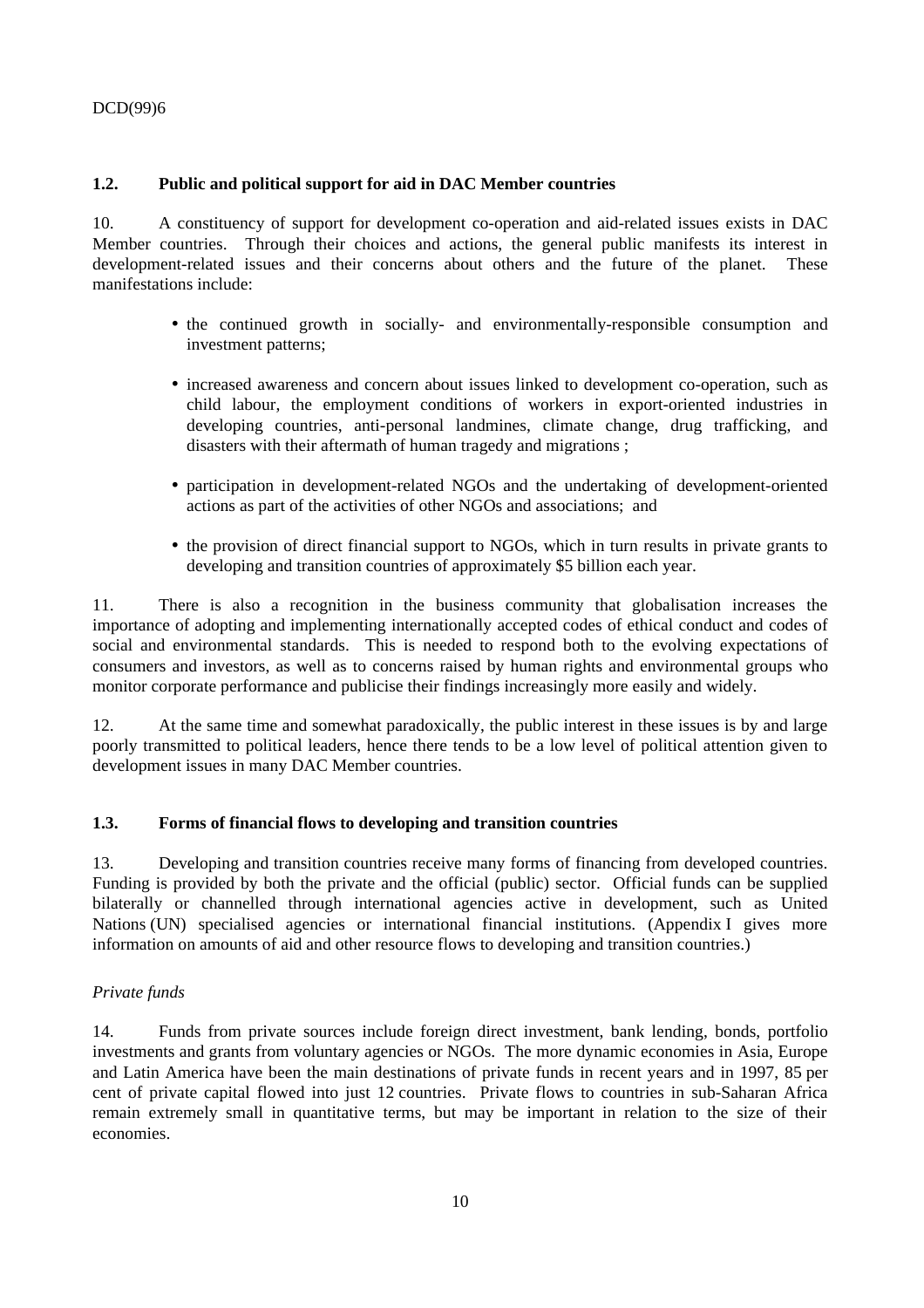### 1.2. Public and political support for aid in DAC Member countries

10. A constituency of support for development co-operation and aid-related issues exists in DAC Member countries. Through their choices and actions, the general public manifests its interest in development-related issues and their concerns about others and the future of the planet. These manifestations include:

- the continued growth in socially- and environmentally-responsible consumption and investment patterns;
- increased awareness and concern about issues linked to development co-operation, such as child labour, the employment conditions of workers in export-oriented industries in developing countries, anti-personal landmines, climate change, drug trafficking, and disasters with their aftermath of human tragedy and migrations ;
- participation in development-related NGOs and the undertaking of development-oriented actions as part of the activities of other NGOs and associations; and
- the provision of direct financial support to NGOs, which in turn results in private grants to developing and transition countries of approximately $5 billion each year.

11. There is also a recognition in the business community that globalisation increases the importance of adopting and implementing internationally accepted codes of ethical conduct and codes of social and environmental standards. This is needed to respond both to the evolving expectations of consumers and investors, as well as to concerns raised by human rights and environmental groups who monitor corporate performance and publicise their findings increasingly more easily and widely.

12. At the same time and somewhat paradoxically, the public interest in these issues is by and large poorly transmitted to political leaders, hence there tends to be a low level of political attention given to development issues in many DAC Member countries.

### 1.3. Forms of financial flows to developing and transition countries

13. Developing and transition countries receive many forms of financing from developed countries. Funding is provided by both the private and the official (public) sector. Official funds can be supplied bilaterally or channelled through international agencies active in development, such as United Nations (UN) specialised agencies or international financial institutions. (Appendix I gives more information on amounts of aid and other resource flows to developing and transition countries.)

*Private funds*

14. Funds from private sources include foreign direct investment, bank lending, bonds, portfolio investments and grants from voluntary agencies or NGOs. The more dynamic economies in Asia, Europe and Latin America have been the main destinations of private funds in recent years and in 1997, 85 per cent of private capital flowed into just 12 countries. Private flows to countries in sub-Saharan Africa remain extremely small in quantitative terms, but may be important in relation to the size of their economies.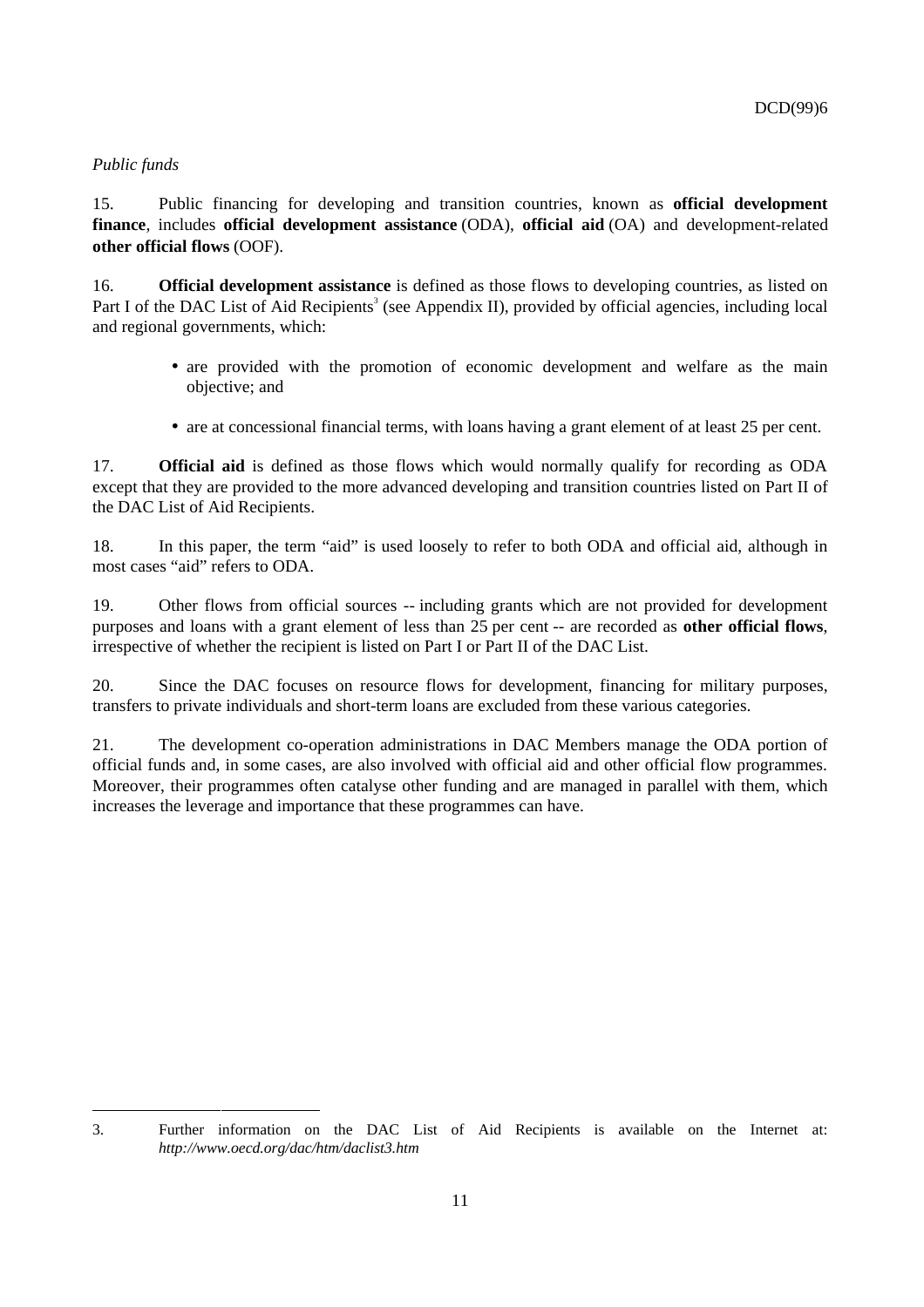*Public funds*

15. Public financing for developing and transition countries, known as **official development finance**, includes **official development assistance** (ODA), **official aid** (OA) and development-related **other official flows** (OOF).

16. **Official development assistance** is defined as those flows to developing countries, as listed on Part I of the DAC List of Aid Recipients[3] (see Appendix II), provided by official agencies, including local and regional governments, which:

- are provided with the promotion of economic development and welfare as the main objective; and
- are at concessional financial terms, with loans having a grant element of at least 25 per cent.

17. **Official aid** is defined as those flows which would normally qualify for recording as ODA except that they are provided to the more advanced developing and transition countries listed on Part II of the DAC List of Aid Recipients.

18. In this paper, the term "aid" is used loosely to refer to both ODA and official aid, although in most cases "aid" refers to ODA.

19. Other flows from official sources -- including grants which are not provided for development purposes and loans with a grant element of less than 25 per cent -- are recorded as **other official flows**, irrespective of whether the recipient is listed on Part I or Part II of the DAC List.

20. Since the DAC focuses on resource flows for development, financing for military purposes, transfers to private individuals and short-term loans are excluded from these various categories.

21. The development co-operation administrations in DAC Members manage the ODA portion of official funds and, in some cases, are also involved with official aid and other official flow programmes. Moreover, their programmes often catalyse other funding and are managed in parallel with them, which increases the leverage and importance that these programmes can have.

---

3. Further information on the DAC List of Aid Recipients is available on the Internet at: *http://www.oecd.org/dac/htm/daclist3.htm*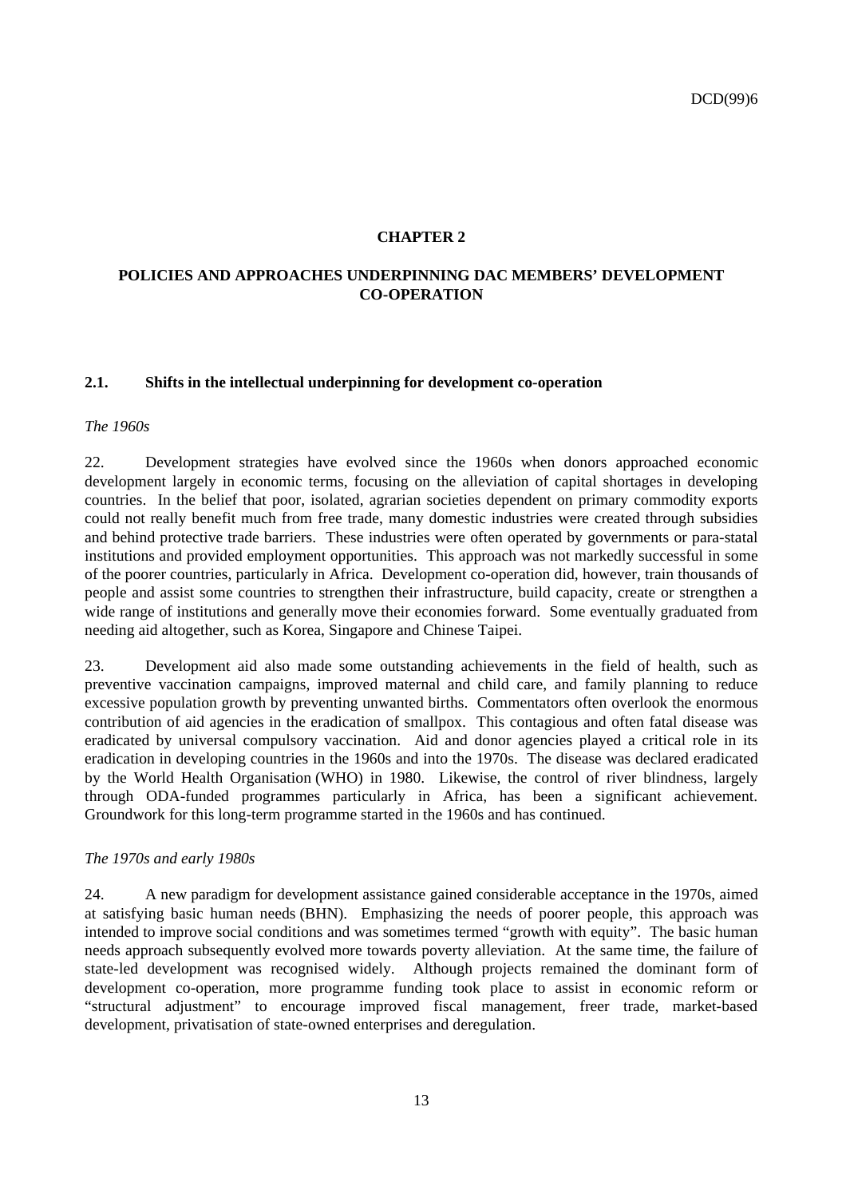# CHAPTER 2

# POLICIES AND APPROACHES UNDERPINNING DAC MEMBERS' DEVELOPMENT CO-OPERATION

## 2.1. Shifts in the intellectual underpinning for development co-operation

*The 1960s*

22. Development strategies have evolved since the 1960s when donors approached economic development largely in economic terms, focusing on the alleviation of capital shortages in developing countries. In the belief that poor, isolated, agrarian societies dependent on primary commodity exports could not really benefit much from free trade, many domestic industries were created through subsidies and behind protective trade barriers. These industries were often operated by governments or para-statal institutions and provided employment opportunities. This approach was not markedly successful in some of the poorer countries, particularly in Africa. Development co-operation did, however, train thousands of people and assist some countries to strengthen their infrastructure, build capacity, create or strengthen a wide range of institutions and generally move their economies forward. Some eventually graduated from needing aid altogether, such as Korea, Singapore and Chinese Taipei.

23. Development aid also made some outstanding achievements in the field of health, such as preventive vaccination campaigns, improved maternal and child care, and family planning to reduce excessive population growth by preventing unwanted births. Commentators often overlook the enormous contribution of aid agencies in the eradication of smallpox. This contagious and often fatal disease was eradicated by universal compulsory vaccination. Aid and donor agencies played a critical role in its eradication in developing countries in the 1960s and into the 1970s. The disease was declared eradicated by the World Health Organisation (WHO) in 1980. Likewise, the control of river blindness, largely through ODA-funded programmes particularly in Africa, has been a significant achievement. Groundwork for this long-term programme started in the 1960s and has continued.

*The 1970s and early 1980s*

24. A new paradigm for development assistance gained considerable acceptance in the 1970s, aimed at satisfying basic human needs (BHN). Emphasizing the needs of poorer people, this approach was intended to improve social conditions and was sometimes termed "growth with equity". The basic human needs approach subsequently evolved more towards poverty alleviation. At the same time, the failure of state-led development was recognised widely. Although projects remained the dominant form of development co-operation, more programme funding took place to assist in economic reform or "structural adjustment" to encourage improved fiscal management, freer trade, market-based development, privatisation of state-owned enterprises and deregulation.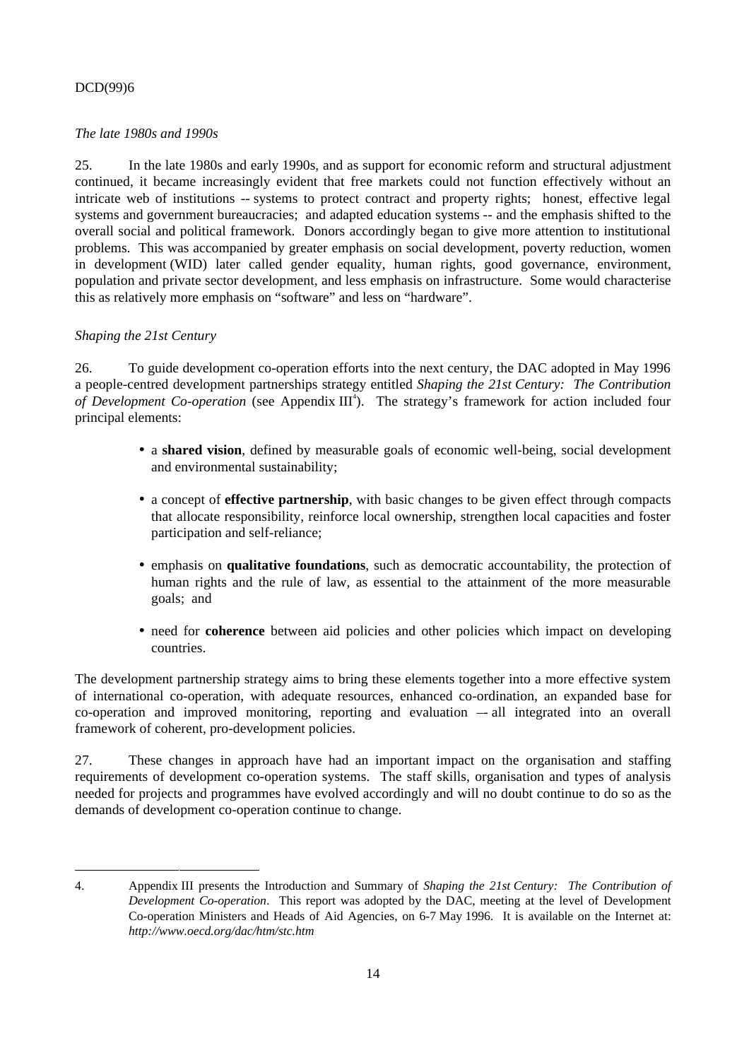*The late 1980s and 1990s*

25. In the late 1980s and early 1990s, and as support for economic reform and structural adjustment continued, it became increasingly evident that free markets could not function effectively without an intricate web of institutions -- systems to protect contract and property rights; honest, effective legal systems and government bureaucracies; and adapted education systems -- and the emphasis shifted to the overall social and political framework. Donors accordingly began to give more attention to institutional problems. This was accompanied by greater emphasis on social development, poverty reduction, women in development (WID) later called gender equality, human rights, good governance, environment, population and private sector development, and less emphasis on infrastructure. Some would characterise this as relatively more emphasis on "software" and less on "hardware".

*Shaping the 21st Century*

26. To guide development co-operation efforts into the next century, the DAC adopted in May 1996 a people-centred development partnerships strategy entitled *Shaping the 21st Century: The Contribution of Development Co-operation* (see Appendix III[4]). The strategy's framework for action included four principal elements:

- a **shared vision**, defined by measurable goals of economic well-being, social development and environmental sustainability;
- a concept of **effective partnership**, with basic changes to be given effect through compacts that allocate responsibility, reinforce local ownership, strengthen local capacities and foster participation and self-reliance;
- emphasis on **qualitative foundations**, such as democratic accountability, the protection of human rights and the rule of law, as essential to the attainment of the more measurable goals; and
- need for **coherence** between aid policies and other policies which impact on developing countries.

The development partnership strategy aims to bring these elements together into a more effective system of international co-operation, with adequate resources, enhanced co-ordination, an expanded base for co-operation and improved monitoring, reporting and evaluation –- all integrated into an overall framework of coherent, pro-development policies.

27. These changes in approach have had an important impact on the organisation and staffing requirements of development co-operation systems. The staff skills, organisation and types of analysis needed for projects and programmes have evolved accordingly and will no doubt continue to do so as the demands of development co-operation continue to change.

---

4. Appendix III presents the Introduction and Summary of *Shaping the 21st Century: The Contribution of Development Co-operation*. This report was adopted by the DAC, meeting at the level of Development Co-operation Ministers and Heads of Aid Agencies, on 6-7 May 1996. It is available on the Internet at: *http://www.oecd.org/dac/htm/stc.htm*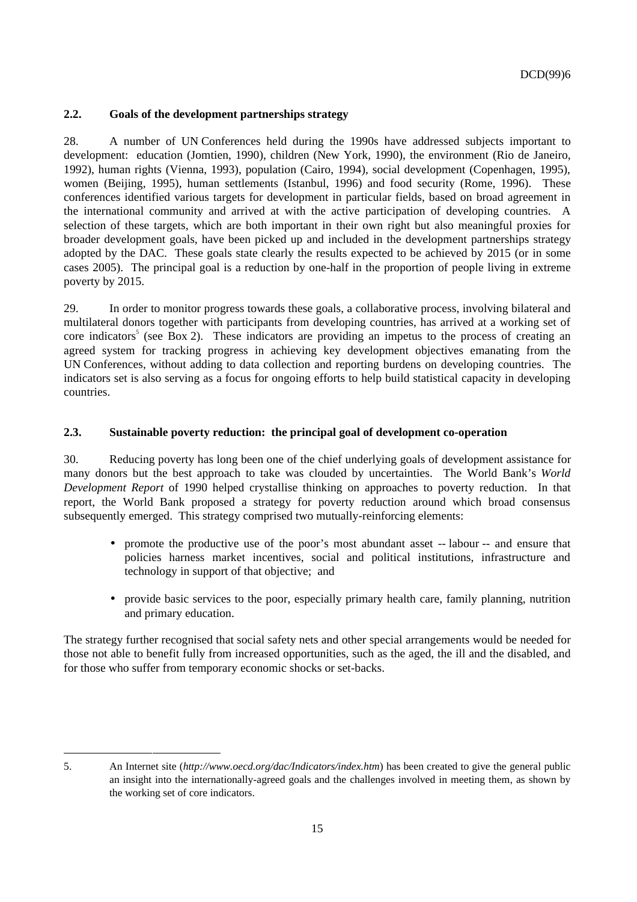### 2.2. Goals of the development partnerships strategy

28. A number of UN Conferences held during the 1990s have addressed subjects important to development: education (Jomtien, 1990), children (New York, 1990), the environment (Rio de Janeiro, 1992), human rights (Vienna, 1993), population (Cairo, 1994), social development (Copenhagen, 1995), women (Beijing, 1995), human settlements (Istanbul, 1996) and food security (Rome, 1996). These conferences identified various targets for development in particular fields, based on broad agreement in the international community and arrived at with the active participation of developing countries. A selection of these targets, which are both important in their own right but also meaningful proxies for broader development goals, have been picked up and included in the development partnerships strategy adopted by the DAC. These goals state clearly the results expected to be achieved by 2015 (or in some cases 2005). The principal goal is a reduction by one-half in the proportion of people living in extreme poverty by 2015.

29. In order to monitor progress towards these goals, a collaborative process, involving bilateral and multilateral donors together with participants from developing countries, has arrived at a working set of core indicators[5] (see Box 2). These indicators are providing an impetus to the process of creating an agreed system for tracking progress in achieving key development objectives emanating from the UN Conferences, without adding to data collection and reporting burdens on developing countries. The indicators set is also serving as a focus for ongoing efforts to help build statistical capacity in developing countries.

### 2.3. Sustainable poverty reduction: the principal goal of development co-operation

30. Reducing poverty has long been one of the chief underlying goals of development assistance for many donors but the best approach to take was clouded by uncertainties. The World Bank's *World Development Report* of 1990 helped crystallise thinking on approaches to poverty reduction. In that report, the World Bank proposed a strategy for poverty reduction around which broad consensus subsequently emerged. This strategy comprised two mutually-reinforcing elements:

- promote the productive use of the poor's most abundant asset -- labour -- and ensure that policies harness market incentives, social and political institutions, infrastructure and technology in support of that objective; and
- provide basic services to the poor, especially primary health care, family planning, nutrition and primary education.

The strategy further recognised that social safety nets and other special arrangements would be needed for those not able to benefit fully from increased opportunities, such as the aged, the ill and the disabled, and for those who suffer from temporary economic shocks or set-backs.

---

5. An Internet site (*http://www.oecd.org/dac/Indicators/index.htm*) has been created to give the general public an insight into the internationally-agreed goals and the challenges involved in meeting them, as shown by the working set of core indicators.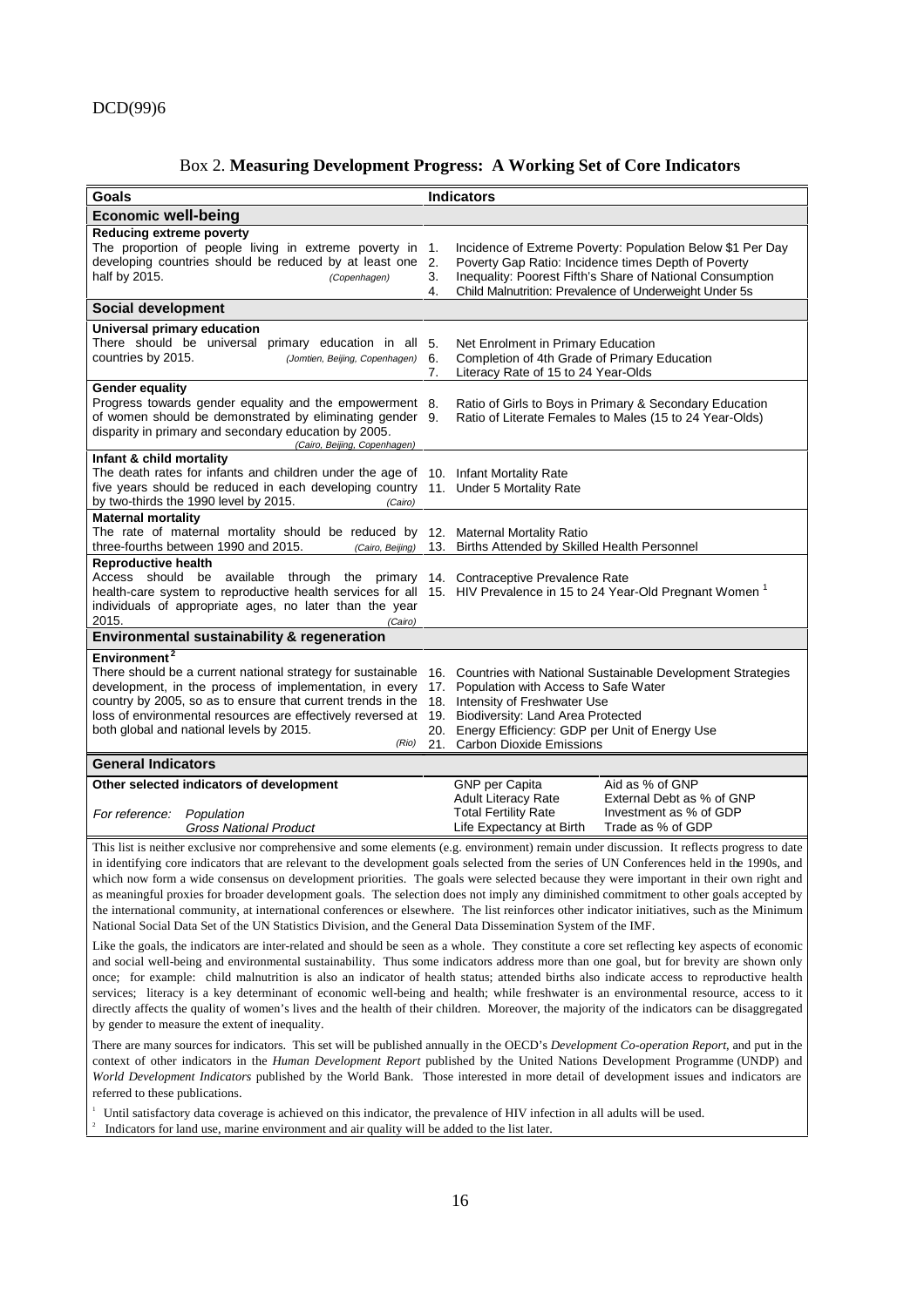## Box 2. **Measuring Development Progress: A Working Set of Core Indicators**

| Goals | Indicators | |
|---|---|---|
| **Economic well-being** | | |
| **Reducing extreme poverty**<br>The proportion of people living in extreme poverty in developing countries should be reduced by at least one half by 2015. *(Copenhagen)* | 1. Incidence of Extreme Poverty: Population Below $1 Per Day<br>2. Poverty Gap Ratio: Incidence times Depth of Poverty<br>3. Inequality: Poorest Fifth's Share of National Consumption<br>4. Child Malnutrition: Prevalence of Underweight Under 5s | |
| **Social development** | | |
| **Universal primary education**<br>There should be universal primary education in all countries by 2015. *(Jomtien, Beijing, Copenhagen)* | 5. Net Enrolment in Primary Education<br>6. Completion of 4th Grade of Primary Education<br>7. Literacy Rate of 15 to 24 Year-Olds | |
| **Gender equality**<br>Progress towards gender equality and the empowerment of women should be demonstrated by eliminating gender disparity in primary and secondary education by 2005. *(Cairo, Beijing, Copenhagen)* | 8. Ratio of Girls to Boys in Primary & Secondary Education<br>9. Ratio of Literate Females to Males (15 to 24 Year-Olds) | |
| **Infant & child mortality**<br>The death rates for infants and children under the age of five years should be reduced in each developing country by two-thirds the 1990 level by 2015. *(Cairo)* | 10. Infant Mortality Rate<br>11. Under 5 Mortality Rate | |
| **Maternal mortality**<br>The rate of maternal mortality should be reduced by three-fourths between 1990 and 2015. *(Cairo, Beijing)* | 12. Maternal Mortality Ratio<br>13. Births Attended by Skilled Health Personnel | |
| **Reproductive health**<br>Access should be available through the primary health-care system to reproductive health services for all individuals of appropriate ages, no later than the year 2015. *(Cairo)* | 14. Contraceptive Prevalence Rate<br>15. HIV Prevalence in 15 to 24 Year-Old Pregnant Women [1] | |
| **Environmental sustainability & regeneration** | | |
| **Environment [2]**<br>There should be a current national strategy for sustainable development, in the process of implementation, in every country by 2005, so as to ensure that current trends in the loss of environmental resources are effectively reversed at both global and national levels by 2015. *(Rio)* | 16. Countries with National Sustainable Development Strategies<br>17. Population with Access to Safe Water<br>18. Intensity of Freshwater Use<br>19. Biodiversity: Land Area Protected<br>20. Energy Efficiency: GDP per Unit of Energy Use<br>21. Carbon Dioxide Emissions | |
| **General Indicators** | | |
| **Other selected indicators of development**<br><br>*For reference:* *Population*<br>*Gross National Product* | GNP per Capita<br>Adult Literacy Rate<br>Total Fertility Rate<br>Life Expectancy at Birth | Aid as % of GNP<br>External Debt as % of GNP<br>Investment as % of GDP<br>Trade as % of GDP |

This list is neither exclusive nor comprehensive and some elements (e.g. environment) remain under discussion. It reflects progress to date in identifying core indicators that are relevant to the development goals selected from the series of UN Conferences held in the 1990s, and which now form a wide consensus on development priorities. The goals were selected because they were important in their own right and as meaningful proxies for broader development goals. The selection does not imply any diminished commitment to other goals accepted by the international community, at international conferences or elsewhere. The list reinforces other indicator initiatives, such as the Minimum National Social Data Set of the UN Statistics Division, and the General Data Dissemination System of the IMF.

Like the goals, the indicators are inter-related and should be seen as a whole. They constitute a core set reflecting key aspects of economic and social well-being and environmental sustainability. Thus some indicators address more than one goal, but for brevity are shown only once; for example: child malnutrition is also an indicator of health status; attended births also indicate access to reproductive health services; literacy is a key determinant of economic well-being and health; while freshwater is an environmental resource, access to it directly affects the quality of women's lives and the health of their children. Moreover, the majority of the indicators can be disaggregated by gender to measure the extent of inequality.

There are many sources for indicators. This set will be published annually in the OECD's *Development Co-operation Report*, and put in the context of other indicators in the *Human Development Report* published by the United Nations Development Programme (UNDP) and *World Development Indicators* published by the World Bank. Those interested in more detail of development issues and indicators are referred to these publications.

[1] Until satisfactory data coverage is achieved on this indicator, the prevalence of HIV infection in all adults will be used.

[2] Indicators for land use, marine environment and air quality will be added to the list later.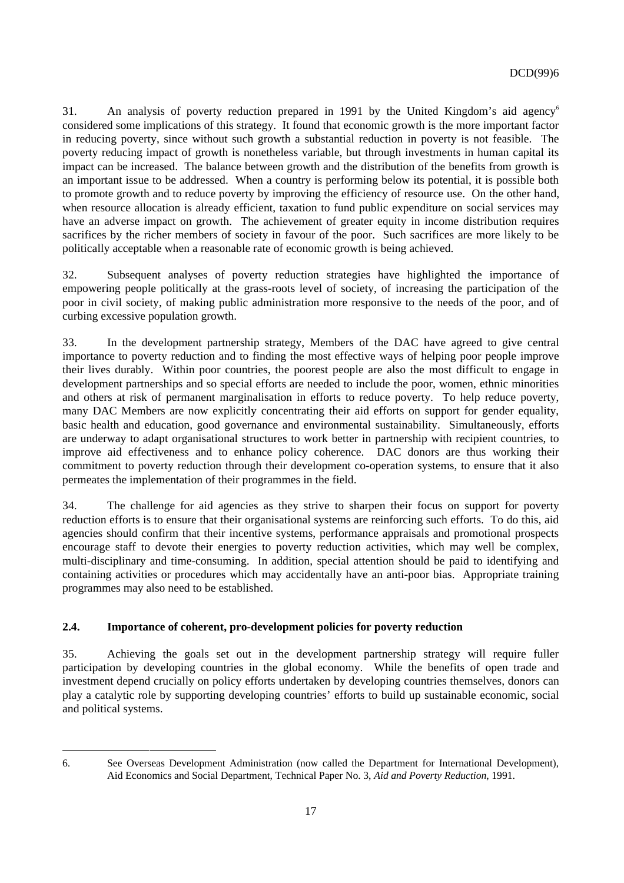31. An analysis of poverty reduction prepared in 1991 by the United Kingdom's aid agency[6] considered some implications of this strategy. It found that economic growth is the more important factor in reducing poverty, since without such growth a substantial reduction in poverty is not feasible. The poverty reducing impact of growth is nonetheless variable, but through investments in human capital its impact can be increased. The balance between growth and the distribution of the benefits from growth is an important issue to be addressed. When a country is performing below its potential, it is possible both to promote growth and to reduce poverty by improving the efficiency of resource use. On the other hand, when resource allocation is already efficient, taxation to fund public expenditure on social services may have an adverse impact on growth. The achievement of greater equity in income distribution requires sacrifices by the richer members of society in favour of the poor. Such sacrifices are more likely to be politically acceptable when a reasonable rate of economic growth is being achieved.

32. Subsequent analyses of poverty reduction strategies have highlighted the importance of empowering people politically at the grass-roots level of society, of increasing the participation of the poor in civil society, of making public administration more responsive to the needs of the poor, and of curbing excessive population growth.

33. In the development partnership strategy, Members of the DAC have agreed to give central importance to poverty reduction and to finding the most effective ways of helping poor people improve their lives durably. Within poor countries, the poorest people are also the most difficult to engage in development partnerships and so special efforts are needed to include the poor, women, ethnic minorities and others at risk of permanent marginalisation in efforts to reduce poverty. To help reduce poverty, many DAC Members are now explicitly concentrating their aid efforts on support for gender equality, basic health and education, good governance and environmental sustainability. Simultaneously, efforts are underway to adapt organisational structures to work better in partnership with recipient countries, to improve aid effectiveness and to enhance policy coherence. DAC donors are thus working their commitment to poverty reduction through their development co-operation systems, to ensure that it also permeates the implementation of their programmes in the field.

34. The challenge for aid agencies as they strive to sharpen their focus on support for poverty reduction efforts is to ensure that their organisational systems are reinforcing such efforts. To do this, aid agencies should confirm that their incentive systems, performance appraisals and promotional prospects encourage staff to devote their energies to poverty reduction activities, which may well be complex, multi-disciplinary and time-consuming. In addition, special attention should be paid to identifying and containing activities or procedures which may accidentally have an anti-poor bias. Appropriate training programmes may also need to be established.

### 2.4. Importance of coherent, pro-development policies for poverty reduction

35. Achieving the goals set out in the development partnership strategy will require fuller participation by developing countries in the global economy. While the benefits of open trade and investment depend crucially on policy efforts undertaken by developing countries themselves, donors can play a catalytic role by supporting developing countries' efforts to build up sustainable economic, social and political systems.

---

6. See Overseas Development Administration (now called the Department for International Development), Aid Economics and Social Department, Technical Paper No. 3, *Aid and Poverty Reduction*, 1991.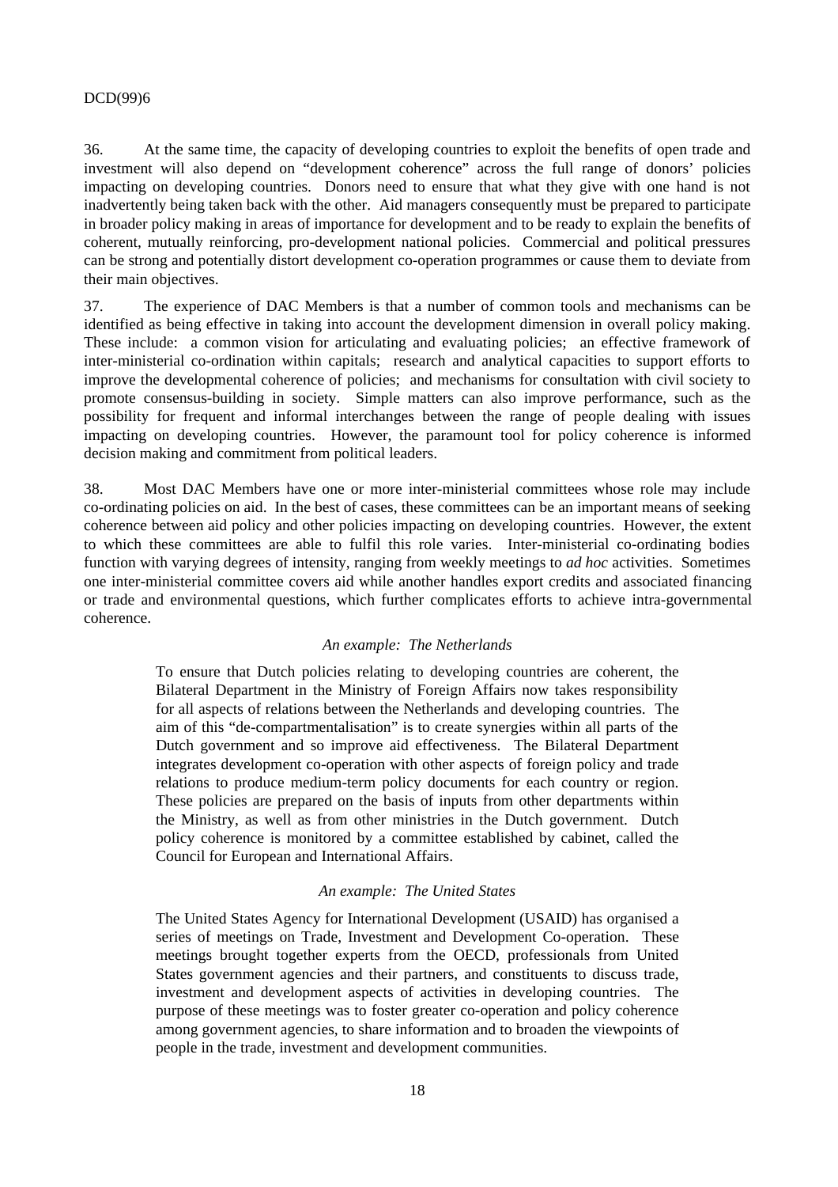36. At the same time, the capacity of developing countries to exploit the benefits of open trade and investment will also depend on "development coherence" across the full range of donors' policies impacting on developing countries. Donors need to ensure that what they give with one hand is not inadvertently being taken back with the other. Aid managers consequently must be prepared to participate in broader policy making in areas of importance for development and to be ready to explain the benefits of coherent, mutually reinforcing, pro-development national policies. Commercial and political pressures can be strong and potentially distort development co-operation programmes or cause them to deviate from their main objectives.

37. The experience of DAC Members is that a number of common tools and mechanisms can be identified as being effective in taking into account the development dimension in overall policy making. These include: a common vision for articulating and evaluating policies; an effective framework of inter-ministerial co-ordination within capitals; research and analytical capacities to support efforts to improve the developmental coherence of policies; and mechanisms for consultation with civil society to promote consensus-building in society. Simple matters can also improve performance, such as the possibility for frequent and informal interchanges between the range of people dealing with issues impacting on developing countries. However, the paramount tool for policy coherence is informed decision making and commitment from political leaders.

38. Most DAC Members have one or more inter-ministerial committees whose role may include co-ordinating policies on aid. In the best of cases, these committees can be an important means of seeking coherence between aid policy and other policies impacting on developing countries. However, the extent to which these committees are able to fulfil this role varies. Inter-ministerial co-ordinating bodies function with varying degrees of intensity, ranging from weekly meetings to *ad hoc* activities. Sometimes one inter-ministerial committee covers aid while another handles export credits and associated financing or trade and environmental questions, which further complicates efforts to achieve intra-governmental coherence.

*An example: The Netherlands*

> To ensure that Dutch policies relating to developing countries are coherent, the Bilateral Department in the Ministry of Foreign Affairs now takes responsibility for all aspects of relations between the Netherlands and developing countries. The aim of this "de-compartmentalisation" is to create synergies within all parts of the Dutch government and so improve aid effectiveness. The Bilateral Department integrates development co-operation with other aspects of foreign policy and trade relations to produce medium-term policy documents for each country or region. These policies are prepared on the basis of inputs from other departments within the Ministry, as well as from other ministries in the Dutch government. Dutch policy coherence is monitored by a committee established by cabinet, called the Council for European and International Affairs.

*An example: The United States*

> The United States Agency for International Development (USAID) has organised a series of meetings on Trade, Investment and Development Co-operation. These meetings brought together experts from the OECD, professionals from United States government agencies and their partners, and constituents to discuss trade, investment and development aspects of activities in developing countries. The purpose of these meetings was to foster greater co-operation and policy coherence among government agencies, to share information and to broaden the viewpoints of people in the trade, investment and development communities.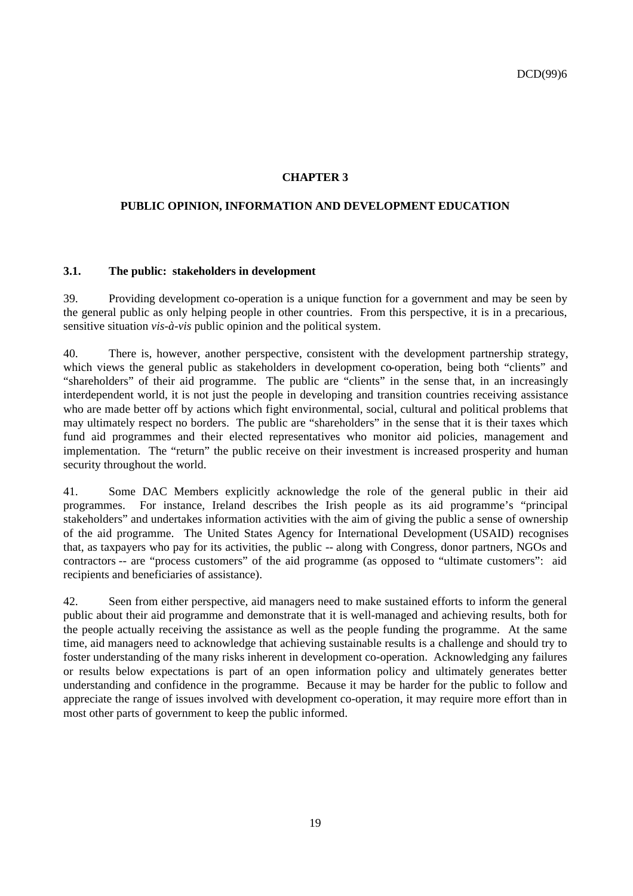# CHAPTER 3

# PUBLIC OPINION, INFORMATION AND DEVELOPMENT EDUCATION

## 3.1. The public: stakeholders in development

39. Providing development co-operation is a unique function for a government and may be seen by the general public as only helping people in other countries. From this perspective, it is in a precarious, sensitive situation *vis-à-vis* public opinion and the political system.

40. There is, however, another perspective, consistent with the development partnership strategy, which views the general public as stakeholders in development co-operation, being both "clients" and "shareholders" of their aid programme. The public are "clients" in the sense that, in an increasingly interdependent world, it is not just the people in developing and transition countries receiving assistance who are made better off by actions which fight environmental, social, cultural and political problems that may ultimately respect no borders. The public are "shareholders" in the sense that it is their taxes which fund aid programmes and their elected representatives who monitor aid policies, management and implementation. The "return" the public receive on their investment is increased prosperity and human security throughout the world.

41. Some DAC Members explicitly acknowledge the role of the general public in their aid programmes. For instance, Ireland describes the Irish people as its aid programme's "principal stakeholders" and undertakes information activities with the aim of giving the public a sense of ownership of the aid programme. The United States Agency for International Development (USAID) recognises that, as taxpayers who pay for its activities, the public -- along with Congress, donor partners, NGOs and contractors -- are "process customers" of the aid programme (as opposed to "ultimate customers": aid recipients and beneficiaries of assistance).

42. Seen from either perspective, aid managers need to make sustained efforts to inform the general public about their aid programme and demonstrate that it is well-managed and achieving results, both for the people actually receiving the assistance as well as the people funding the programme. At the same time, aid managers need to acknowledge that achieving sustainable results is a challenge and should try to foster understanding of the many risks inherent in development co-operation. Acknowledging any failures or results below expectations is part of an open information policy and ultimately generates better understanding and confidence in the programme. Because it may be harder for the public to follow and appreciate the range of issues involved with development co-operation, it may require more effort than in most other parts of government to keep the public informed.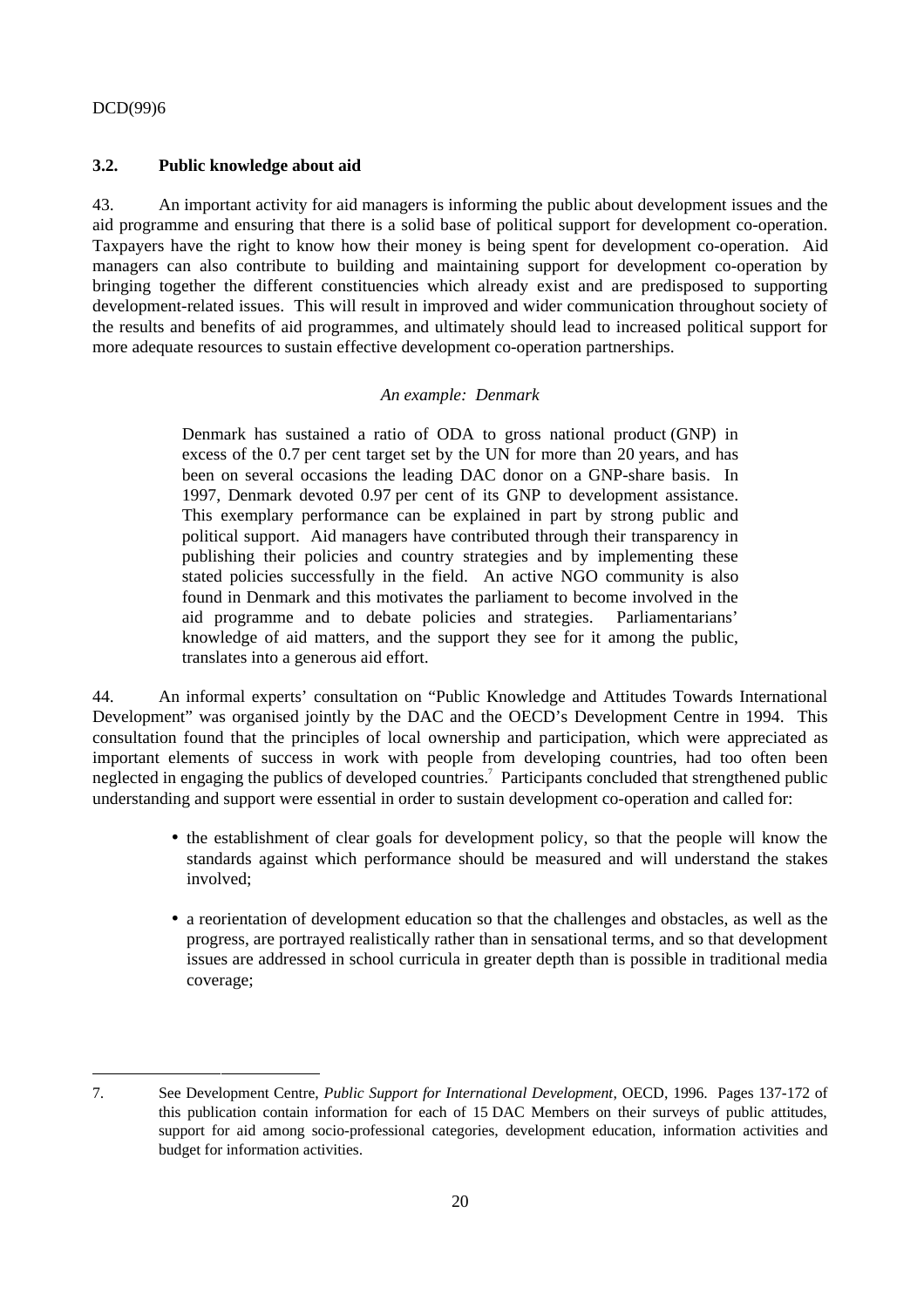### 3.2. Public knowledge about aid

43. An important activity for aid managers is informing the public about development issues and the aid programme and ensuring that there is a solid base of political support for development co-operation. Taxpayers have the right to know how their money is being spent for development co-operation. Aid managers can also contribute to building and maintaining support for development co-operation by bringing together the different constituencies which already exist and are predisposed to supporting development-related issues. This will result in improved and wider communication throughout society of the results and benefits of aid programmes, and ultimately should lead to increased political support for more adequate resources to sustain effective development co-operation partnerships.

*An example: Denmark*

> Denmark has sustained a ratio of ODA to gross national product (GNP) in excess of the 0.7 per cent target set by the UN for more than 20 years, and has been on several occasions the leading DAC donor on a GNP-share basis. In 1997, Denmark devoted 0.97 per cent of its GNP to development assistance. This exemplary performance can be explained in part by strong public and political support. Aid managers have contributed through their transparency in publishing their policies and country strategies and by implementing these stated policies successfully in the field. An active NGO community is also found in Denmark and this motivates the parliament to become involved in the aid programme and to debate policies and strategies. Parliamentarians' knowledge of aid matters, and the support they see for it among the public, translates into a generous aid effort.

44. An informal experts' consultation on "Public Knowledge and Attitudes Towards International Development" was organised jointly by the DAC and the OECD's Development Centre in 1994. This consultation found that the principles of local ownership and participation, which were appreciated as important elements of success in work with people from developing countries, had too often been neglected in engaging the publics of developed countries.[7] Participants concluded that strengthened public understanding and support were essential in order to sustain development co-operation and called for:

- the establishment of clear goals for development policy, so that the people will know the standards against which performance should be measured and will understand the stakes involved;
- a reorientation of development education so that the challenges and obstacles, as well as the progress, are portrayed realistically rather than in sensational terms, and so that development issues are addressed in school curricula in greater depth than is possible in traditional media coverage;

---

7. See Development Centre, *Public Support for International Development*, OECD, 1996. Pages 137-172 of this publication contain information for each of 15 DAC Members on their surveys of public attitudes, support for aid among socio-professional categories, development education, information activities and budget for information activities.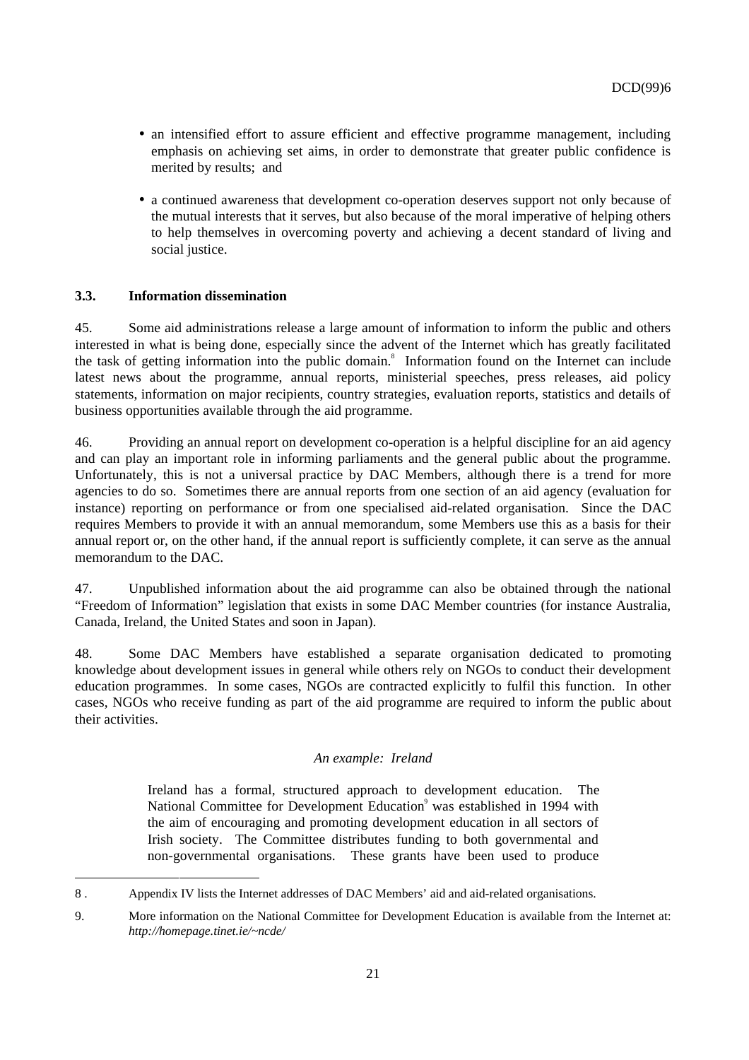- an intensified effort to assure efficient and effective programme management, including emphasis on achieving set aims, in order to demonstrate that greater public confidence is merited by results; and

- a continued awareness that development co-operation deserves support not only because of the mutual interests that it serves, but also because of the moral imperative of helping others to help themselves in overcoming poverty and achieving a decent standard of living and social justice.

### 3.3. Information dissemination

45. Some aid administrations release a large amount of information to inform the public and others interested in what is being done, especially since the advent of the Internet which has greatly facilitated the task of getting information into the public domain.[8] Information found on the Internet can include latest news about the programme, annual reports, ministerial speeches, press releases, aid policy statements, information on major recipients, country strategies, evaluation reports, statistics and details of business opportunities available through the aid programme.

46. Providing an annual report on development co-operation is a helpful discipline for an aid agency and can play an important role in informing parliaments and the general public about the programme. Unfortunately, this is not a universal practice by DAC Members, although there is a trend for more agencies to do so. Sometimes there are annual reports from one section of an aid agency (evaluation for instance) reporting on performance or from one specialised aid-related organisation. Since the DAC requires Members to provide it with an annual memorandum, some Members use this as a basis for their annual report or, on the other hand, if the annual report is sufficiently complete, it can serve as the annual memorandum to the DAC.

47. Unpublished information about the aid programme can also be obtained through the national "Freedom of Information" legislation that exists in some DAC Member countries (for instance Australia, Canada, Ireland, the United States and soon in Japan).

48. Some DAC Members have established a separate organisation dedicated to promoting knowledge about development issues in general while others rely on NGOs to conduct their development education programmes. In some cases, NGOs are contracted explicitly to fulfil this function. In other cases, NGOs who receive funding as part of the aid programme are required to inform the public about their activities.

*An example: Ireland*

> Ireland has a formal, structured approach to development education. The National Committee for Development Education[9] was established in 1994 with the aim of encouraging and promoting development education in all sectors of Irish society. The Committee distributes funding to both governmental and non-governmental organisations. These grants have been used to produce

---

8 . Appendix IV lists the Internet addresses of DAC Members' aid and aid-related organisations.

9. More information on the National Committee for Development Education is available from the Internet at: *http://homepage.tinet.ie/~ncde/*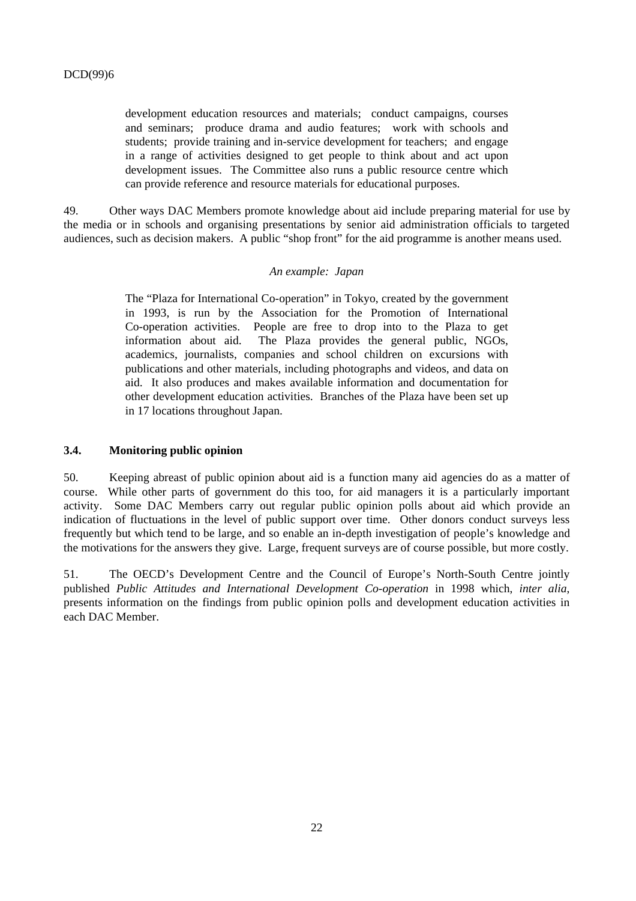development education resources and materials; conduct campaigns, courses and seminars; produce drama and audio features; work with schools and students; provide training and in-service development for teachers; and engage in a range of activities designed to get people to think about and act upon development issues. The Committee also runs a public resource centre which can provide reference and resource materials for educational purposes.

49. Other ways DAC Members promote knowledge about aid include preparing material for use by the media or in schools and organising presentations by senior aid administration officials to targeted audiences, such as decision makers. A public "shop front" for the aid programme is another means used.

*An example: Japan*

> The "Plaza for International Co-operation" in Tokyo, created by the government in 1993, is run by the Association for the Promotion of International Co-operation activities. People are free to drop into to the Plaza to get information about aid. The Plaza provides the general public, NGOs, academics, journalists, companies and school children on excursions with publications and other materials, including photographs and videos, and data on aid. It also produces and makes available information and documentation for other development education activities. Branches of the Plaza have been set up in 17 locations throughout Japan.

### 3.4. Monitoring public opinion

50. Keeping abreast of public opinion about aid is a function many aid agencies do as a matter of course. While other parts of government do this too, for aid managers it is a particularly important activity. Some DAC Members carry out regular public opinion polls about aid which provide an indication of fluctuations in the level of public support over time. Other donors conduct surveys less frequently but which tend to be large, and so enable an in-depth investigation of people's knowledge and the motivations for the answers they give. Large, frequent surveys are of course possible, but more costly.

51. The OECD's Development Centre and the Council of Europe's North-South Centre jointly published *Public Attitudes and International Development Co-operation* in 1998 which, *inter alia*, presents information on the findings from public opinion polls and development education activities in each DAC Member.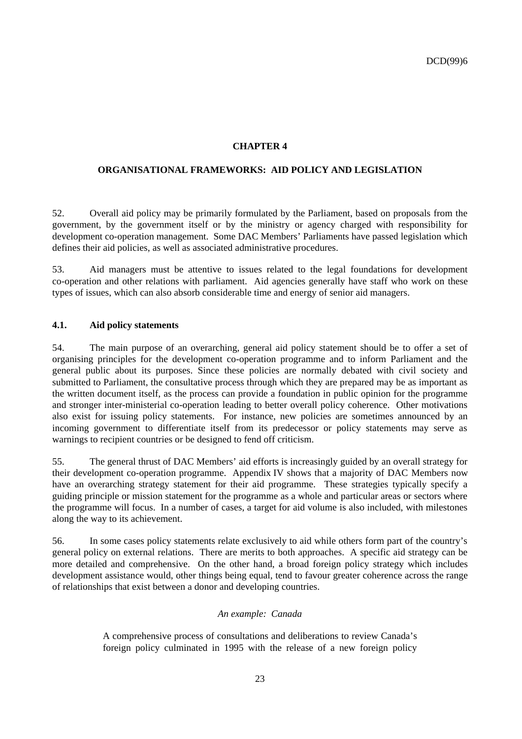# CHAPTER 4

## ORGANISATIONAL FRAMEWORKS: AID POLICY AND LEGISLATION

52. Overall aid policy may be primarily formulated by the Parliament, based on proposals from the government, by the government itself or by the ministry or agency charged with responsibility for development co-operation management. Some DAC Members' Parliaments have passed legislation which defines their aid policies, as well as associated administrative procedures.

53. Aid managers must be attentive to issues related to the legal foundations for development co-operation and other relations with parliament. Aid agencies generally have staff who work on these types of issues, which can also absorb considerable time and energy of senior aid managers.

### 4.1. Aid policy statements

54. The main purpose of an overarching, general aid policy statement should be to offer a set of organising principles for the development co-operation programme and to inform Parliament and the general public about its purposes. Since these policies are normally debated with civil society and submitted to Parliament, the consultative process through which they are prepared may be as important as the written document itself, as the process can provide a foundation in public opinion for the programme and stronger inter-ministerial co-operation leading to better overall policy coherence. Other motivations also exist for issuing policy statements. For instance, new policies are sometimes announced by an incoming government to differentiate itself from its predecessor or policy statements may serve as warnings to recipient countries or be designed to fend off criticism.

55. The general thrust of DAC Members' aid efforts is increasingly guided by an overall strategy for their development co-operation programme. Appendix IV shows that a majority of DAC Members now have an overarching strategy statement for their aid programme. These strategies typically specify a guiding principle or mission statement for the programme as a whole and particular areas or sectors where the programme will focus. In a number of cases, a target for aid volume is also included, with milestones along the way to its achievement.

56. In some cases policy statements relate exclusively to aid while others form part of the country's general policy on external relations. There are merits to both approaches. A specific aid strategy can be more detailed and comprehensive. On the other hand, a broad foreign policy strategy which includes development assistance would, other things being equal, tend to favour greater coherence across the range of relationships that exist between a donor and developing countries.

*An example: Canada*

> A comprehensive process of consultations and deliberations to review Canada's foreign policy culminated in 1995 with the release of a new foreign policy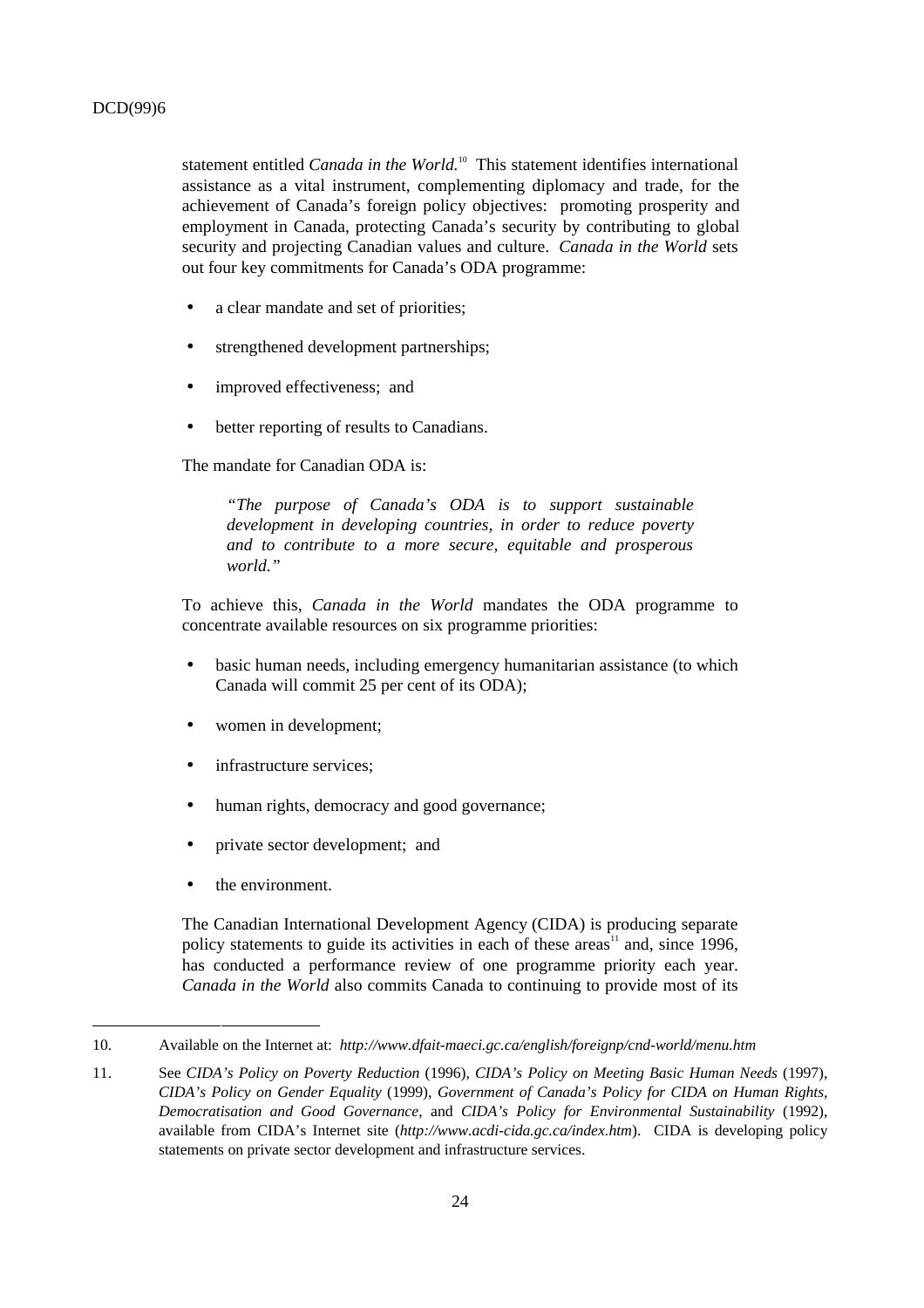statement entitled *Canada in the World.*[10] This statement identifies international assistance as a vital instrument, complementing diplomacy and trade, for the achievement of Canada's foreign policy objectives: promoting prosperity and employment in Canada, protecting Canada's security by contributing to global security and projecting Canadian values and culture. *Canada in the World* sets out four key commitments for Canada's ODA programme:

- a clear mandate and set of priorities;
- strengthened development partnerships;
- improved effectiveness; and
- better reporting of results to Canadians.

The mandate for Canadian ODA is:

> *"The purpose of Canada's ODA is to support sustainable development in developing countries, in order to reduce poverty and to contribute to a more secure, equitable and prosperous world."*

To achieve this, *Canada in the World* mandates the ODA programme to concentrate available resources on six programme priorities:

- basic human needs, including emergency humanitarian assistance (to which Canada will commit 25 per cent of its ODA);
- women in development;
- infrastructure services;
- human rights, democracy and good governance;
- private sector development; and
- the environment.

The Canadian International Development Agency (CIDA) is producing separate policy statements to guide its activities in each of these areas[11] and, since 1996, has conducted a performance review of one programme priority each year. *Canada in the World* also commits Canada to continuing to provide most of its

---

10. Available on the Internet at: *http://www.dfait-maeci.gc.ca/english/foreignp/cnd-world/menu.htm*

11. See *CIDA's Policy on Poverty Reduction* (1996), *CIDA's Policy on Meeting Basic Human Needs* (1997), *CIDA's Policy on Gender Equality* (1999), *Government of Canada's Policy for CIDA on Human Rights, Democratisation and Good Governance*, and *CIDA's Policy for Environmental Sustainability* (1992), available from CIDA's Internet site (*http://www.acdi-cida.gc.ca/index.htm*). CIDA is developing policy statements on private sector development and infrastructure services.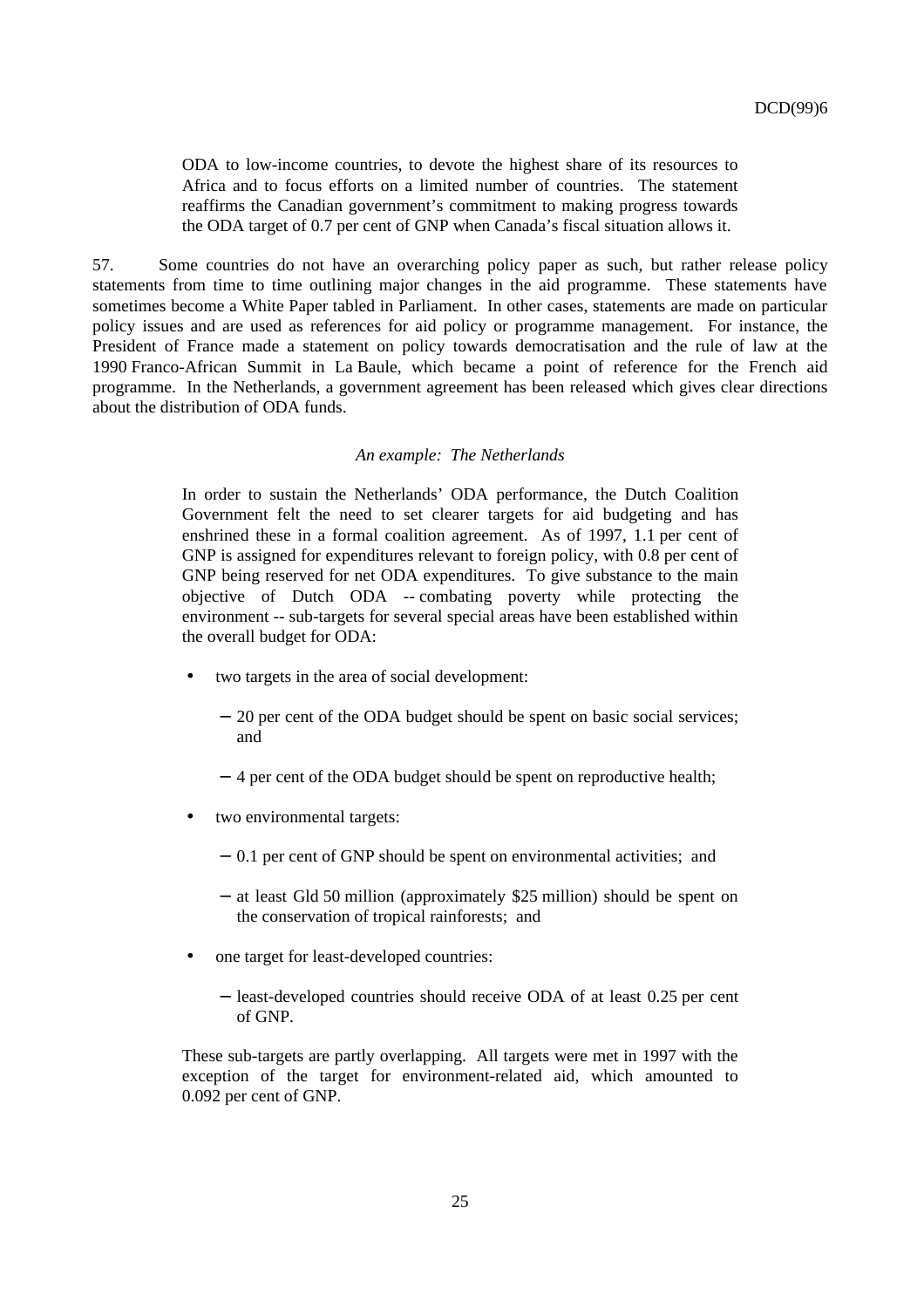ODA to low-income countries, to devote the highest share of its resources to Africa and to focus efforts on a limited number of countries. The statement reaffirms the Canadian government's commitment to making progress towards the ODA target of 0.7 per cent of GNP when Canada's fiscal situation allows it.

57. Some countries do not have an overarching policy paper as such, but rather release policy statements from time to time outlining major changes in the aid programme. These statements have sometimes become a White Paper tabled in Parliament. In other cases, statements are made on particular policy issues and are used as references for aid policy or programme management. For instance, the President of France made a statement on policy towards democratisation and the rule of law at the 1990 Franco-African Summit in La Baule, which became a point of reference for the French aid programme. In the Netherlands, a government agreement has been released which gives clear directions about the distribution of ODA funds.

*An example: The Netherlands*

In order to sustain the Netherlands' ODA performance, the Dutch Coalition Government felt the need to set clearer targets for aid budgeting and has enshrined these in a formal coalition agreement. As of 1997, 1.1 per cent of GNP is assigned for expenditures relevant to foreign policy, with 0.8 per cent of GNP being reserved for net ODA expenditures. To give substance to the main objective of Dutch ODA -- combating poverty while protecting the environment -- sub-targets for several special areas have been established within the overall budget for ODA:

- two targets in the area of social development:
  - 20 per cent of the ODA budget should be spent on basic social services; and
  - 4 per cent of the ODA budget should be spent on reproductive health;
- two environmental targets:
  - 0.1 per cent of GNP should be spent on environmental activities; and
  - at least Gld 50 million (approximately $25 million) should be spent on the conservation of tropical rainforests; and
- one target for least-developed countries:
  - least-developed countries should receive ODA of at least 0.25 per cent of GNP.

These sub-targets are partly overlapping. All targets were met in 1997 with the exception of the target for environment-related aid, which amounted to 0.092 per cent of GNP.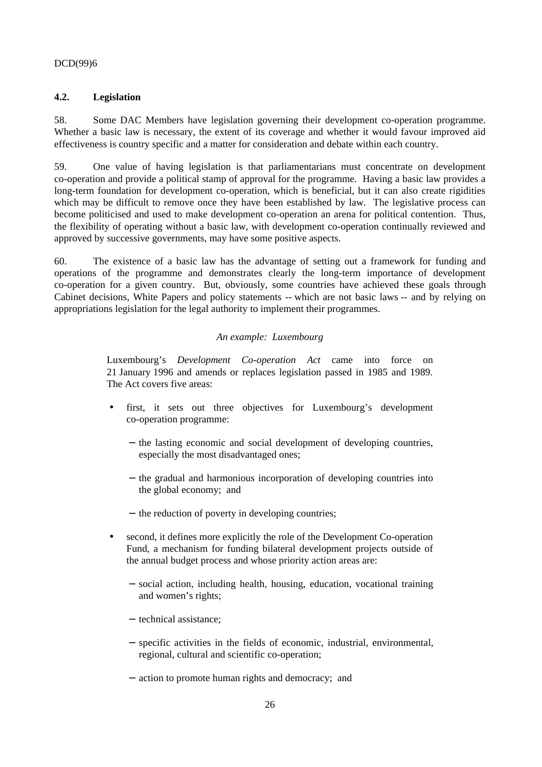### 4.2. Legislation

58. Some DAC Members have legislation governing their development co-operation programme. Whether a basic law is necessary, the extent of its coverage and whether it would favour improved aid effectiveness is country specific and a matter for consideration and debate within each country.

59. One value of having legislation is that parliamentarians must concentrate on development co-operation and provide a political stamp of approval for the programme. Having a basic law provides a long-term foundation for development co-operation, which is beneficial, but it can also create rigidities which may be difficult to remove once they have been established by law. The legislative process can become politicised and used to make development co-operation an arena for political contention. Thus, the flexibility of operating without a basic law, with development co-operation continually reviewed and approved by successive governments, may have some positive aspects.

60. The existence of a basic law has the advantage of setting out a framework for funding and operations of the programme and demonstrates clearly the long-term importance of development co-operation for a given country. But, obviously, some countries have achieved these goals through Cabinet decisions, White Papers and policy statements -- which are not basic laws -- and by relying on appropriations legislation for the legal authority to implement their programmes.

*An example: Luxembourg*

Luxembourg's *Development Co-operation Act* came into force on 21 January 1996 and amends or replaces legislation passed in 1985 and 1989. The Act covers five areas:

- first, it sets out three objectives for Luxembourg's development co-operation programme:
  - the lasting economic and social development of developing countries, especially the most disadvantaged ones;
  - the gradual and harmonious incorporation of developing countries into the global economy; and
  - the reduction of poverty in developing countries;
- second, it defines more explicitly the role of the Development Co-operation Fund, a mechanism for funding bilateral development projects outside of the annual budget process and whose priority action areas are:
  - social action, including health, housing, education, vocational training and women's rights;
  - technical assistance;
  - specific activities in the fields of economic, industrial, environmental, regional, cultural and scientific co-operation;
  - action to promote human rights and democracy; and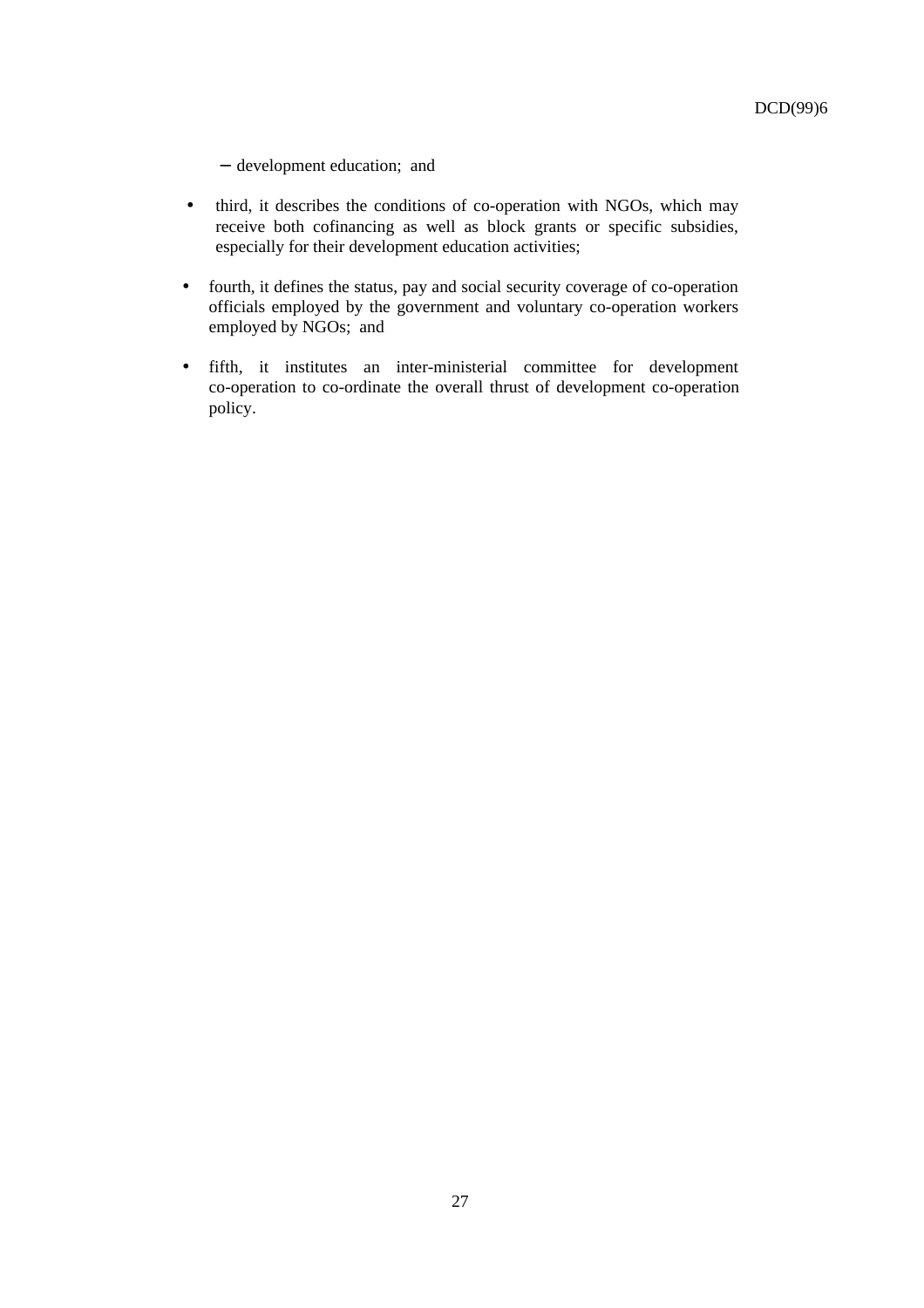- development education;  and

- third, it describes the conditions of co-operation with NGOs, which may receive both cofinancing as well as block grants or specific subsidies, especially for their development education activities;

- fourth, it defines the status, pay and social security coverage of co-operation officials employed by the government and voluntary co-operation workers employed by NGOs;  and

- fifth, it institutes an inter-ministerial committee for development co-operation to co-ordinate the overall thrust of development co-operation policy.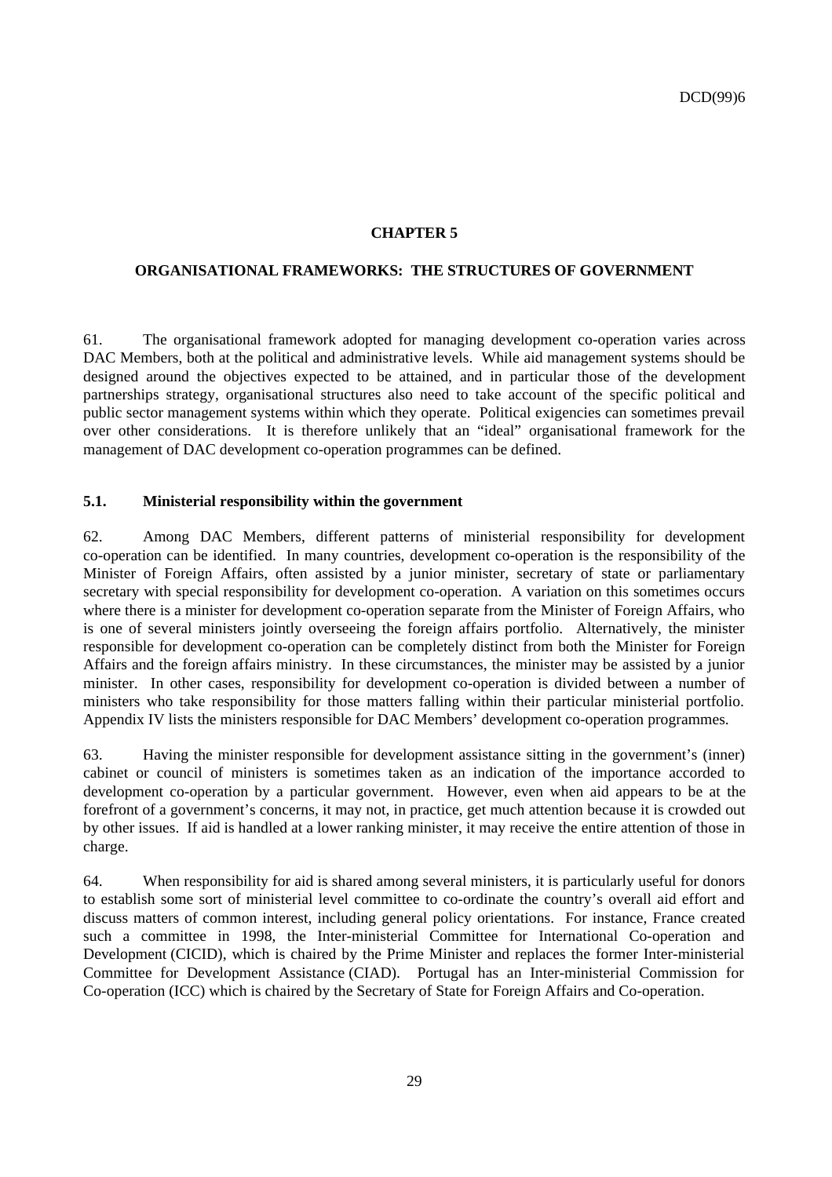# CHAPTER 5

## ORGANISATIONAL FRAMEWORKS: THE STRUCTURES OF GOVERNMENT

61. The organisational framework adopted for managing development co-operation varies across DAC Members, both at the political and administrative levels. While aid management systems should be designed around the objectives expected to be attained, and in particular those of the development partnerships strategy, organisational structures also need to take account of the specific political and public sector management systems within which they operate. Political exigencies can sometimes prevail over other considerations. It is therefore unlikely that an "ideal" organisational framework for the management of DAC development co-operation programmes can be defined.

### 5.1. Ministerial responsibility within the government

62. Among DAC Members, different patterns of ministerial responsibility for development co-operation can be identified. In many countries, development co-operation is the responsibility of the Minister of Foreign Affairs, often assisted by a junior minister, secretary of state or parliamentary secretary with special responsibility for development co-operation. A variation on this sometimes occurs where there is a minister for development co-operation separate from the Minister of Foreign Affairs, who is one of several ministers jointly overseeing the foreign affairs portfolio. Alternatively, the minister responsible for development co-operation can be completely distinct from both the Minister for Foreign Affairs and the foreign affairs ministry. In these circumstances, the minister may be assisted by a junior minister. In other cases, responsibility for development co-operation is divided between a number of ministers who take responsibility for those matters falling within their particular ministerial portfolio. Appendix IV lists the ministers responsible for DAC Members' development co-operation programmes.

63. Having the minister responsible for development assistance sitting in the government's (inner) cabinet or council of ministers is sometimes taken as an indication of the importance accorded to development co-operation by a particular government. However, even when aid appears to be at the forefront of a government's concerns, it may not, in practice, get much attention because it is crowded out by other issues. If aid is handled at a lower ranking minister, it may receive the entire attention of those in charge.

64. When responsibility for aid is shared among several ministers, it is particularly useful for donors to establish some sort of ministerial level committee to co-ordinate the country's overall aid effort and discuss matters of common interest, including general policy orientations. For instance, France created such a committee in 1998, the Inter-ministerial Committee for International Co-operation and Development (CICID), which is chaired by the Prime Minister and replaces the former Inter-ministerial Committee for Development Assistance (CIAD). Portugal has an Inter-ministerial Commission for Co-operation (ICC) which is chaired by the Secretary of State for Foreign Affairs and Co-operation.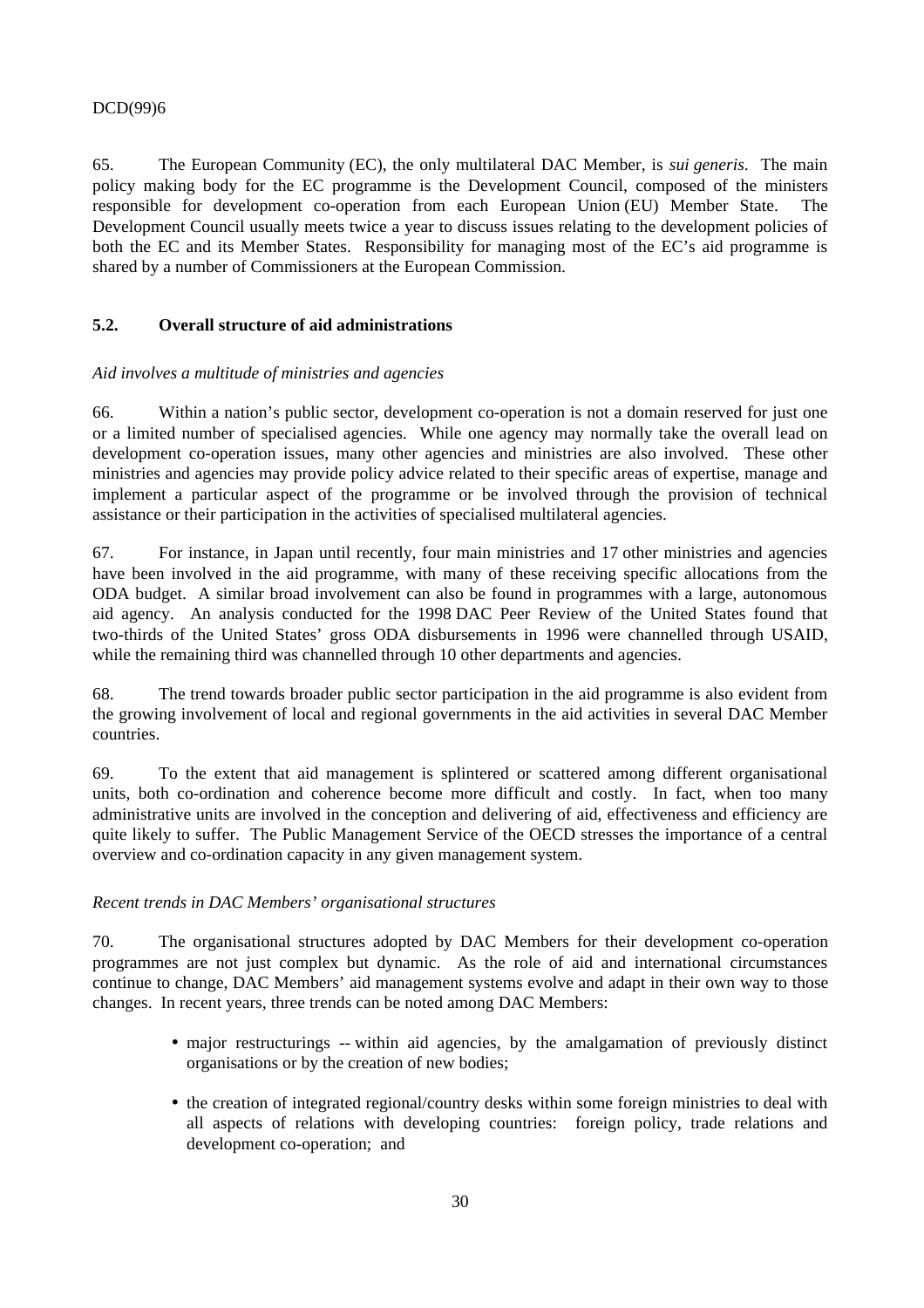65. The European Community (EC), the only multilateral DAC Member, is *sui generis*. The main policy making body for the EC programme is the Development Council, composed of the ministers responsible for development co-operation from each European Union (EU) Member State. The Development Council usually meets twice a year to discuss issues relating to the development policies of both the EC and its Member States. Responsibility for managing most of the EC's aid programme is shared by a number of Commissioners at the European Commission.

### 5.2. Overall structure of aid administrations

*Aid involves a multitude of ministries and agencies*

66. Within a nation's public sector, development co-operation is not a domain reserved for just one or a limited number of specialised agencies. While one agency may normally take the overall lead on development co-operation issues, many other agencies and ministries are also involved. These other ministries and agencies may provide policy advice related to their specific areas of expertise, manage and implement a particular aspect of the programme or be involved through the provision of technical assistance or their participation in the activities of specialised multilateral agencies.

67. For instance, in Japan until recently, four main ministries and 17 other ministries and agencies have been involved in the aid programme, with many of these receiving specific allocations from the ODA budget. A similar broad involvement can also be found in programmes with a large, autonomous aid agency. An analysis conducted for the 1998 DAC Peer Review of the United States found that two-thirds of the United States' gross ODA disbursements in 1996 were channelled through USAID, while the remaining third was channelled through 10 other departments and agencies.

68. The trend towards broader public sector participation in the aid programme is also evident from the growing involvement of local and regional governments in the aid activities in several DAC Member countries.

69. To the extent that aid management is splintered or scattered among different organisational units, both co-ordination and coherence become more difficult and costly. In fact, when too many administrative units are involved in the conception and delivering of aid, effectiveness and efficiency are quite likely to suffer. The Public Management Service of the OECD stresses the importance of a central overview and co-ordination capacity in any given management system.

*Recent trends in DAC Members' organisational structures*

70. The organisational structures adopted by DAC Members for their development co-operation programmes are not just complex but dynamic. As the role of aid and international circumstances continue to change, DAC Members' aid management systems evolve and adapt in their own way to those changes. In recent years, three trends can be noted among DAC Members:

- major restructurings -- within aid agencies, by the amalgamation of previously distinct organisations or by the creation of new bodies;
- the creation of integrated regional/country desks within some foreign ministries to deal with all aspects of relations with developing countries: foreign policy, trade relations and development co-operation; and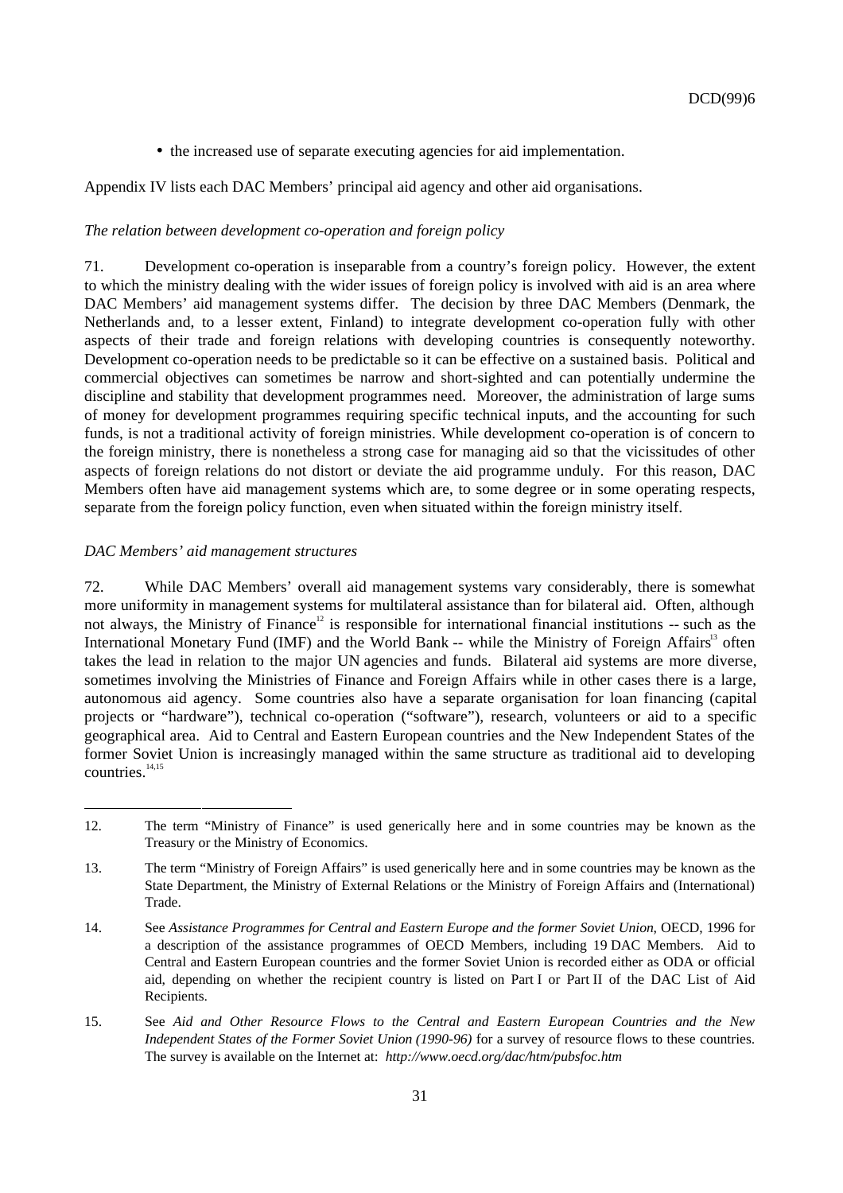- the increased use of separate executing agencies for aid implementation.

Appendix IV lists each DAC Members' principal aid agency and other aid organisations.

*The relation between development co-operation and foreign policy*

71. Development co-operation is inseparable from a country's foreign policy. However, the extent to which the ministry dealing with the wider issues of foreign policy is involved with aid is an area where DAC Members' aid management systems differ. The decision by three DAC Members (Denmark, the Netherlands and, to a lesser extent, Finland) to integrate development co-operation fully with other aspects of their trade and foreign relations with developing countries is consequently noteworthy. Development co-operation needs to be predictable so it can be effective on a sustained basis. Political and commercial objectives can sometimes be narrow and short-sighted and can potentially undermine the discipline and stability that development programmes need. Moreover, the administration of large sums of money for development programmes requiring specific technical inputs, and the accounting for such funds, is not a traditional activity of foreign ministries. While development co-operation is of concern to the foreign ministry, there is nonetheless a strong case for managing aid so that the vicissitudes of other aspects of foreign relations do not distort or deviate the aid programme unduly. For this reason, DAC Members often have aid management systems which are, to some degree or in some operating respects, separate from the foreign policy function, even when situated within the foreign ministry itself.

*DAC Members' aid management structures*

72. While DAC Members' overall aid management systems vary considerably, there is somewhat more uniformity in management systems for multilateral assistance than for bilateral aid. Often, although not always, the Ministry of Finance[12] is responsible for international financial institutions -- such as the International Monetary Fund (IMF) and the World Bank -- while the Ministry of Foreign Affairs[13] often takes the lead in relation to the major UN agencies and funds. Bilateral aid systems are more diverse, sometimes involving the Ministries of Finance and Foreign Affairs while in other cases there is a large, autonomous aid agency. Some countries also have a separate organisation for loan financing (capital projects or "hardware"), technical co-operation ("software"), research, volunteers or aid to a specific geographical area. Aid to Central and Eastern European countries and the New Independent States of the former Soviet Union is increasingly managed within the same structure as traditional aid to developing countries.[14,15]

---

12. The term "Ministry of Finance" is used generically here and in some countries may be known as the Treasury or the Ministry of Economics.

13. The term "Ministry of Foreign Affairs" is used generically here and in some countries may be known as the State Department, the Ministry of External Relations or the Ministry of Foreign Affairs and (International) Trade.

14. See *Assistance Programmes for Central and Eastern Europe and the former Soviet Union*, OECD, 1996 for a description of the assistance programmes of OECD Members, including 19 DAC Members. Aid to Central and Eastern European countries and the former Soviet Union is recorded either as ODA or official aid, depending on whether the recipient country is listed on Part I or Part II of the DAC List of Aid Recipients.

15. See *Aid and Other Resource Flows to the Central and Eastern European Countries and the New Independent States of the Former Soviet Union (1990-96)* for a survey of resource flows to these countries. The survey is available on the Internet at: *http://www.oecd.org/dac/htm/pubsfoc.htm*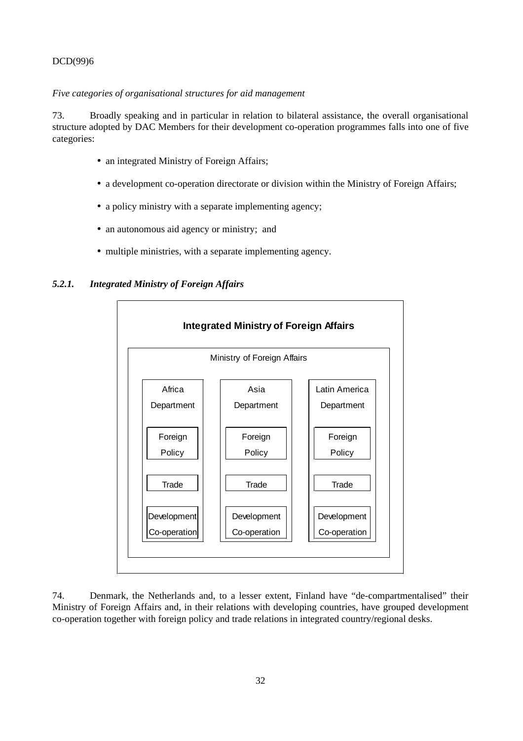*Five categories of organisational structures for aid management*

73. Broadly speaking and in particular in relation to bilateral assistance, the overall organisational structure adopted by DAC Members for their development co-operation programmes falls into one of five categories:

- an integrated Ministry of Foreign Affairs;
- a development co-operation directorate or division within the Ministry of Foreign Affairs;
- a policy ministry with a separate implementing agency;
- an autonomous aid agency or ministry; and
- multiple ministries, with a separate implementing agency.

### *5.2.1. Integrated Ministry of Foreign Affairs*

**Integrated Ministry of Foreign Affairs**

Ministry of Foreign Affairs

| Africa Department | Asia Department | Latin America Department |
|---|---|---|
| Foreign Policy | Foreign Policy | Foreign Policy |
| Trade | Trade | Trade |
| Development Co-operation | Development Co-operation | Development Co-operation |

74. Denmark, the Netherlands and, to a lesser extent, Finland have "de-compartmentalised" their Ministry of Foreign Affairs and, in their relations with developing countries, have grouped development co-operation together with foreign policy and trade relations in integrated country/regional desks.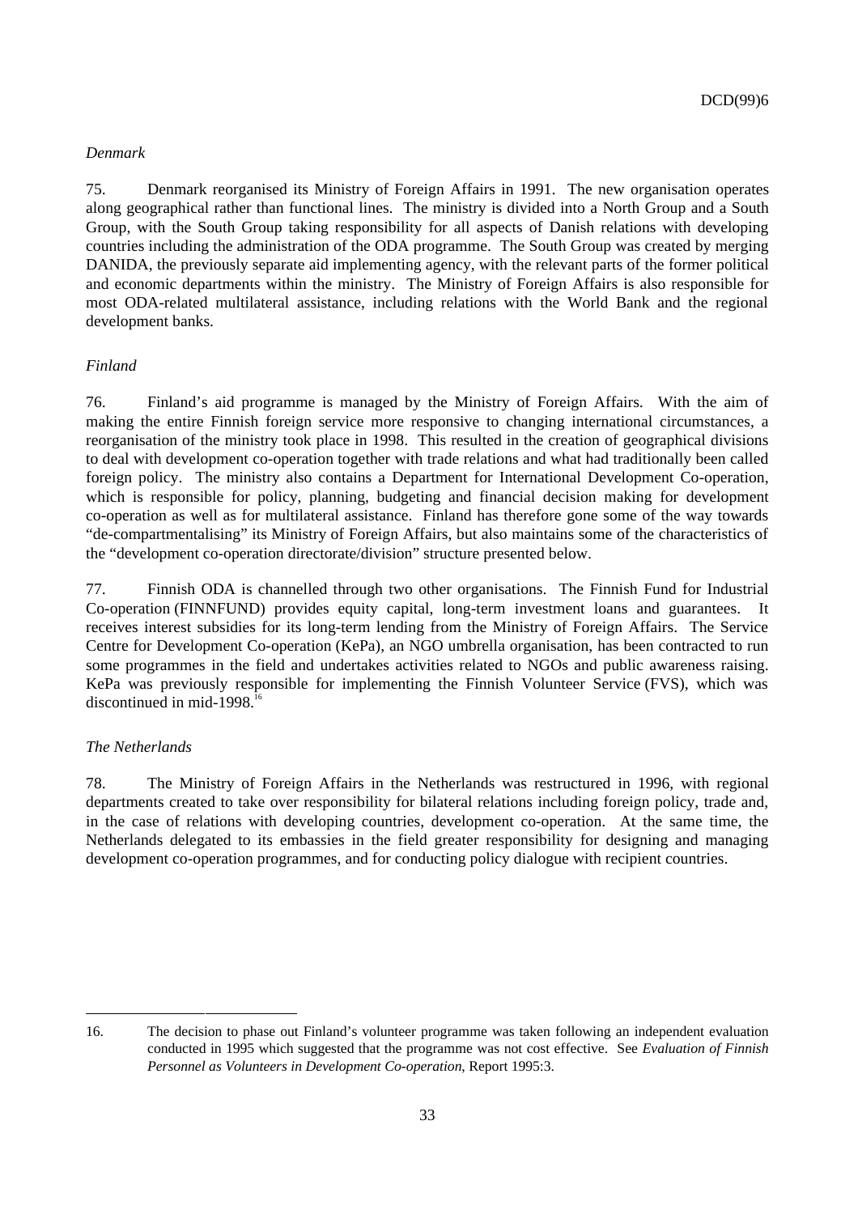*Denmark*

75. Denmark reorganised its Ministry of Foreign Affairs in 1991. The new organisation operates along geographical rather than functional lines. The ministry is divided into a North Group and a South Group, with the South Group taking responsibility for all aspects of Danish relations with developing countries including the administration of the ODA programme. The South Group was created by merging DANIDA, the previously separate aid implementing agency, with the relevant parts of the former political and economic departments within the ministry. The Ministry of Foreign Affairs is also responsible for most ODA-related multilateral assistance, including relations with the World Bank and the regional development banks.

*Finland*

76. Finland's aid programme is managed by the Ministry of Foreign Affairs. With the aim of making the entire Finnish foreign service more responsive to changing international circumstances, a reorganisation of the ministry took place in 1998. This resulted in the creation of geographical divisions to deal with development co-operation together with trade relations and what had traditionally been called foreign policy. The ministry also contains a Department for International Development Co-operation, which is responsible for policy, planning, budgeting and financial decision making for development co-operation as well as for multilateral assistance. Finland has therefore gone some of the way towards "de-compartmentalising" its Ministry of Foreign Affairs, but also maintains some of the characteristics of the "development co-operation directorate/division" structure presented below.

77. Finnish ODA is channelled through two other organisations. The Finnish Fund for Industrial Co-operation (FINNFUND) provides equity capital, long-term investment loans and guarantees. It receives interest subsidies for its long-term lending from the Ministry of Foreign Affairs. The Service Centre for Development Co-operation (KePa), an NGO umbrella organisation, has been contracted to run some programmes in the field and undertakes activities related to NGOs and public awareness raising. KePa was previously responsible for implementing the Finnish Volunteer Service (FVS), which was discontinued in mid-1998.[16]

*The Netherlands*

78. The Ministry of Foreign Affairs in the Netherlands was restructured in 1996, with regional departments created to take over responsibility for bilateral relations including foreign policy, trade and, in the case of relations with developing countries, development co-operation. At the same time, the Netherlands delegated to its embassies in the field greater responsibility for designing and managing development co-operation programmes, and for conducting policy dialogue with recipient countries.

---

16. The decision to phase out Finland's volunteer programme was taken following an independent evaluation conducted in 1995 which suggested that the programme was not cost effective. See *Evaluation of Finnish Personnel as Volunteers in Development Co-operation*, Report 1995:3.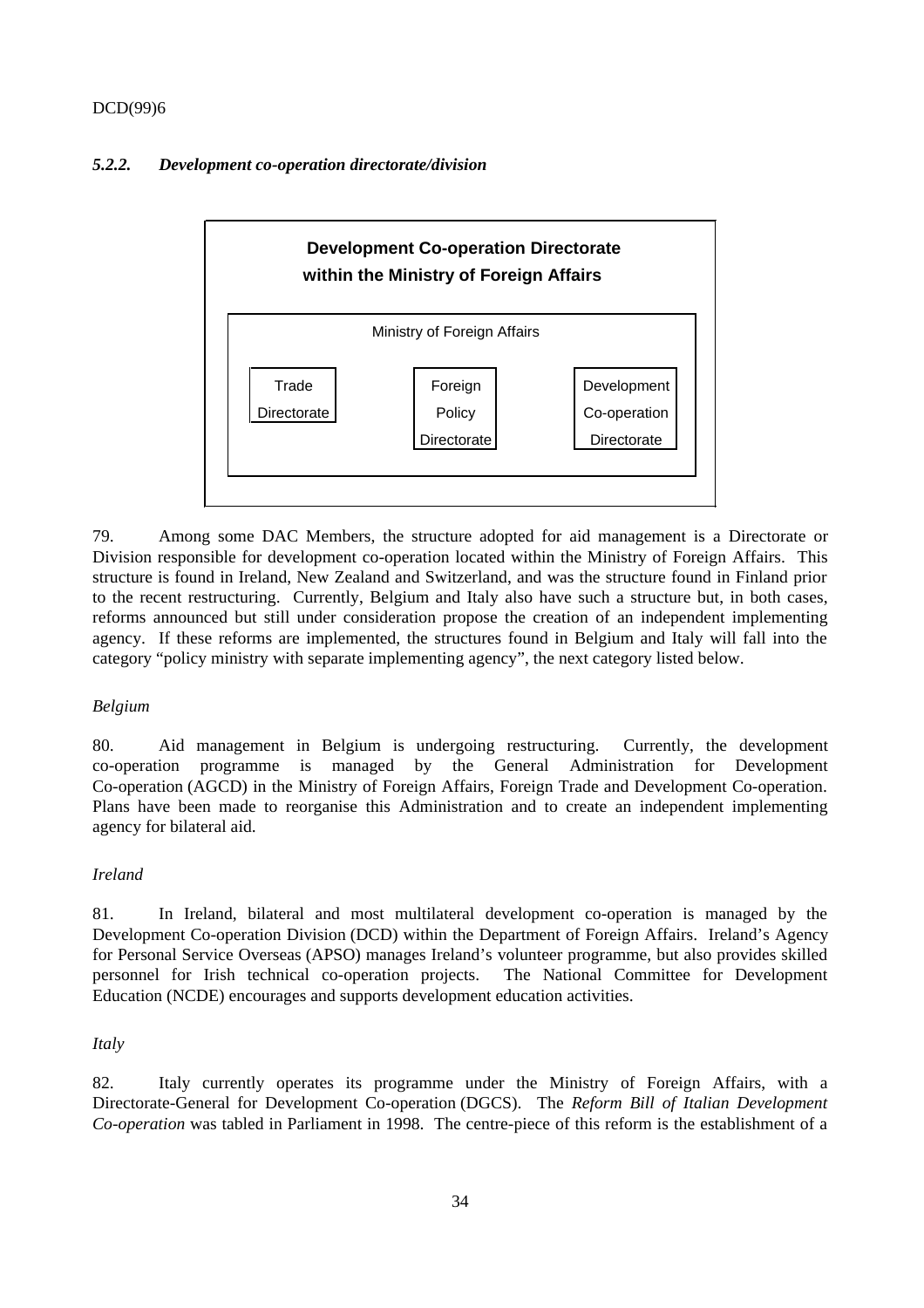#### *5.2.2. Development co-operation directorate/division*

**Development Co-operation Directorate within the Ministry of Foreign Affairs**

Ministry of Foreign Affairs

| Trade Directorate | Foreign Policy Directorate | Development Co-operation Directorate |
|---|---|---|

79. Among some DAC Members, the structure adopted for aid management is a Directorate or Division responsible for development co-operation located within the Ministry of Foreign Affairs. This structure is found in Ireland, New Zealand and Switzerland, and was the structure found in Finland prior to the recent restructuring. Currently, Belgium and Italy also have such a structure but, in both cases, reforms announced but still under consideration propose the creation of an independent implementing agency. If these reforms are implemented, the structures found in Belgium and Italy will fall into the category "policy ministry with separate implementing agency", the next category listed below.

*Belgium*

80. Aid management in Belgium is undergoing restructuring. Currently, the development co-operation programme is managed by the General Administration for Development Co-operation (AGCD) in the Ministry of Foreign Affairs, Foreign Trade and Development Co-operation. Plans have been made to reorganise this Administration and to create an independent implementing agency for bilateral aid.

*Ireland*

81. In Ireland, bilateral and most multilateral development co-operation is managed by the Development Co-operation Division (DCD) within the Department of Foreign Affairs. Ireland's Agency for Personal Service Overseas (APSO) manages Ireland's volunteer programme, but also provides skilled personnel for Irish technical co-operation projects. The National Committee for Development Education (NCDE) encourages and supports development education activities.

*Italy*

82. Italy currently operates its programme under the Ministry of Foreign Affairs, with a Directorate-General for Development Co-operation (DGCS). The *Reform Bill of Italian Development Co-operation* was tabled in Parliament in 1998. The centre-piece of this reform is the establishment of a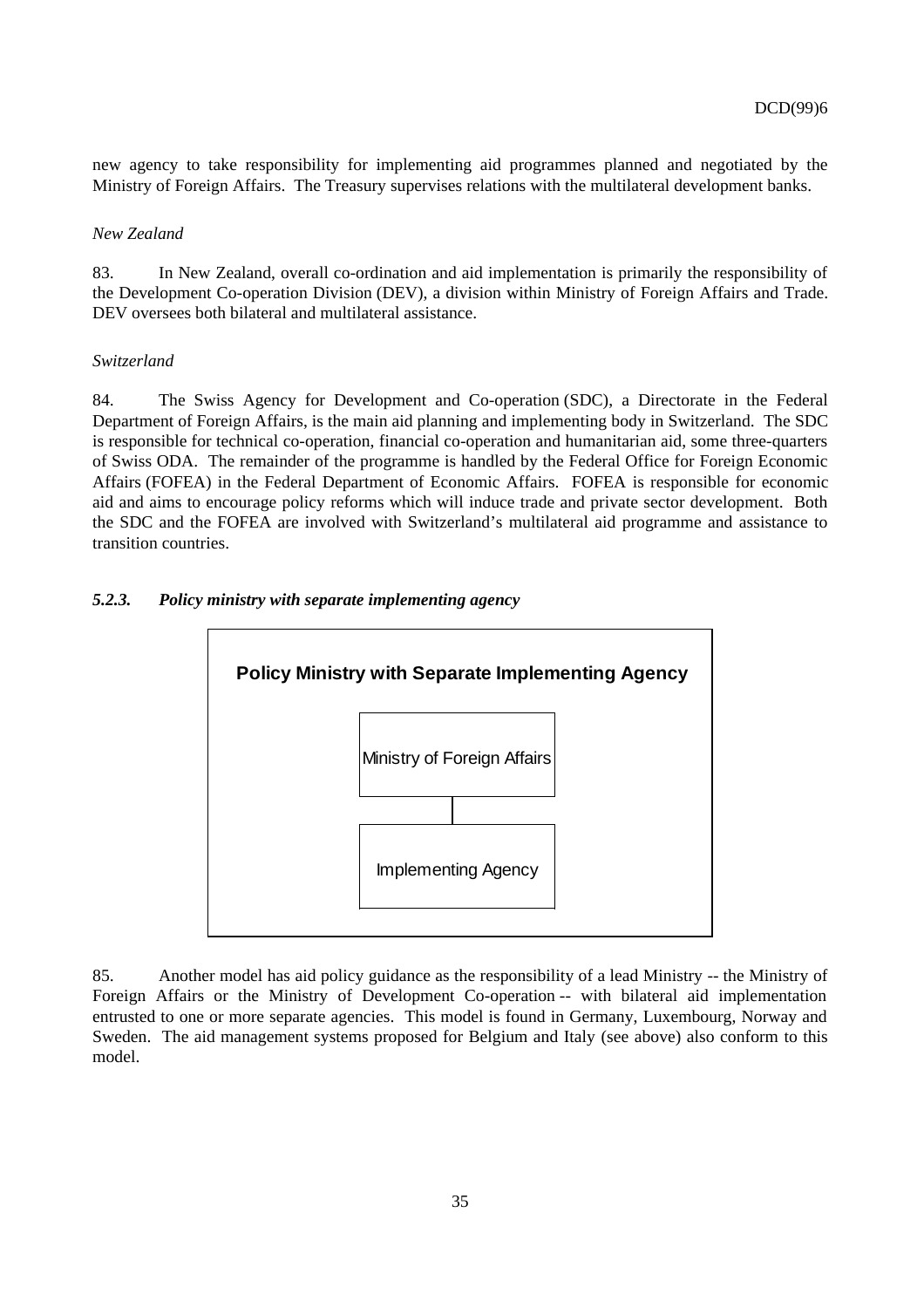new agency to take responsibility for implementing aid programmes planned and negotiated by the Ministry of Foreign Affairs. The Treasury supervises relations with the multilateral development banks.

*New Zealand*

83. In New Zealand, overall co-ordination and aid implementation is primarily the responsibility of the Development Co-operation Division (DEV), a division within Ministry of Foreign Affairs and Trade. DEV oversees both bilateral and multilateral assistance.

*Switzerland*

84. The Swiss Agency for Development and Co-operation (SDC), a Directorate in the Federal Department of Foreign Affairs, is the main aid planning and implementing body in Switzerland. The SDC is responsible for technical co-operation, financial co-operation and humanitarian aid, some three-quarters of Swiss ODA. The remainder of the programme is handled by the Federal Office for Foreign Economic Affairs (FOFEA) in the Federal Department of Economic Affairs. FOFEA is responsible for economic aid and aims to encourage policy reforms which will induce trade and private sector development. Both the SDC and the FOFEA are involved with Switzerland's multilateral aid programme and assistance to transition countries.

### *5.2.3. Policy ministry with separate implementing agency*

**Policy Ministry with Separate Implementing Agency**

Ministry of Foreign Affairs

Implementing Agency

85. Another model has aid policy guidance as the responsibility of a lead Ministry -- the Ministry of Foreign Affairs or the Ministry of Development Co-operation -- with bilateral aid implementation entrusted to one or more separate agencies. This model is found in Germany, Luxembourg, Norway and Sweden. The aid management systems proposed for Belgium and Italy (see above) also conform to this model.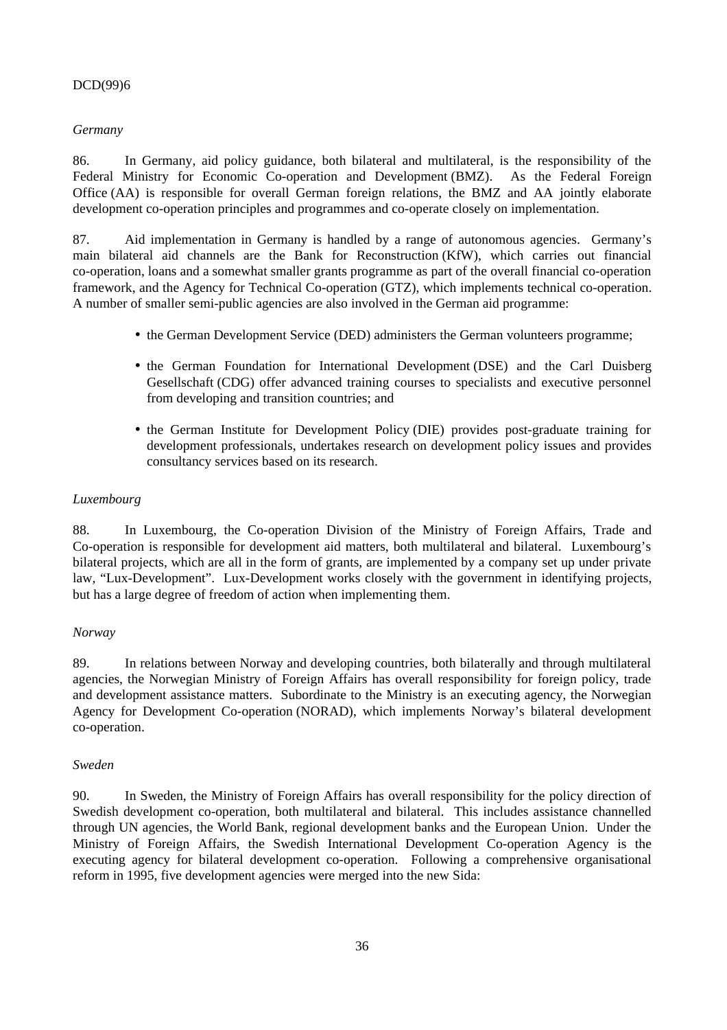*Germany*

86. In Germany, aid policy guidance, both bilateral and multilateral, is the responsibility of the Federal Ministry for Economic Co-operation and Development (BMZ). As the Federal Foreign Office (AA) is responsible for overall German foreign relations, the BMZ and AA jointly elaborate development co-operation principles and programmes and co-operate closely on implementation.

87. Aid implementation in Germany is handled by a range of autonomous agencies. Germany's main bilateral aid channels are the Bank for Reconstruction (KfW), which carries out financial co-operation, loans and a somewhat smaller grants programme as part of the overall financial co-operation framework, and the Agency for Technical Co-operation (GTZ), which implements technical co-operation. A number of smaller semi-public agencies are also involved in the German aid programme:

- the German Development Service (DED) administers the German volunteers programme;
- the German Foundation for International Development (DSE) and the Carl Duisberg Gesellschaft (CDG) offer advanced training courses to specialists and executive personnel from developing and transition countries; and
- the German Institute for Development Policy (DIE) provides post-graduate training for development professionals, undertakes research on development policy issues and provides consultancy services based on its research.

*Luxembourg*

88. In Luxembourg, the Co-operation Division of the Ministry of Foreign Affairs, Trade and Co-operation is responsible for development aid matters, both multilateral and bilateral. Luxembourg's bilateral projects, which are all in the form of grants, are implemented by a company set up under private law, "Lux-Development". Lux-Development works closely with the government in identifying projects, but has a large degree of freedom of action when implementing them.

*Norway*

89. In relations between Norway and developing countries, both bilaterally and through multilateral agencies, the Norwegian Ministry of Foreign Affairs has overall responsibility for foreign policy, trade and development assistance matters. Subordinate to the Ministry is an executing agency, the Norwegian Agency for Development Co-operation (NORAD), which implements Norway's bilateral development co-operation.

*Sweden*

90. In Sweden, the Ministry of Foreign Affairs has overall responsibility for the policy direction of Swedish development co-operation, both multilateral and bilateral. This includes assistance channelled through UN agencies, the World Bank, regional development banks and the European Union. Under the Ministry of Foreign Affairs, the Swedish International Development Co-operation Agency is the executing agency for bilateral development co-operation. Following a comprehensive organisational reform in 1995, five development agencies were merged into the new Sida: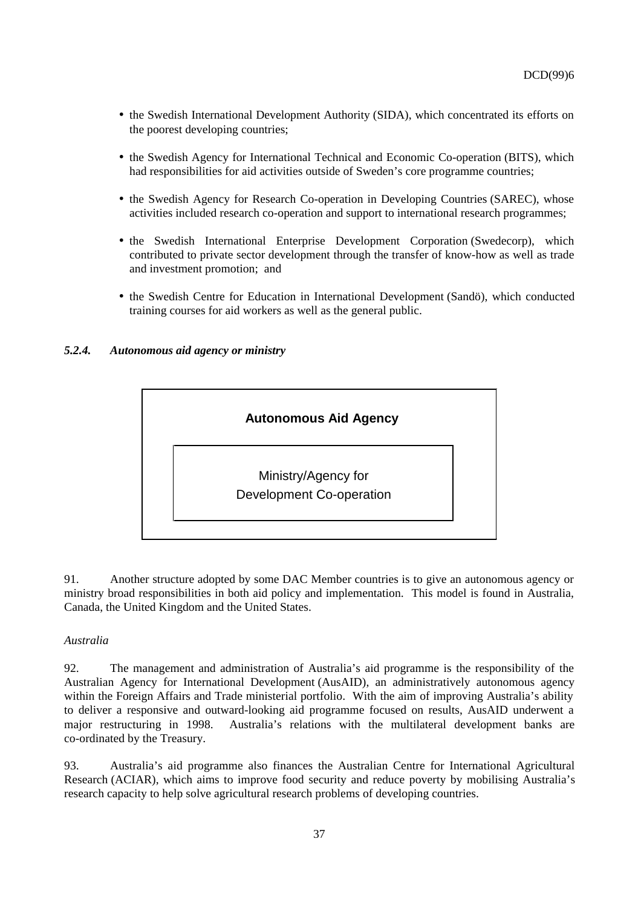- the Swedish International Development Authority (SIDA), which concentrated its efforts on the poorest developing countries;

- the Swedish Agency for International Technical and Economic Co-operation (BITS), which had responsibilities for aid activities outside of Sweden's core programme countries;

- the Swedish Agency for Research Co-operation in Developing Countries (SAREC), whose activities included research co-operation and support to international research programmes;

- the Swedish International Enterprise Development Corporation (Swedecorp), which contributed to private sector development through the transfer of know-how as well as trade and investment promotion; and

- the Swedish Centre for Education in International Development (Sandö), which conducted training courses for aid workers as well as the general public.

### *5.2.4. Autonomous aid agency or ministry*

**Autonomous Aid Agency**

Ministry/Agency for Development Co-operation

91. Another structure adopted by some DAC Member countries is to give an autonomous agency or ministry broad responsibilities in both aid policy and implementation. This model is found in Australia, Canada, the United Kingdom and the United States.

*Australia*

92. The management and administration of Australia's aid programme is the responsibility of the Australian Agency for International Development (AusAID), an administratively autonomous agency within the Foreign Affairs and Trade ministerial portfolio. With the aim of improving Australia's ability to deliver a responsive and outward-looking aid programme focused on results, AusAID underwent a major restructuring in 1998. Australia's relations with the multilateral development banks are co-ordinated by the Treasury.

93. Australia's aid programme also finances the Australian Centre for International Agricultural Research (ACIAR), which aims to improve food security and reduce poverty by mobilising Australia's research capacity to help solve agricultural research problems of developing countries.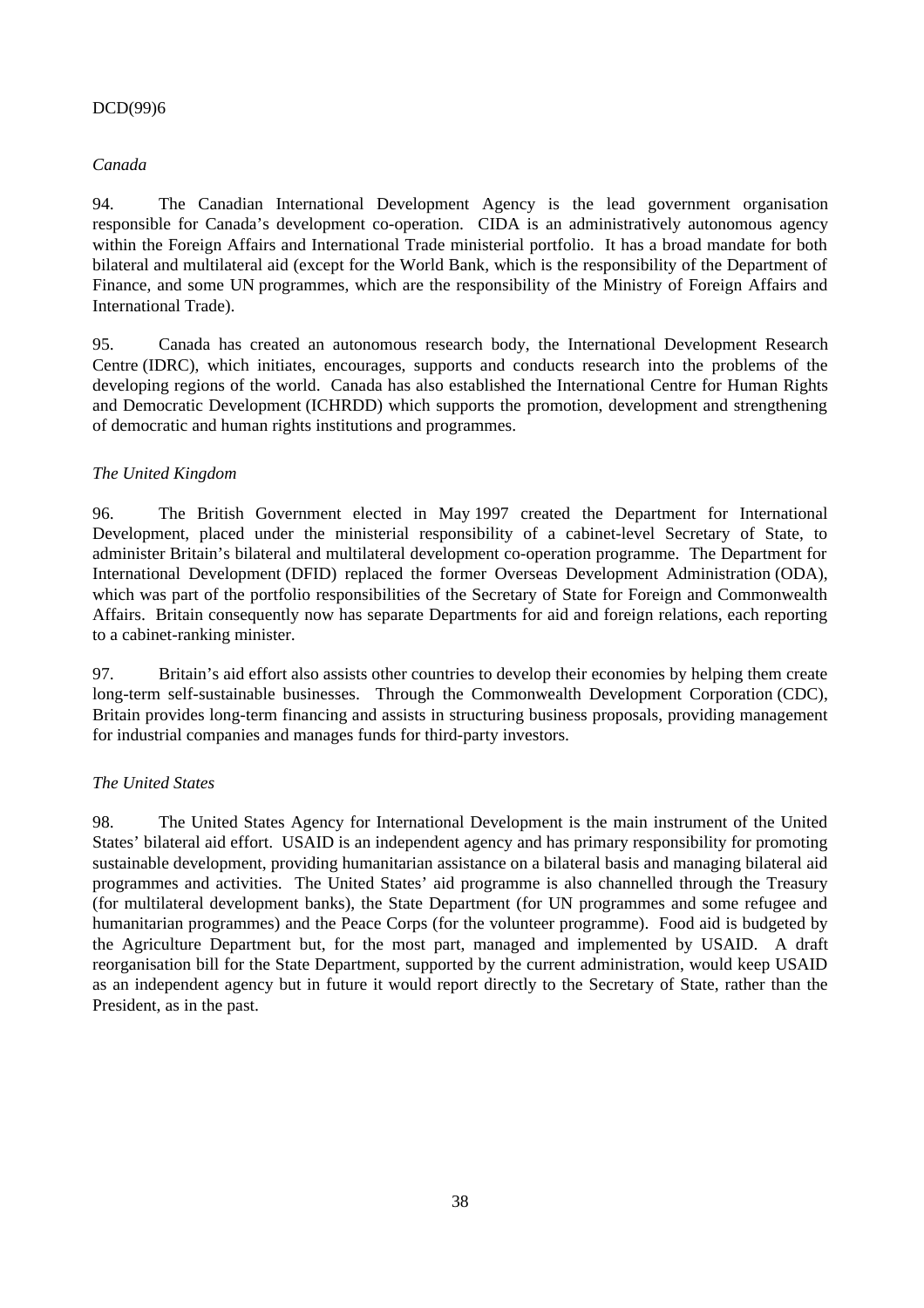*Canada*

94. The Canadian International Development Agency is the lead government organisation responsible for Canada's development co-operation. CIDA is an administratively autonomous agency within the Foreign Affairs and International Trade ministerial portfolio. It has a broad mandate for both bilateral and multilateral aid (except for the World Bank, which is the responsibility of the Department of Finance, and some UN programmes, which are the responsibility of the Ministry of Foreign Affairs and International Trade).

95. Canada has created an autonomous research body, the International Development Research Centre (IDRC), which initiates, encourages, supports and conducts research into the problems of the developing regions of the world. Canada has also established the International Centre for Human Rights and Democratic Development (ICHRDD) which supports the promotion, development and strengthening of democratic and human rights institutions and programmes.

*The United Kingdom*

96. The British Government elected in May 1997 created the Department for International Development, placed under the ministerial responsibility of a cabinet-level Secretary of State, to administer Britain's bilateral and multilateral development co-operation programme. The Department for International Development (DFID) replaced the former Overseas Development Administration (ODA), which was part of the portfolio responsibilities of the Secretary of State for Foreign and Commonwealth Affairs. Britain consequently now has separate Departments for aid and foreign relations, each reporting to a cabinet-ranking minister.

97. Britain's aid effort also assists other countries to develop their economies by helping them create long-term self-sustainable businesses. Through the Commonwealth Development Corporation (CDC), Britain provides long-term financing and assists in structuring business proposals, providing management for industrial companies and manages funds for third-party investors.

*The United States*

98. The United States Agency for International Development is the main instrument of the United States' bilateral aid effort. USAID is an independent agency and has primary responsibility for promoting sustainable development, providing humanitarian assistance on a bilateral basis and managing bilateral aid programmes and activities. The United States' aid programme is also channelled through the Treasury (for multilateral development banks), the State Department (for UN programmes and some refugee and humanitarian programmes) and the Peace Corps (for the volunteer programme). Food aid is budgeted by the Agriculture Department but, for the most part, managed and implemented by USAID. A draft reorganisation bill for the State Department, supported by the current administration, would keep USAID as an independent agency but in future it would report directly to the Secretary of State, rather than the President, as in the past.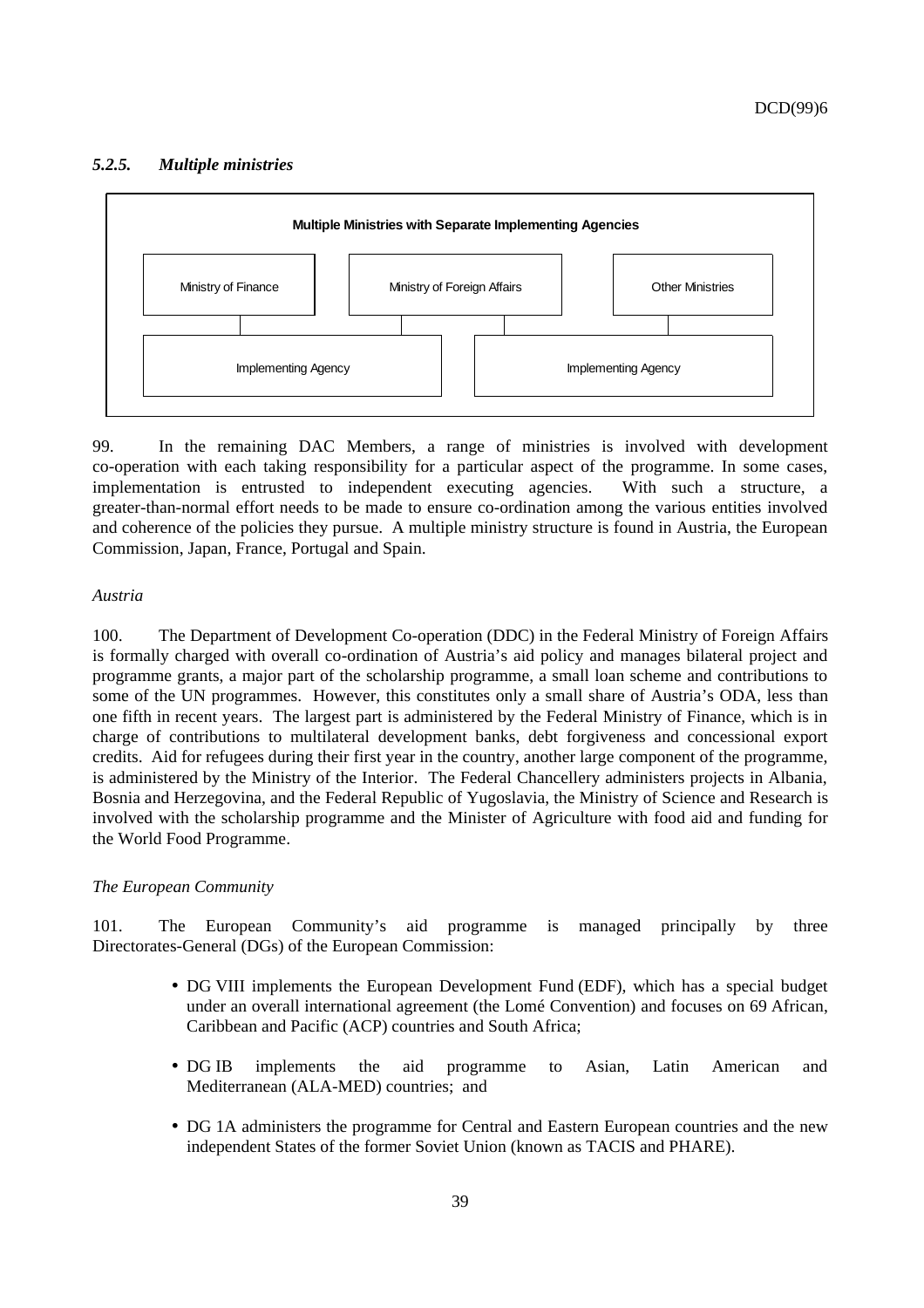### *5.2.5. Multiple ministries*

**Multiple Ministries with Separate Implementing Agencies**

| Ministry of Finance | Ministry of Foreign Affairs | Other Ministries |
|---|---|---|
| Implementing Agency | | Implementing Agency |

99. In the remaining DAC Members, a range of ministries is involved with development co-operation with each taking responsibility for a particular aspect of the programme. In some cases, implementation is entrusted to independent executing agencies. With such a structure, a greater-than-normal effort needs to be made to ensure co-ordination among the various entities involved and coherence of the policies they pursue. A multiple ministry structure is found in Austria, the European Commission, Japan, France, Portugal and Spain.

*Austria*

100. The Department of Development Co-operation (DDC) in the Federal Ministry of Foreign Affairs is formally charged with overall co-ordination of Austria's aid policy and manages bilateral project and programme grants, a major part of the scholarship programme, a small loan scheme and contributions to some of the UN programmes. However, this constitutes only a small share of Austria's ODA, less than one fifth in recent years. The largest part is administered by the Federal Ministry of Finance, which is in charge of contributions to multilateral development banks, debt forgiveness and concessional export credits. Aid for refugees during their first year in the country, another large component of the programme, is administered by the Ministry of the Interior. The Federal Chancellery administers projects in Albania, Bosnia and Herzegovina, and the Federal Republic of Yugoslavia, the Ministry of Science and Research is involved with the scholarship programme and the Minister of Agriculture with food aid and funding for the World Food Programme.

*The European Community*

101. The European Community's aid programme is managed principally by three Directorates-General (DGs) of the European Commission:

- DG VIII implements the European Development Fund (EDF), which has a special budget under an overall international agreement (the Lomé Convention) and focuses on 69 African, Caribbean and Pacific (ACP) countries and South Africa;
- DG IB implements the aid programme to Asian, Latin American and Mediterranean (ALA-MED) countries; and
- DG 1A administers the programme for Central and Eastern European countries and the new independent States of the former Soviet Union (known as TACIS and PHARE).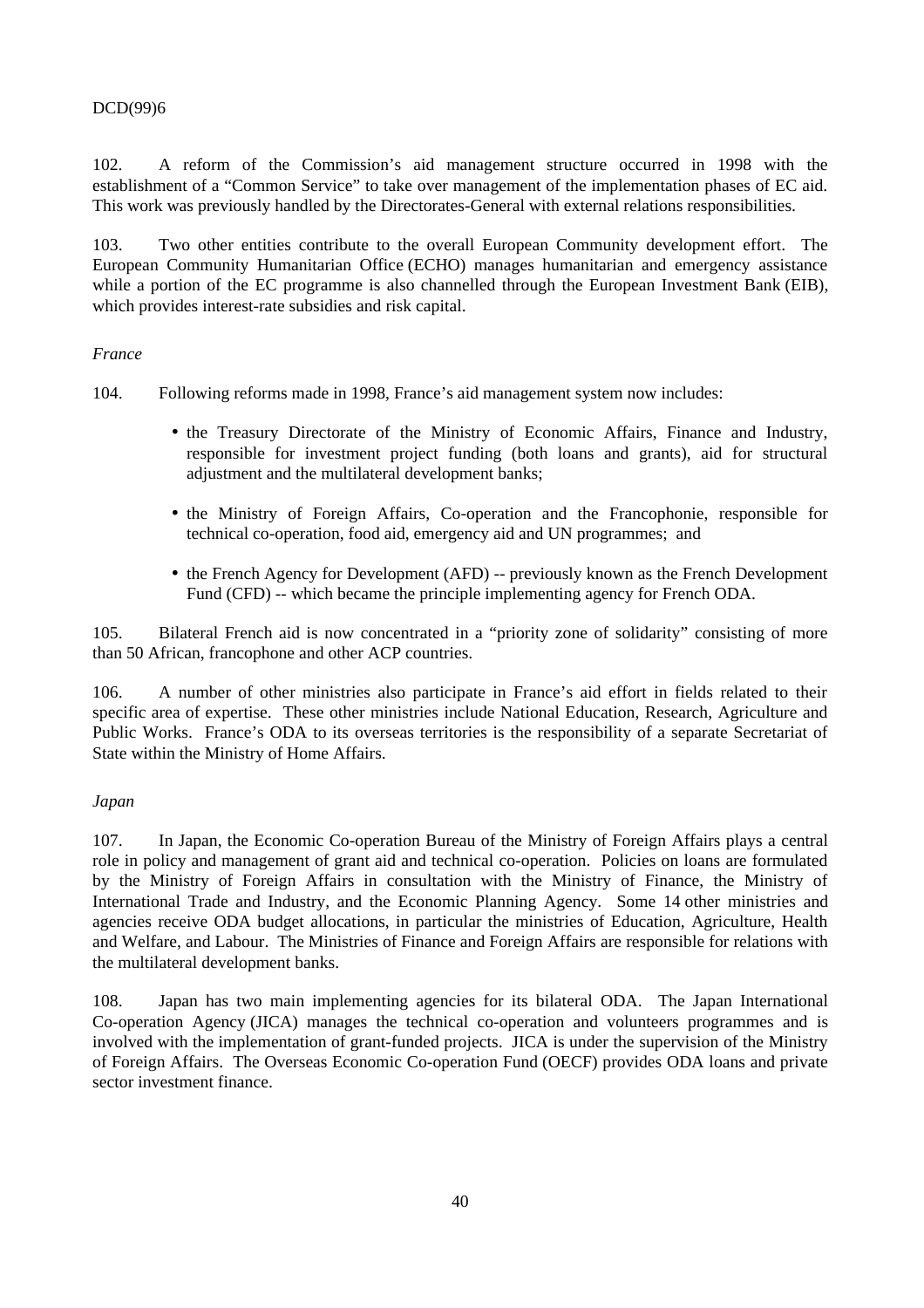102. A reform of the Commission's aid management structure occurred in 1998 with the establishment of a "Common Service" to take over management of the implementation phases of EC aid. This work was previously handled by the Directorates-General with external relations responsibilities.

103. Two other entities contribute to the overall European Community development effort. The European Community Humanitarian Office (ECHO) manages humanitarian and emergency assistance while a portion of the EC programme is also channelled through the European Investment Bank (EIB), which provides interest-rate subsidies and risk capital.

*France*

104. Following reforms made in 1998, France's aid management system now includes:

- the Treasury Directorate of the Ministry of Economic Affairs, Finance and Industry, responsible for investment project funding (both loans and grants), aid for structural adjustment and the multilateral development banks;
- the Ministry of Foreign Affairs, Co-operation and the Francophonie, responsible for technical co-operation, food aid, emergency aid and UN programmes; and
- the French Agency for Development (AFD) -- previously known as the French Development Fund (CFD) -- which became the principle implementing agency for French ODA.

105. Bilateral French aid is now concentrated in a "priority zone of solidarity" consisting of more than 50 African, francophone and other ACP countries.

106. A number of other ministries also participate in France's aid effort in fields related to their specific area of expertise. These other ministries include National Education, Research, Agriculture and Public Works. France's ODA to its overseas territories is the responsibility of a separate Secretariat of State within the Ministry of Home Affairs.

*Japan*

107. In Japan, the Economic Co-operation Bureau of the Ministry of Foreign Affairs plays a central role in policy and management of grant aid and technical co-operation. Policies on loans are formulated by the Ministry of Foreign Affairs in consultation with the Ministry of Finance, the Ministry of International Trade and Industry, and the Economic Planning Agency. Some 14 other ministries and agencies receive ODA budget allocations, in particular the ministries of Education, Agriculture, Health and Welfare, and Labour. The Ministries of Finance and Foreign Affairs are responsible for relations with the multilateral development banks.

108. Japan has two main implementing agencies for its bilateral ODA. The Japan International Co-operation Agency (JICA) manages the technical co-operation and volunteers programmes and is involved with the implementation of grant-funded projects. JICA is under the supervision of the Ministry of Foreign Affairs. The Overseas Economic Co-operation Fund (OECF) provides ODA loans and private sector investment finance.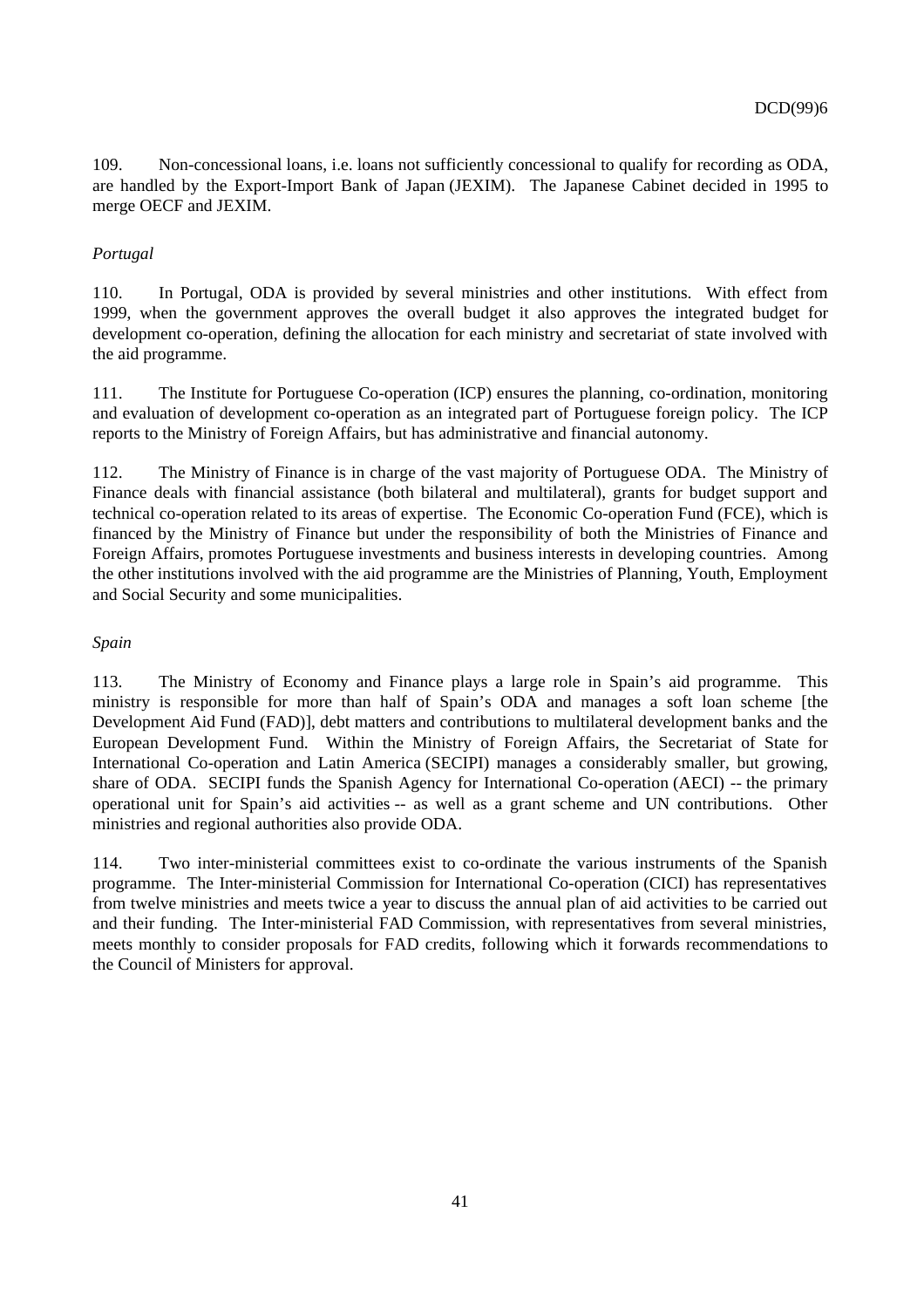109. Non-concessional loans, i.e. loans not sufficiently concessional to qualify for recording as ODA, are handled by the Export-Import Bank of Japan (JEXIM). The Japanese Cabinet decided in 1995 to merge OECF and JEXIM.

*Portugal*

110. In Portugal, ODA is provided by several ministries and other institutions. With effect from 1999, when the government approves the overall budget it also approves the integrated budget for development co-operation, defining the allocation for each ministry and secretariat of state involved with the aid programme.

111. The Institute for Portuguese Co-operation (ICP) ensures the planning, co-ordination, monitoring and evaluation of development co-operation as an integrated part of Portuguese foreign policy. The ICP reports to the Ministry of Foreign Affairs, but has administrative and financial autonomy.

112. The Ministry of Finance is in charge of the vast majority of Portuguese ODA. The Ministry of Finance deals with financial assistance (both bilateral and multilateral), grants for budget support and technical co-operation related to its areas of expertise. The Economic Co-operation Fund (FCE), which is financed by the Ministry of Finance but under the responsibility of both the Ministries of Finance and Foreign Affairs, promotes Portuguese investments and business interests in developing countries. Among the other institutions involved with the aid programme are the Ministries of Planning, Youth, Employment and Social Security and some municipalities.

*Spain*

113. The Ministry of Economy and Finance plays a large role in Spain's aid programme. This ministry is responsible for more than half of Spain's ODA and manages a soft loan scheme [the Development Aid Fund (FAD)], debt matters and contributions to multilateral development banks and the European Development Fund. Within the Ministry of Foreign Affairs, the Secretariat of State for International Co-operation and Latin America (SECIPI) manages a considerably smaller, but growing, share of ODA. SECIPI funds the Spanish Agency for International Co-operation (AECI) -- the primary operational unit for Spain's aid activities -- as well as a grant scheme and UN contributions. Other ministries and regional authorities also provide ODA.

114. Two inter-ministerial committees exist to co-ordinate the various instruments of the Spanish programme. The Inter-ministerial Commission for International Co-operation (CICI) has representatives from twelve ministries and meets twice a year to discuss the annual plan of aid activities to be carried out and their funding. The Inter-ministerial FAD Commission, with representatives from several ministries, meets monthly to consider proposals for FAD credits, following which it forwards recommendations to the Council of Ministers for approval.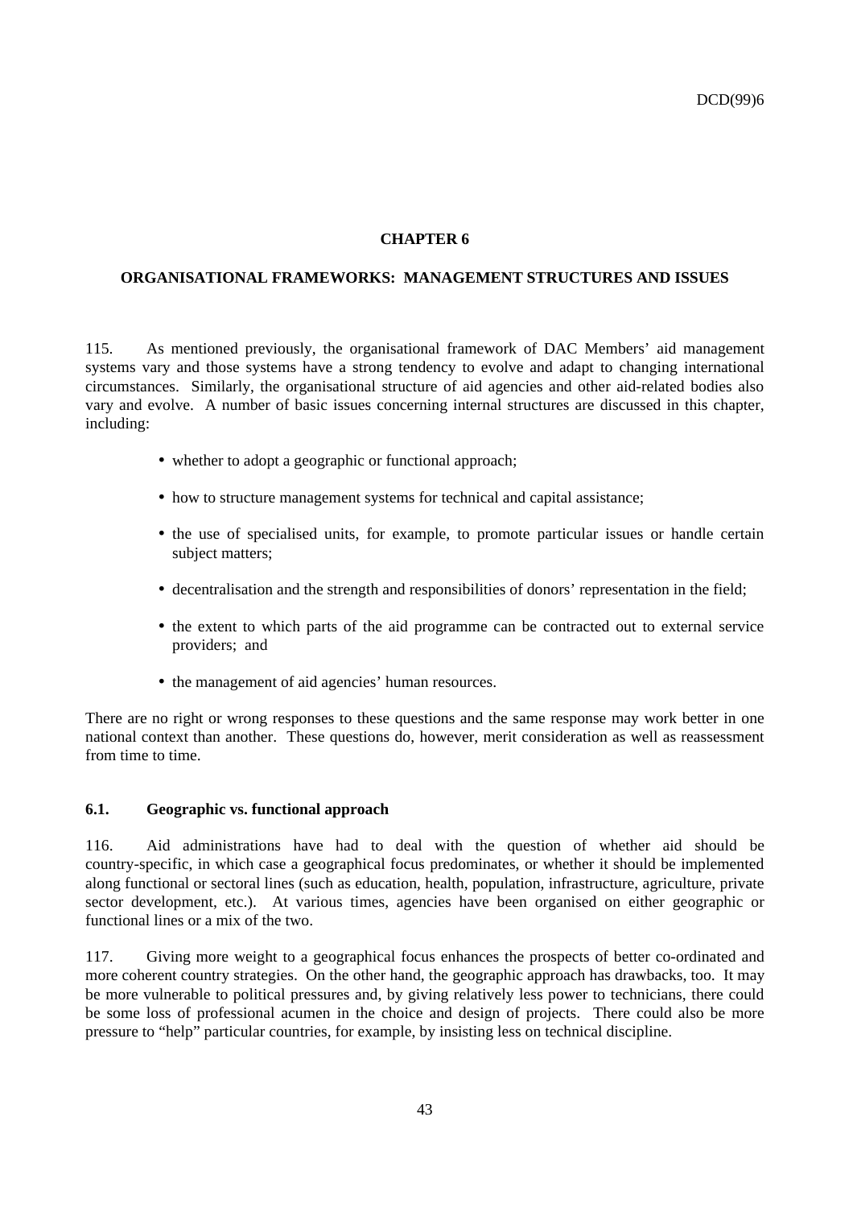# CHAPTER 6

## ORGANISATIONAL FRAMEWORKS: MANAGEMENT STRUCTURES AND ISSUES

115. As mentioned previously, the organisational framework of DAC Members' aid management systems vary and those systems have a strong tendency to evolve and adapt to changing international circumstances. Similarly, the organisational structure of aid agencies and other aid-related bodies also vary and evolve. A number of basic issues concerning internal structures are discussed in this chapter, including:

- whether to adopt a geographic or functional approach;
- how to structure management systems for technical and capital assistance;
- the use of specialised units, for example, to promote particular issues or handle certain subject matters;
- decentralisation and the strength and responsibilities of donors' representation in the field;
- the extent to which parts of the aid programme can be contracted out to external service providers; and
- the management of aid agencies' human resources.

There are no right or wrong responses to these questions and the same response may work better in one national context than another. These questions do, however, merit consideration as well as reassessment from time to time.

### 6.1. Geographic vs. functional approach

116. Aid administrations have had to deal with the question of whether aid should be country-specific, in which case a geographical focus predominates, or whether it should be implemented along functional or sectoral lines (such as education, health, population, infrastructure, agriculture, private sector development, etc.). At various times, agencies have been organised on either geographic or functional lines or a mix of the two.

117. Giving more weight to a geographical focus enhances the prospects of better co-ordinated and more coherent country strategies. On the other hand, the geographic approach has drawbacks, too. It may be more vulnerable to political pressures and, by giving relatively less power to technicians, there could be some loss of professional acumen in the choice and design of projects. There could also be more pressure to "help" particular countries, for example, by insisting less on technical discipline.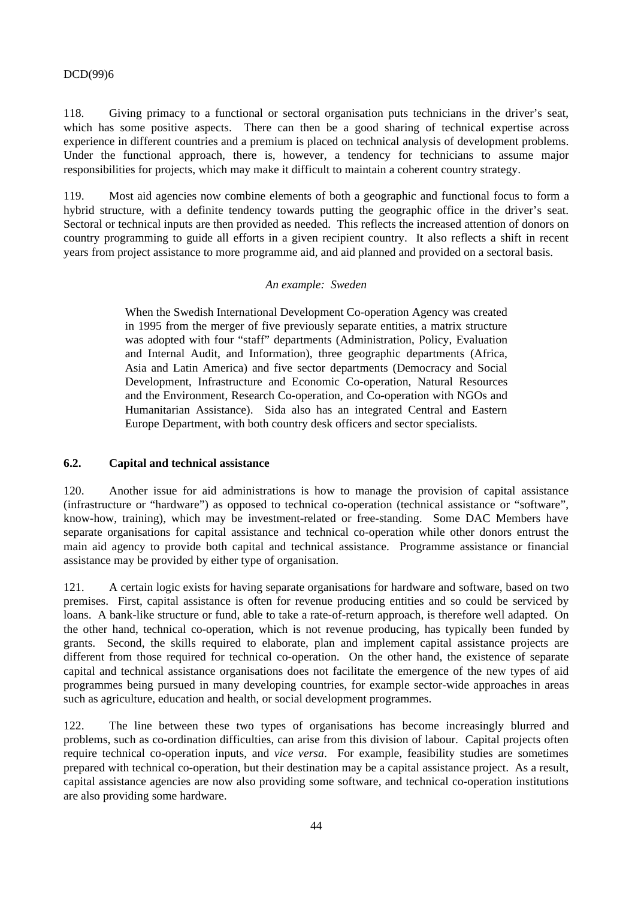118. Giving primacy to a functional or sectoral organisation puts technicians in the driver's seat, which has some positive aspects. There can then be a good sharing of technical expertise across experience in different countries and a premium is placed on technical analysis of development problems. Under the functional approach, there is, however, a tendency for technicians to assume major responsibilities for projects, which may make it difficult to maintain a coherent country strategy.

119. Most aid agencies now combine elements of both a geographic and functional focus to form a hybrid structure, with a definite tendency towards putting the geographic office in the driver's seat. Sectoral or technical inputs are then provided as needed. This reflects the increased attention of donors on country programming to guide all efforts in a given recipient country. It also reflects a shift in recent years from project assistance to more programme aid, and aid planned and provided on a sectoral basis.

*An example: Sweden*

> When the Swedish International Development Co-operation Agency was created in 1995 from the merger of five previously separate entities, a matrix structure was adopted with four "staff" departments (Administration, Policy, Evaluation and Internal Audit, and Information), three geographic departments (Africa, Asia and Latin America) and five sector departments (Democracy and Social Development, Infrastructure and Economic Co-operation, Natural Resources and the Environment, Research Co-operation, and Co-operation with NGOs and Humanitarian Assistance). Sida also has an integrated Central and Eastern Europe Department, with both country desk officers and sector specialists.

### 6.2. Capital and technical assistance

120. Another issue for aid administrations is how to manage the provision of capital assistance (infrastructure or "hardware") as opposed to technical co-operation (technical assistance or "software", know-how, training), which may be investment-related or free-standing. Some DAC Members have separate organisations for capital assistance and technical co-operation while other donors entrust the main aid agency to provide both capital and technical assistance. Programme assistance or financial assistance may be provided by either type of organisation.

121. A certain logic exists for having separate organisations for hardware and software, based on two premises. First, capital assistance is often for revenue producing entities and so could be serviced by loans. A bank-like structure or fund, able to take a rate-of-return approach, is therefore well adapted. On the other hand, technical co-operation, which is not revenue producing, has typically been funded by grants. Second, the skills required to elaborate, plan and implement capital assistance projects are different from those required for technical co-operation. On the other hand, the existence of separate capital and technical assistance organisations does not facilitate the emergence of the new types of aid programmes being pursued in many developing countries, for example sector-wide approaches in areas such as agriculture, education and health, or social development programmes.

122. The line between these two types of organisations has become increasingly blurred and problems, such as co-ordination difficulties, can arise from this division of labour. Capital projects often require technical co-operation inputs, and *vice versa*. For example, feasibility studies are sometimes prepared with technical co-operation, but their destination may be a capital assistance project. As a result, capital assistance agencies are now also providing some software, and technical co-operation institutions are also providing some hardware.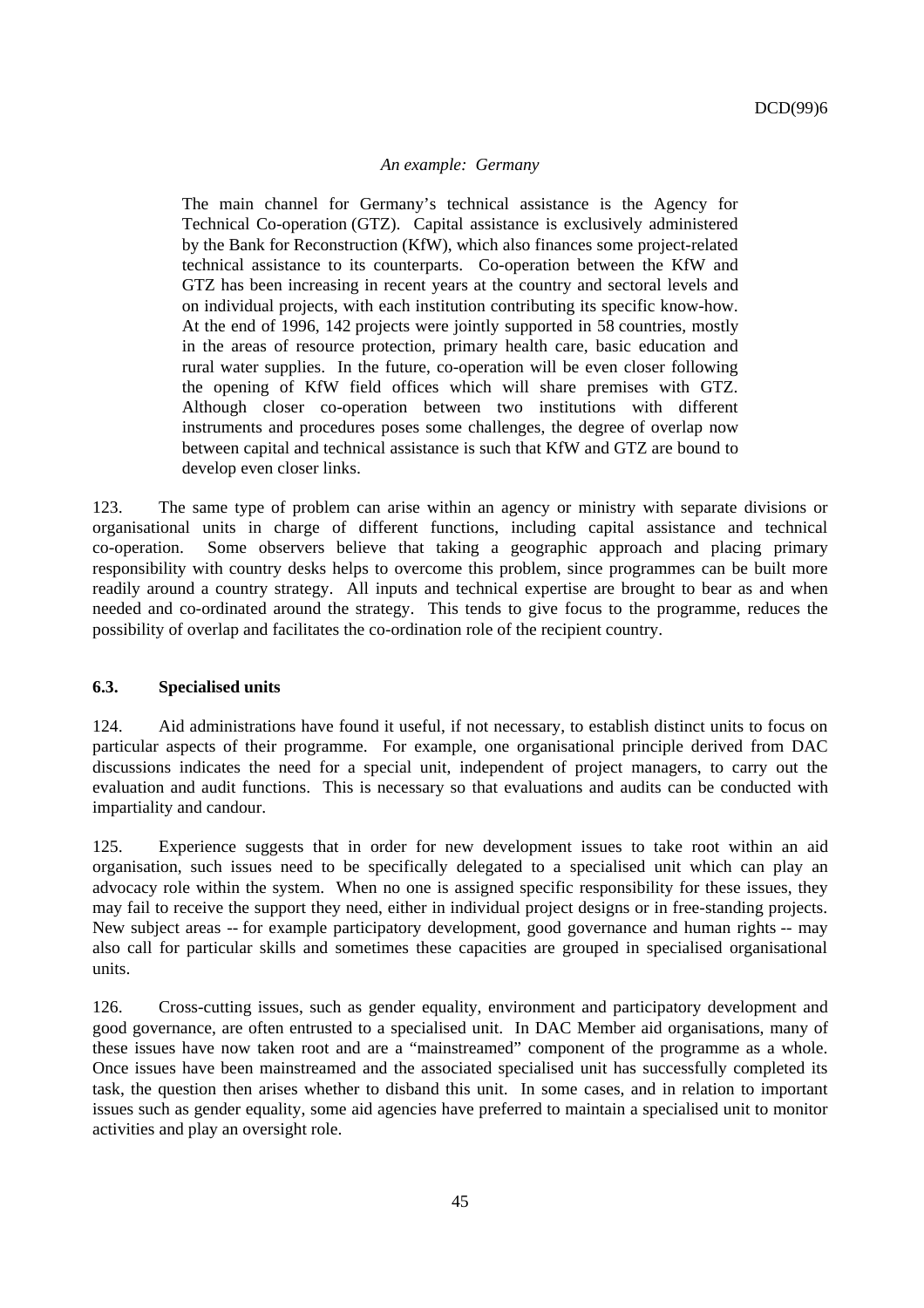*An example: Germany*

> The main channel for Germany's technical assistance is the Agency for Technical Co-operation (GTZ). Capital assistance is exclusively administered by the Bank for Reconstruction (KfW), which also finances some project-related technical assistance to its counterparts. Co-operation between the KfW and GTZ has been increasing in recent years at the country and sectoral levels and on individual projects, with each institution contributing its specific know-how. At the end of 1996, 142 projects were jointly supported in 58 countries, mostly in the areas of resource protection, primary health care, basic education and rural water supplies. In the future, co-operation will be even closer following the opening of KfW field offices which will share premises with GTZ. Although closer co-operation between two institutions with different instruments and procedures poses some challenges, the degree of overlap now between capital and technical assistance is such that KfW and GTZ are bound to develop even closer links.

123. The same type of problem can arise within an agency or ministry with separate divisions or organisational units in charge of different functions, including capital assistance and technical co-operation. Some observers believe that taking a geographic approach and placing primary responsibility with country desks helps to overcome this problem, since programmes can be built more readily around a country strategy. All inputs and technical expertise are brought to bear as and when needed and co-ordinated around the strategy. This tends to give focus to the programme, reduces the possibility of overlap and facilitates the co-ordination role of the recipient country.

### 6.3. Specialised units

124. Aid administrations have found it useful, if not necessary, to establish distinct units to focus on particular aspects of their programme. For example, one organisational principle derived from DAC discussions indicates the need for a special unit, independent of project managers, to carry out the evaluation and audit functions. This is necessary so that evaluations and audits can be conducted with impartiality and candour.

125. Experience suggests that in order for new development issues to take root within an aid organisation, such issues need to be specifically delegated to a specialised unit which can play an advocacy role within the system. When no one is assigned specific responsibility for these issues, they may fail to receive the support they need, either in individual project designs or in free-standing projects. New subject areas -- for example participatory development, good governance and human rights -- may also call for particular skills and sometimes these capacities are grouped in specialised organisational units.

126. Cross-cutting issues, such as gender equality, environment and participatory development and good governance, are often entrusted to a specialised unit. In DAC Member aid organisations, many of these issues have now taken root and are a "mainstreamed" component of the programme as a whole. Once issues have been mainstreamed and the associated specialised unit has successfully completed its task, the question then arises whether to disband this unit. In some cases, and in relation to important issues such as gender equality, some aid agencies have preferred to maintain a specialised unit to monitor activities and play an oversight role.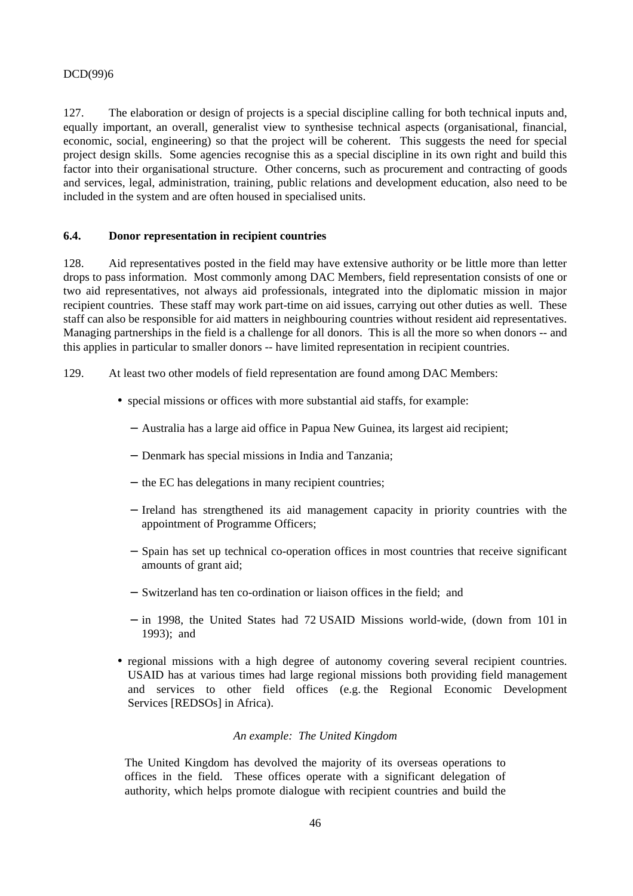127. The elaboration or design of projects is a special discipline calling for both technical inputs and, equally important, an overall, generalist view to synthesise technical aspects (organisational, financial, economic, social, engineering) so that the project will be coherent. This suggests the need for special project design skills. Some agencies recognise this as a special discipline in its own right and build this factor into their organisational structure. Other concerns, such as procurement and contracting of goods and services, legal, administration, training, public relations and development education, also need to be included in the system and are often housed in specialised units.

### 6.4. Donor representation in recipient countries

128. Aid representatives posted in the field may have extensive authority or be little more than letter drops to pass information. Most commonly among DAC Members, field representation consists of one or two aid representatives, not always aid professionals, integrated into the diplomatic mission in major recipient countries. These staff may work part-time on aid issues, carrying out other duties as well. These staff can also be responsible for aid matters in neighbouring countries without resident aid representatives. Managing partnerships in the field is a challenge for all donors. This is all the more so when donors -- and this applies in particular to smaller donors -- have limited representation in recipient countries.

129. At least two other models of field representation are found among DAC Members:

- special missions or offices with more substantial aid staffs, for example:
  - Australia has a large aid office in Papua New Guinea, its largest aid recipient;
  - Denmark has special missions in India and Tanzania;
  - the EC has delegations in many recipient countries;
  - Ireland has strengthened its aid management capacity in priority countries with the appointment of Programme Officers;
  - Spain has set up technical co-operation offices in most countries that receive significant amounts of grant aid;
  - Switzerland has ten co-ordination or liaison offices in the field; and
  - in 1998, the United States had 72 USAID Missions world-wide, (down from 101 in 1993); and
- regional missions with a high degree of autonomy covering several recipient countries. USAID has at various times had large regional missions both providing field management and services to other field offices (e.g. the Regional Economic Development Services [REDSOs] in Africa).

*An example: The United Kingdom*

The United Kingdom has devolved the majority of its overseas operations to offices in the field. These offices operate with a significant delegation of authority, which helps promote dialogue with recipient countries and build the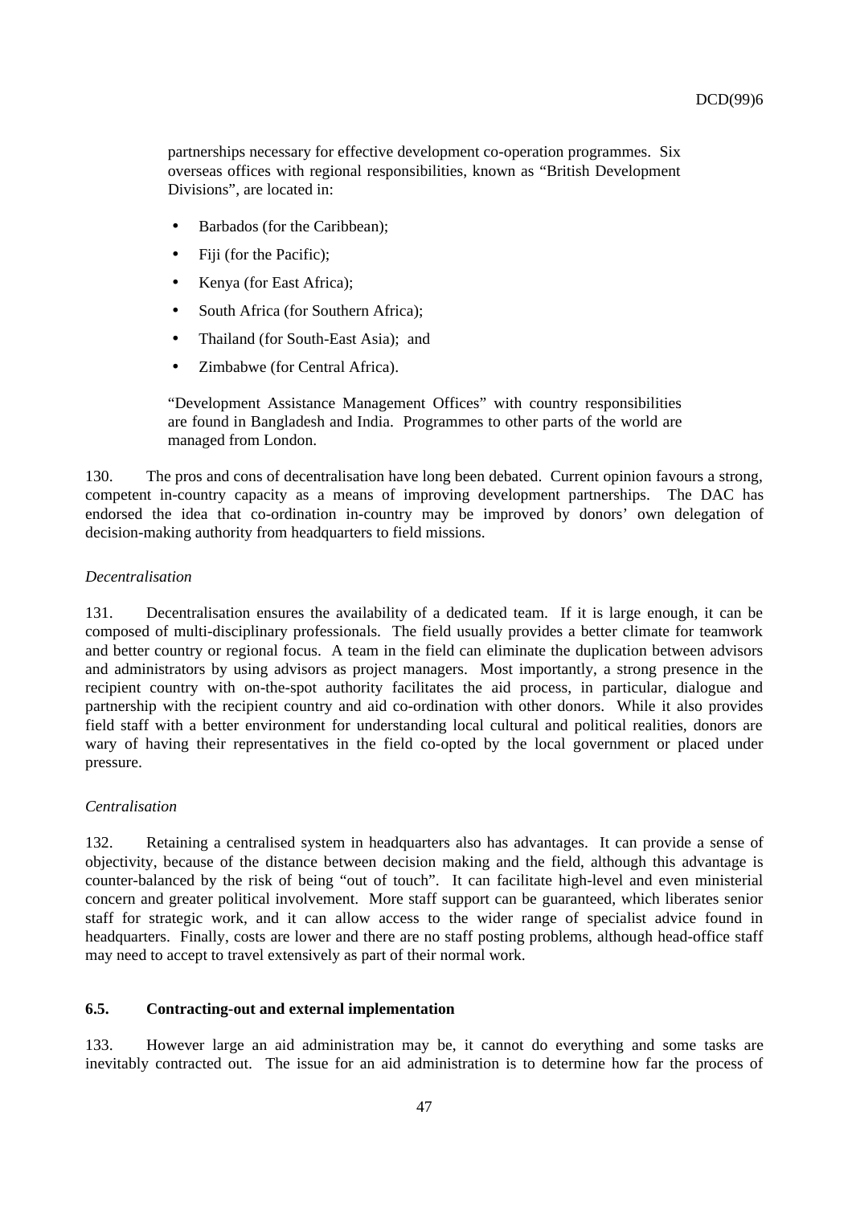partnerships necessary for effective development co-operation programmes. Six overseas offices with regional responsibilities, known as "British Development Divisions", are located in:

- Barbados (for the Caribbean);
- Fiji (for the Pacific);
- Kenya (for East Africa);
- South Africa (for Southern Africa);
- Thailand (for South-East Asia); and
- Zimbabwe (for Central Africa).

"Development Assistance Management Offices" with country responsibilities are found in Bangladesh and India. Programmes to other parts of the world are managed from London.

130. The pros and cons of decentralisation have long been debated. Current opinion favours a strong, competent in-country capacity as a means of improving development partnerships. The DAC has endorsed the idea that co-ordination in-country may be improved by donors' own delegation of decision-making authority from headquarters to field missions.

*Decentralisation*

131. Decentralisation ensures the availability of a dedicated team. If it is large enough, it can be composed of multi-disciplinary professionals. The field usually provides a better climate for teamwork and better country or regional focus. A team in the field can eliminate the duplication between advisors and administrators by using advisors as project managers. Most importantly, a strong presence in the recipient country with on-the-spot authority facilitates the aid process, in particular, dialogue and partnership with the recipient country and aid co-ordination with other donors. While it also provides field staff with a better environment for understanding local cultural and political realities, donors are wary of having their representatives in the field co-opted by the local government or placed under pressure.

*Centralisation*

132. Retaining a centralised system in headquarters also has advantages. It can provide a sense of objectivity, because of the distance between decision making and the field, although this advantage is counter-balanced by the risk of being "out of touch". It can facilitate high-level and even ministerial concern and greater political involvement. More staff support can be guaranteed, which liberates senior staff for strategic work, and it can allow access to the wider range of specialist advice found in headquarters. Finally, costs are lower and there are no staff posting problems, although head-office staff may need to accept to travel extensively as part of their normal work.

### 6.5. Contracting-out and external implementation

133. However large an aid administration may be, it cannot do everything and some tasks are inevitably contracted out. The issue for an aid administration is to determine how far the process of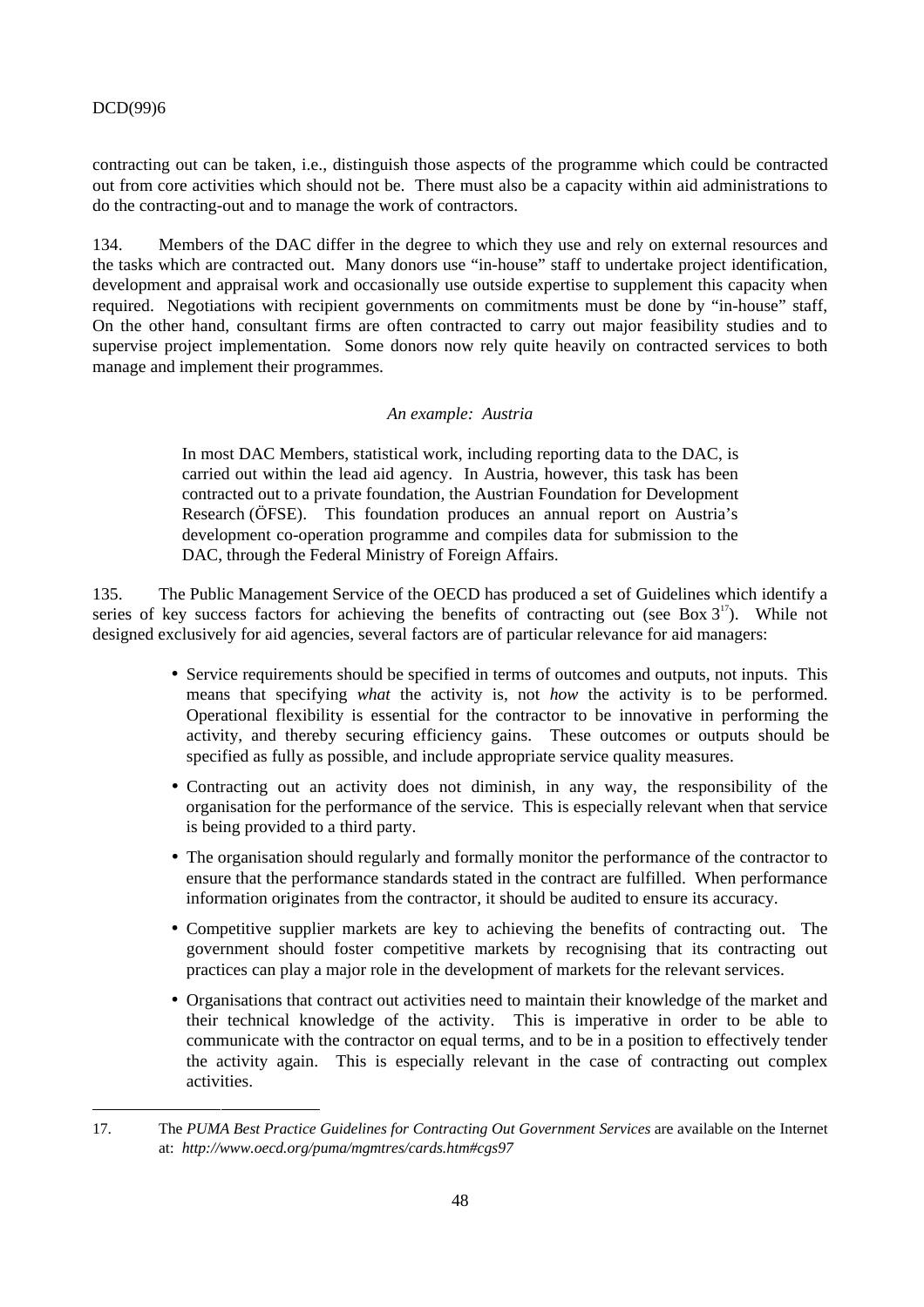contracting out can be taken, i.e., distinguish those aspects of the programme which could be contracted out from core activities which should not be. There must also be a capacity within aid administrations to do the contracting-out and to manage the work of contractors.

134. Members of the DAC differ in the degree to which they use and rely on external resources and the tasks which are contracted out. Many donors use "in-house" staff to undertake project identification, development and appraisal work and occasionally use outside expertise to supplement this capacity when required. Negotiations with recipient governments on commitments must be done by "in-house" staff, On the other hand, consultant firms are often contracted to carry out major feasibility studies and to supervise project implementation. Some donors now rely quite heavily on contracted services to both manage and implement their programmes.

*An example: Austria*

> In most DAC Members, statistical work, including reporting data to the DAC, is carried out within the lead aid agency. In Austria, however, this task has been contracted out to a private foundation, the Austrian Foundation for Development Research (ÖFSE). This foundation produces an annual report on Austria's development co-operation programme and compiles data for submission to the DAC, through the Federal Ministry of Foreign Affairs.

135. The Public Management Service of the OECD has produced a set of Guidelines which identify a series of key success factors for achieving the benefits of contracting out (see Box 3[17]). While not designed exclusively for aid agencies, several factors are of particular relevance for aid managers:

- Service requirements should be specified in terms of outcomes and outputs, not inputs. This means that specifying *what* the activity is, not *how* the activity is to be performed. Operational flexibility is essential for the contractor to be innovative in performing the activity, and thereby securing efficiency gains. These outcomes or outputs should be specified as fully as possible, and include appropriate service quality measures.
- Contracting out an activity does not diminish, in any way, the responsibility of the organisation for the performance of the service. This is especially relevant when that service is being provided to a third party.
- The organisation should regularly and formally monitor the performance of the contractor to ensure that the performance standards stated in the contract are fulfilled. When performance information originates from the contractor, it should be audited to ensure its accuracy.
- Competitive supplier markets are key to achieving the benefits of contracting out. The government should foster competitive markets by recognising that its contracting out practices can play a major role in the development of markets for the relevant services.
- Organisations that contract out activities need to maintain their knowledge of the market and their technical knowledge of the activity. This is imperative in order to be able to communicate with the contractor on equal terms, and to be in a position to effectively tender the activity again. This is especially relevant in the case of contracting out complex activities.

---

17. The *PUMA Best Practice Guidelines for Contracting Out Government Services* are available on the Internet at: *http://www.oecd.org/puma/mgmtres/cards.htm#cgs97*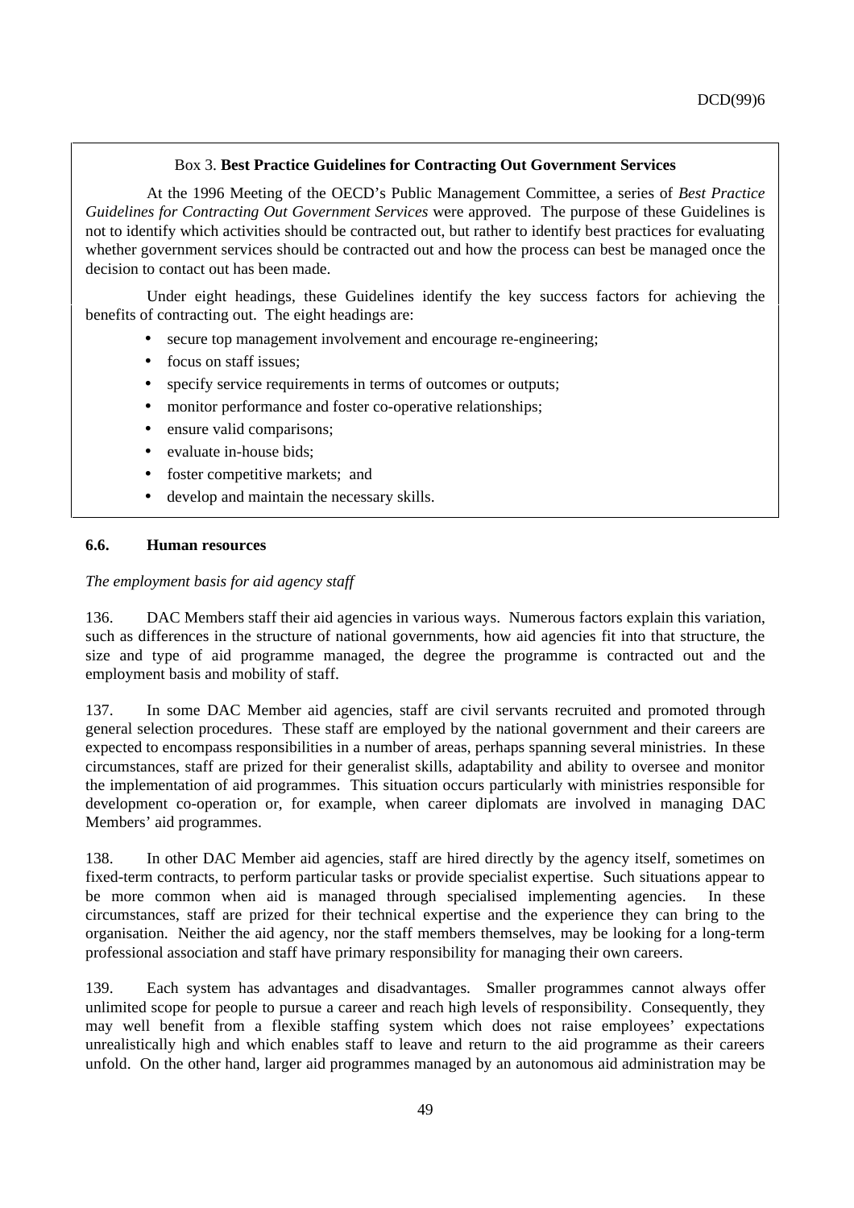Box 3. **Best Practice Guidelines for Contracting Out Government Services**

At the 1996 Meeting of the OECD's Public Management Committee, a series of *Best Practice Guidelines for Contracting Out Government Services* were approved. The purpose of these Guidelines is not to identify which activities should be contracted out, but rather to identify best practices for evaluating whether government services should be contracted out and how the process can best be managed once the decision to contact out has been made.

Under eight headings, these Guidelines identify the key success factors for achieving the benefits of contracting out. The eight headings are:

- secure top management involvement and encourage re-engineering;
- focus on staff issues;
- specify service requirements in terms of outcomes or outputs;
- monitor performance and foster co-operative relationships;
- ensure valid comparisons;
- evaluate in-house bids;
- foster competitive markets; and
- develop and maintain the necessary skills.

### 6.6. Human resources

*The employment basis for aid agency staff*

136. DAC Members staff their aid agencies in various ways. Numerous factors explain this variation, such as differences in the structure of national governments, how aid agencies fit into that structure, the size and type of aid programme managed, the degree the programme is contracted out and the employment basis and mobility of staff.

137. In some DAC Member aid agencies, staff are civil servants recruited and promoted through general selection procedures. These staff are employed by the national government and their careers are expected to encompass responsibilities in a number of areas, perhaps spanning several ministries. In these circumstances, staff are prized for their generalist skills, adaptability and ability to oversee and monitor the implementation of aid programmes. This situation occurs particularly with ministries responsible for development co-operation or, for example, when career diplomats are involved in managing DAC Members' aid programmes.

138. In other DAC Member aid agencies, staff are hired directly by the agency itself, sometimes on fixed-term contracts, to perform particular tasks or provide specialist expertise. Such situations appear to be more common when aid is managed through specialised implementing agencies. In these circumstances, staff are prized for their technical expertise and the experience they can bring to the organisation. Neither the aid agency, nor the staff members themselves, may be looking for a long-term professional association and staff have primary responsibility for managing their own careers.

139. Each system has advantages and disadvantages. Smaller programmes cannot always offer unlimited scope for people to pursue a career and reach high levels of responsibility. Consequently, they may well benefit from a flexible staffing system which does not raise employees' expectations unrealistically high and which enables staff to leave and return to the aid programme as their careers unfold. On the other hand, larger aid programmes managed by an autonomous aid administration may be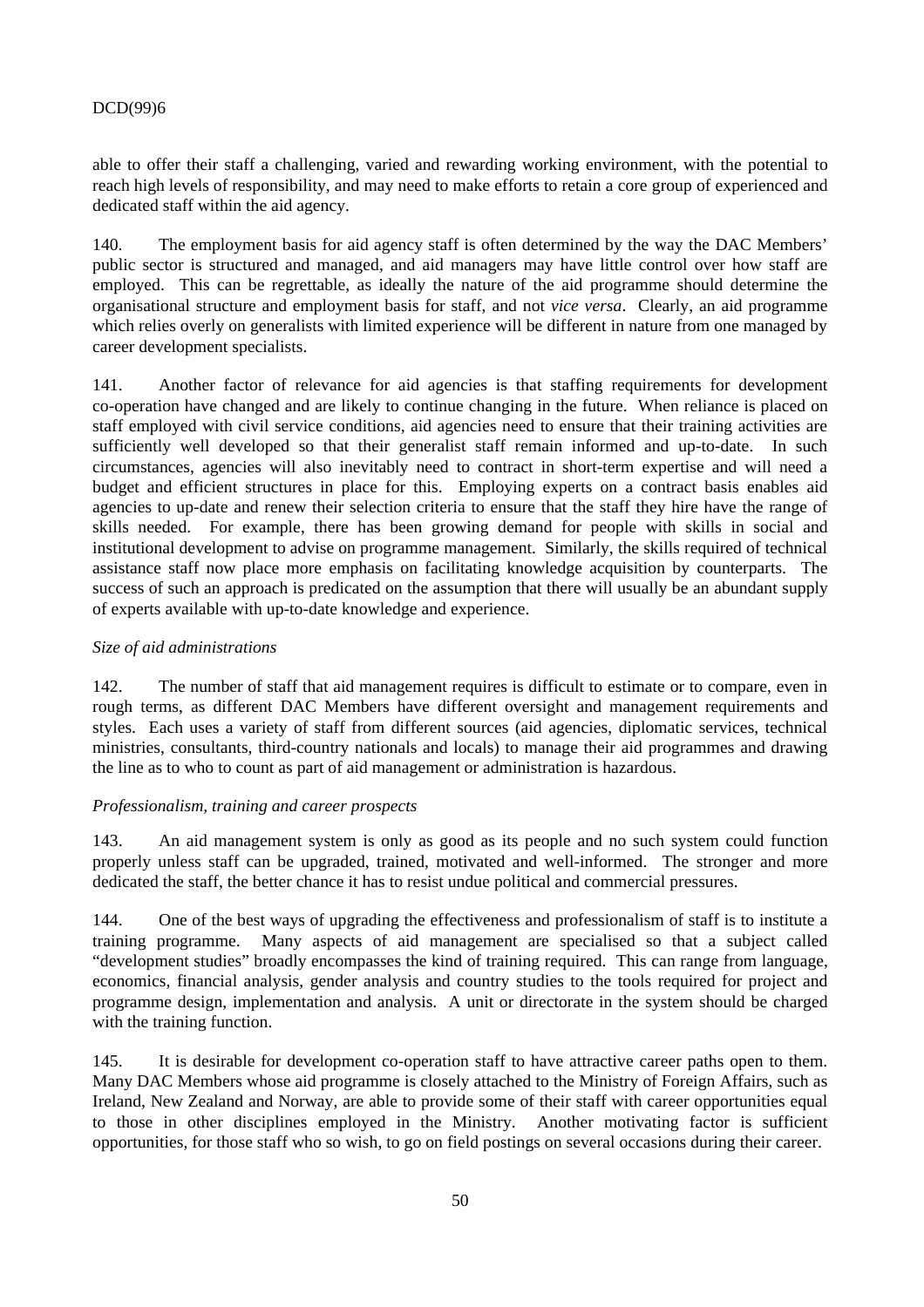able to offer their staff a challenging, varied and rewarding working environment, with the potential to reach high levels of responsibility, and may need to make efforts to retain a core group of experienced and dedicated staff within the aid agency.

140. The employment basis for aid agency staff is often determined by the way the DAC Members' public sector is structured and managed, and aid managers may have little control over how staff are employed. This can be regrettable, as ideally the nature of the aid programme should determine the organisational structure and employment basis for staff, and not *vice versa*. Clearly, an aid programme which relies overly on generalists with limited experience will be different in nature from one managed by career development specialists.

141. Another factor of relevance for aid agencies is that staffing requirements for development co-operation have changed and are likely to continue changing in the future. When reliance is placed on staff employed with civil service conditions, aid agencies need to ensure that their training activities are sufficiently well developed so that their generalist staff remain informed and up-to-date. In such circumstances, agencies will also inevitably need to contract in short-term expertise and will need a budget and efficient structures in place for this. Employing experts on a contract basis enables aid agencies to up-date and renew their selection criteria to ensure that the staff they hire have the range of skills needed. For example, there has been growing demand for people with skills in social and institutional development to advise on programme management. Similarly, the skills required of technical assistance staff now place more emphasis on facilitating knowledge acquisition by counterparts. The success of such an approach is predicated on the assumption that there will usually be an abundant supply of experts available with up-to-date knowledge and experience.

*Size of aid administrations*

142. The number of staff that aid management requires is difficult to estimate or to compare, even in rough terms, as different DAC Members have different oversight and management requirements and styles. Each uses a variety of staff from different sources (aid agencies, diplomatic services, technical ministries, consultants, third-country nationals and locals) to manage their aid programmes and drawing the line as to who to count as part of aid management or administration is hazardous.

*Professionalism, training and career prospects*

143. An aid management system is only as good as its people and no such system could function properly unless staff can be upgraded, trained, motivated and well-informed. The stronger and more dedicated the staff, the better chance it has to resist undue political and commercial pressures.

144. One of the best ways of upgrading the effectiveness and professionalism of staff is to institute a training programme. Many aspects of aid management are specialised so that a subject called "development studies" broadly encompasses the kind of training required. This can range from language, economics, financial analysis, gender analysis and country studies to the tools required for project and programme design, implementation and analysis. A unit or directorate in the system should be charged with the training function.

145. It is desirable for development co-operation staff to have attractive career paths open to them. Many DAC Members whose aid programme is closely attached to the Ministry of Foreign Affairs, such as Ireland, New Zealand and Norway, are able to provide some of their staff with career opportunities equal to those in other disciplines employed in the Ministry. Another motivating factor is sufficient opportunities, for those staff who so wish, to go on field postings on several occasions during their career.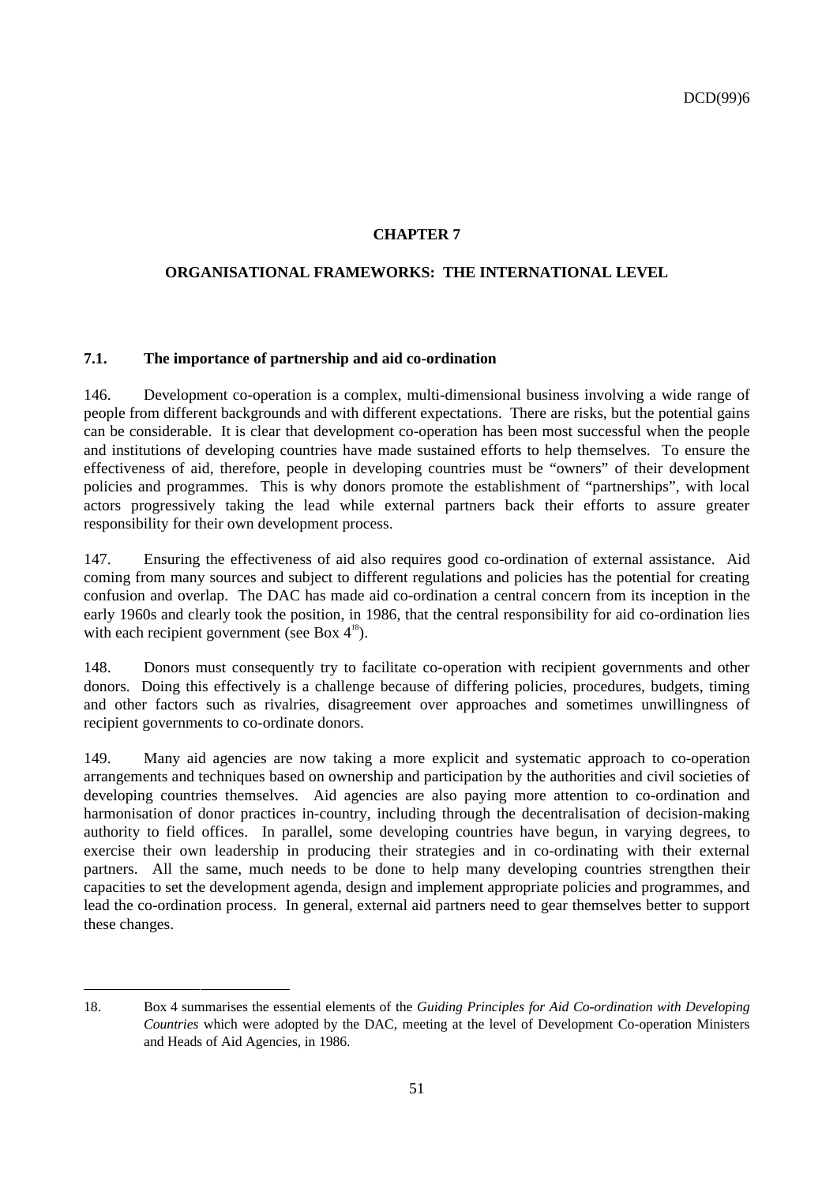# CHAPTER 7

## ORGANISATIONAL FRAMEWORKS: THE INTERNATIONAL LEVEL

### 7.1. The importance of partnership and aid co-ordination

146. Development co-operation is a complex, multi-dimensional business involving a wide range of people from different backgrounds and with different expectations. There are risks, but the potential gains can be considerable. It is clear that development co-operation has been most successful when the people and institutions of developing countries have made sustained efforts to help themselves. To ensure the effectiveness of aid, therefore, people in developing countries must be "owners" of their development policies and programmes. This is why donors promote the establishment of "partnerships", with local actors progressively taking the lead while external partners back their efforts to assure greater responsibility for their own development process.

147. Ensuring the effectiveness of aid also requires good co-ordination of external assistance. Aid coming from many sources and subject to different regulations and policies has the potential for creating confusion and overlap. The DAC has made aid co-ordination a central concern from its inception in the early 1960s and clearly took the position, in 1986, that the central responsibility for aid co-ordination lies with each recipient government (see Box 4[18]).

148. Donors must consequently try to facilitate co-operation with recipient governments and other donors. Doing this effectively is a challenge because of differing policies, procedures, budgets, timing and other factors such as rivalries, disagreement over approaches and sometimes unwillingness of recipient governments to co-ordinate donors.

149. Many aid agencies are now taking a more explicit and systematic approach to co-operation arrangements and techniques based on ownership and participation by the authorities and civil societies of developing countries themselves. Aid agencies are also paying more attention to co-ordination and harmonisation of donor practices in-country, including through the decentralisation of decision-making authority to field offices. In parallel, some developing countries have begun, in varying degrees, to exercise their own leadership in producing their strategies and in co-ordinating with their external partners. All the same, much needs to be done to help many developing countries strengthen their capacities to set the development agenda, design and implement appropriate policies and programmes, and lead the co-ordination process. In general, external aid partners need to gear themselves better to support these changes.

---

18. Box 4 summarises the essential elements of the *Guiding Principles for Aid Co-ordination with Developing Countries* which were adopted by the DAC, meeting at the level of Development Co-operation Ministers and Heads of Aid Agencies, in 1986.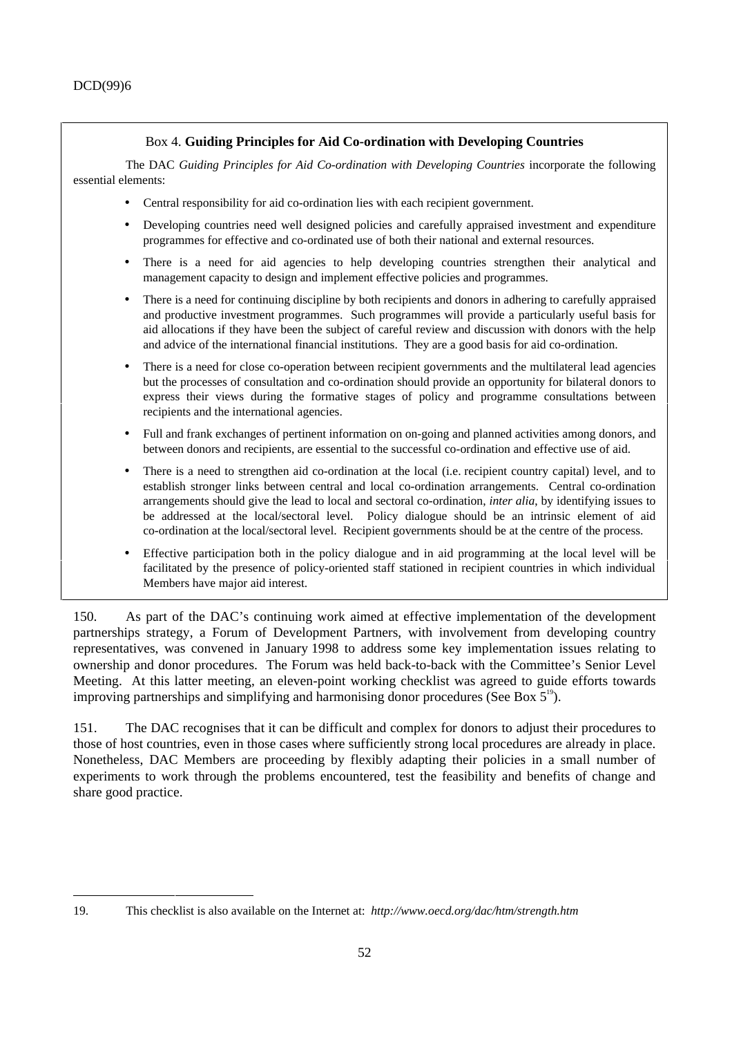### Box 4. **Guiding Principles for Aid Co-ordination with Developing Countries**

The DAC *Guiding Principles for Aid Co-ordination with Developing Countries* incorporate the following essential elements:

- Central responsibility for aid co-ordination lies with each recipient government.
- Developing countries need well designed policies and carefully appraised investment and expenditure programmes for effective and co-ordinated use of both their national and external resources.
- There is a need for aid agencies to help developing countries strengthen their analytical and management capacity to design and implement effective policies and programmes.
- There is a need for continuing discipline by both recipients and donors in adhering to carefully appraised and productive investment programmes. Such programmes will provide a particularly useful basis for aid allocations if they have been the subject of careful review and discussion with donors with the help and advice of the international financial institutions. They are a good basis for aid co-ordination.
- There is a need for close co-operation between recipient governments and the multilateral lead agencies but the processes of consultation and co-ordination should provide an opportunity for bilateral donors to express their views during the formative stages of policy and programme consultations between recipients and the international agencies.
- Full and frank exchanges of pertinent information on on-going and planned activities among donors, and between donors and recipients, are essential to the successful co-ordination and effective use of aid.
- There is a need to strengthen aid co-ordination at the local (i.e. recipient country capital) level, and to establish stronger links between central and local co-ordination arrangements. Central co-ordination arrangements should give the lead to local and sectoral co-ordination, *inter alia*, by identifying issues to be addressed at the local/sectoral level. Policy dialogue should be an intrinsic element of aid co-ordination at the local/sectoral level. Recipient governments should be at the centre of the process.
- Effective participation both in the policy dialogue and in aid programming at the local level will be facilitated by the presence of policy-oriented staff stationed in recipient countries in which individual Members have major aid interest.

150. As part of the DAC's continuing work aimed at effective implementation of the development partnerships strategy, a Forum of Development Partners, with involvement from developing country representatives, was convened in January 1998 to address some key implementation issues relating to ownership and donor procedures. The Forum was held back-to-back with the Committee's Senior Level Meeting. At this latter meeting, an eleven-point working checklist was agreed to guide efforts towards improving partnerships and simplifying and harmonising donor procedures (See Box 5[19]).

151. The DAC recognises that it can be difficult and complex for donors to adjust their procedures to those of host countries, even in those cases where sufficiently strong local procedures are already in place. Nonetheless, DAC Members are proceeding by flexibly adapting their policies in a small number of experiments to work through the problems encountered, test the feasibility and benefits of change and share good practice.

---

19. This checklist is also available on the Internet at: *http://www.oecd.org/dac/htm/strength.htm*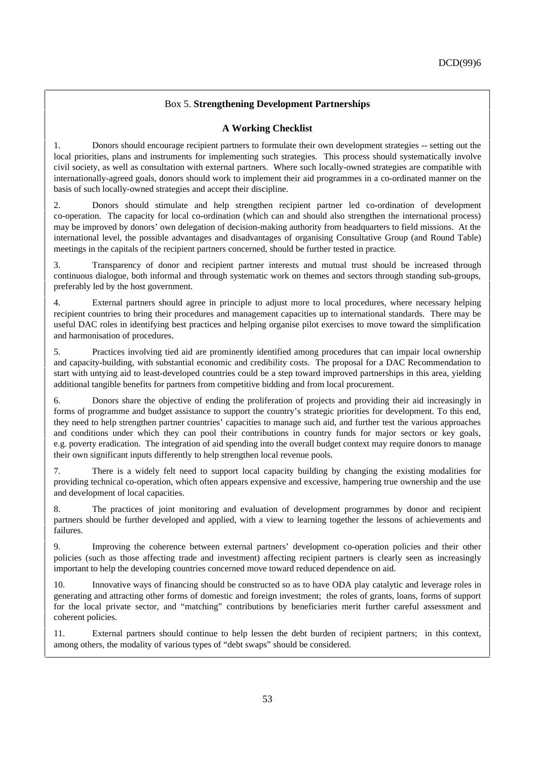Box 5. **Strengthening Development Partnerships**

**A Working Checklist**

1. Donors should encourage recipient partners to formulate their own development strategies -- setting out the local priorities, plans and instruments for implementing such strategies. This process should systematically involve civil society, as well as consultation with external partners. Where such locally-owned strategies are compatible with internationally-agreed goals, donors should work to implement their aid programmes in a co-ordinated manner on the basis of such locally-owned strategies and accept their discipline.

2. Donors should stimulate and help strengthen recipient partner led co-ordination of development co-operation. The capacity for local co-ordination (which can and should also strengthen the international process) may be improved by donors' own delegation of decision-making authority from headquarters to field missions. At the international level, the possible advantages and disadvantages of organising Consultative Group (and Round Table) meetings in the capitals of the recipient partners concerned, should be further tested in practice.

3. Transparency of donor and recipient partner interests and mutual trust should be increased through continuous dialogue, both informal and through systematic work on themes and sectors through standing sub-groups, preferably led by the host government.

4. External partners should agree in principle to adjust more to local procedures, where necessary helping recipient countries to bring their procedures and management capacities up to international standards. There may be useful DAC roles in identifying best practices and helping organise pilot exercises to move toward the simplification and harmonisation of procedures.

5. Practices involving tied aid are prominently identified among procedures that can impair local ownership and capacity-building, with substantial economic and credibility costs. The proposal for a DAC Recommendation to start with untying aid to least-developed countries could be a step toward improved partnerships in this area, yielding additional tangible benefits for partners from competitive bidding and from local procurement.

6. Donors share the objective of ending the proliferation of projects and providing their aid increasingly in forms of programme and budget assistance to support the country's strategic priorities for development. To this end, they need to help strengthen partner countries' capacities to manage such aid, and further test the various approaches and conditions under which they can pool their contributions in country funds for major sectors or key goals, e.g. poverty eradication. The integration of aid spending into the overall budget context may require donors to manage their own significant inputs differently to help strengthen local revenue pools.

7. There is a widely felt need to support local capacity building by changing the existing modalities for providing technical co-operation, which often appears expensive and excessive, hampering true ownership and the use and development of local capacities.

8. The practices of joint monitoring and evaluation of development programmes by donor and recipient partners should be further developed and applied, with a view to learning together the lessons of achievements and failures.

9. Improving the coherence between external partners' development co-operation policies and their other policies (such as those affecting trade and investment) affecting recipient partners is clearly seen as increasingly important to help the developing countries concerned move toward reduced dependence on aid.

10. Innovative ways of financing should be constructed so as to have ODA play catalytic and leverage roles in generating and attracting other forms of domestic and foreign investment; the roles of grants, loans, forms of support for the local private sector, and "matching" contributions by beneficiaries merit further careful assessment and coherent policies.

11. External partners should continue to help lessen the debt burden of recipient partners; in this context, among others, the modality of various types of "debt swaps" should be considered.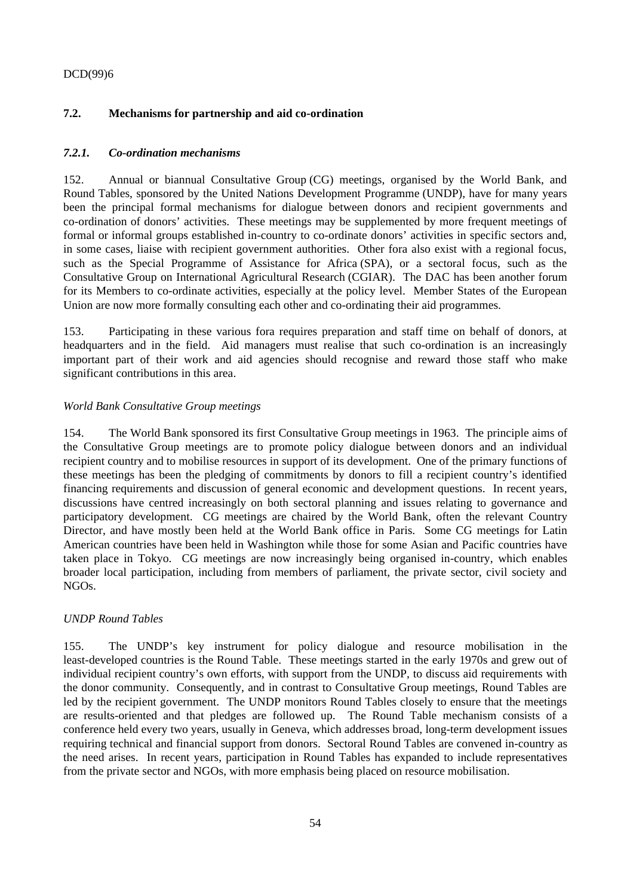## 7.2. Mechanisms for partnership and aid co-ordination

### *7.2.1. Co-ordination mechanisms*

152. Annual or biannual Consultative Group (CG) meetings, organised by the World Bank, and Round Tables, sponsored by the United Nations Development Programme (UNDP), have for many years been the principal formal mechanisms for dialogue between donors and recipient governments and co-ordination of donors' activities. These meetings may be supplemented by more frequent meetings of formal or informal groups established in-country to co-ordinate donors' activities in specific sectors and, in some cases, liaise with recipient government authorities. Other fora also exist with a regional focus, such as the Special Programme of Assistance for Africa (SPA), or a sectoral focus, such as the Consultative Group on International Agricultural Research (CGIAR). The DAC has been another forum for its Members to co-ordinate activities, especially at the policy level. Member States of the European Union are now more formally consulting each other and co-ordinating their aid programmes.

153. Participating in these various fora requires preparation and staff time on behalf of donors, at headquarters and in the field. Aid managers must realise that such co-ordination is an increasingly important part of their work and aid agencies should recognise and reward those staff who make significant contributions in this area.

*World Bank Consultative Group meetings*

154. The World Bank sponsored its first Consultative Group meetings in 1963. The principle aims of the Consultative Group meetings are to promote policy dialogue between donors and an individual recipient country and to mobilise resources in support of its development. One of the primary functions of these meetings has been the pledging of commitments by donors to fill a recipient country's identified financing requirements and discussion of general economic and development questions. In recent years, discussions have centred increasingly on both sectoral planning and issues relating to governance and participatory development. CG meetings are chaired by the World Bank, often the relevant Country Director, and have mostly been held at the World Bank office in Paris. Some CG meetings for Latin American countries have been held in Washington while those for some Asian and Pacific countries have taken place in Tokyo. CG meetings are now increasingly being organised in-country, which enables broader local participation, including from members of parliament, the private sector, civil society and NGOs.

*UNDP Round Tables*

155. The UNDP's key instrument for policy dialogue and resource mobilisation in the least-developed countries is the Round Table. These meetings started in the early 1970s and grew out of individual recipient country's own efforts, with support from the UNDP, to discuss aid requirements with the donor community. Consequently, and in contrast to Consultative Group meetings, Round Tables are led by the recipient government. The UNDP monitors Round Tables closely to ensure that the meetings are results-oriented and that pledges are followed up. The Round Table mechanism consists of a conference held every two years, usually in Geneva, which addresses broad, long-term development issues requiring technical and financial support from donors. Sectoral Round Tables are convened in-country as the need arises. In recent years, participation in Round Tables has expanded to include representatives from the private sector and NGOs, with more emphasis being placed on resource mobilisation.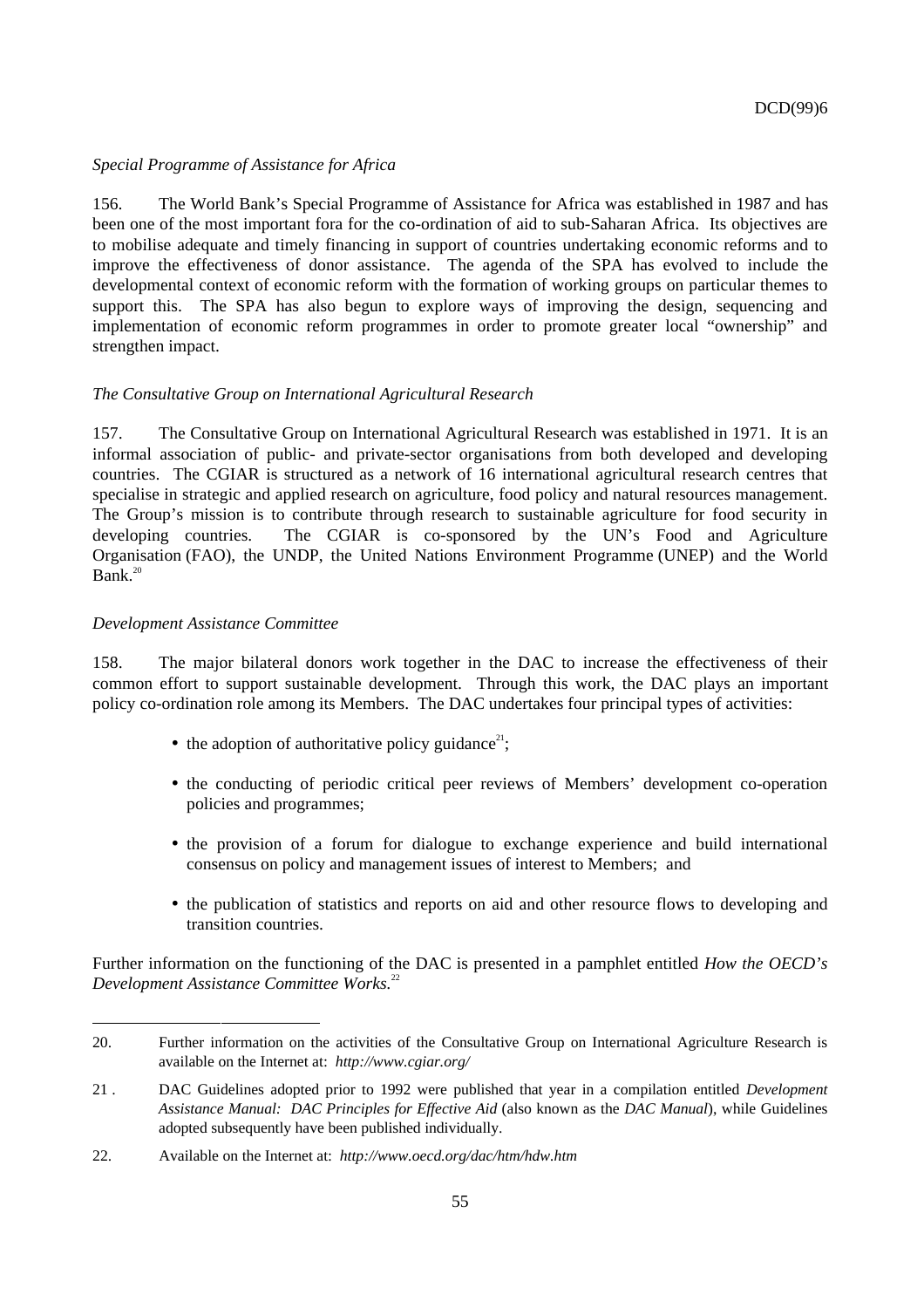*Special Programme of Assistance for Africa*

156. The World Bank’s Special Programme of Assistance for Africa was established in 1987 and has been one of the most important fora for the co-ordination of aid to sub-Saharan Africa. Its objectives are to mobilise adequate and timely financing in support of countries undertaking economic reforms and to improve the effectiveness of donor assistance. The agenda of the SPA has evolved to include the developmental context of economic reform with the formation of working groups on particular themes to support this. The SPA has also begun to explore ways of improving the design, sequencing and implementation of economic reform programmes in order to promote greater local “ownership” and strengthen impact.

*The Consultative Group on International Agricultural Research*

157. The Consultative Group on International Agricultural Research was established in 1971. It is an informal association of public- and private-sector organisations from both developed and developing countries. The CGIAR is structured as a network of 16 international agricultural research centres that specialise in strategic and applied research on agriculture, food policy and natural resources management. The Group’s mission is to contribute through research to sustainable agriculture for food security in developing countries. The CGIAR is co-sponsored by the UN’s Food and Agriculture Organisation (FAO), the UNDP, the United Nations Environment Programme (UNEP) and the World Bank.[20]

*Development Assistance Committee*

158. The major bilateral donors work together in the DAC to increase the effectiveness of their common effort to support sustainable development. Through this work, the DAC plays an important policy co-ordination role among its Members. The DAC undertakes four principal types of activities:

- the adoption of authoritative policy guidance[21];
- the conducting of periodic critical peer reviews of Members’ development co-operation policies and programmes;
- the provision of a forum for dialogue to exchange experience and build international consensus on policy and management issues of interest to Members; and
- the publication of statistics and reports on aid and other resource flows to developing and transition countries.

Further information on the functioning of the DAC is presented in a pamphlet entitled *How the OECD’s Development Assistance Committee Works.*[22]

---

20. Further information on the activities of the Consultative Group on International Agriculture Research is available on the Internet at: *http://www.cgiar.org/*

21 . DAC Guidelines adopted prior to 1992 were published that year in a compilation entitled *Development Assistance Manual: DAC Principles for Effective Aid* (also known as the *DAC Manual*), while Guidelines adopted subsequently have been published individually.

22. Available on the Internet at: *http://www.oecd.org/dac/htm/hdw.htm*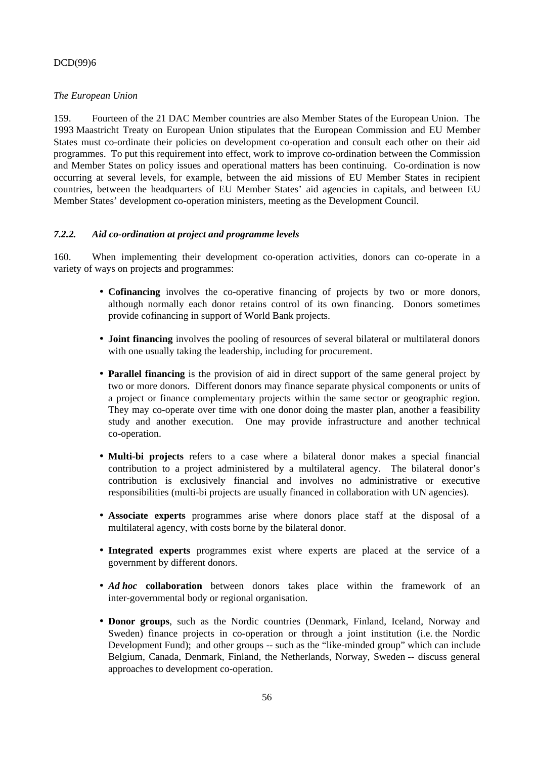*The European Union*

159. Fourteen of the 21 DAC Member countries are also Member States of the European Union. The 1993 Maastricht Treaty on European Union stipulates that the European Commission and EU Member States must co-ordinate their policies on development co-operation and consult each other on their aid programmes. To put this requirement into effect, work to improve co-ordination between the Commission and Member States on policy issues and operational matters has been continuing. Co-ordination is now occurring at several levels, for example, between the aid missions of EU Member States in recipient countries, between the headquarters of EU Member States' aid agencies in capitals, and between EU Member States' development co-operation ministers, meeting as the Development Council.

### *7.2.2. Aid co-ordination at project and programme levels*

160. When implementing their development co-operation activities, donors can co-operate in a variety of ways on projects and programmes:

- **Cofinancing** involves the co-operative financing of projects by two or more donors, although normally each donor retains control of its own financing. Donors sometimes provide cofinancing in support of World Bank projects.
- **Joint financing** involves the pooling of resources of several bilateral or multilateral donors with one usually taking the leadership, including for procurement.
- **Parallel financing** is the provision of aid in direct support of the same general project by two or more donors. Different donors may finance separate physical components or units of a project or finance complementary projects within the same sector or geographic region. They may co-operate over time with one donor doing the master plan, another a feasibility study and another execution. One may provide infrastructure and another technical co-operation.
- **Multi-bi projects** refers to a case where a bilateral donor makes a special financial contribution to a project administered by a multilateral agency. The bilateral donor's contribution is exclusively financial and involves no administrative or executive responsibilities (multi-bi projects are usually financed in collaboration with UN agencies).
- **Associate experts** programmes arise where donors place staff at the disposal of a multilateral agency, with costs borne by the bilateral donor.
- **Integrated experts** programmes exist where experts are placed at the service of a government by different donors.
- ***Ad hoc* collaboration** between donors takes place within the framework of an inter-governmental body or regional organisation.
- **Donor groups**, such as the Nordic countries (Denmark, Finland, Iceland, Norway and Sweden) finance projects in co-operation or through a joint institution (i.e. the Nordic Development Fund); and other groups -- such as the "like-minded group" which can include Belgium, Canada, Denmark, Finland, the Netherlands, Norway, Sweden -- discuss general approaches to development co-operation.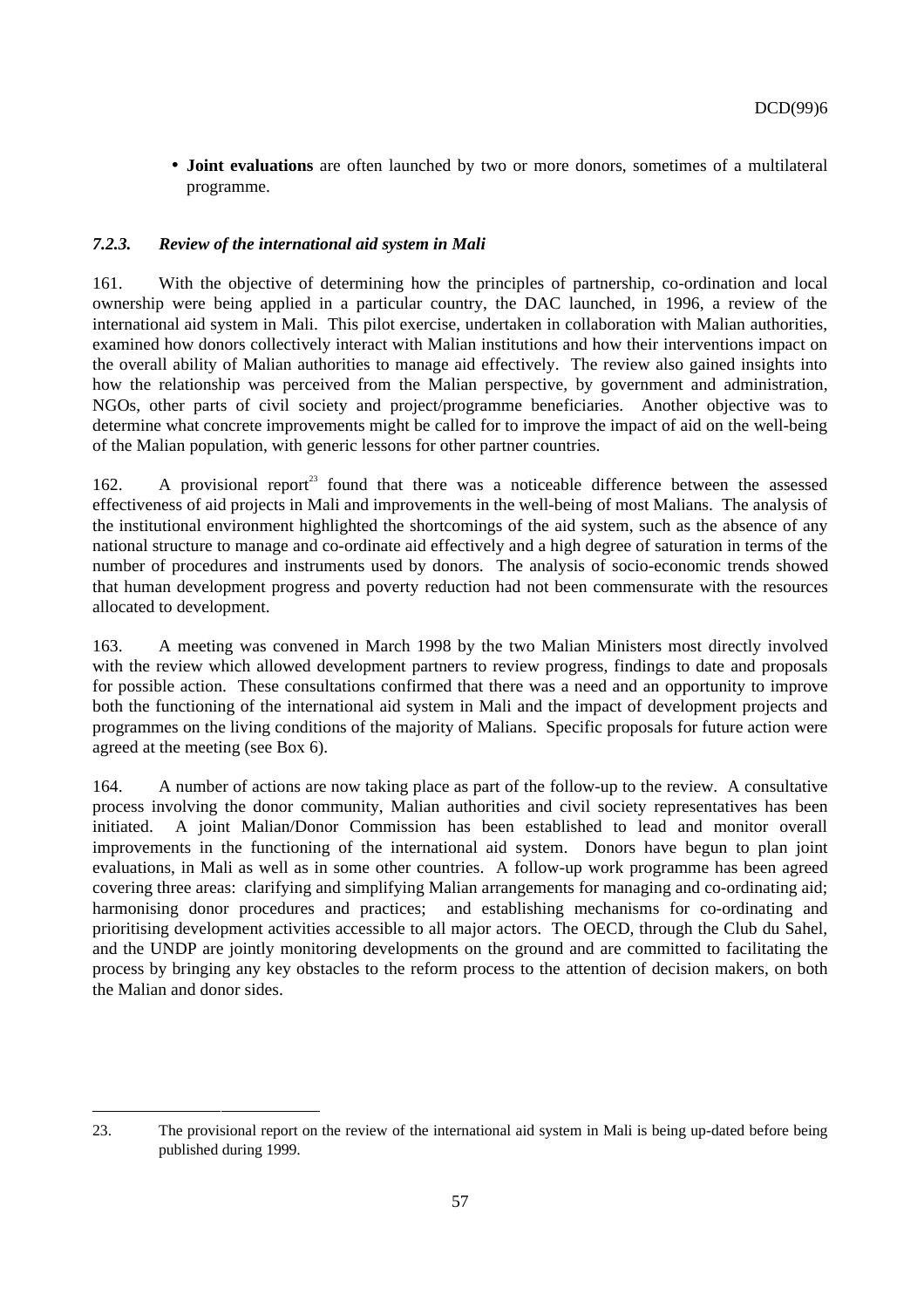- **Joint evaluations** are often launched by two or more donors, sometimes of a multilateral programme.

### *7.2.3. Review of the international aid system in Mali*

161. With the objective of determining how the principles of partnership, co-ordination and local ownership were being applied in a particular country, the DAC launched, in 1996, a review of the international aid system in Mali. This pilot exercise, undertaken in collaboration with Malian authorities, examined how donors collectively interact with Malian institutions and how their interventions impact on the overall ability of Malian authorities to manage aid effectively. The review also gained insights into how the relationship was perceived from the Malian perspective, by government and administration, NGOs, other parts of civil society and project/programme beneficiaries. Another objective was to determine what concrete improvements might be called for to improve the impact of aid on the well-being of the Malian population, with generic lessons for other partner countries.

162. A provisional report[23] found that there was a noticeable difference between the assessed effectiveness of aid projects in Mali and improvements in the well-being of most Malians. The analysis of the institutional environment highlighted the shortcomings of the aid system, such as the absence of any national structure to manage and co-ordinate aid effectively and a high degree of saturation in terms of the number of procedures and instruments used by donors. The analysis of socio-economic trends showed that human development progress and poverty reduction had not been commensurate with the resources allocated to development.

163. A meeting was convened in March 1998 by the two Malian Ministers most directly involved with the review which allowed development partners to review progress, findings to date and proposals for possible action. These consultations confirmed that there was a need and an opportunity to improve both the functioning of the international aid system in Mali and the impact of development projects and programmes on the living conditions of the majority of Malians. Specific proposals for future action were agreed at the meeting (see Box 6).

164. A number of actions are now taking place as part of the follow-up to the review. A consultative process involving the donor community, Malian authorities and civil society representatives has been initiated. A joint Malian/Donor Commission has been established to lead and monitor overall improvements in the functioning of the international aid system. Donors have begun to plan joint evaluations, in Mali as well as in some other countries. A follow-up work programme has been agreed covering three areas: clarifying and simplifying Malian arrangements for managing and co-ordinating aid; harmonising donor procedures and practices; and establishing mechanisms for co-ordinating and prioritising development activities accessible to all major actors. The OECD, through the Club du Sahel, and the UNDP are jointly monitoring developments on the ground and are committed to facilitating the process by bringing any key obstacles to the reform process to the attention of decision makers, on both the Malian and donor sides.

---

23. The provisional report on the review of the international aid system in Mali is being up-dated before being published during 1999.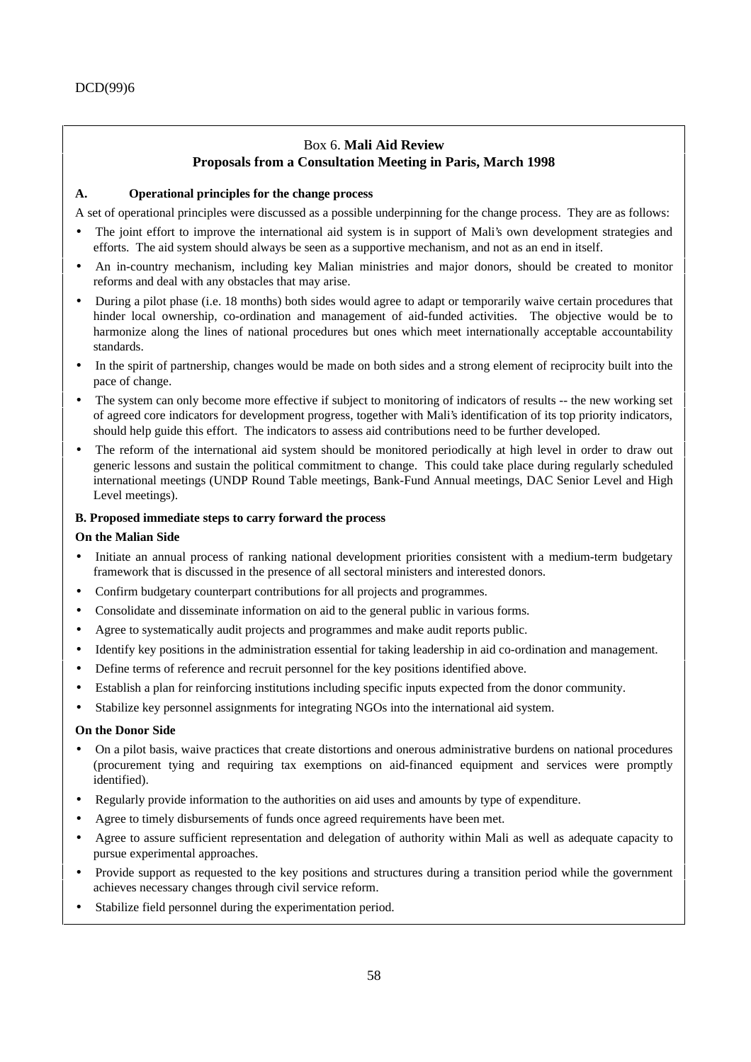### Box 6. **Mali Aid Review**
### **Proposals from a Consultation Meeting in Paris, March 1998**

**A. Operational principles for the change process**

A set of operational principles were discussed as a possible underpinning for the change process. They are as follows:

- The joint effort to improve the international aid system is in support of Mali's own development strategies and efforts. The aid system should always be seen as a supportive mechanism, and not as an end in itself.
- An in-country mechanism, including key Malian ministries and major donors, should be created to monitor reforms and deal with any obstacles that may arise.
- During a pilot phase (i.e. 18 months) both sides would agree to adapt or temporarily waive certain procedures that hinder local ownership, co-ordination and management of aid-funded activities. The objective would be to harmonize along the lines of national procedures but ones which meet internationally acceptable accountability standards.
- In the spirit of partnership, changes would be made on both sides and a strong element of reciprocity built into the pace of change.
- The system can only become more effective if subject to monitoring of indicators of results -- the new working set of agreed core indicators for development progress, together with Mali's identification of its top priority indicators, should help guide this effort. The indicators to assess aid contributions need to be further developed.
- The reform of the international aid system should be monitored periodically at high level in order to draw out generic lessons and sustain the political commitment to change. This could take place during regularly scheduled international meetings (UNDP Round Table meetings, Bank-Fund Annual meetings, DAC Senior Level and High Level meetings).

**B. Proposed immediate steps to carry forward the process**

**On the Malian Side**

- Initiate an annual process of ranking national development priorities consistent with a medium-term budgetary framework that is discussed in the presence of all sectoral ministers and interested donors.
- Confirm budgetary counterpart contributions for all projects and programmes.
- Consolidate and disseminate information on aid to the general public in various forms.
- Agree to systematically audit projects and programmes and make audit reports public.
- Identify key positions in the administration essential for taking leadership in aid co-ordination and management.
- Define terms of reference and recruit personnel for the key positions identified above.
- Establish a plan for reinforcing institutions including specific inputs expected from the donor community.
- Stabilize key personnel assignments for integrating NGOs into the international aid system.

**On the Donor Side**

- On a pilot basis, waive practices that create distortions and onerous administrative burdens on national procedures (procurement tying and requiring tax exemptions on aid-financed equipment and services were promptly identified).
- Regularly provide information to the authorities on aid uses and amounts by type of expenditure.
- Agree to timely disbursements of funds once agreed requirements have been met.
- Agree to assure sufficient representation and delegation of authority within Mali as well as adequate capacity to pursue experimental approaches.
- Provide support as requested to the key positions and structures during a transition period while the government achieves necessary changes through civil service reform.
- Stabilize field personnel during the experimentation period.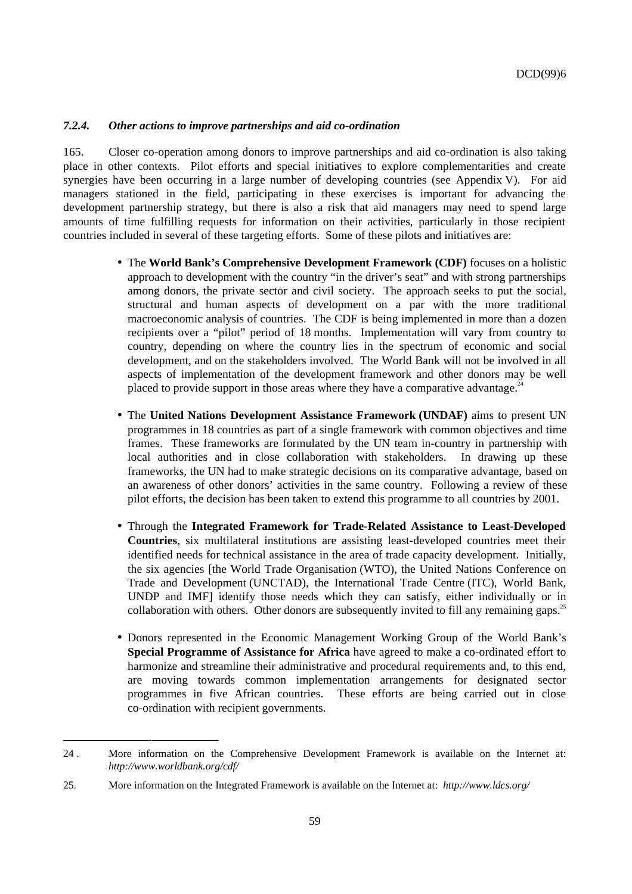#### *7.2.4. Other actions to improve partnerships and aid co-ordination*

165. Closer co-operation among donors to improve partnerships and aid co-ordination is also taking place in other contexts. Pilot efforts and special initiatives to explore complementarities and create synergies have been occurring in a large number of developing countries (see Appendix V). For aid managers stationed in the field, participating in these exercises is important for advancing the development partnership strategy, but there is also a risk that aid managers may need to spend large amounts of time fulfilling requests for information on their activities, particularly in those recipient countries included in several of these targeting efforts. Some of these pilots and initiatives are:

- The **World Bank's Comprehensive Development Framework (CDF)** focuses on a holistic approach to development with the country "in the driver's seat" and with strong partnerships among donors, the private sector and civil society. The approach seeks to put the social, structural and human aspects of development on a par with the more traditional macroeconomic analysis of countries. The CDF is being implemented in more than a dozen recipients over a "pilot" period of 18 months. Implementation will vary from country to country, depending on where the country lies in the spectrum of economic and social development, and on the stakeholders involved. The World Bank will not be involved in all aspects of implementation of the development framework and other donors may be well placed to provide support in those areas where they have a comparative advantage.[24]

- The **United Nations Development Assistance Framework (UNDAF)** aims to present UN programmes in 18 countries as part of a single framework with common objectives and time frames. These frameworks are formulated by the UN team in-country in partnership with local authorities and in close collaboration with stakeholders. In drawing up these frameworks, the UN had to make strategic decisions on its comparative advantage, based on an awareness of other donors' activities in the same country. Following a review of these pilot efforts, the decision has been taken to extend this programme to all countries by 2001.

- Through the **Integrated Framework for Trade-Related Assistance to Least-Developed Countries**, six multilateral institutions are assisting least-developed countries meet their identified needs for technical assistance in the area of trade capacity development. Initially, the six agencies [the World Trade Organisation (WTO), the United Nations Conference on Trade and Development (UNCTAD), the International Trade Centre (ITC), World Bank, UNDP and IMF] identify those needs which they can satisfy, either individually or in collaboration with others. Other donors are subsequently invited to fill any remaining gaps.[25]

- Donors represented in the Economic Management Working Group of the World Bank's **Special Programme of Assistance for Africa** have agreed to make a co-ordinated effort to harmonize and streamline their administrative and procedural requirements and, to this end, are moving towards common implementation arrangements for designated sector programmes in five African countries. These efforts are being carried out in close co-ordination with recipient governments.

---

24 . More information on the Comprehensive Development Framework is available on the Internet at: *http://www.worldbank.org/cdf/*

25. More information on the Integrated Framework is available on the Internet at: *http://www.ldcs.org/*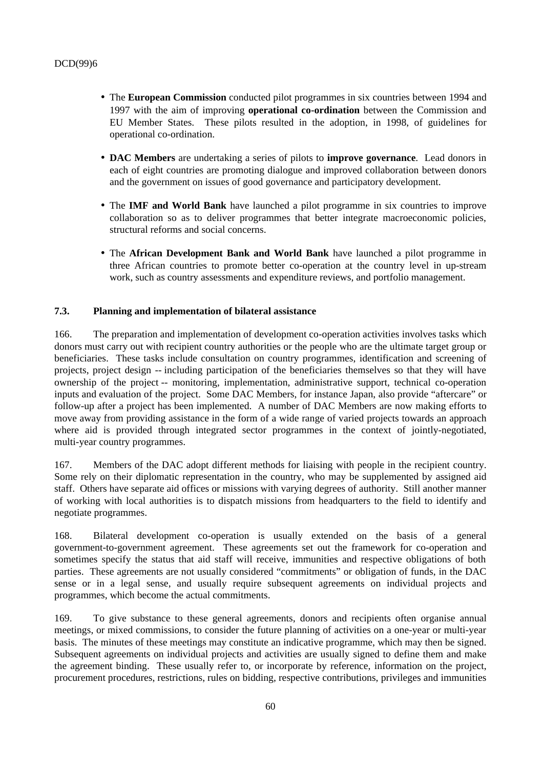- The **European Commission** conducted pilot programmes in six countries between 1994 and 1997 with the aim of improving **operational co-ordination** between the Commission and EU Member States. These pilots resulted in the adoption, in 1998, of guidelines for operational co-ordination.

- **DAC Members** are undertaking a series of pilots to **improve governance**. Lead donors in each of eight countries are promoting dialogue and improved collaboration between donors and the government on issues of good governance and participatory development.

- The **IMF and World Bank** have launched a pilot programme in six countries to improve collaboration so as to deliver programmes that better integrate macroeconomic policies, structural reforms and social concerns.

- The **African Development Bank and World Bank** have launched a pilot programme in three African countries to promote better co-operation at the country level in up-stream work, such as country assessments and expenditure reviews, and portfolio management.

### 7.3. Planning and implementation of bilateral assistance

166. The preparation and implementation of development co-operation activities involves tasks which donors must carry out with recipient country authorities or the people who are the ultimate target group or beneficiaries. These tasks include consultation on country programmes, identification and screening of projects, project design -- including participation of the beneficiaries themselves so that they will have ownership of the project -- monitoring, implementation, administrative support, technical co-operation inputs and evaluation of the project. Some DAC Members, for instance Japan, also provide "aftercare" or follow-up after a project has been implemented. A number of DAC Members are now making efforts to move away from providing assistance in the form of a wide range of varied projects towards an approach where aid is provided through integrated sector programmes in the context of jointly-negotiated, multi-year country programmes.

167. Members of the DAC adopt different methods for liaising with people in the recipient country. Some rely on their diplomatic representation in the country, who may be supplemented by assigned aid staff. Others have separate aid offices or missions with varying degrees of authority. Still another manner of working with local authorities is to dispatch missions from headquarters to the field to identify and negotiate programmes.

168. Bilateral development co-operation is usually extended on the basis of a general government-to-government agreement. These agreements set out the framework for co-operation and sometimes specify the status that aid staff will receive, immunities and respective obligations of both parties. These agreements are not usually considered "commitments" or obligation of funds, in the DAC sense or in a legal sense, and usually require subsequent agreements on individual projects and programmes, which become the actual commitments.

169. To give substance to these general agreements, donors and recipients often organise annual meetings, or mixed commissions, to consider the future planning of activities on a one-year or multi-year basis. The minutes of these meetings may constitute an indicative programme, which may then be signed. Subsequent agreements on individual projects and activities are usually signed to define them and make the agreement binding. These usually refer to, or incorporate by reference, information on the project, procurement procedures, restrictions, rules on bidding, respective contributions, privileges and immunities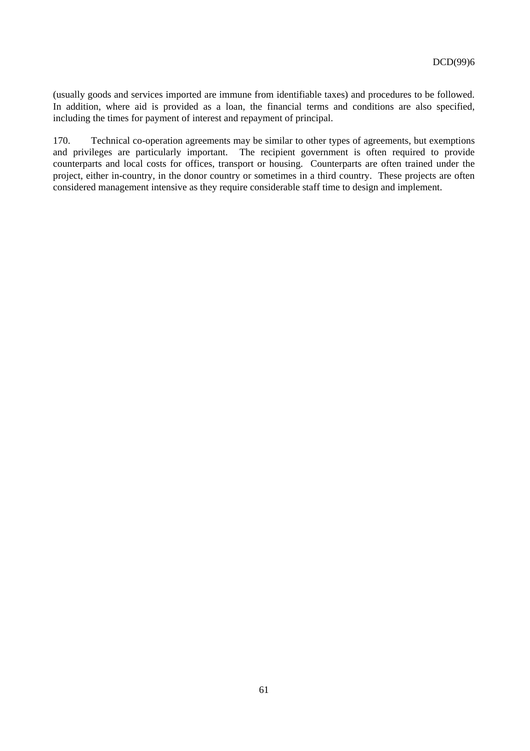(usually goods and services imported are immune from identifiable taxes) and procedures to be followed. In addition, where aid is provided as a loan, the financial terms and conditions are also specified, including the times for payment of interest and repayment of principal.

170. Technical co-operation agreements may be similar to other types of agreements, but exemptions and privileges are particularly important. The recipient government is often required to provide counterparts and local costs for offices, transport or housing. Counterparts are often trained under the project, either in-country, in the donor country or sometimes in a third country. These projects are often considered management intensive as they require considerable staff time to design and implement.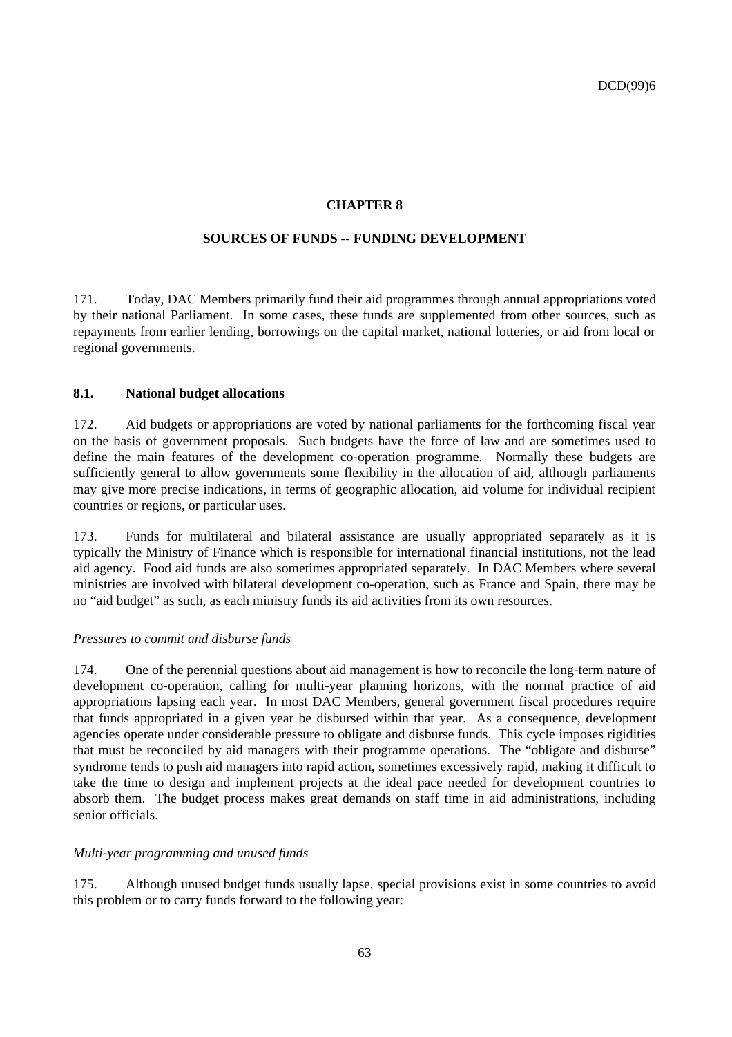# CHAPTER 8

## SOURCES OF FUNDS -- FUNDING DEVELOPMENT

171. Today, DAC Members primarily fund their aid programmes through annual appropriations voted by their national Parliament. In some cases, these funds are supplemented from other sources, such as repayments from earlier lending, borrowings on the capital market, national lotteries, or aid from local or regional governments.

### 8.1. National budget allocations

172. Aid budgets or appropriations are voted by national parliaments for the forthcoming fiscal year on the basis of government proposals. Such budgets have the force of law and are sometimes used to define the main features of the development co-operation programme. Normally these budgets are sufficiently general to allow governments some flexibility in the allocation of aid, although parliaments may give more precise indications, in terms of geographic allocation, aid volume for individual recipient countries or regions, or particular uses.

173. Funds for multilateral and bilateral assistance are usually appropriated separately as it is typically the Ministry of Finance which is responsible for international financial institutions, not the lead aid agency. Food aid funds are also sometimes appropriated separately. In DAC Members where several ministries are involved with bilateral development co-operation, such as France and Spain, there may be no "aid budget" as such, as each ministry funds its aid activities from its own resources.

*Pressures to commit and disburse funds*

174. One of the perennial questions about aid management is how to reconcile the long-term nature of development co-operation, calling for multi-year planning horizons, with the normal practice of aid appropriations lapsing each year. In most DAC Members, general government fiscal procedures require that funds appropriated in a given year be disbursed within that year. As a consequence, development agencies operate under considerable pressure to obligate and disburse funds. This cycle imposes rigidities that must be reconciled by aid managers with their programme operations. The "obligate and disburse" syndrome tends to push aid managers into rapid action, sometimes excessively rapid, making it difficult to take the time to design and implement projects at the ideal pace needed for development countries to absorb them. The budget process makes great demands on staff time in aid administrations, including senior officials.

*Multi-year programming and unused funds*

175. Although unused budget funds usually lapse, special provisions exist in some countries to avoid this problem or to carry funds forward to the following year: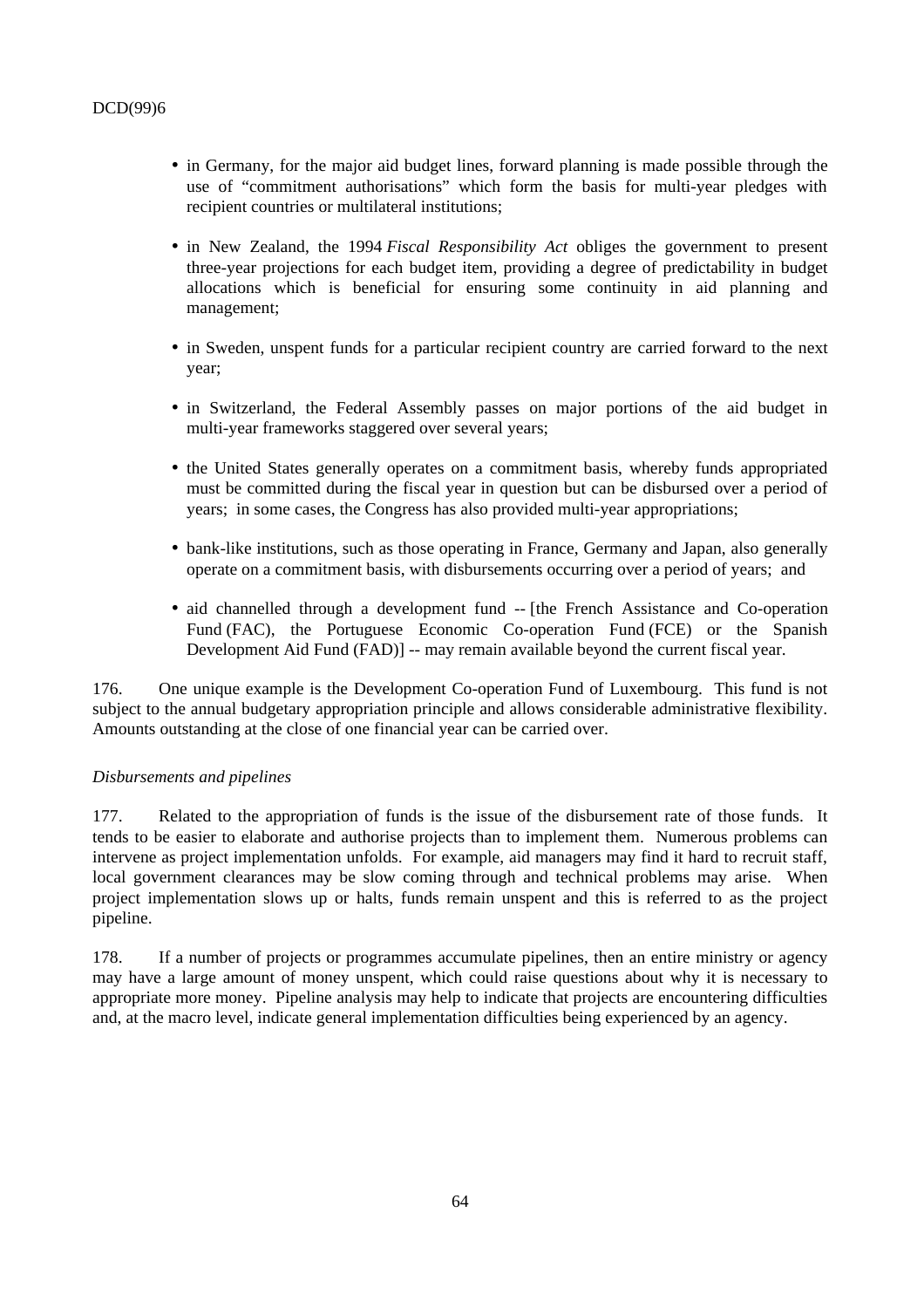- in Germany, for the major aid budget lines, forward planning is made possible through the use of "commitment authorisations" which form the basis for multi-year pledges with recipient countries or multilateral institutions;

- in New Zealand, the 1994 *Fiscal Responsibility Act* obliges the government to present three-year projections for each budget item, providing a degree of predictability in budget allocations which is beneficial for ensuring some continuity in aid planning and management;

- in Sweden, unspent funds for a particular recipient country are carried forward to the next year;

- in Switzerland, the Federal Assembly passes on major portions of the aid budget in multi-year frameworks staggered over several years;

- the United States generally operates on a commitment basis, whereby funds appropriated must be committed during the fiscal year in question but can be disbursed over a period of years; in some cases, the Congress has also provided multi-year appropriations;

- bank-like institutions, such as those operating in France, Germany and Japan, also generally operate on a commitment basis, with disbursements occurring over a period of years; and

- aid channelled through a development fund -- [the French Assistance and Co-operation Fund (FAC), the Portuguese Economic Co-operation Fund (FCE) or the Spanish Development Aid Fund (FAD)] -- may remain available beyond the current fiscal year.

176. One unique example is the Development Co-operation Fund of Luxembourg. This fund is not subject to the annual budgetary appropriation principle and allows considerable administrative flexibility. Amounts outstanding at the close of one financial year can be carried over.

*Disbursements and pipelines*

177. Related to the appropriation of funds is the issue of the disbursement rate of those funds. It tends to be easier to elaborate and authorise projects than to implement them. Numerous problems can intervene as project implementation unfolds. For example, aid managers may find it hard to recruit staff, local government clearances may be slow coming through and technical problems may arise. When project implementation slows up or halts, funds remain unspent and this is referred to as the project pipeline.

178. If a number of projects or programmes accumulate pipelines, then an entire ministry or agency may have a large amount of money unspent, which could raise questions about why it is necessary to appropriate more money. Pipeline analysis may help to indicate that projects are encountering difficulties and, at the macro level, indicate general implementation difficulties being experienced by an agency.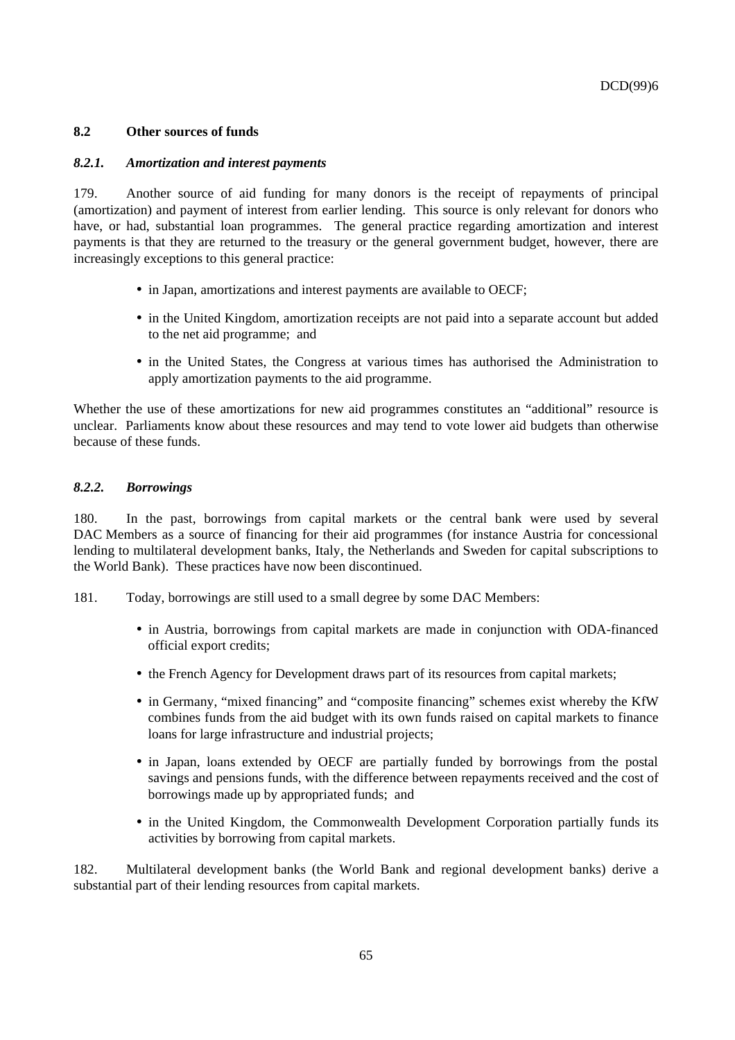## 8.2 Other sources of funds

### *8.2.1. Amortization and interest payments*

179. Another source of aid funding for many donors is the receipt of repayments of principal (amortization) and payment of interest from earlier lending. This source is only relevant for donors who have, or had, substantial loan programmes. The general practice regarding amortization and interest payments is that they are returned to the treasury or the general government budget, however, there are increasingly exceptions to this general practice:

- in Japan, amortizations and interest payments are available to OECF;
- in the United Kingdom, amortization receipts are not paid into a separate account but added to the net aid programme; and
- in the United States, the Congress at various times has authorised the Administration to apply amortization payments to the aid programme.

Whether the use of these amortizations for new aid programmes constitutes an "additional" resource is unclear. Parliaments know about these resources and may tend to vote lower aid budgets than otherwise because of these funds.

### *8.2.2. Borrowings*

180. In the past, borrowings from capital markets or the central bank were used by several DAC Members as a source of financing for their aid programmes (for instance Austria for concessional lending to multilateral development banks, Italy, the Netherlands and Sweden for capital subscriptions to the World Bank). These practices have now been discontinued.

181. Today, borrowings are still used to a small degree by some DAC Members:

- in Austria, borrowings from capital markets are made in conjunction with ODA-financed official export credits;
- the French Agency for Development draws part of its resources from capital markets;
- in Germany, "mixed financing" and "composite financing" schemes exist whereby the KfW combines funds from the aid budget with its own funds raised on capital markets to finance loans for large infrastructure and industrial projects;
- in Japan, loans extended by OECF are partially funded by borrowings from the postal savings and pensions funds, with the difference between repayments received and the cost of borrowings made up by appropriated funds; and
- in the United Kingdom, the Commonwealth Development Corporation partially funds its activities by borrowing from capital markets.

182. Multilateral development banks (the World Bank and regional development banks) derive a substantial part of their lending resources from capital markets.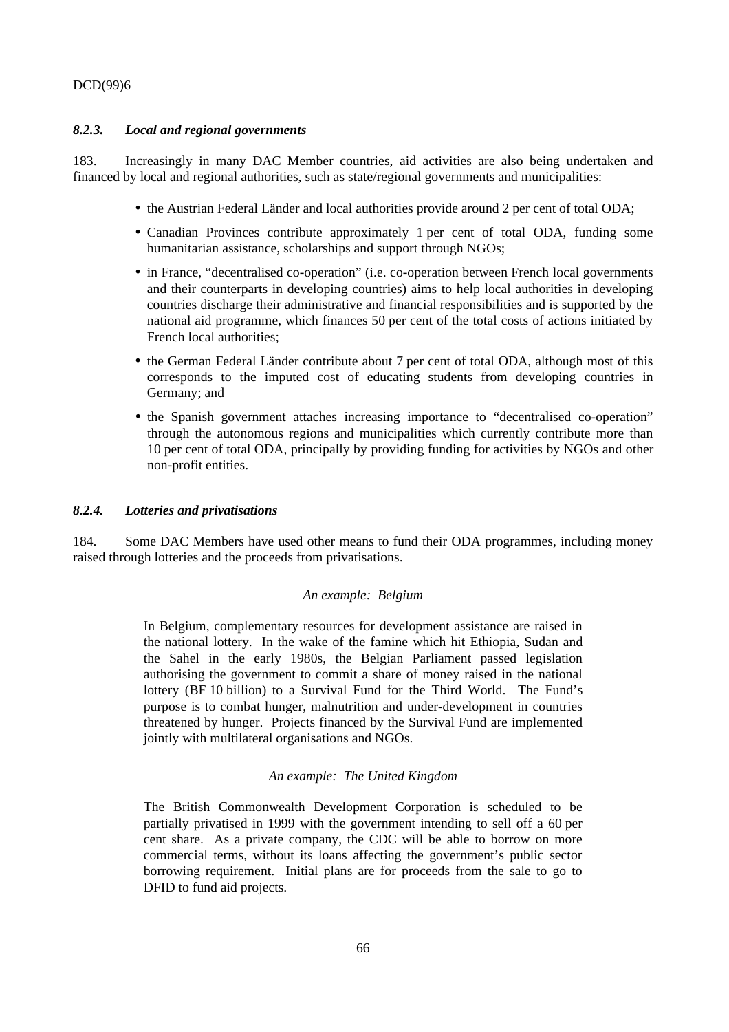### *8.2.3. Local and regional governments*

183. Increasingly in many DAC Member countries, aid activities are also being undertaken and financed by local and regional authorities, such as state/regional governments and municipalities:

- the Austrian Federal Länder and local authorities provide around 2 per cent of total ODA;
- Canadian Provinces contribute approximately 1 per cent of total ODA, funding some humanitarian assistance, scholarships and support through NGOs;
- in France, "decentralised co-operation" (i.e. co-operation between French local governments and their counterparts in developing countries) aims to help local authorities in developing countries discharge their administrative and financial responsibilities and is supported by the national aid programme, which finances 50 per cent of the total costs of actions initiated by French local authorities;
- the German Federal Länder contribute about 7 per cent of total ODA, although most of this corresponds to the imputed cost of educating students from developing countries in Germany; and
- the Spanish government attaches increasing importance to "decentralised co-operation" through the autonomous regions and municipalities which currently contribute more than 10 per cent of total ODA, principally by providing funding for activities by NGOs and other non-profit entities.

### *8.2.4. Lotteries and privatisations*

184. Some DAC Members have used other means to fund their ODA programmes, including money raised through lotteries and the proceeds from privatisations.

*An example: Belgium*

> In Belgium, complementary resources for development assistance are raised in the national lottery. In the wake of the famine which hit Ethiopia, Sudan and the Sahel in the early 1980s, the Belgian Parliament passed legislation authorising the government to commit a share of money raised in the national lottery (BF 10 billion) to a Survival Fund for the Third World. The Fund's purpose is to combat hunger, malnutrition and under-development in countries threatened by hunger. Projects financed by the Survival Fund are implemented jointly with multilateral organisations and NGOs.

*An example: The United Kingdom*

> The British Commonwealth Development Corporation is scheduled to be partially privatised in 1999 with the government intending to sell off a 60 per cent share. As a private company, the CDC will be able to borrow on more commercial terms, without its loans affecting the government's public sector borrowing requirement. Initial plans are for proceeds from the sale to go to DFID to fund aid projects.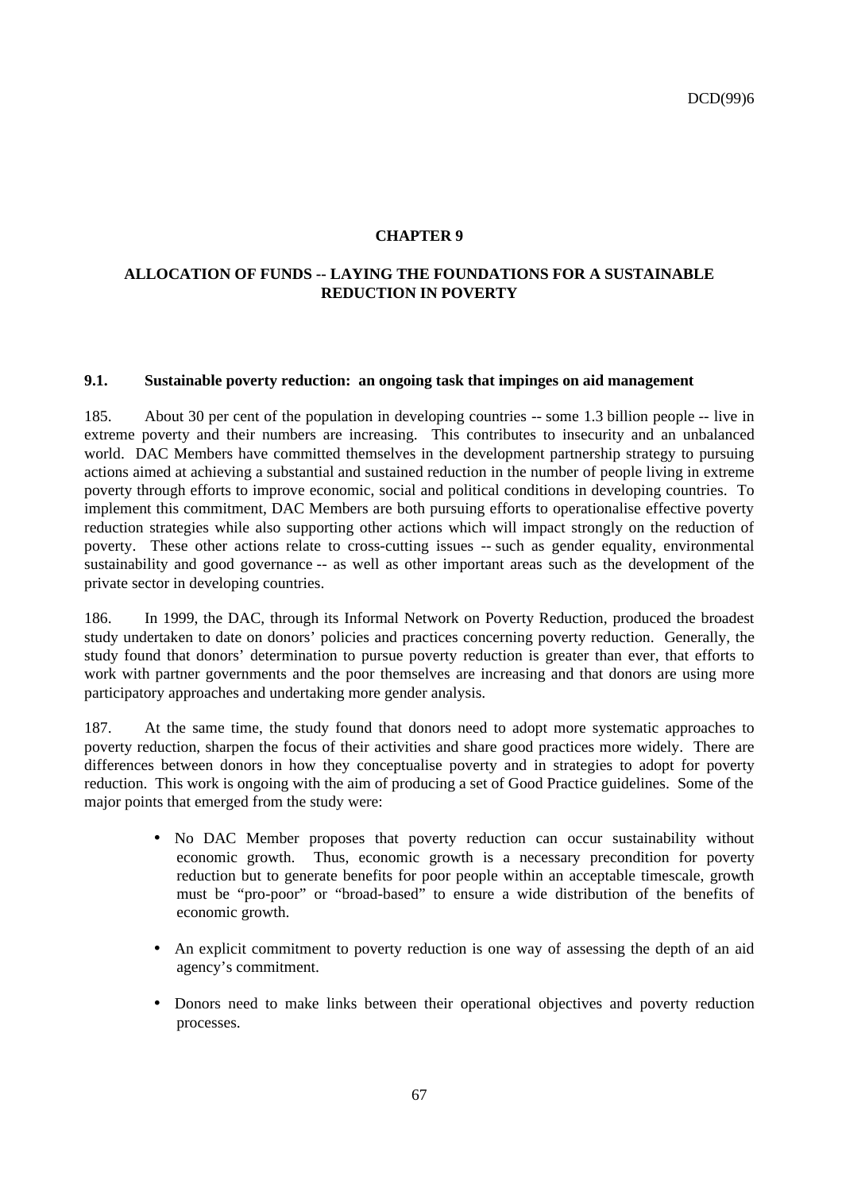# CHAPTER 9

## ALLOCATION OF FUNDS -- LAYING THE FOUNDATIONS FOR A SUSTAINABLE REDUCTION IN POVERTY

### 9.1. Sustainable poverty reduction: an ongoing task that impinges on aid management

185. About 30 per cent of the population in developing countries -- some 1.3 billion people -- live in extreme poverty and their numbers are increasing. This contributes to insecurity and an unbalanced world. DAC Members have committed themselves in the development partnership strategy to pursuing actions aimed at achieving a substantial and sustained reduction in the number of people living in extreme poverty through efforts to improve economic, social and political conditions in developing countries. To implement this commitment, DAC Members are both pursuing efforts to operationalise effective poverty reduction strategies while also supporting other actions which will impact strongly on the reduction of poverty. These other actions relate to cross-cutting issues -- such as gender equality, environmental sustainability and good governance -- as well as other important areas such as the development of the private sector in developing countries.

186. In 1999, the DAC, through its Informal Network on Poverty Reduction, produced the broadest study undertaken to date on donors' policies and practices concerning poverty reduction. Generally, the study found that donors' determination to pursue poverty reduction is greater than ever, that efforts to work with partner governments and the poor themselves are increasing and that donors are using more participatory approaches and undertaking more gender analysis.

187. At the same time, the study found that donors need to adopt more systematic approaches to poverty reduction, sharpen the focus of their activities and share good practices more widely. There are differences between donors in how they conceptualise poverty and in strategies to adopt for poverty reduction. This work is ongoing with the aim of producing a set of Good Practice guidelines. Some of the major points that emerged from the study were:

- No DAC Member proposes that poverty reduction can occur sustainability without economic growth. Thus, economic growth is a necessary precondition for poverty reduction but to generate benefits for poor people within an acceptable timescale, growth must be "pro-poor" or "broad-based" to ensure a wide distribution of the benefits of economic growth.

- An explicit commitment to poverty reduction is one way of assessing the depth of an aid agency's commitment.

- Donors need to make links between their operational objectives and poverty reduction processes.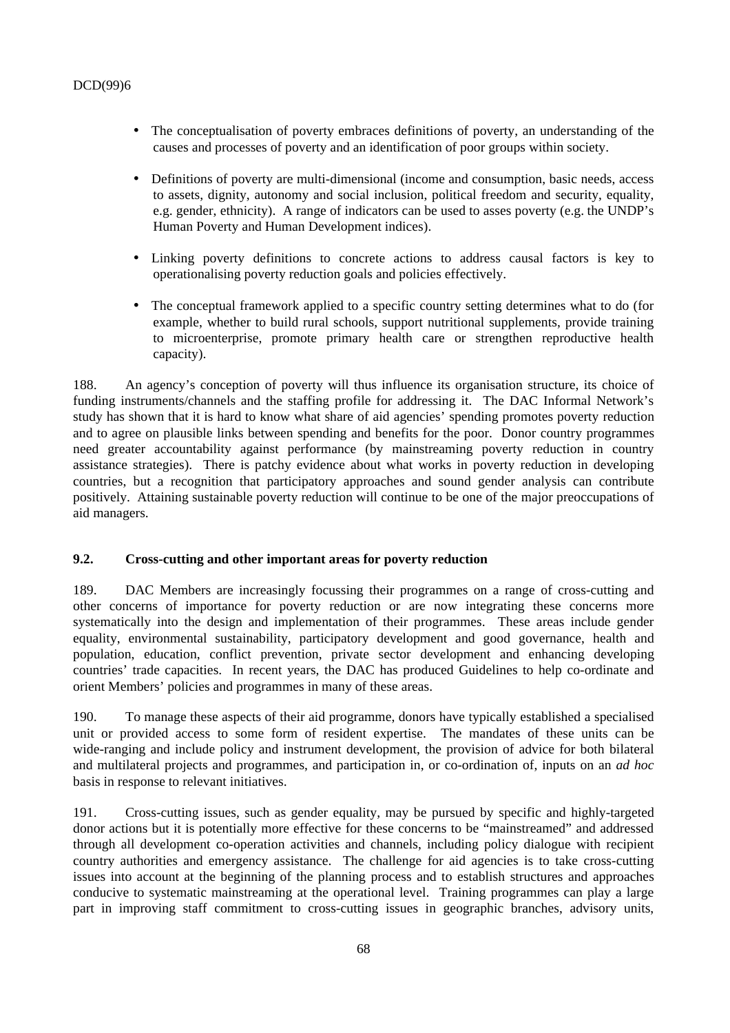- The conceptualisation of poverty embraces definitions of poverty, an understanding of the causes and processes of poverty and an identification of poor groups within society.

- Definitions of poverty are multi-dimensional (income and consumption, basic needs, access to assets, dignity, autonomy and social inclusion, political freedom and security, equality, e.g. gender, ethnicity). A range of indicators can be used to asses poverty (e.g. the UNDP's Human Poverty and Human Development indices).

- Linking poverty definitions to concrete actions to address causal factors is key to operationalising poverty reduction goals and policies effectively.

- The conceptual framework applied to a specific country setting determines what to do (for example, whether to build rural schools, support nutritional supplements, provide training to microenterprise, promote primary health care or strengthen reproductive health capacity).

188. An agency's conception of poverty will thus influence its organisation structure, its choice of funding instruments/channels and the staffing profile for addressing it. The DAC Informal Network's study has shown that it is hard to know what share of aid agencies' spending promotes poverty reduction and to agree on plausible links between spending and benefits for the poor. Donor country programmes need greater accountability against performance (by mainstreaming poverty reduction in country assistance strategies). There is patchy evidence about what works in poverty reduction in developing countries, but a recognition that participatory approaches and sound gender analysis can contribute positively. Attaining sustainable poverty reduction will continue to be one of the major preoccupations of aid managers.

### 9.2. Cross-cutting and other important areas for poverty reduction

189. DAC Members are increasingly focussing their programmes on a range of cross-cutting and other concerns of importance for poverty reduction or are now integrating these concerns more systematically into the design and implementation of their programmes. These areas include gender equality, environmental sustainability, participatory development and good governance, health and population, education, conflict prevention, private sector development and enhancing developing countries' trade capacities. In recent years, the DAC has produced Guidelines to help co-ordinate and orient Members' policies and programmes in many of these areas.

190. To manage these aspects of their aid programme, donors have typically established a specialised unit or provided access to some form of resident expertise. The mandates of these units can be wide-ranging and include policy and instrument development, the provision of advice for both bilateral and multilateral projects and programmes, and participation in, or co-ordination of, inputs on an *ad hoc* basis in response to relevant initiatives.

191. Cross-cutting issues, such as gender equality, may be pursued by specific and highly-targeted donor actions but it is potentially more effective for these concerns to be "mainstreamed" and addressed through all development co-operation activities and channels, including policy dialogue with recipient country authorities and emergency assistance. The challenge for aid agencies is to take cross-cutting issues into account at the beginning of the planning process and to establish structures and approaches conducive to systematic mainstreaming at the operational level. Training programmes can play a large part in improving staff commitment to cross-cutting issues in geographic branches, advisory units,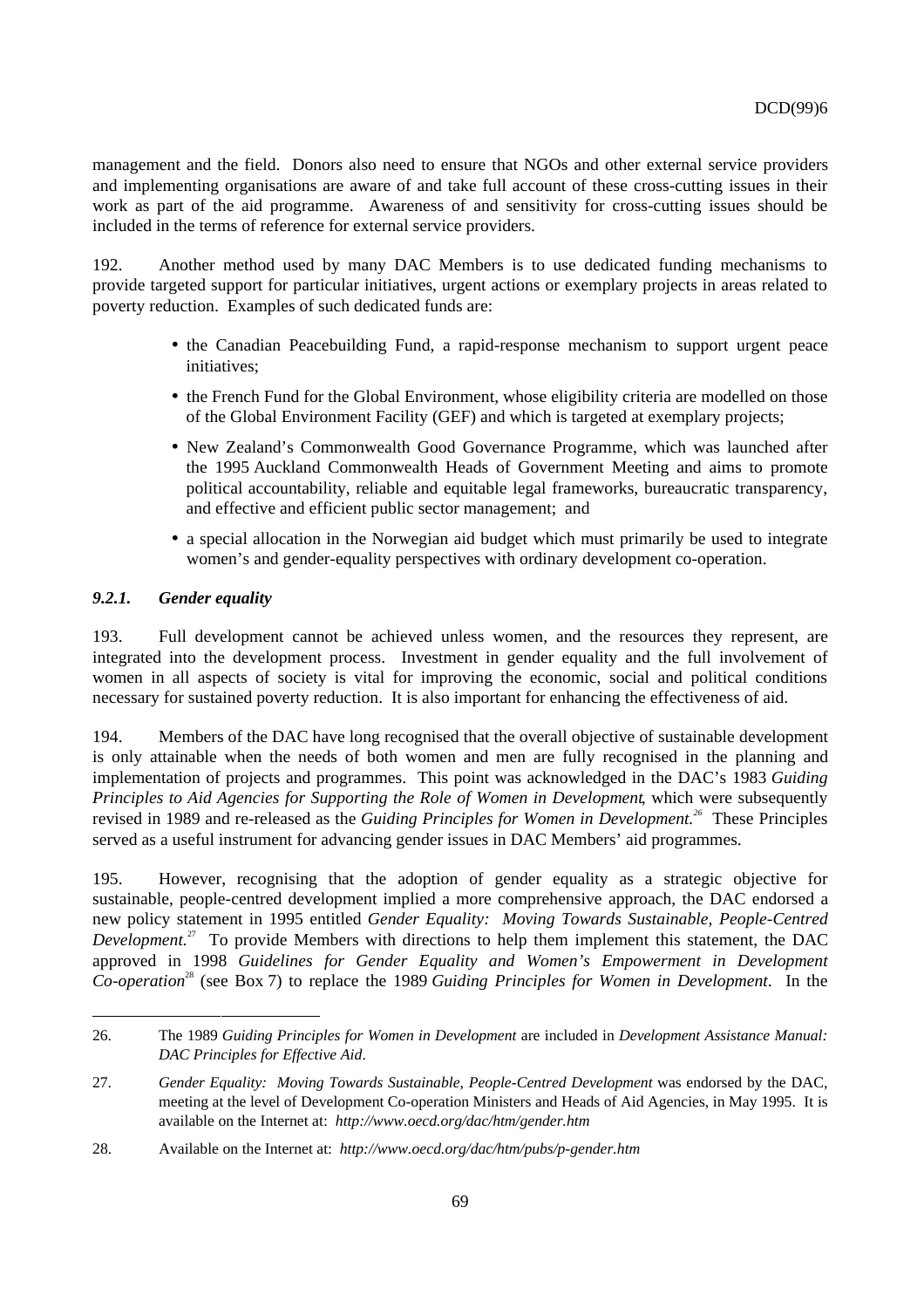management and the field. Donors also need to ensure that NGOs and other external service providers and implementing organisations are aware of and take full account of these cross-cutting issues in their work as part of the aid programme. Awareness of and sensitivity for cross-cutting issues should be included in the terms of reference for external service providers.

192. Another method used by many DAC Members is to use dedicated funding mechanisms to provide targeted support for particular initiatives, urgent actions or exemplary projects in areas related to poverty reduction. Examples of such dedicated funds are:

- the Canadian Peacebuilding Fund, a rapid-response mechanism to support urgent peace initiatives;
- the French Fund for the Global Environment, whose eligibility criteria are modelled on those of the Global Environment Facility (GEF) and which is targeted at exemplary projects;
- New Zealand's Commonwealth Good Governance Programme, which was launched after the 1995 Auckland Commonwealth Heads of Government Meeting and aims to promote political accountability, reliable and equitable legal frameworks, bureaucratic transparency, and effective and efficient public sector management; and
- a special allocation in the Norwegian aid budget which must primarily be used to integrate women's and gender-equality perspectives with ordinary development co-operation.

### *9.2.1. Gender equality*

193. Full development cannot be achieved unless women, and the resources they represent, are integrated into the development process. Investment in gender equality and the full involvement of women in all aspects of society is vital for improving the economic, social and political conditions necessary for sustained poverty reduction. It is also important for enhancing the effectiveness of aid.

194. Members of the DAC have long recognised that the overall objective of sustainable development is only attainable when the needs of both women and men are fully recognised in the planning and implementation of projects and programmes. This point was acknowledged in the DAC's 1983 *Guiding Principles to Aid Agencies for Supporting the Role of Women in Development*, which were subsequently revised in 1989 and re-released as the *Guiding Principles for Women in Development.*[26] These Principles served as a useful instrument for advancing gender issues in DAC Members' aid programmes.

195. However, recognising that the adoption of gender equality as a strategic objective for sustainable, people-centred development implied a more comprehensive approach, the DAC endorsed a new policy statement in 1995 entitled *Gender Equality: Moving Towards Sustainable, People-Centred Development.*[27] To provide Members with directions to help them implement this statement, the DAC approved in 1998 *Guidelines for Gender Equality and Women's Empowerment in Development Co-operation*[28] (see Box 7) to replace the 1989 *Guiding Principles for Women in Development*. In the

---

26. The 1989 *Guiding Principles for Women in Development* are included in *Development Assistance Manual: DAC Principles for Effective Aid*.

27. *Gender Equality: Moving Towards Sustainable, People-Centred Development* was endorsed by the DAC, meeting at the level of Development Co-operation Ministers and Heads of Aid Agencies, in May 1995. It is available on the Internet at: *http://www.oecd.org/dac/htm/gender.htm*

28. Available on the Internet at: *http://www.oecd.org/dac/htm/pubs/p-gender.htm*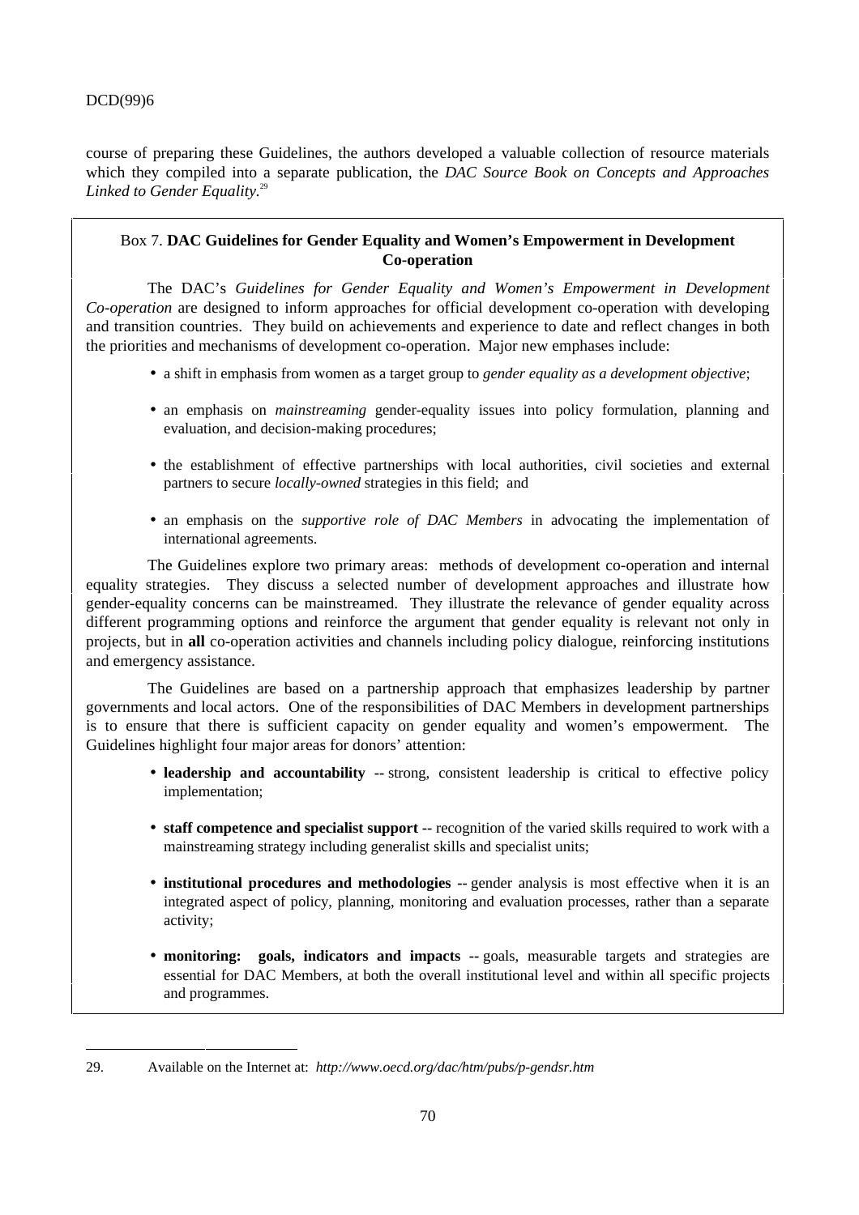course of preparing these Guidelines, the authors developed a valuable collection of resource materials which they compiled into a separate publication, the *DAC Source Book on Concepts and Approaches Linked to Gender Equality.*[29]

Box 7. **DAC Guidelines for Gender Equality and Women's Empowerment in Development Co-operation**

The DAC's *Guidelines for Gender Equality and Women's Empowerment in Development Co-operation* are designed to inform approaches for official development co-operation with developing and transition countries. They build on achievements and experience to date and reflect changes in both the priorities and mechanisms of development co-operation. Major new emphases include:

- a shift in emphasis from women as a target group to *gender equality as a development objective*;
- an emphasis on *mainstreaming* gender-equality issues into policy formulation, planning and evaluation, and decision-making procedures;
- the establishment of effective partnerships with local authorities, civil societies and external partners to secure *locally-owned* strategies in this field; and
- an emphasis on the *supportive role of DAC Members* in advocating the implementation of international agreements.

The Guidelines explore two primary areas: methods of development co-operation and internal equality strategies. They discuss a selected number of development approaches and illustrate how gender-equality concerns can be mainstreamed. They illustrate the relevance of gender equality across different programming options and reinforce the argument that gender equality is relevant not only in projects, but in **all** co-operation activities and channels including policy dialogue, reinforcing institutions and emergency assistance.

The Guidelines are based on a partnership approach that emphasizes leadership by partner governments and local actors. One of the responsibilities of DAC Members in development partnerships is to ensure that there is sufficient capacity on gender equality and women's empowerment. The Guidelines highlight four major areas for donors' attention:

- **leadership and accountability** -- strong, consistent leadership is critical to effective policy implementation;
- **staff competence and specialist support** -- recognition of the varied skills required to work with a mainstreaming strategy including generalist skills and specialist units;
- **institutional procedures and methodologies** -- gender analysis is most effective when it is an integrated aspect of policy, planning, monitoring and evaluation processes, rather than a separate activity;
- **monitoring: goals, indicators and impacts** -- goals, measurable targets and strategies are essential for DAC Members, at both the overall institutional level and within all specific projects and programmes.

---

29. Available on the Internet at: *http://www.oecd.org/dac/htm/pubs/p-gendsr.htm*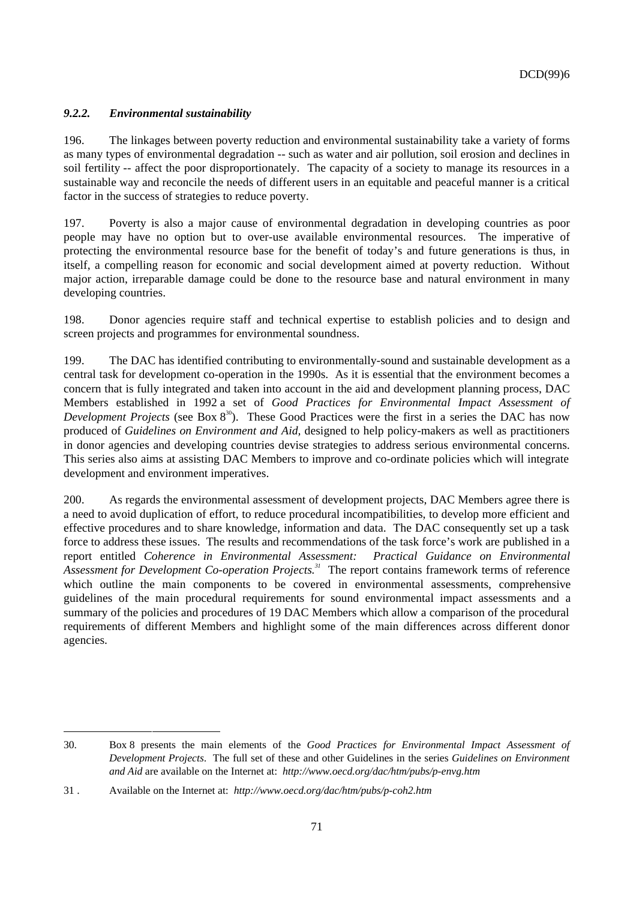### *9.2.2. Environmental sustainability*

196. The linkages between poverty reduction and environmental sustainability take a variety of forms as many types of environmental degradation -- such as water and air pollution, soil erosion and declines in soil fertility -- affect the poor disproportionately. The capacity of a society to manage its resources in a sustainable way and reconcile the needs of different users in an equitable and peaceful manner is a critical factor in the success of strategies to reduce poverty.

197. Poverty is also a major cause of environmental degradation in developing countries as poor people may have no option but to over-use available environmental resources. The imperative of protecting the environmental resource base for the benefit of today's and future generations is thus, in itself, a compelling reason for economic and social development aimed at poverty reduction. Without major action, irreparable damage could be done to the resource base and natural environment in many developing countries.

198. Donor agencies require staff and technical expertise to establish policies and to design and screen projects and programmes for environmental soundness.

199. The DAC has identified contributing to environmentally-sound and sustainable development as a central task for development co-operation in the 1990s. As it is essential that the environment becomes a concern that is fully integrated and taken into account in the aid and development planning process, DAC Members established in 1992 a set of *Good Practices for Environmental Impact Assessment of Development Projects* (see Box 8[30]). These Good Practices were the first in a series the DAC has now produced of *Guidelines on Environment and Aid*, designed to help policy-makers as well as practitioners in donor agencies and developing countries devise strategies to address serious environmental concerns. This series also aims at assisting DAC Members to improve and co-ordinate policies which will integrate development and environment imperatives.

200. As regards the environmental assessment of development projects, DAC Members agree there is a need to avoid duplication of effort, to reduce procedural incompatibilities, to develop more efficient and effective procedures and to share knowledge, information and data. The DAC consequently set up a task force to address these issues. The results and recommendations of the task force's work are published in a report entitled *Coherence in Environmental Assessment: Practical Guidance on Environmental Assessment for Development Co-operation Projects.*[31] The report contains framework terms of reference which outline the main components to be covered in environmental assessments, comprehensive guidelines of the main procedural requirements for sound environmental impact assessments and a summary of the policies and procedures of 19 DAC Members which allow a comparison of the procedural requirements of different Members and highlight some of the main differences across different donor agencies.

---

30. Box 8 presents the main elements of the *Good Practices for Environmental Impact Assessment of Development Projects*. The full set of these and other Guidelines in the series *Guidelines on Environment and Aid* are available on the Internet at: *http://www.oecd.org/dac/htm/pubs/p-envg.htm*

31 . Available on the Internet at: *http://www.oecd.org/dac/htm/pubs/p-coh2.htm*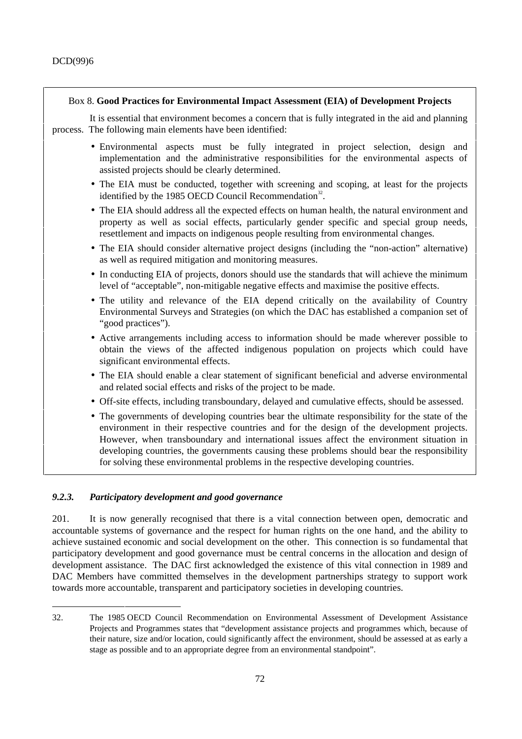Box 8. **Good Practices for Environmental Impact Assessment (EIA) of Development Projects**

It is essential that environment becomes a concern that is fully integrated in the aid and planning process. The following main elements have been identified:

- Environmental aspects must be fully integrated in project selection, design and implementation and the administrative responsibilities for the environmental aspects of assisted projects should be clearly determined.
- The EIA must be conducted, together with screening and scoping, at least for the projects identified by the 1985 OECD Council Recommendation[32].
- The EIA should address all the expected effects on human health, the natural environment and property as well as social effects, particularly gender specific and special group needs, resettlement and impacts on indigenous people resulting from environmental changes.
- The EIA should consider alternative project designs (including the "non-action" alternative) as well as required mitigation and monitoring measures.
- In conducting EIA of projects, donors should use the standards that will achieve the minimum level of "acceptable", non-mitigable negative effects and maximise the positive effects.
- The utility and relevance of the EIA depend critically on the availability of Country Environmental Surveys and Strategies (on which the DAC has established a companion set of "good practices").
- Active arrangements including access to information should be made wherever possible to obtain the views of the affected indigenous population on projects which could have significant environmental effects.
- The EIA should enable a clear statement of significant beneficial and adverse environmental and related social effects and risks of the project to be made.
- Off-site effects, including transboundary, delayed and cumulative effects, should be assessed.
- The governments of developing countries bear the ultimate responsibility for the state of the environment in their respective countries and for the design of the development projects. However, when transboundary and international issues affect the environment situation in developing countries, the governments causing these problems should bear the responsibility for solving these environmental problems in the respective developing countries.

### *9.2.3. Participatory development and good governance*

201. It is now generally recognised that there is a vital connection between open, democratic and accountable systems of governance and the respect for human rights on the one hand, and the ability to achieve sustained economic and social development on the other. This connection is so fundamental that participatory development and good governance must be central concerns in the allocation and design of development assistance. The DAC first acknowledged the existence of this vital connection in 1989 and DAC Members have committed themselves in the development partnerships strategy to support work towards more accountable, transparent and participatory societies in developing countries.

---

32. The 1985 OECD Council Recommendation on Environmental Assessment of Development Assistance Projects and Programmes states that "development assistance projects and programmes which, because of their nature, size and/or location, could significantly affect the environment, should be assessed at as early a stage as possible and to an appropriate degree from an environmental standpoint".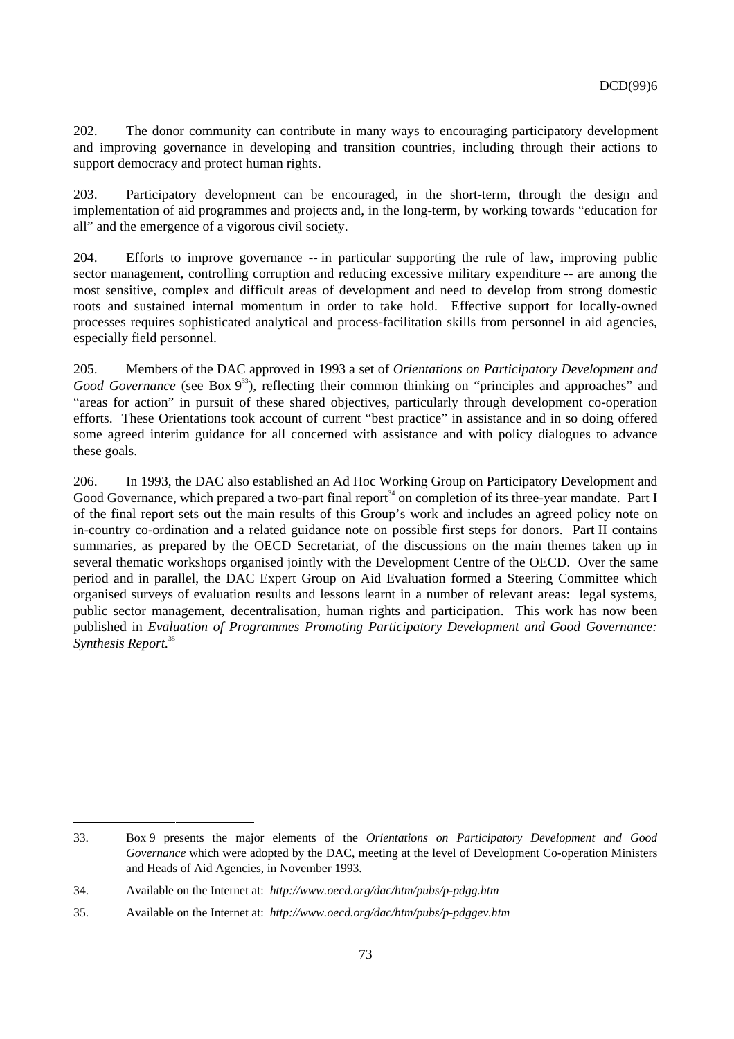202. The donor community can contribute in many ways to encouraging participatory development and improving governance in developing and transition countries, including through their actions to support democracy and protect human rights.

203. Participatory development can be encouraged, in the short-term, through the design and implementation of aid programmes and projects and, in the long-term, by working towards "education for all" and the emergence of a vigorous civil society.

204. Efforts to improve governance -- in particular supporting the rule of law, improving public sector management, controlling corruption and reducing excessive military expenditure -- are among the most sensitive, complex and difficult areas of development and need to develop from strong domestic roots and sustained internal momentum in order to take hold. Effective support for locally-owned processes requires sophisticated analytical and process-facilitation skills from personnel in aid agencies, especially field personnel.

205. Members of the DAC approved in 1993 a set of *Orientations on Participatory Development and Good Governance* (see Box 9[33]), reflecting their common thinking on "principles and approaches" and "areas for action" in pursuit of these shared objectives, particularly through development co-operation efforts. These Orientations took account of current "best practice" in assistance and in so doing offered some agreed interim guidance for all concerned with assistance and with policy dialogues to advance these goals.

206. In 1993, the DAC also established an Ad Hoc Working Group on Participatory Development and Good Governance, which prepared a two-part final report[34] on completion of its three-year mandate. Part I of the final report sets out the main results of this Group's work and includes an agreed policy note on in-country co-ordination and a related guidance note on possible first steps for donors. Part II contains summaries, as prepared by the OECD Secretariat, of the discussions on the main themes taken up in several thematic workshops organised jointly with the Development Centre of the OECD. Over the same period and in parallel, the DAC Expert Group on Aid Evaluation formed a Steering Committee which organised surveys of evaluation results and lessons learnt in a number of relevant areas: legal systems, public sector management, decentralisation, human rights and participation. This work has now been published in *Evaluation of Programmes Promoting Participatory Development and Good Governance: Synthesis Report.*[35]

---

33. Box 9 presents the major elements of the *Orientations on Participatory Development and Good Governance* which were adopted by the DAC, meeting at the level of Development Co-operation Ministers and Heads of Aid Agencies, in November 1993.

34. Available on the Internet at: *http://www.oecd.org/dac/htm/pubs/p-pdgg.htm*

35. Available on the Internet at: *http://www.oecd.org/dac/htm/pubs/p-pdggev.htm*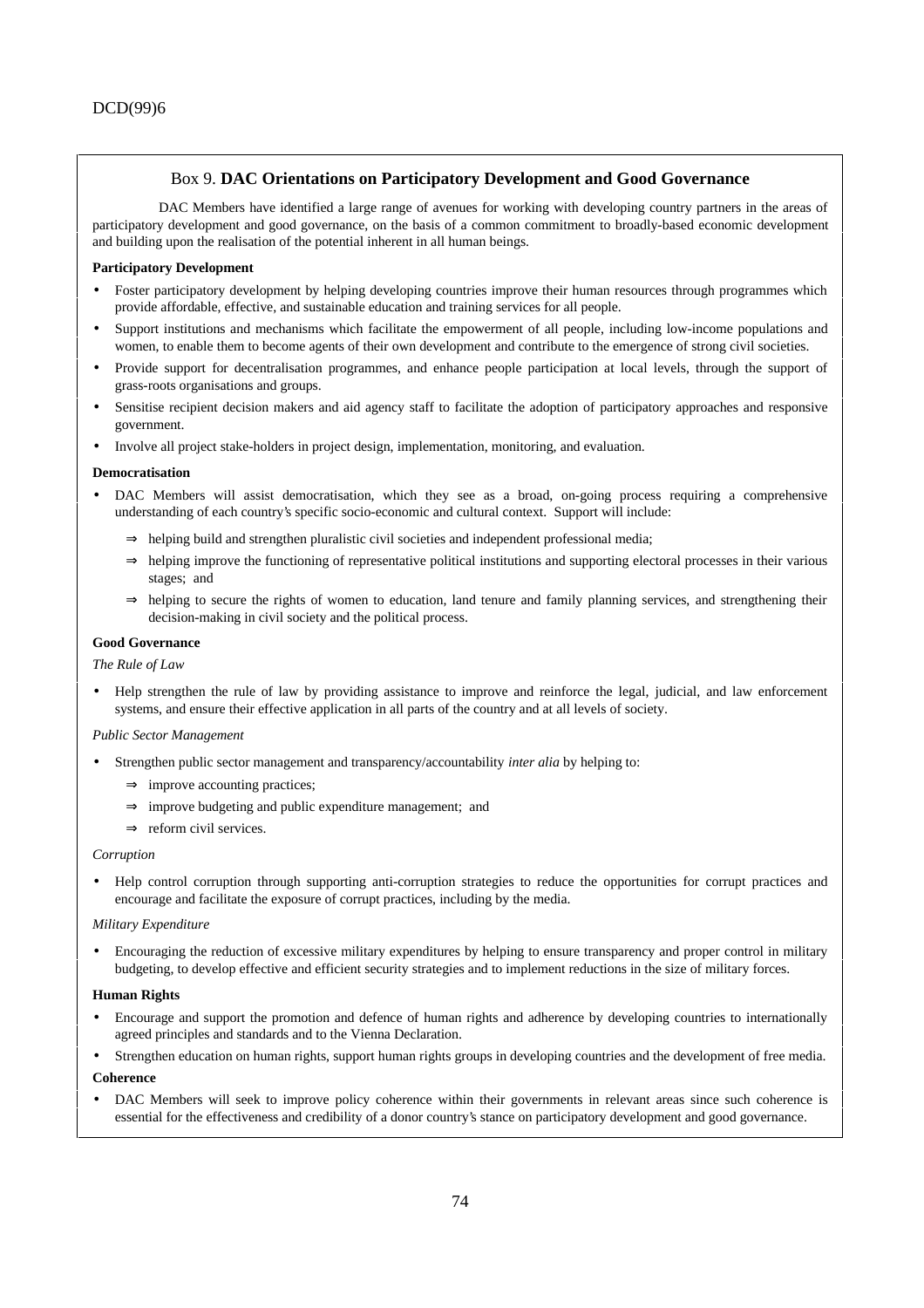### Box 9. **DAC Orientations on Participatory Development and Good Governance**

DAC Members have identified a large range of avenues for working with developing country partners in the areas of participatory development and good governance, on the basis of a common commitment to broadly-based economic development and building upon the realisation of the potential inherent in all human beings.

**Participatory Development**

- Foster participatory development by helping developing countries improve their human resources through programmes which provide affordable, effective, and sustainable education and training services for all people.
- Support institutions and mechanisms which facilitate the empowerment of all people, including low-income populations and women, to enable them to become agents of their own development and contribute to the emergence of strong civil societies.
- Provide support for decentralisation programmes, and enhance people participation at local levels, through the support of grass-roots organisations and groups.
- Sensitise recipient decision makers and aid agency staff to facilitate the adoption of participatory approaches and responsive government.
- Involve all project stake-holders in project design, implementation, monitoring, and evaluation.

**Democratisation**

- DAC Members will assist democratisation, which they see as a broad, on-going process requiring a comprehensive understanding of each country's specific socio-economic and cultural context. Support will include:
  - ⇒ helping build and strengthen pluralistic civil societies and independent professional media;
  - ⇒ helping improve the functioning of representative political institutions and supporting electoral processes in their various stages; and
  - ⇒ helping to secure the rights of women to education, land tenure and family planning services, and strengthening their decision-making in civil society and the political process.

**Good Governance**

*The Rule of Law*

- Help strengthen the rule of law by providing assistance to improve and reinforce the legal, judicial, and law enforcement systems, and ensure their effective application in all parts of the country and at all levels of society.

*Public Sector Management*

- Strengthen public sector management and transparency/accountability *inter alia* by helping to:
  - ⇒ improve accounting practices;
  - ⇒ improve budgeting and public expenditure management; and
  - ⇒ reform civil services.

*Corruption*

- Help control corruption through supporting anti-corruption strategies to reduce the opportunities for corrupt practices and encourage and facilitate the exposure of corrupt practices, including by the media.

*Military Expenditure*

- Encouraging the reduction of excessive military expenditures by helping to ensure transparency and proper control in military budgeting, to develop effective and efficient security strategies and to implement reductions in the size of military forces.

**Human Rights**

- Encourage and support the promotion and defence of human rights and adherence by developing countries to internationally agreed principles and standards and to the Vienna Declaration.
- Strengthen education on human rights, support human rights groups in developing countries and the development of free media.

**Coherence**

- DAC Members will seek to improve policy coherence within their governments in relevant areas since such coherence is essential for the effectiveness and credibility of a donor country's stance on participatory development and good governance.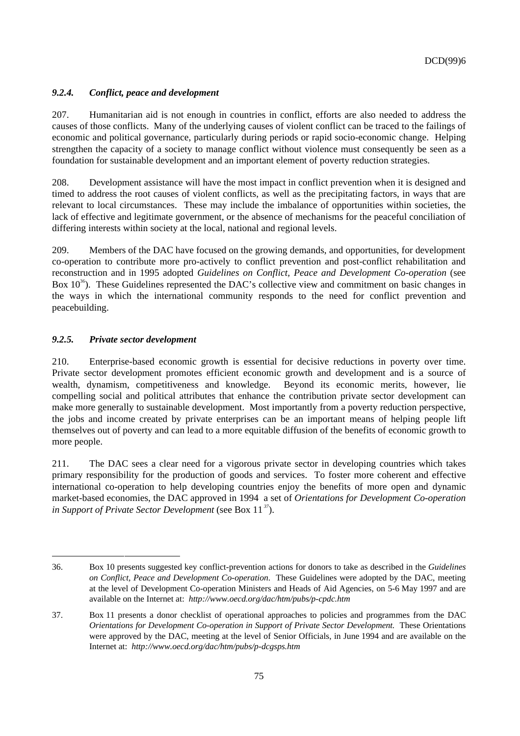### *9.2.4. Conflict, peace and development*

207. Humanitarian aid is not enough in countries in conflict, efforts are also needed to address the causes of those conflicts. Many of the underlying causes of violent conflict can be traced to the failings of economic and political governance, particularly during periods or rapid socio-economic change. Helping strengthen the capacity of a society to manage conflict without violence must consequently be seen as a foundation for sustainable development and an important element of poverty reduction strategies.

208. Development assistance will have the most impact in conflict prevention when it is designed and timed to address the root causes of violent conflicts, as well as the precipitating factors, in ways that are relevant to local circumstances. These may include the imbalance of opportunities within societies, the lack of effective and legitimate government, or the absence of mechanisms for the peaceful conciliation of differing interests within society at the local, national and regional levels.

209. Members of the DAC have focused on the growing demands, and opportunities, for development co-operation to contribute more pro-actively to conflict prevention and post-conflict rehabilitation and reconstruction and in 1995 adopted *Guidelines on Conflict, Peace and Development Co-operation* (see Box 10[36]). These Guidelines represented the DAC's collective view and commitment on basic changes in the ways in which the international community responds to the need for conflict prevention and peacebuilding.

### *9.2.5. Private sector development*

210. Enterprise-based economic growth is essential for decisive reductions in poverty over time. Private sector development promotes efficient economic growth and development and is a source of wealth, dynamism, competitiveness and knowledge. Beyond its economic merits, however, lie compelling social and political attributes that enhance the contribution private sector development can make more generally to sustainable development. Most importantly from a poverty reduction perspective, the jobs and income created by private enterprises can be an important means of helping people lift themselves out of poverty and can lead to a more equitable diffusion of the benefits of economic growth to more people.

211. The DAC sees a clear need for a vigorous private sector in developing countries which takes primary responsibility for the production of goods and services. To foster more coherent and effective international co-operation to help developing countries enjoy the benefits of more open and dynamic market-based economies, the DAC approved in 1994 a set of *Orientations for Development Co-operation in Support of Private Sector Development* (see Box 11[37]).

---

36. Box 10 presents suggested key conflict-prevention actions for donors to take as described in the *Guidelines on Conflict, Peace and Development Co-operation*. These Guidelines were adopted by the DAC, meeting at the level of Development Co-operation Ministers and Heads of Aid Agencies, on 5-6 May 1997 and are available on the Internet at: *http://www.oecd.org/dac/htm/pubs/p-cpdc.htm*

37. Box 11 presents a donor checklist of operational approaches to policies and programmes from the DAC *Orientations for Development Co-operation in Support of Private Sector Development.* These Orientations were approved by the DAC, meeting at the level of Senior Officials, in June 1994 and are available on the Internet at: *http://www.oecd.org/dac/htm/pubs/p-dcgsps.htm*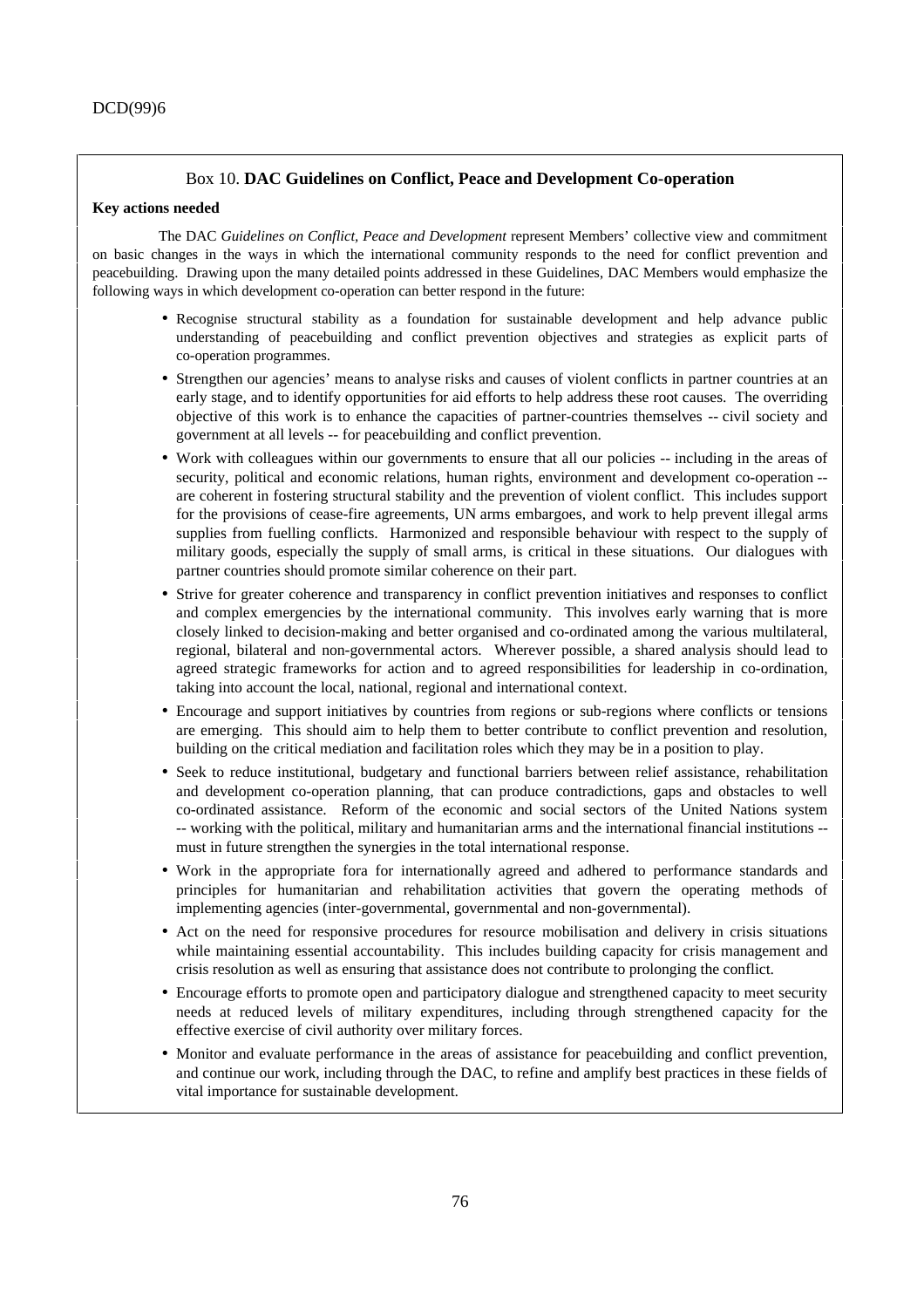Box 10. **DAC Guidelines on Conflict, Peace and Development Co-operation**

**Key actions needed**

The DAC *Guidelines on Conflict, Peace and Development* represent Members' collective view and commitment on basic changes in the ways in which the international community responds to the need for conflict prevention and peacebuilding. Drawing upon the many detailed points addressed in these Guidelines, DAC Members would emphasize the following ways in which development co-operation can better respond in the future:

- Recognise structural stability as a foundation for sustainable development and help advance public understanding of peacebuilding and conflict prevention objectives and strategies as explicit parts of co-operation programmes.
- Strengthen our agencies' means to analyse risks and causes of violent conflicts in partner countries at an early stage, and to identify opportunities for aid efforts to help address these root causes. The overriding objective of this work is to enhance the capacities of partner-countries themselves -- civil society and government at all levels -- for peacebuilding and conflict prevention.
- Work with colleagues within our governments to ensure that all our policies -- including in the areas of security, political and economic relations, human rights, environment and development co-operation -- are coherent in fostering structural stability and the prevention of violent conflict. This includes support for the provisions of cease-fire agreements, UN arms embargoes, and work to help prevent illegal arms supplies from fuelling conflicts. Harmonized and responsible behaviour with respect to the supply of military goods, especially the supply of small arms, is critical in these situations. Our dialogues with partner countries should promote similar coherence on their part.
- Strive for greater coherence and transparency in conflict prevention initiatives and responses to conflict and complex emergencies by the international community. This involves early warning that is more closely linked to decision-making and better organised and co-ordinated among the various multilateral, regional, bilateral and non-governmental actors. Wherever possible, a shared analysis should lead to agreed strategic frameworks for action and to agreed responsibilities for leadership in co-ordination, taking into account the local, national, regional and international context.
- Encourage and support initiatives by countries from regions or sub-regions where conflicts or tensions are emerging. This should aim to help them to better contribute to conflict prevention and resolution, building on the critical mediation and facilitation roles which they may be in a position to play.
- Seek to reduce institutional, budgetary and functional barriers between relief assistance, rehabilitation and development co-operation planning, that can produce contradictions, gaps and obstacles to well co-ordinated assistance. Reform of the economic and social sectors of the United Nations system -- working with the political, military and humanitarian arms and the international financial institutions -- must in future strengthen the synergies in the total international response.
- Work in the appropriate fora for internationally agreed and adhered to performance standards and principles for humanitarian and rehabilitation activities that govern the operating methods of implementing agencies (inter-governmental, governmental and non-governmental).
- Act on the need for responsive procedures for resource mobilisation and delivery in crisis situations while maintaining essential accountability. This includes building capacity for crisis management and crisis resolution as well as ensuring that assistance does not contribute to prolonging the conflict.
- Encourage efforts to promote open and participatory dialogue and strengthened capacity to meet security needs at reduced levels of military expenditures, including through strengthened capacity for the effective exercise of civil authority over military forces.
- Monitor and evaluate performance in the areas of assistance for peacebuilding and conflict prevention, and continue our work, including through the DAC, to refine and amplify best practices in these fields of vital importance for sustainable development.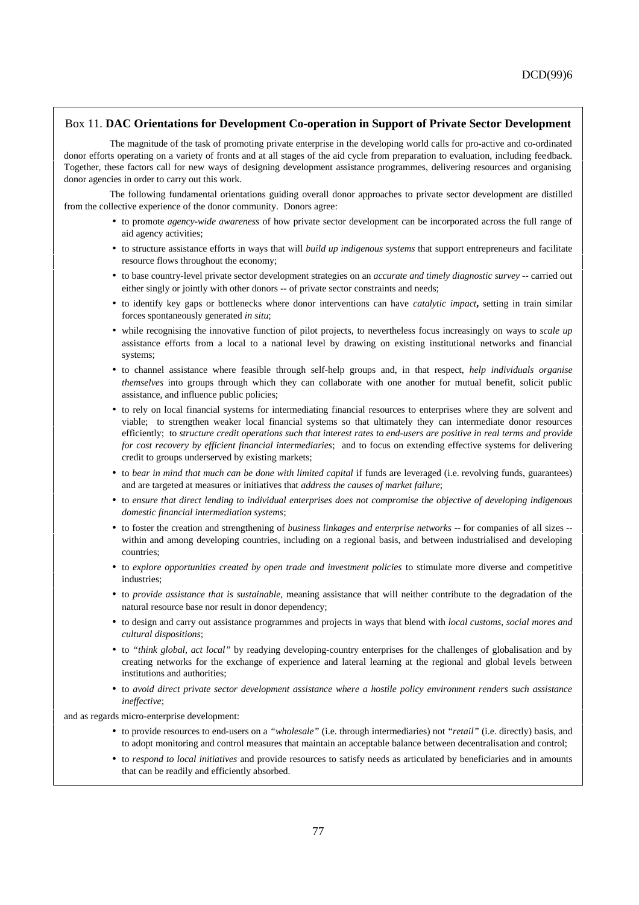Box 11. **DAC Orientations for Development Co-operation in Support of Private Sector Development**

The magnitude of the task of promoting private enterprise in the developing world calls for pro-active and co-ordinated donor efforts operating on a variety of fronts and at all stages of the aid cycle from preparation to evaluation, including feedback. Together, these factors call for new ways of designing development assistance programmes, delivering resources and organising donor agencies in order to carry out this work.

The following fundamental orientations guiding overall donor approaches to private sector development are distilled from the collective experience of the donor community. Donors agree:

- to promote *agency-wide awareness* of how private sector development can be incorporated across the full range of aid agency activities;
- to structure assistance efforts in ways that will *build up indigenous systems* that support entrepreneurs and facilitate resource flows throughout the economy;
- to base country-level private sector development strategies on an *accurate and timely diagnostic survey* **--** carried out either singly or jointly with other donors -- of private sector constraints and needs;
- to identify key gaps or bottlenecks where donor interventions can have *catalytic impact***,** setting in train similar forces spontaneously generated *in situ*;
- while recognising the innovative function of pilot projects, to nevertheless focus increasingly on ways to *scale up* assistance efforts from a local to a national level by drawing on existing institutional networks and financial systems;
- to channel assistance where feasible through self-help groups and, in that respect, *help individuals organise themselves* into groups through which they can collaborate with one another for mutual benefit, solicit public assistance, and influence public policies;
- to rely on local financial systems for intermediating financial resources to enterprises where they are solvent and viable; to strengthen weaker local financial systems so that ultimately they can intermediate donor resources efficiently; to *structure credit operations such that interest rates to end-users are positive in real terms and provide for cost recovery by efficient financial intermediaries*; and to focus on extending effective systems for delivering credit to groups underserved by existing markets;
- to *bear in mind that much can be done with limited capital* if funds are leveraged (i.e. revolving funds, guarantees) and are targeted at measures or initiatives that *address the causes of market failure*;
- to *ensure that direct lending to individual enterprises does not compromise the objective of developing indigenous domestic financial intermediation systems*;
- to foster the creation and strengthening of *business linkages and enterprise networks* **--** for companies of all sizes -- within and among developing countries, including on a regional basis, and between industrialised and developing countries;
- to *explore opportunities created by open trade and investment policies* to stimulate more diverse and competitive industries;
- to *provide assistance that is sustainable*, meaning assistance that will neither contribute to the degradation of the natural resource base nor result in donor dependency;
- to design and carry out assistance programmes and projects in ways that blend with *local customs, social mores and cultural dispositions*;
- to *"think global, act local"* by readying developing-country enterprises for the challenges of globalisation and by creating networks for the exchange of experience and lateral learning at the regional and global levels between institutions and authorities;
- to *avoid direct private sector development assistance where a hostile policy environment renders such assistance ineffective*;

and as regards micro-enterprise development:

- to provide resources to end-users on a *"wholesale"* (i.e. through intermediaries) not *"retail"* (i.e. directly) basis, and to adopt monitoring and control measures that maintain an acceptable balance between decentralisation and control;
- to *respond to local initiatives* and provide resources to satisfy needs as articulated by beneficiaries and in amounts that can be readily and efficiently absorbed.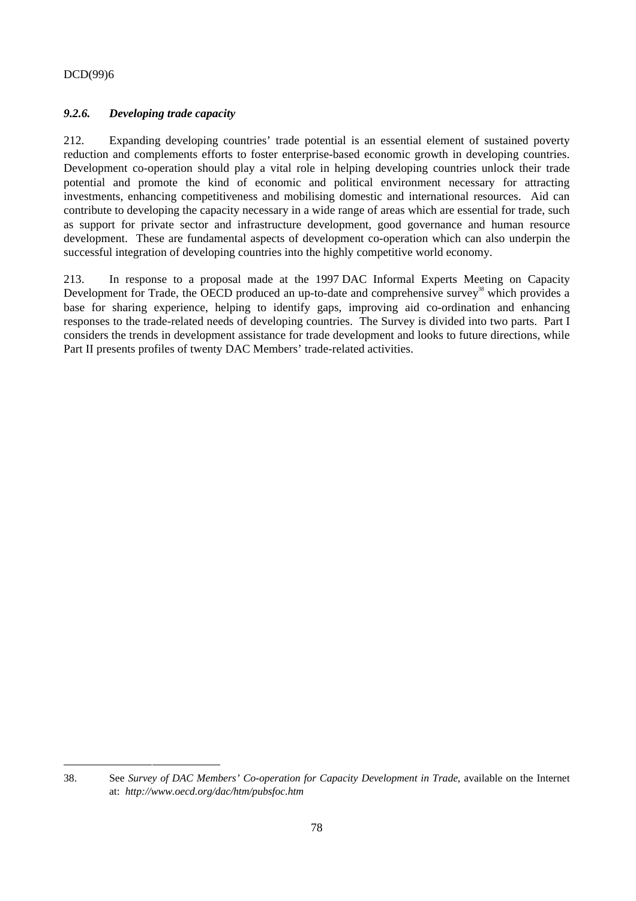### *9.2.6. Developing trade capacity*

212. Expanding developing countries' trade potential is an essential element of sustained poverty reduction and complements efforts to foster enterprise-based economic growth in developing countries. Development co-operation should play a vital role in helping developing countries unlock their trade potential and promote the kind of economic and political environment necessary for attracting investments, enhancing competitiveness and mobilising domestic and international resources. Aid can contribute to developing the capacity necessary in a wide range of areas which are essential for trade, such as support for private sector and infrastructure development, good governance and human resource development. These are fundamental aspects of development co-operation which can also underpin the successful integration of developing countries into the highly competitive world economy.

213. In response to a proposal made at the 1997 DAC Informal Experts Meeting on Capacity Development for Trade, the OECD produced an up-to-date and comprehensive survey[38] which provides a base for sharing experience, helping to identify gaps, improving aid co-ordination and enhancing responses to the trade-related needs of developing countries. The Survey is divided into two parts. Part I considers the trends in development assistance for trade development and looks to future directions, while Part II presents profiles of twenty DAC Members' trade-related activities.

---

38. See *Survey of DAC Members' Co-operation for Capacity Development in Trade*, available on the Internet at: *http://www.oecd.org/dac/htm/pubsfoc.htm*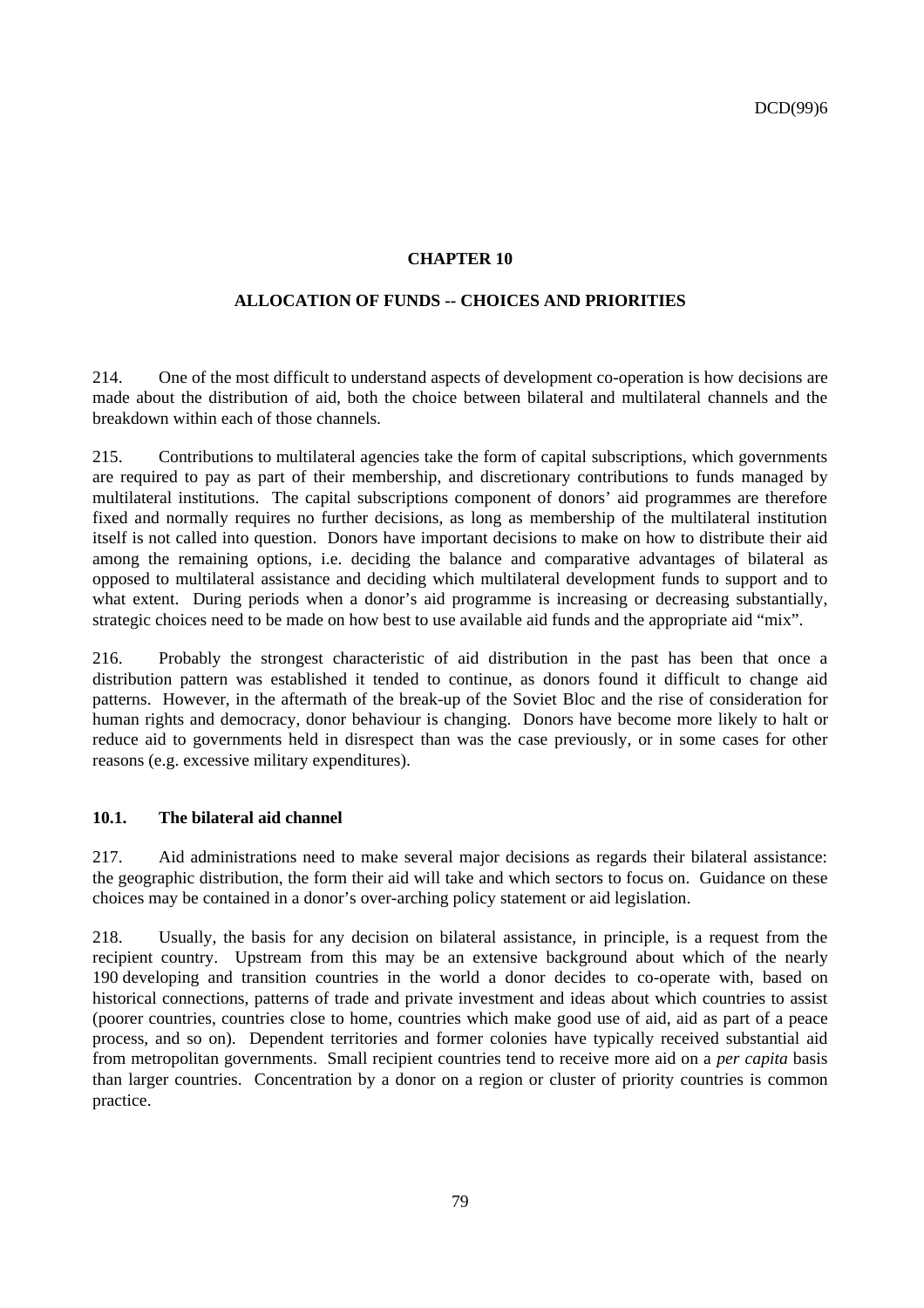# CHAPTER 10

## ALLOCATION OF FUNDS -- CHOICES AND PRIORITIES

214. One of the most difficult to understand aspects of development co-operation is how decisions are made about the distribution of aid, both the choice between bilateral and multilateral channels and the breakdown within each of those channels.

215. Contributions to multilateral agencies take the form of capital subscriptions, which governments are required to pay as part of their membership, and discretionary contributions to funds managed by multilateral institutions. The capital subscriptions component of donors' aid programmes are therefore fixed and normally requires no further decisions, as long as membership of the multilateral institution itself is not called into question. Donors have important decisions to make on how to distribute their aid among the remaining options, i.e. deciding the balance and comparative advantages of bilateral as opposed to multilateral assistance and deciding which multilateral development funds to support and to what extent. During periods when a donor's aid programme is increasing or decreasing substantially, strategic choices need to be made on how best to use available aid funds and the appropriate aid "mix".

216. Probably the strongest characteristic of aid distribution in the past has been that once a distribution pattern was established it tended to continue, as donors found it difficult to change aid patterns. However, in the aftermath of the break-up of the Soviet Bloc and the rise of consideration for human rights and democracy, donor behaviour is changing. Donors have become more likely to halt or reduce aid to governments held in disrespect than was the case previously, or in some cases for other reasons (e.g. excessive military expenditures).

### 10.1. The bilateral aid channel

217. Aid administrations need to make several major decisions as regards their bilateral assistance: the geographic distribution, the form their aid will take and which sectors to focus on. Guidance on these choices may be contained in a donor's over-arching policy statement or aid legislation.

218. Usually, the basis for any decision on bilateral assistance, in principle, is a request from the recipient country. Upstream from this may be an extensive background about which of the nearly 190 developing and transition countries in the world a donor decides to co-operate with, based on historical connections, patterns of trade and private investment and ideas about which countries to assist (poorer countries, countries close to home, countries which make good use of aid, aid as part of a peace process, and so on). Dependent territories and former colonies have typically received substantial aid from metropolitan governments. Small recipient countries tend to receive more aid on a *per capita* basis than larger countries. Concentration by a donor on a region or cluster of priority countries is common practice.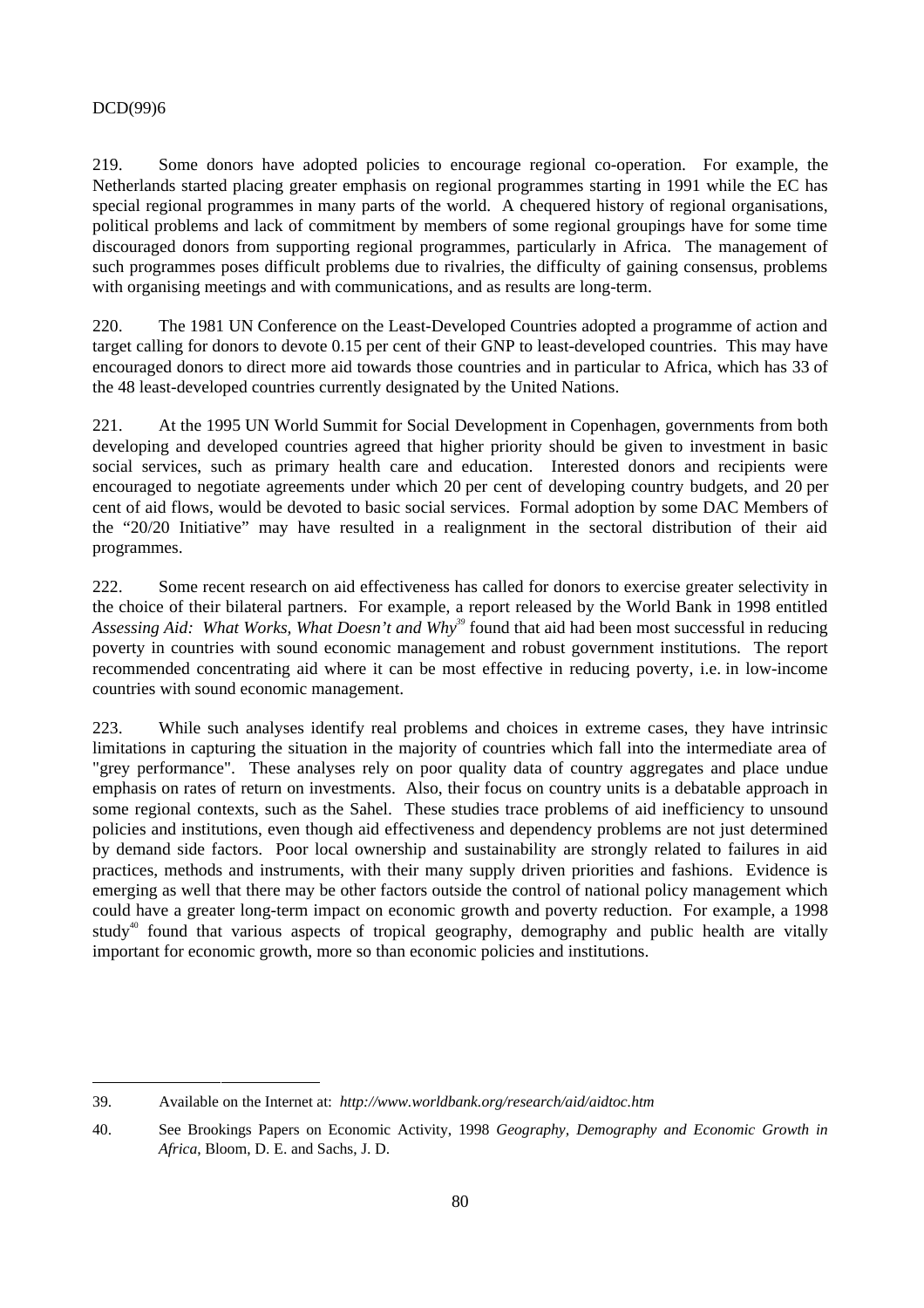219. Some donors have adopted policies to encourage regional co-operation. For example, the Netherlands started placing greater emphasis on regional programmes starting in 1991 while the EC has special regional programmes in many parts of the world. A chequered history of regional organisations, political problems and lack of commitment by members of some regional groupings have for some time discouraged donors from supporting regional programmes, particularly in Africa. The management of such programmes poses difficult problems due to rivalries, the difficulty of gaining consensus, problems with organising meetings and with communications, and as results are long-term.

220. The 1981 UN Conference on the Least-Developed Countries adopted a programme of action and target calling for donors to devote 0.15 per cent of their GNP to least-developed countries. This may have encouraged donors to direct more aid towards those countries and in particular to Africa, which has 33 of the 48 least-developed countries currently designated by the United Nations.

221. At the 1995 UN World Summit for Social Development in Copenhagen, governments from both developing and developed countries agreed that higher priority should be given to investment in basic social services, such as primary health care and education. Interested donors and recipients were encouraged to negotiate agreements under which 20 per cent of developing country budgets, and 20 per cent of aid flows, would be devoted to basic social services. Formal adoption by some DAC Members of the "20/20 Initiative" may have resulted in a realignment in the sectoral distribution of their aid programmes.

222. Some recent research on aid effectiveness has called for donors to exercise greater selectivity in the choice of their bilateral partners. For example, a report released by the World Bank in 1998 entitled *Assessing Aid: What Works, What Doesn't and Why*[39] found that aid had been most successful in reducing poverty in countries with sound economic management and robust government institutions. The report recommended concentrating aid where it can be most effective in reducing poverty, i.e. in low-income countries with sound economic management.

223. While such analyses identify real problems and choices in extreme cases, they have intrinsic limitations in capturing the situation in the majority of countries which fall into the intermediate area of "grey performance". These analyses rely on poor quality data of country aggregates and place undue emphasis on rates of return on investments. Also, their focus on country units is a debatable approach in some regional contexts, such as the Sahel. These studies trace problems of aid inefficiency to unsound policies and institutions, even though aid effectiveness and dependency problems are not just determined by demand side factors. Poor local ownership and sustainability are strongly related to failures in aid practices, methods and instruments, with their many supply driven priorities and fashions. Evidence is emerging as well that there may be other factors outside the control of national policy management which could have a greater long-term impact on economic growth and poverty reduction. For example, a 1998 study[40] found that various aspects of tropical geography, demography and public health are vitally important for economic growth, more so than economic policies and institutions.

---

39. Available on the Internet at: *http://www.worldbank.org/research/aid/aidtoc.htm*

40. See Brookings Papers on Economic Activity, 1998 *Geography, Demography and Economic Growth in Africa*, Bloom, D. E. and Sachs, J. D.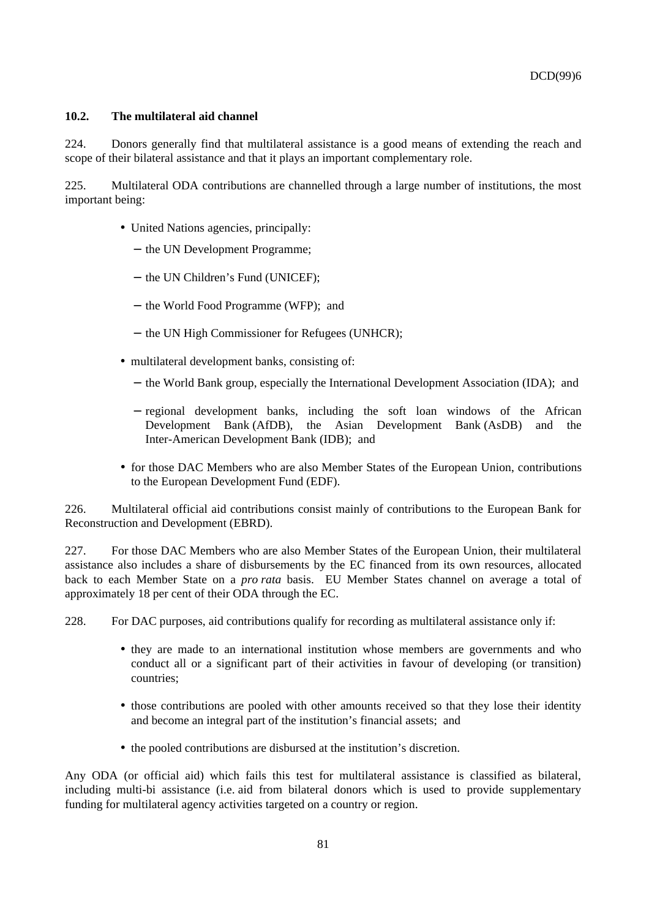### 10.2. The multilateral aid channel

224. Donors generally find that multilateral assistance is a good means of extending the reach and scope of their bilateral assistance and that it plays an important complementary role.

225. Multilateral ODA contributions are channelled through a large number of institutions, the most important being:

- United Nations agencies, principally:
  - the UN Development Programme;
  - the UN Children's Fund (UNICEF);
  - the World Food Programme (WFP); and
  - the UN High Commissioner for Refugees (UNHCR);
- multilateral development banks, consisting of:
  - the World Bank group, especially the International Development Association (IDA); and
  - regional development banks, including the soft loan windows of the African Development Bank (AfDB), the Asian Development Bank (AsDB) and the Inter-American Development Bank (IDB); and
- for those DAC Members who are also Member States of the European Union, contributions to the European Development Fund (EDF).

226. Multilateral official aid contributions consist mainly of contributions to the European Bank for Reconstruction and Development (EBRD).

227. For those DAC Members who are also Member States of the European Union, their multilateral assistance also includes a share of disbursements by the EC financed from its own resources, allocated back to each Member State on a *pro rata* basis. EU Member States channel on average a total of approximately 18 per cent of their ODA through the EC.

228. For DAC purposes, aid contributions qualify for recording as multilateral assistance only if:

- they are made to an international institution whose members are governments and who conduct all or a significant part of their activities in favour of developing (or transition) countries;
- those contributions are pooled with other amounts received so that they lose their identity and become an integral part of the institution's financial assets; and
- the pooled contributions are disbursed at the institution's discretion.

Any ODA (or official aid) which fails this test for multilateral assistance is classified as bilateral, including multi-bi assistance (i.e. aid from bilateral donors which is used to provide supplementary funding for multilateral agency activities targeted on a country or region.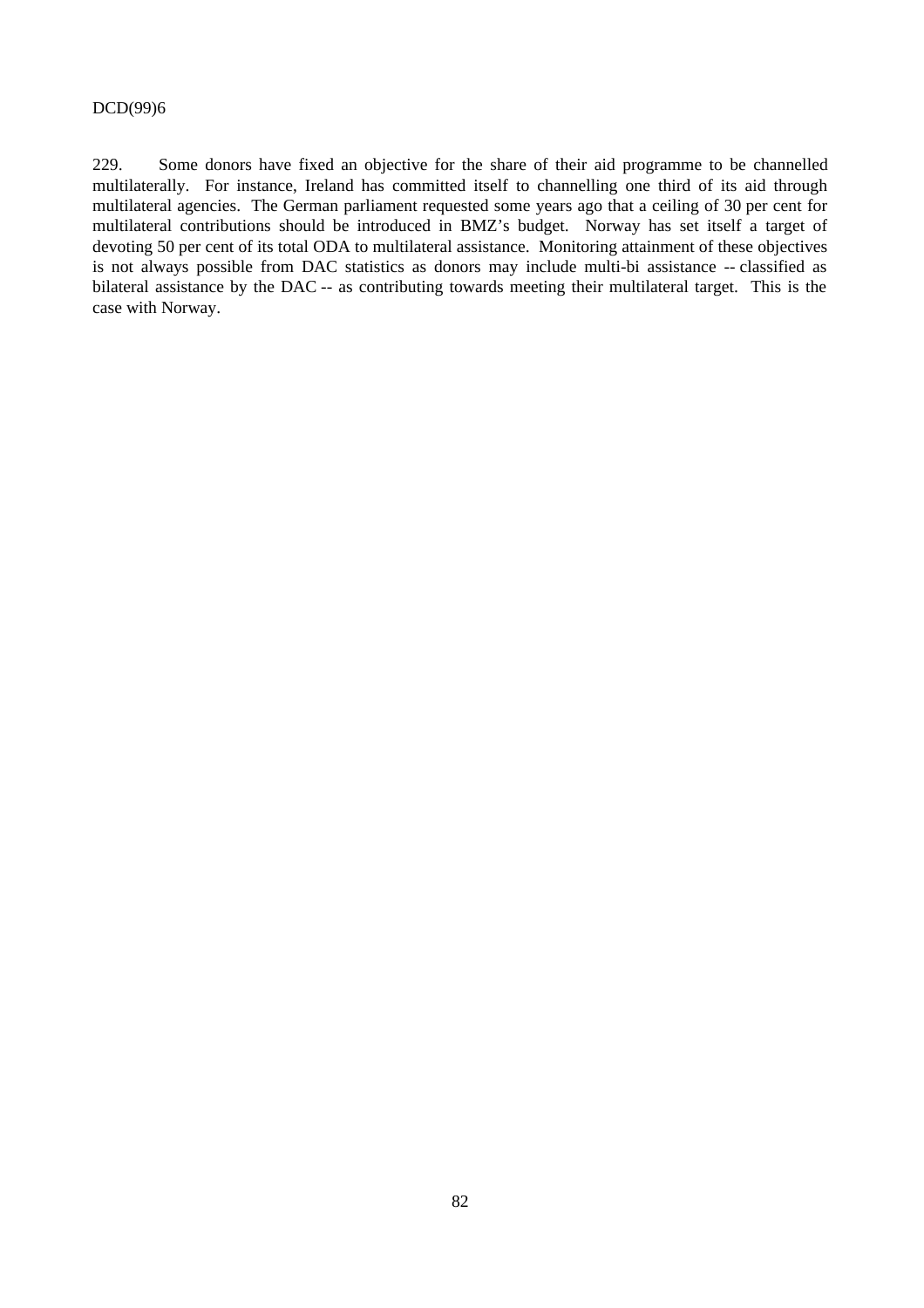229. Some donors have fixed an objective for the share of their aid programme to be channelled multilaterally. For instance, Ireland has committed itself to channelling one third of its aid through multilateral agencies. The German parliament requested some years ago that a ceiling of 30 per cent for multilateral contributions should be introduced in BMZ's budget. Norway has set itself a target of devoting 50 per cent of its total ODA to multilateral assistance. Monitoring attainment of these objectives is not always possible from DAC statistics as donors may include multi-bi assistance -- classified as bilateral assistance by the DAC -- as contributing towards meeting their multilateral target. This is the case with Norway.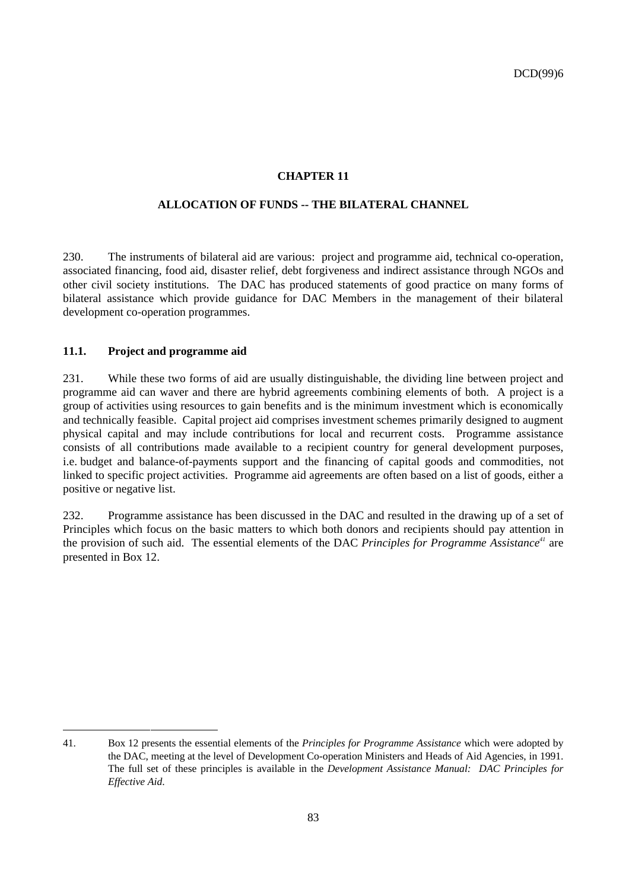# CHAPTER 11

## ALLOCATION OF FUNDS -- THE BILATERAL CHANNEL

230. The instruments of bilateral aid are various: project and programme aid, technical co-operation, associated financing, food aid, disaster relief, debt forgiveness and indirect assistance through NGOs and other civil society institutions. The DAC has produced statements of good practice on many forms of bilateral assistance which provide guidance for DAC Members in the management of their bilateral development co-operation programmes.

### 11.1. Project and programme aid

231. While these two forms of aid are usually distinguishable, the dividing line between project and programme aid can waver and there are hybrid agreements combining elements of both. A project is a group of activities using resources to gain benefits and is the minimum investment which is economically and technically feasible. Capital project aid comprises investment schemes primarily designed to augment physical capital and may include contributions for local and recurrent costs. Programme assistance consists of all contributions made available to a recipient country for general development purposes, i.e. budget and balance-of-payments support and the financing of capital goods and commodities, not linked to specific project activities. Programme aid agreements are often based on a list of goods, either a positive or negative list.

232. Programme assistance has been discussed in the DAC and resulted in the drawing up of a set of Principles which focus on the basic matters to which both donors and recipients should pay attention in the provision of such aid. The essential elements of the DAC *Principles for Programme Assistance*[41] are presented in Box 12.

---

41. Box 12 presents the essential elements of the *Principles for Programme Assistance* which were adopted by the DAC, meeting at the level of Development Co-operation Ministers and Heads of Aid Agencies, in 1991. The full set of these principles is available in the *Development Assistance Manual: DAC Principles for Effective Aid*.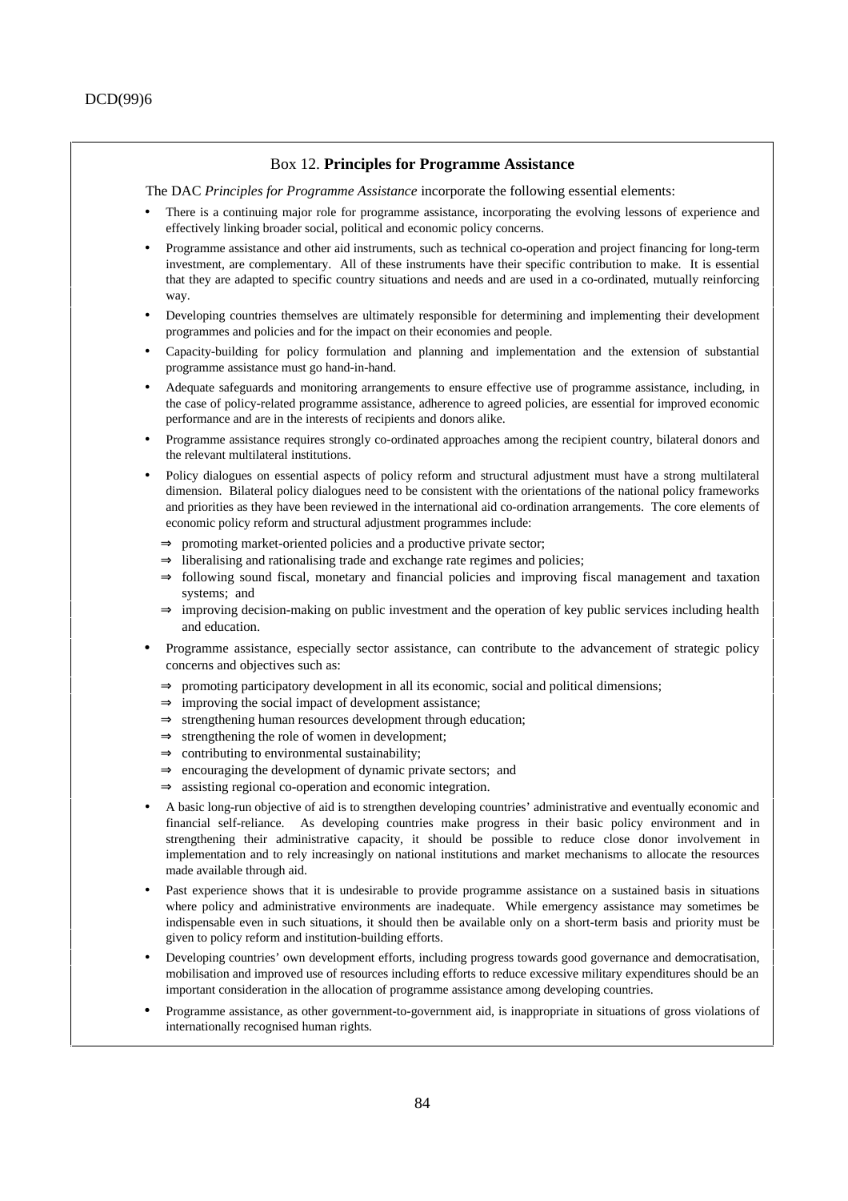### Box 12. **Principles for Programme Assistance**

The DAC *Principles for Programme Assistance* incorporate the following essential elements:

- There is a continuing major role for programme assistance, incorporating the evolving lessons of experience and effectively linking broader social, political and economic policy concerns.
- Programme assistance and other aid instruments, such as technical co-operation and project financing for long-term investment, are complementary. All of these instruments have their specific contribution to make. It is essential that they are adapted to specific country situations and needs and are used in a co-ordinated, mutually reinforcing way.
- Developing countries themselves are ultimately responsible for determining and implementing their development programmes and policies and for the impact on their economies and people.
- Capacity-building for policy formulation and planning and implementation and the extension of substantial programme assistance must go hand-in-hand.
- Adequate safeguards and monitoring arrangements to ensure effective use of programme assistance, including, in the case of policy-related programme assistance, adherence to agreed policies, are essential for improved economic performance and are in the interests of recipients and donors alike.
- Programme assistance requires strongly co-ordinated approaches among the recipient country, bilateral donors and the relevant multilateral institutions.
- Policy dialogues on essential aspects of policy reform and structural adjustment must have a strong multilateral dimension. Bilateral policy dialogues need to be consistent with the orientations of the national policy frameworks and priorities as they have been reviewed in the international aid co-ordination arrangements. The core elements of economic policy reform and structural adjustment programmes include:
  - ⇒ promoting market-oriented policies and a productive private sector;
  - ⇒ liberalising and rationalising trade and exchange rate regimes and policies;
  - ⇒ following sound fiscal, monetary and financial policies and improving fiscal management and taxation systems; and
  - ⇒ improving decision-making on public investment and the operation of key public services including health and education.
- Programme assistance, especially sector assistance, can contribute to the advancement of strategic policy concerns and objectives such as:
  - ⇒ promoting participatory development in all its economic, social and political dimensions;
  - ⇒ improving the social impact of development assistance;
  - ⇒ strengthening human resources development through education;
  - ⇒ strengthening the role of women in development;
  - ⇒ contributing to environmental sustainability;
  - ⇒ encouraging the development of dynamic private sectors; and
  - ⇒ assisting regional co-operation and economic integration.
- A basic long-run objective of aid is to strengthen developing countries' administrative and eventually economic and financial self-reliance. As developing countries make progress in their basic policy environment and in strengthening their administrative capacity, it should be possible to reduce close donor involvement in implementation and to rely increasingly on national institutions and market mechanisms to allocate the resources made available through aid.
- Past experience shows that it is undesirable to provide programme assistance on a sustained basis in situations where policy and administrative environments are inadequate. While emergency assistance may sometimes be indispensable even in such situations, it should then be available only on a short-term basis and priority must be given to policy reform and institution-building efforts.
- Developing countries' own development efforts, including progress towards good governance and democratisation, mobilisation and improved use of resources including efforts to reduce excessive military expenditures should be an important consideration in the allocation of programme assistance among developing countries.
- Programme assistance, as other government-to-government aid, is inappropriate in situations of gross violations of internationally recognised human rights.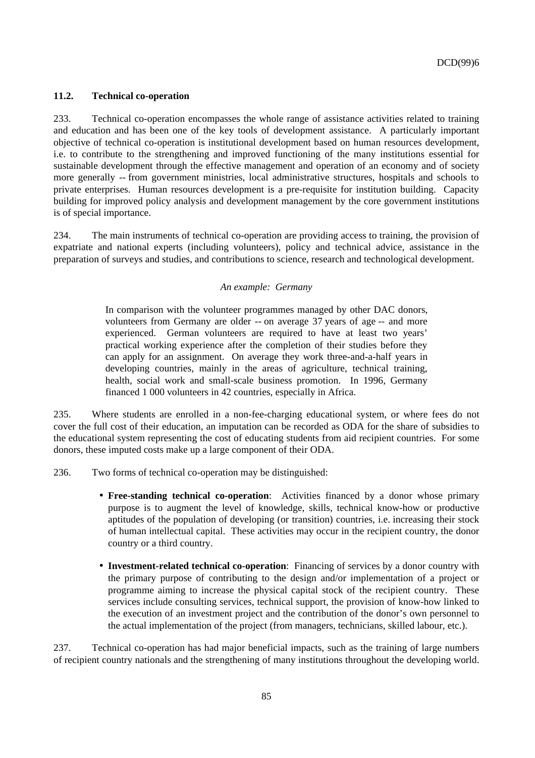### 11.2. Technical co-operation

233. Technical co-operation encompasses the whole range of assistance activities related to training and education and has been one of the key tools of development assistance. A particularly important objective of technical co-operation is institutional development based on human resources development, i.e. to contribute to the strengthening and improved functioning of the many institutions essential for sustainable development through the effective management and operation of an economy and of society more generally -- from government ministries, local administrative structures, hospitals and schools to private enterprises. Human resources development is a pre-requisite for institution building. Capacity building for improved policy analysis and development management by the core government institutions is of special importance.

234. The main instruments of technical co-operation are providing access to training, the provision of expatriate and national experts (including volunteers), policy and technical advice, assistance in the preparation of surveys and studies, and contributions to science, research and technological development.

*An example: Germany*

> In comparison with the volunteer programmes managed by other DAC donors, volunteers from Germany are older -- on average 37 years of age -- and more experienced. German volunteers are required to have at least two years' practical working experience after the completion of their studies before they can apply for an assignment. On average they work three-and-a-half years in developing countries, mainly in the areas of agriculture, technical training, health, social work and small-scale business promotion. In 1996, Germany financed 1 000 volunteers in 42 countries, especially in Africa.

235. Where students are enrolled in a non-fee-charging educational system, or where fees do not cover the full cost of their education, an imputation can be recorded as ODA for the share of subsidies to the educational system representing the cost of educating students from aid recipient countries. For some donors, these imputed costs make up a large component of their ODA.

236. Two forms of technical co-operation may be distinguished:

- **Free-standing technical co-operation**: Activities financed by a donor whose primary purpose is to augment the level of knowledge, skills, technical know-how or productive aptitudes of the population of developing (or transition) countries, i.e. increasing their stock of human intellectual capital. These activities may occur in the recipient country, the donor country or a third country.

- **Investment-related technical co-operation**: Financing of services by a donor country with the primary purpose of contributing to the design and/or implementation of a project or programme aiming to increase the physical capital stock of the recipient country. These services include consulting services, technical support, the provision of know-how linked to the execution of an investment project and the contribution of the donor's own personnel to the actual implementation of the project (from managers, technicians, skilled labour, etc.).

237. Technical co-operation has had major beneficial impacts, such as the training of large numbers of recipient country nationals and the strengthening of many institutions throughout the developing world.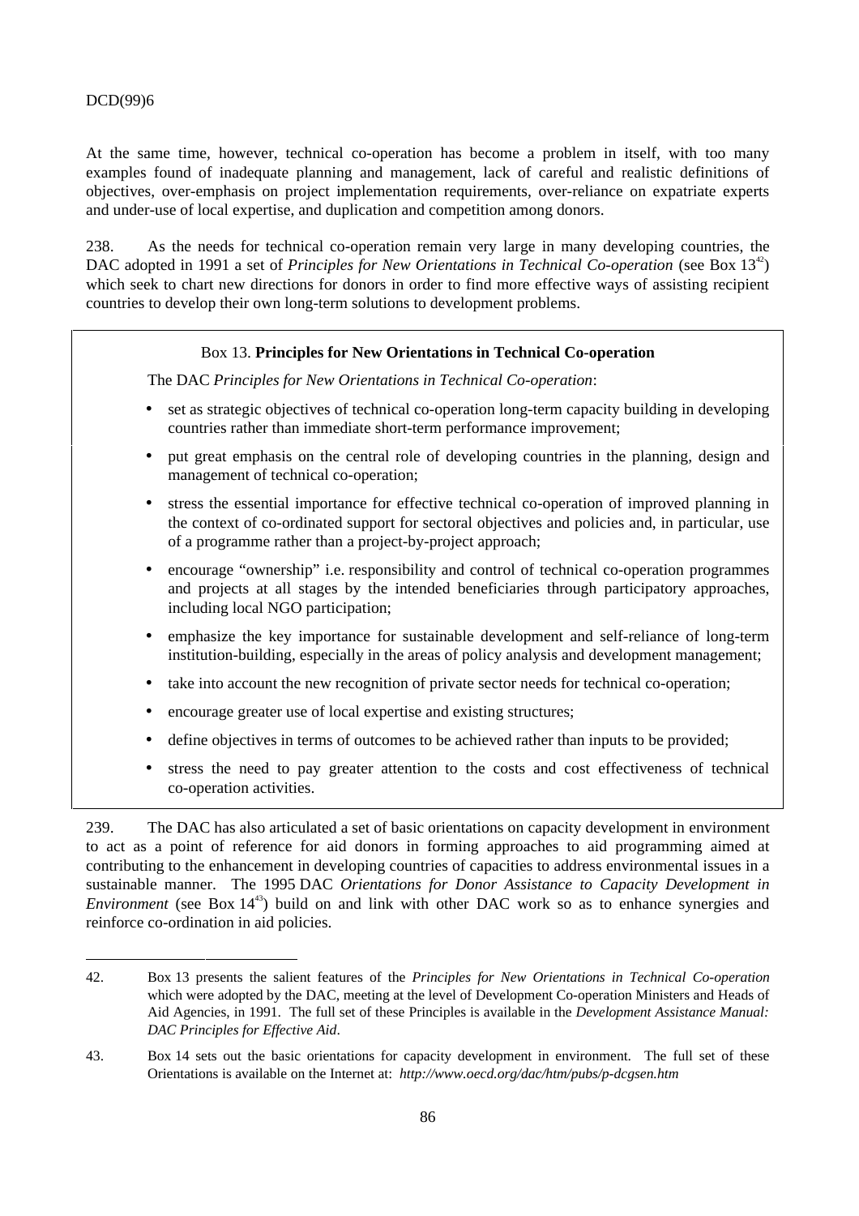At the same time, however, technical co-operation has become a problem in itself, with too many examples found of inadequate planning and management, lack of careful and realistic definitions of objectives, over-emphasis on project implementation requirements, over-reliance on expatriate experts and under-use of local expertise, and duplication and competition among donors.

238. As the needs for technical co-operation remain very large in many developing countries, the DAC adopted in 1991 a set of *Principles for New Orientations in Technical Co-operation* (see Box 13[42]) which seek to chart new directions for donors in order to find more effective ways of assisting recipient countries to develop their own long-term solutions to development problems.

> Box 13. **Principles for New Orientations in Technical Co-operation**
>
> The DAC *Principles for New Orientations in Technical Co-operation*:
>
> - set as strategic objectives of technical co-operation long-term capacity building in developing countries rather than immediate short-term performance improvement;
> - put great emphasis on the central role of developing countries in the planning, design and management of technical co-operation;
> - stress the essential importance for effective technical co-operation of improved planning in the context of co-ordinated support for sectoral objectives and policies and, in particular, use of a programme rather than a project-by-project approach;
> - encourage "ownership" i.e. responsibility and control of technical co-operation programmes and projects at all stages by the intended beneficiaries through participatory approaches, including local NGO participation;
> - emphasize the key importance for sustainable development and self-reliance of long-term institution-building, especially in the areas of policy analysis and development management;
> - take into account the new recognition of private sector needs for technical co-operation;
> - encourage greater use of local expertise and existing structures;
> - define objectives in terms of outcomes to be achieved rather than inputs to be provided;
> - stress the need to pay greater attention to the costs and cost effectiveness of technical co-operation activities.

239. The DAC has also articulated a set of basic orientations on capacity development in environment to act as a point of reference for aid donors in forming approaches to aid programming aimed at contributing to the enhancement in developing countries of capacities to address environmental issues in a sustainable manner. The 1995 DAC *Orientations for Donor Assistance to Capacity Development in Environment* (see Box 14[43]) build on and link with other DAC work so as to enhance synergies and reinforce co-ordination in aid policies.

---

42. Box 13 presents the salient features of the *Principles for New Orientations in Technical Co-operation* which were adopted by the DAC, meeting at the level of Development Co-operation Ministers and Heads of Aid Agencies, in 1991. The full set of these Principles is available in the *Development Assistance Manual: DAC Principles for Effective Aid*.

43. Box 14 sets out the basic orientations for capacity development in environment. The full set of these Orientations is available on the Internet at: *http://www.oecd.org/dac/htm/pubs/p-dcgsen.htm*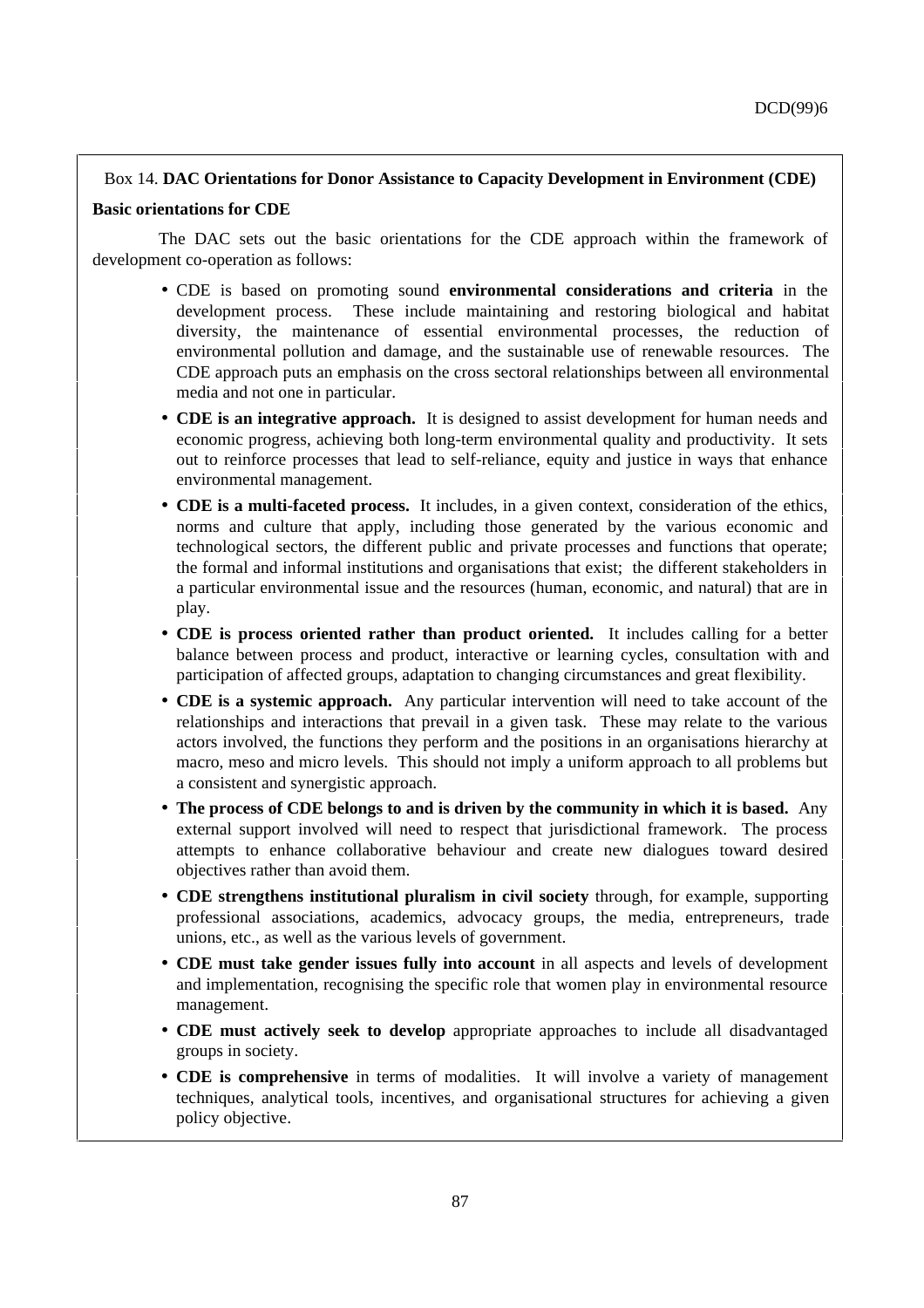Box 14. **DAC Orientations for Donor Assistance to Capacity Development in Environment (CDE)**

**Basic orientations for CDE**

The DAC sets out the basic orientations for the CDE approach within the framework of development co-operation as follows:

- CDE is based on promoting sound **environmental considerations and criteria** in the development process. These include maintaining and restoring biological and habitat diversity, the maintenance of essential environmental processes, the reduction of environmental pollution and damage, and the sustainable use of renewable resources. The CDE approach puts an emphasis on the cross sectoral relationships between all environmental media and not one in particular.
- **CDE is an integrative approach.** It is designed to assist development for human needs and economic progress, achieving both long-term environmental quality and productivity. It sets out to reinforce processes that lead to self-reliance, equity and justice in ways that enhance environmental management.
- **CDE is a multi-faceted process.** It includes, in a given context, consideration of the ethics, norms and culture that apply, including those generated by the various economic and technological sectors, the different public and private processes and functions that operate; the formal and informal institutions and organisations that exist; the different stakeholders in a particular environmental issue and the resources (human, economic, and natural) that are in play.
- **CDE is process oriented rather than product oriented.** It includes calling for a better balance between process and product, interactive or learning cycles, consultation with and participation of affected groups, adaptation to changing circumstances and great flexibility.
- **CDE is a systemic approach.** Any particular intervention will need to take account of the relationships and interactions that prevail in a given task. These may relate to the various actors involved, the functions they perform and the positions in an organisations hierarchy at macro, meso and micro levels. This should not imply a uniform approach to all problems but a consistent and synergistic approach.
- **The process of CDE belongs to and is driven by the community in which it is based.** Any external support involved will need to respect that jurisdictional framework. The process attempts to enhance collaborative behaviour and create new dialogues toward desired objectives rather than avoid them.
- **CDE strengthens institutional pluralism in civil society** through, for example, supporting professional associations, academics, advocacy groups, the media, entrepreneurs, trade unions, etc., as well as the various levels of government.
- **CDE must take gender issues fully into account** in all aspects and levels of development and implementation, recognising the specific role that women play in environmental resource management.
- **CDE must actively seek to develop** appropriate approaches to include all disadvantaged groups in society.
- **CDE is comprehensive** in terms of modalities. It will involve a variety of management techniques, analytical tools, incentives, and organisational structures for achieving a given policy objective.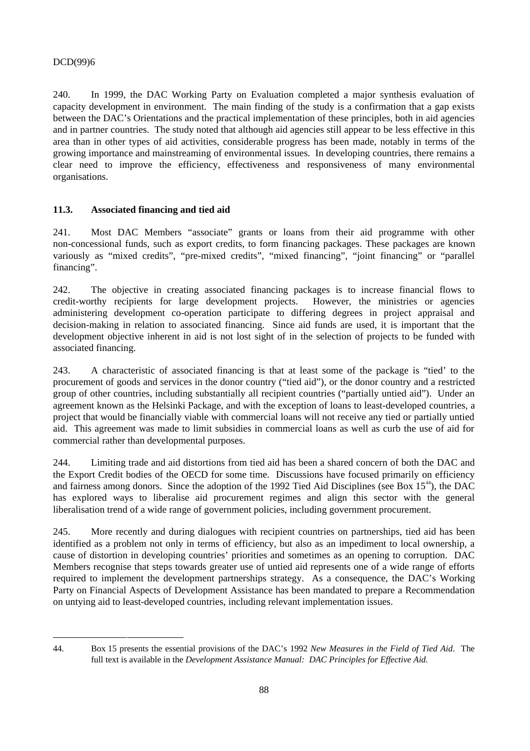240. In 1999, the DAC Working Party on Evaluation completed a major synthesis evaluation of capacity development in environment. The main finding of the study is a confirmation that a gap exists between the DAC's Orientations and the practical implementation of these principles, both in aid agencies and in partner countries. The study noted that although aid agencies still appear to be less effective in this area than in other types of aid activities, considerable progress has been made, notably in terms of the growing importance and mainstreaming of environmental issues. In developing countries, there remains a clear need to improve the efficiency, effectiveness and responsiveness of many environmental organisations.

### 11.3. Associated financing and tied aid

241. Most DAC Members "associate" grants or loans from their aid programme with other non-concessional funds, such as export credits, to form financing packages. These packages are known variously as "mixed credits", "pre-mixed credits", "mixed financing", "joint financing" or "parallel financing".

242. The objective in creating associated financing packages is to increase financial flows to credit-worthy recipients for large development projects. However, the ministries or agencies administering development co-operation participate to differing degrees in project appraisal and decision-making in relation to associated financing. Since aid funds are used, it is important that the development objective inherent in aid is not lost sight of in the selection of projects to be funded with associated financing.

243. A characteristic of associated financing is that at least some of the package is "tied' to the procurement of goods and services in the donor country ("tied aid"), or the donor country and a restricted group of other countries, including substantially all recipient countries ("partially untied aid"). Under an agreement known as the Helsinki Package, and with the exception of loans to least-developed countries, a project that would be financially viable with commercial loans will not receive any tied or partially untied aid. This agreement was made to limit subsidies in commercial loans as well as curb the use of aid for commercial rather than developmental purposes.

244. Limiting trade and aid distortions from tied aid has been a shared concern of both the DAC and the Export Credit bodies of the OECD for some time. Discussions have focused primarily on efficiency and fairness among donors. Since the adoption of the 1992 Tied Aid Disciplines (see Box 15[44]), the DAC has explored ways to liberalise aid procurement regimes and align this sector with the general liberalisation trend of a wide range of government policies, including government procurement.

245. More recently and during dialogues with recipient countries on partnerships, tied aid has been identified as a problem not only in terms of efficiency, but also as an impediment to local ownership, a cause of distortion in developing countries' priorities and sometimes as an opening to corruption. DAC Members recognise that steps towards greater use of untied aid represents one of a wide range of efforts required to implement the development partnerships strategy. As a consequence, the DAC's Working Party on Financial Aspects of Development Assistance has been mandated to prepare a Recommendation on untying aid to least-developed countries, including relevant implementation issues.

---

44. Box 15 presents the essential provisions of the DAC's 1992 *New Measures in the Field of Tied Aid*. The full text is available in the *Development Assistance Manual: DAC Principles for Effective Aid.*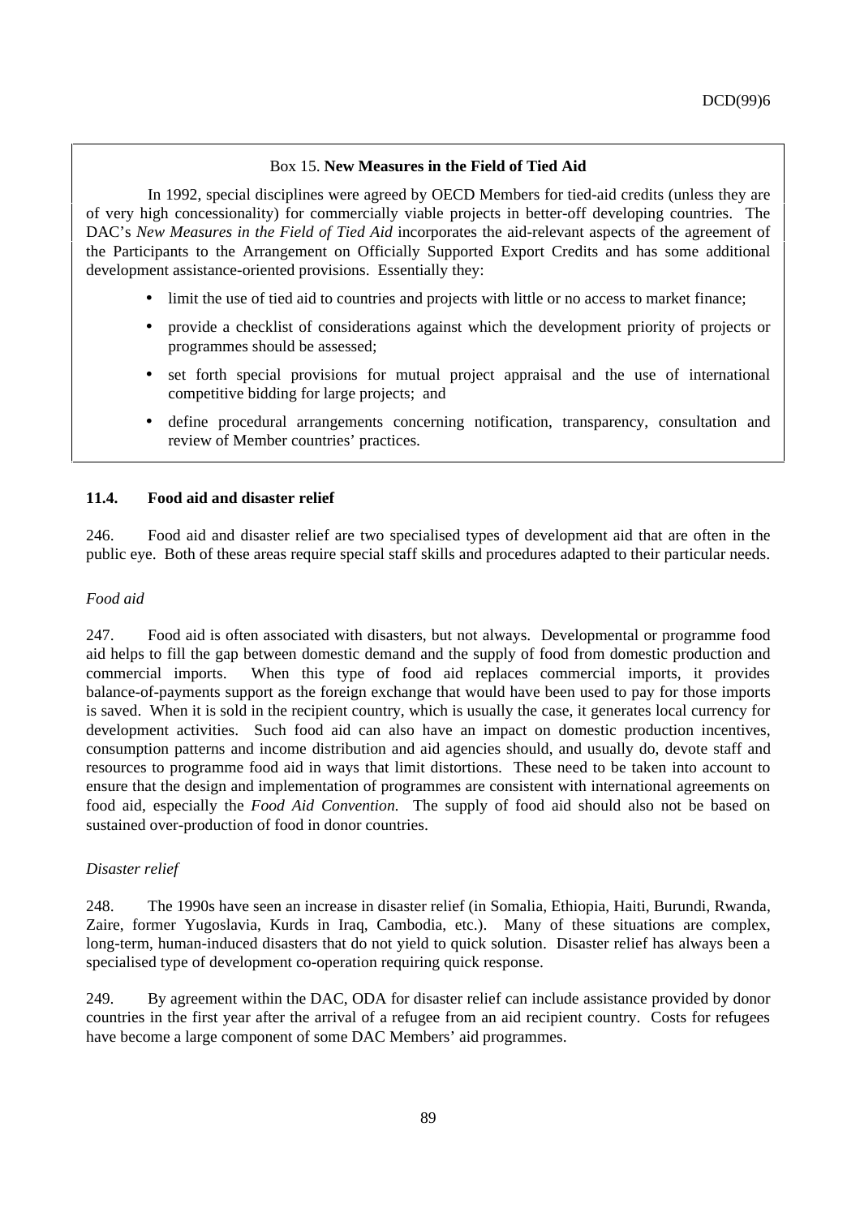Box 15. **New Measures in the Field of Tied Aid**

In 1992, special disciplines were agreed by OECD Members for tied-aid credits (unless they are of very high concessionality) for commercially viable projects in better-off developing countries. The DAC's *New Measures in the Field of Tied Aid* incorporates the aid-relevant aspects of the agreement of the Participants to the Arrangement on Officially Supported Export Credits and has some additional development assistance-oriented provisions. Essentially they:

- limit the use of tied aid to countries and projects with little or no access to market finance;
- provide a checklist of considerations against which the development priority of projects or programmes should be assessed;
- set forth special provisions for mutual project appraisal and the use of international competitive bidding for large projects; and
- define procedural arrangements concerning notification, transparency, consultation and review of Member countries' practices.

### 11.4. Food aid and disaster relief

246. Food aid and disaster relief are two specialised types of development aid that are often in the public eye. Both of these areas require special staff skills and procedures adapted to their particular needs.

*Food aid*

247. Food aid is often associated with disasters, but not always. Developmental or programme food aid helps to fill the gap between domestic demand and the supply of food from domestic production and commercial imports. When this type of food aid replaces commercial imports, it provides balance-of-payments support as the foreign exchange that would have been used to pay for those imports is saved. When it is sold in the recipient country, which is usually the case, it generates local currency for development activities. Such food aid can also have an impact on domestic production incentives, consumption patterns and income distribution and aid agencies should, and usually do, devote staff and resources to programme food aid in ways that limit distortions. These need to be taken into account to ensure that the design and implementation of programmes are consistent with international agreements on food aid, especially the *Food Aid Convention.* The supply of food aid should also not be based on sustained over-production of food in donor countries.

*Disaster relief*

248. The 1990s have seen an increase in disaster relief (in Somalia, Ethiopia, Haiti, Burundi, Rwanda, Zaire, former Yugoslavia, Kurds in Iraq, Cambodia, etc.). Many of these situations are complex, long-term, human-induced disasters that do not yield to quick solution. Disaster relief has always been a specialised type of development co-operation requiring quick response.

249. By agreement within the DAC, ODA for disaster relief can include assistance provided by donor countries in the first year after the arrival of a refugee from an aid recipient country. Costs for refugees have become a large component of some DAC Members' aid programmes.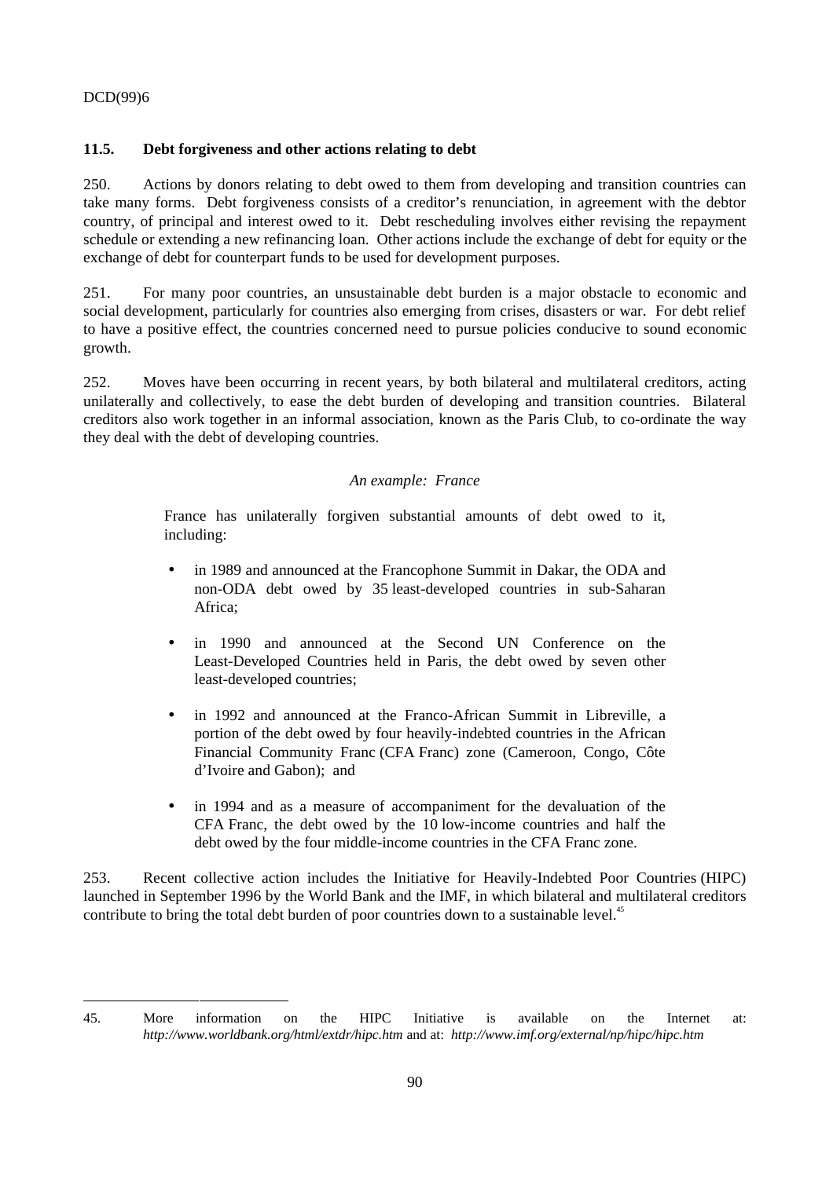### 11.5. Debt forgiveness and other actions relating to debt

250. Actions by donors relating to debt owed to them from developing and transition countries can take many forms. Debt forgiveness consists of a creditor's renunciation, in agreement with the debtor country, of principal and interest owed to it. Debt rescheduling involves either revising the repayment schedule or extending a new refinancing loan. Other actions include the exchange of debt for equity or the exchange of debt for counterpart funds to be used for development purposes.

251. For many poor countries, an unsustainable debt burden is a major obstacle to economic and social development, particularly for countries also emerging from crises, disasters or war. For debt relief to have a positive effect, the countries concerned need to pursue policies conducive to sound economic growth.

252. Moves have been occurring in recent years, by both bilateral and multilateral creditors, acting unilaterally and collectively, to ease the debt burden of developing and transition countries. Bilateral creditors also work together in an informal association, known as the Paris Club, to co-ordinate the way they deal with the debt of developing countries.

*An example: France*

France has unilaterally forgiven substantial amounts of debt owed to it, including:

- in 1989 and announced at the Francophone Summit in Dakar, the ODA and non-ODA debt owed by 35 least-developed countries in sub-Saharan Africa;
- in 1990 and announced at the Second UN Conference on the Least-Developed Countries held in Paris, the debt owed by seven other least-developed countries;
- in 1992 and announced at the Franco-African Summit in Libreville, a portion of the debt owed by four heavily-indebted countries in the African Financial Community Franc (CFA Franc) zone (Cameroon, Congo, Côte d'Ivoire and Gabon); and
- in 1994 and as a measure of accompaniment for the devaluation of the CFA Franc, the debt owed by the 10 low-income countries and half the debt owed by the four middle-income countries in the CFA Franc zone.

253. Recent collective action includes the Initiative for Heavily-Indebted Poor Countries (HIPC) launched in September 1996 by the World Bank and the IMF, in which bilateral and multilateral creditors contribute to bring the total debt burden of poor countries down to a sustainable level.[45]

---

45. More information on the HIPC Initiative is available on the Internet at: *http://www.worldbank.org/html/extdr/hipc.htm* and at: *http://www.imf.org/external/np/hipc/hipc.htm*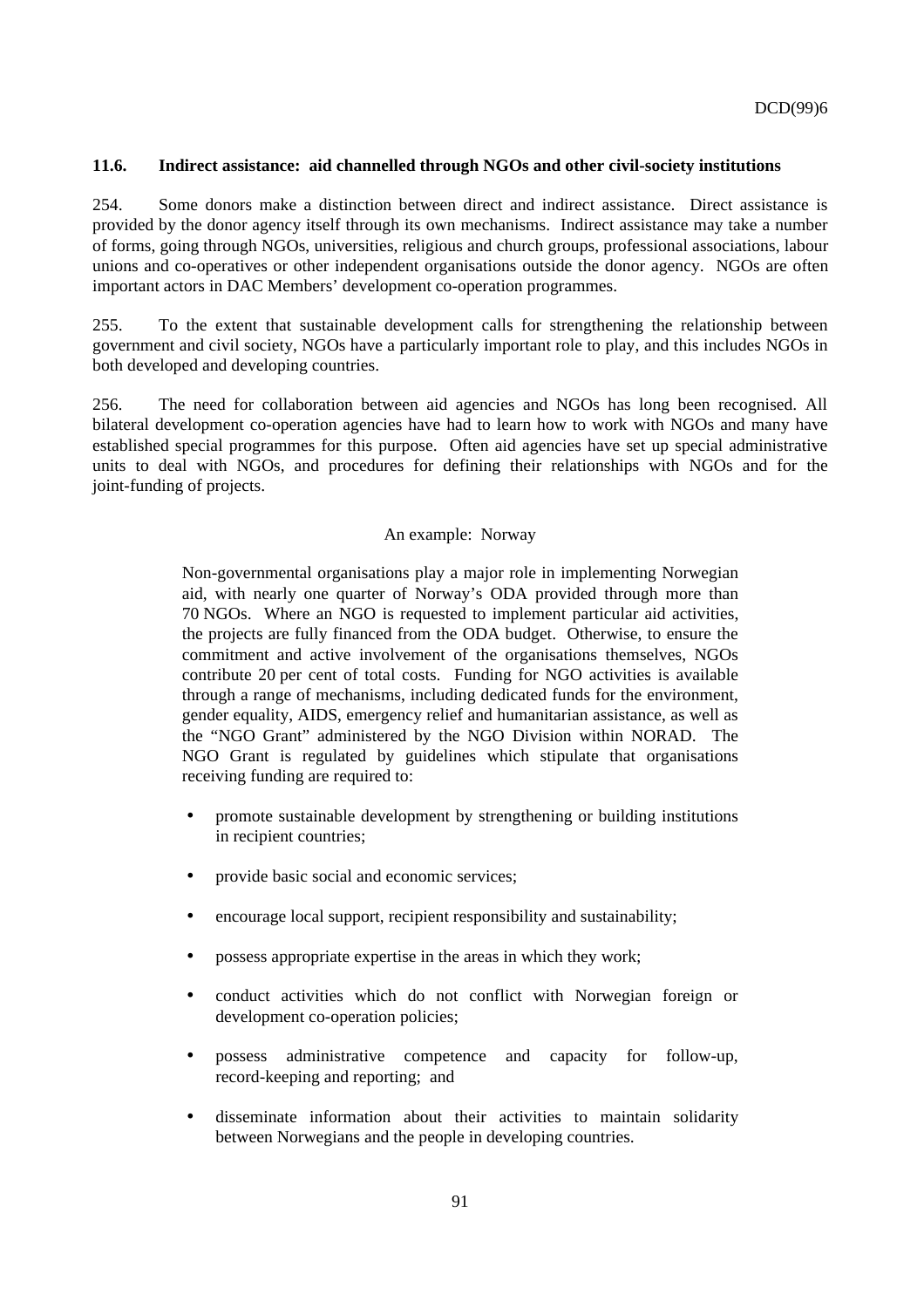### 11.6. Indirect assistance: aid channelled through NGOs and other civil-society institutions

254. Some donors make a distinction between direct and indirect assistance. Direct assistance is provided by the donor agency itself through its own mechanisms. Indirect assistance may take a number of forms, going through NGOs, universities, religious and church groups, professional associations, labour unions and co-operatives or other independent organisations outside the donor agency. NGOs are often important actors in DAC Members' development co-operation programmes.

255. To the extent that sustainable development calls for strengthening the relationship between government and civil society, NGOs have a particularly important role to play, and this includes NGOs in both developed and developing countries.

256. The need for collaboration between aid agencies and NGOs has long been recognised. All bilateral development co-operation agencies have had to learn how to work with NGOs and many have established special programmes for this purpose. Often aid agencies have set up special administrative units to deal with NGOs, and procedures for defining their relationships with NGOs and for the joint-funding of projects.

An example: Norway

Non-governmental organisations play a major role in implementing Norwegian aid, with nearly one quarter of Norway's ODA provided through more than 70 NGOs. Where an NGO is requested to implement particular aid activities, the projects are fully financed from the ODA budget. Otherwise, to ensure the commitment and active involvement of the organisations themselves, NGOs contribute 20 per cent of total costs. Funding for NGO activities is available through a range of mechanisms, including dedicated funds for the environment, gender equality, AIDS, emergency relief and humanitarian assistance, as well as the "NGO Grant" administered by the NGO Division within NORAD. The NGO Grant is regulated by guidelines which stipulate that organisations receiving funding are required to:

- promote sustainable development by strengthening or building institutions in recipient countries;
- provide basic social and economic services;
- encourage local support, recipient responsibility and sustainability;
- possess appropriate expertise in the areas in which they work;
- conduct activities which do not conflict with Norwegian foreign or development co-operation policies;
- possess administrative competence and capacity for follow-up, record-keeping and reporting; and
- disseminate information about their activities to maintain solidarity between Norwegians and the people in developing countries.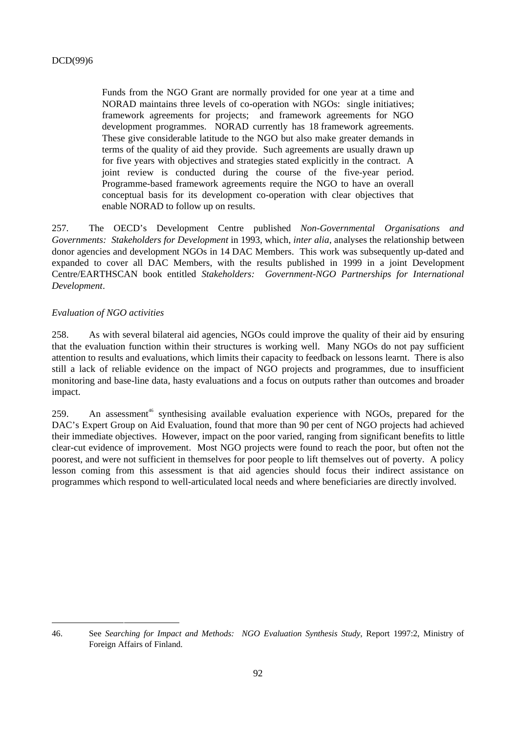> Funds from the NGO Grant are normally provided for one year at a time and NORAD maintains three levels of co-operation with NGOs: single initiatives; framework agreements for projects; and framework agreements for NGO development programmes. NORAD currently has 18 framework agreements. These give considerable latitude to the NGO but also make greater demands in terms of the quality of aid they provide. Such agreements are usually drawn up for five years with objectives and strategies stated explicitly in the contract. A joint review is conducted during the course of the five-year period. Programme-based framework agreements require the NGO to have an overall conceptual basis for its development co-operation with clear objectives that enable NORAD to follow up on results.

257. The OECD's Development Centre published *Non-Governmental Organisations and Governments: Stakeholders for Development* in 1993, which, *inter alia*, analyses the relationship between donor agencies and development NGOs in 14 DAC Members. This work was subsequently up-dated and expanded to cover all DAC Members, with the results published in 1999 in a joint Development Centre/EARTHSCAN book entitled *Stakeholders: Government-NGO Partnerships for International Development*.

*Evaluation of NGO activities*

258. As with several bilateral aid agencies, NGOs could improve the quality of their aid by ensuring that the evaluation function within their structures is working well. Many NGOs do not pay sufficient attention to results and evaluations, which limits their capacity to feedback on lessons learnt. There is also still a lack of reliable evidence on the impact of NGO projects and programmes, due to insufficient monitoring and base-line data, hasty evaluations and a focus on outputs rather than outcomes and broader impact.

259. An assessment[46] synthesising available evaluation experience with NGOs, prepared for the DAC's Expert Group on Aid Evaluation, found that more than 90 per cent of NGO projects had achieved their immediate objectives. However, impact on the poor varied, ranging from significant benefits to little clear-cut evidence of improvement. Most NGO projects were found to reach the poor, but often not the poorest, and were not sufficient in themselves for poor people to lift themselves out of poverty. A policy lesson coming from this assessment is that aid agencies should focus their indirect assistance on programmes which respond to well-articulated local needs and where beneficiaries are directly involved.

---

46. See *Searching for Impact and Methods: NGO Evaluation Synthesis Study*, Report 1997:2, Ministry of Foreign Affairs of Finland.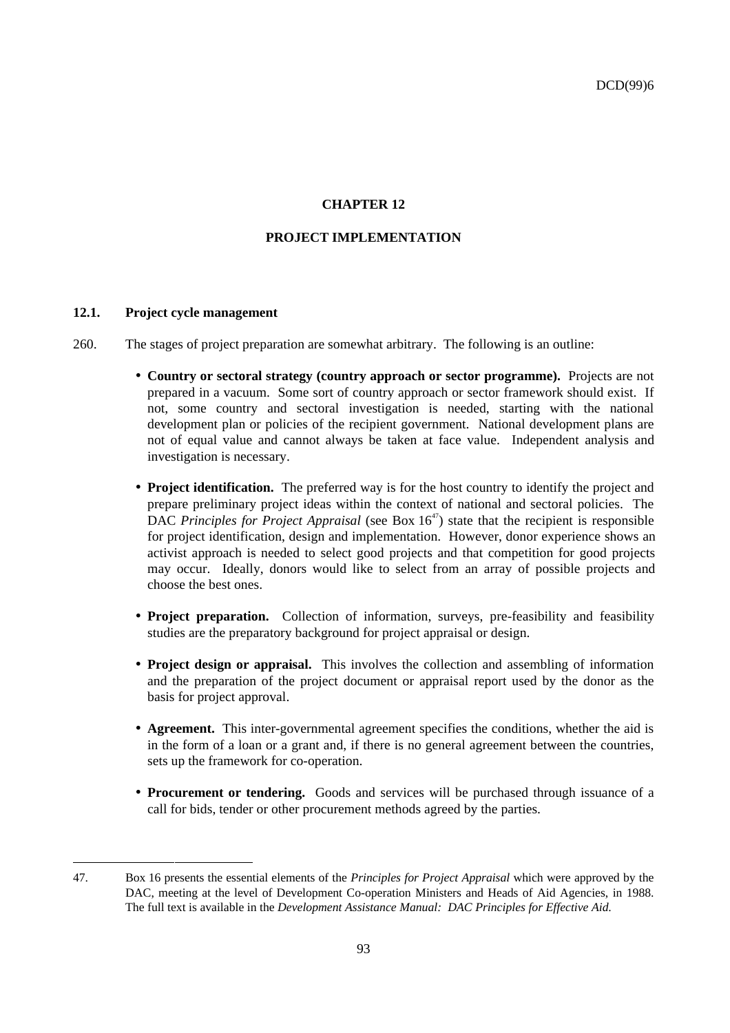# CHAPTER 12

# PROJECT IMPLEMENTATION

## 12.1. Project cycle management

260. The stages of project preparation are somewhat arbitrary. The following is an outline:

- **Country or sectoral strategy (country approach or sector programme).** Projects are not prepared in a vacuum. Some sort of country approach or sector framework should exist. If not, some country and sectoral investigation is needed, starting with the national development plan or policies of the recipient government. National development plans are not of equal value and cannot always be taken at face value. Independent analysis and investigation is necessary.

- **Project identification.** The preferred way is for the host country to identify the project and prepare preliminary project ideas within the context of national and sectoral policies. The DAC *Principles for Project Appraisal* (see Box 16[47]) state that the recipient is responsible for project identification, design and implementation. However, donor experience shows an activist approach is needed to select good projects and that competition for good projects may occur. Ideally, donors would like to select from an array of possible projects and choose the best ones.

- **Project preparation.** Collection of information, surveys, pre-feasibility and feasibility studies are the preparatory background for project appraisal or design.

- **Project design or appraisal.** This involves the collection and assembling of information and the preparation of the project document or appraisal report used by the donor as the basis for project approval.

- **Agreement.** This inter-governmental agreement specifies the conditions, whether the aid is in the form of a loan or a grant and, if there is no general agreement between the countries, sets up the framework for co-operation.

- **Procurement or tendering.** Goods and services will be purchased through issuance of a call for bids, tender or other procurement methods agreed by the parties.

---

47. Box 16 presents the essential elements of the *Principles for Project Appraisal* which were approved by the DAC, meeting at the level of Development Co-operation Ministers and Heads of Aid Agencies, in 1988. The full text is available in the *Development Assistance Manual: DAC Principles for Effective Aid.*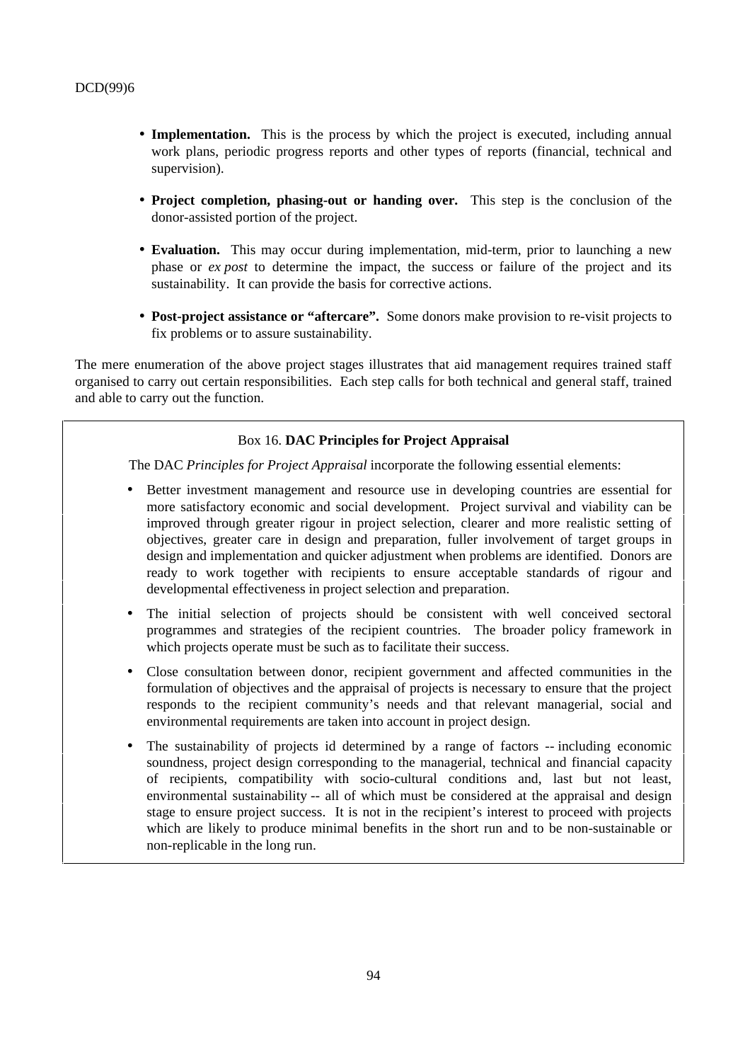- **Implementation.** This is the process by which the project is executed, including annual work plans, periodic progress reports and other types of reports (financial, technical and supervision).

- **Project completion, phasing-out or handing over.** This step is the conclusion of the donor-assisted portion of the project.

- **Evaluation.** This may occur during implementation, mid-term, prior to launching a new phase or *ex post* to determine the impact, the success or failure of the project and its sustainability. It can provide the basis for corrective actions.

- **Post-project assistance or "aftercare".** Some donors make provision to re-visit projects to fix problems or to assure sustainability.

The mere enumeration of the above project stages illustrates that aid management requires trained staff organised to carry out certain responsibilities. Each step calls for both technical and general staff, trained and able to carry out the function.

> Box 16. **DAC Principles for Project Appraisal**
>
> The DAC *Principles for Project Appraisal* incorporate the following essential elements:
>
> - Better investment management and resource use in developing countries are essential for more satisfactory economic and social development. Project survival and viability can be improved through greater rigour in project selection, clearer and more realistic setting of objectives, greater care in design and preparation, fuller involvement of target groups in design and implementation and quicker adjustment when problems are identified. Donors are ready to work together with recipients to ensure acceptable standards of rigour and developmental effectiveness in project selection and preparation.
>
> - The initial selection of projects should be consistent with well conceived sectoral programmes and strategies of the recipient countries. The broader policy framework in which projects operate must be such as to facilitate their success.
>
> - Close consultation between donor, recipient government and affected communities in the formulation of objectives and the appraisal of projects is necessary to ensure that the project responds to the recipient community's needs and that relevant managerial, social and environmental requirements are taken into account in project design.
>
> - The sustainability of projects id determined by a range of factors -- including economic soundness, project design corresponding to the managerial, technical and financial capacity of recipients, compatibility with socio-cultural conditions and, last but not least, environmental sustainability -- all of which must be considered at the appraisal and design stage to ensure project success. It is not in the recipient's interest to proceed with projects which are likely to produce minimal benefits in the short run and to be non-sustainable or non-replicable in the long run.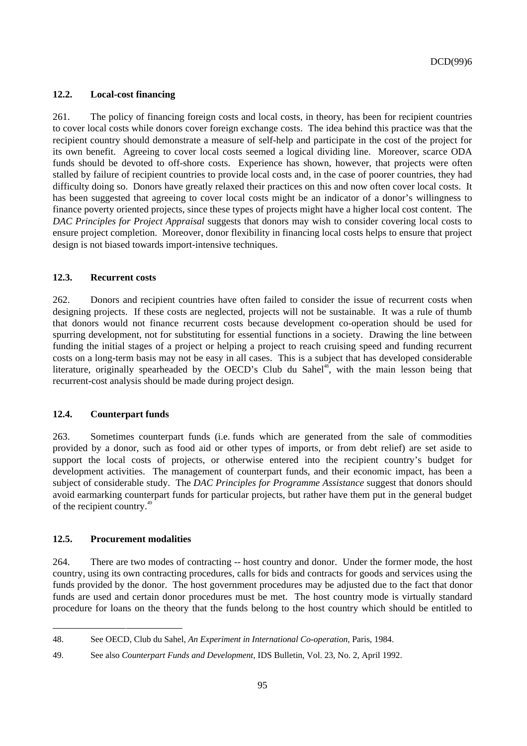### 12.2. Local-cost financing

261. The policy of financing foreign costs and local costs, in theory, has been for recipient countries to cover local costs while donors cover foreign exchange costs. The idea behind this practice was that the recipient country should demonstrate a measure of self-help and participate in the cost of the project for its own benefit. Agreeing to cover local costs seemed a logical dividing line. Moreover, scarce ODA funds should be devoted to off-shore costs. Experience has shown, however, that projects were often stalled by failure of recipient countries to provide local costs and, in the case of poorer countries, they had difficulty doing so. Donors have greatly relaxed their practices on this and now often cover local costs. It has been suggested that agreeing to cover local costs might be an indicator of a donor's willingness to finance poverty oriented projects, since these types of projects might have a higher local cost content. The *DAC Principles for Project Appraisal* suggests that donors may wish to consider covering local costs to ensure project completion. Moreover, donor flexibility in financing local costs helps to ensure that project design is not biased towards import-intensive techniques.

### 12.3. Recurrent costs

262. Donors and recipient countries have often failed to consider the issue of recurrent costs when designing projects. If these costs are neglected, projects will not be sustainable. It was a rule of thumb that donors would not finance recurrent costs because development co-operation should be used for spurring development, not for substituting for essential functions in a society. Drawing the line between funding the initial stages of a project or helping a project to reach cruising speed and funding recurrent costs on a long-term basis may not be easy in all cases. This is a subject that has developed considerable literature, originally spearheaded by the OECD's Club du Sahel[48], with the main lesson being that recurrent-cost analysis should be made during project design.

### 12.4. Counterpart funds

263. Sometimes counterpart funds (i.e. funds which are generated from the sale of commodities provided by a donor, such as food aid or other types of imports, or from debt relief) are set aside to support the local costs of projects, or otherwise entered into the recipient country's budget for development activities. The management of counterpart funds, and their economic impact, has been a subject of considerable study. The *DAC Principles for Programme Assistance* suggest that donors should avoid earmarking counterpart funds for particular projects, but rather have them put in the general budget of the recipient country.[49]

### 12.5. Procurement modalities

264. There are two modes of contracting -- host country and donor. Under the former mode, the host country, using its own contracting procedures, calls for bids and contracts for goods and services using the funds provided by the donor. The host government procedures may be adjusted due to the fact that donor funds are used and certain donor procedures must be met. The host country mode is virtually standard procedure for loans on the theory that the funds belong to the host country which should be entitled to

---

48. See OECD, Club du Sahel, *An Experiment in International Co-operation*, Paris, 1984.

49. See also *Counterpart Funds and Development*, IDS Bulletin, Vol. 23, No. 2, April 1992.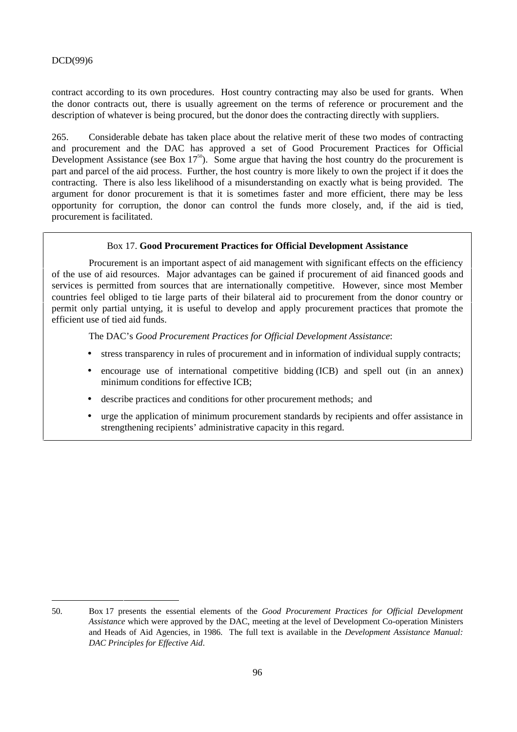contract according to its own procedures. Host country contracting may also be used for grants. When the donor contracts out, there is usually agreement on the terms of reference or procurement and the description of whatever is being procured, but the donor does the contracting directly with suppliers.

265. Considerable debate has taken place about the relative merit of these two modes of contracting and procurement and the DAC has approved a set of Good Procurement Practices for Official Development Assistance (see Box 17[50]). Some argue that having the host country do the procurement is part and parcel of the aid process. Further, the host country is more likely to own the project if it does the contracting. There is also less likelihood of a misunderstanding on exactly what is being provided. The argument for donor procurement is that it is sometimes faster and more efficient, there may be less opportunity for corruption, the donor can control the funds more closely, and, if the aid is tied, procurement is facilitated.

> Box 17. **Good Procurement Practices for Official Development Assistance**
>
> Procurement is an important aspect of aid management with significant effects on the efficiency of the use of aid resources. Major advantages can be gained if procurement of aid financed goods and services is permitted from sources that are internationally competitive. However, since most Member countries feel obliged to tie large parts of their bilateral aid to procurement from the donor country or permit only partial untying, it is useful to develop and apply procurement practices that promote the efficient use of tied aid funds.
>
> The DAC's *Good Procurement Practices for Official Development Assistance*:
>
> - stress transparency in rules of procurement and in information of individual supply contracts;
> - encourage use of international competitive bidding (ICB) and spell out (in an annex) minimum conditions for effective ICB;
> - describe practices and conditions for other procurement methods; and
> - urge the application of minimum procurement standards by recipients and offer assistance in strengthening recipients' administrative capacity in this regard.

---

50. Box 17 presents the essential elements of the *Good Procurement Practices for Official Development Assistance* which were approved by the DAC, meeting at the level of Development Co-operation Ministers and Heads of Aid Agencies, in 1986. The full text is available in the *Development Assistance Manual: DAC Principles for Effective Aid*.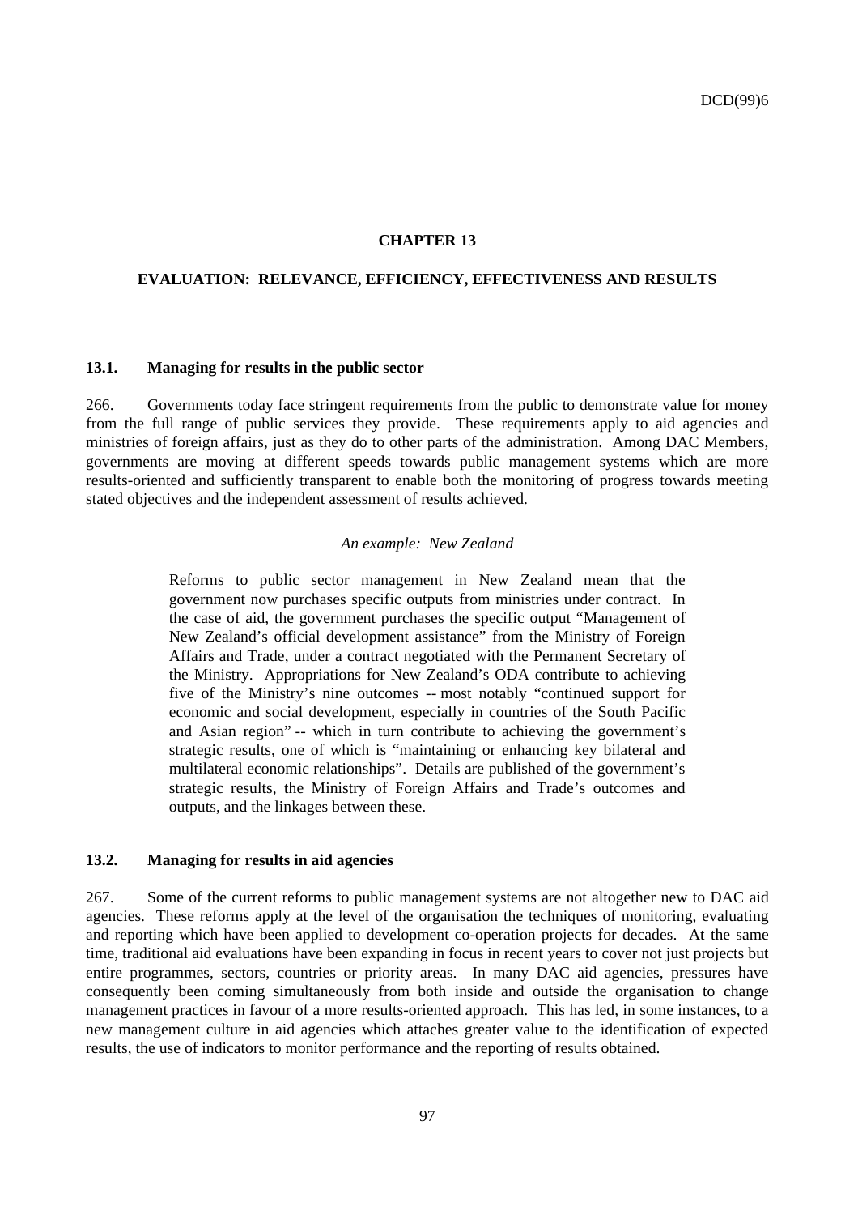# CHAPTER 13

## EVALUATION: RELEVANCE, EFFICIENCY, EFFECTIVENESS AND RESULTS

### 13.1. Managing for results in the public sector

266. Governments today face stringent requirements from the public to demonstrate value for money from the full range of public services they provide. These requirements apply to aid agencies and ministries of foreign affairs, just as they do to other parts of the administration. Among DAC Members, governments are moving at different speeds towards public management systems which are more results-oriented and sufficiently transparent to enable both the monitoring of progress towards meeting stated objectives and the independent assessment of results achieved.

*An example: New Zealand*

> Reforms to public sector management in New Zealand mean that the government now purchases specific outputs from ministries under contract. In the case of aid, the government purchases the specific output "Management of New Zealand's official development assistance" from the Ministry of Foreign Affairs and Trade, under a contract negotiated with the Permanent Secretary of the Ministry. Appropriations for New Zealand's ODA contribute to achieving five of the Ministry's nine outcomes -- most notably "continued support for economic and social development, especially in countries of the South Pacific and Asian region" -- which in turn contribute to achieving the government's strategic results, one of which is "maintaining or enhancing key bilateral and multilateral economic relationships". Details are published of the government's strategic results, the Ministry of Foreign Affairs and Trade's outcomes and outputs, and the linkages between these.

### 13.2. Managing for results in aid agencies

267. Some of the current reforms to public management systems are not altogether new to DAC aid agencies. These reforms apply at the level of the organisation the techniques of monitoring, evaluating and reporting which have been applied to development co-operation projects for decades. At the same time, traditional aid evaluations have been expanding in focus in recent years to cover not just projects but entire programmes, sectors, countries or priority areas. In many DAC aid agencies, pressures have consequently been coming simultaneously from both inside and outside the organisation to change management practices in favour of a more results-oriented approach. This has led, in some instances, to a new management culture in aid agencies which attaches greater value to the identification of expected results, the use of indicators to monitor performance and the reporting of results obtained.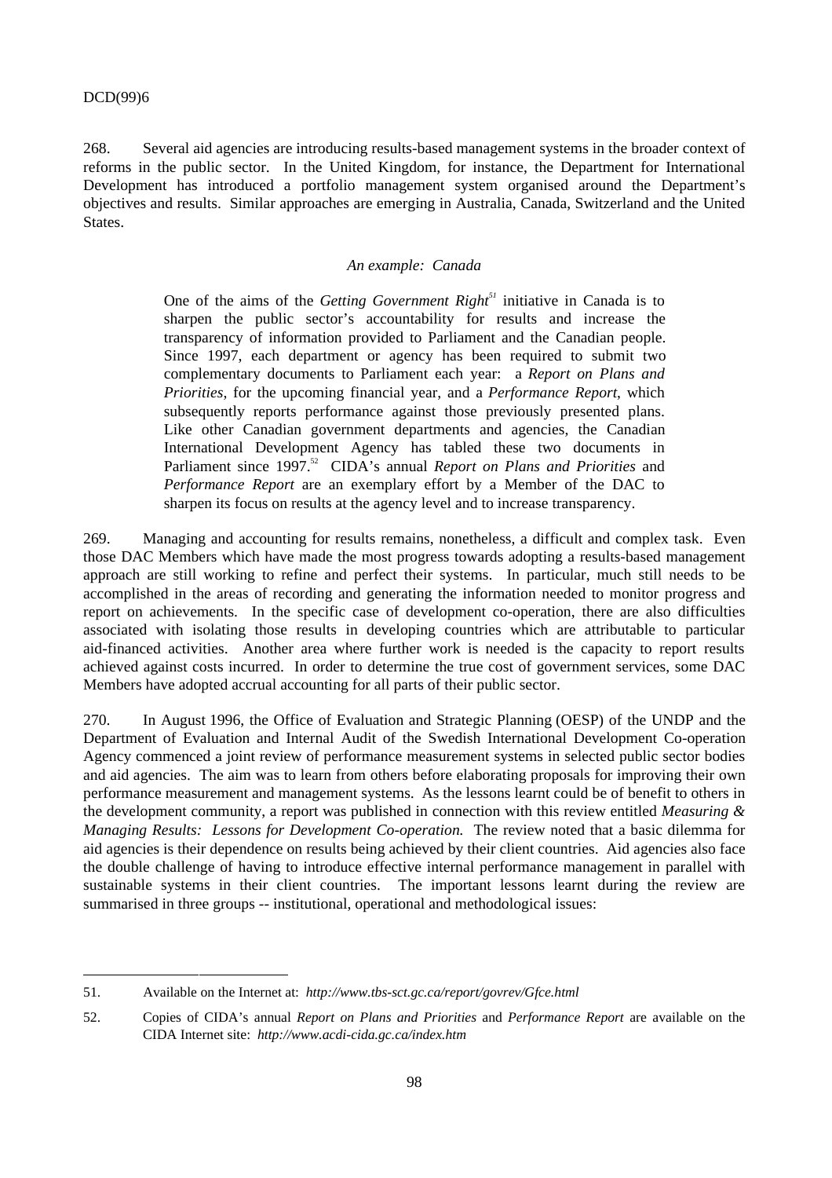268. Several aid agencies are introducing results-based management systems in the broader context of reforms in the public sector. In the United Kingdom, for instance, the Department for International Development has introduced a portfolio management system organised around the Department's objectives and results. Similar approaches are emerging in Australia, Canada, Switzerland and the United States.

*An example: Canada*

> One of the aims of the *Getting Government Right*[51] initiative in Canada is to sharpen the public sector's accountability for results and increase the transparency of information provided to Parliament and the Canadian people. Since 1997, each department or agency has been required to submit two complementary documents to Parliament each year: a *Report on Plans and Priorities*, for the upcoming financial year, and a *Performance Report*, which subsequently reports performance against those previously presented plans. Like other Canadian government departments and agencies, the Canadian International Development Agency has tabled these two documents in Parliament since 1997.[52] CIDA's annual *Report on Plans and Priorities* and *Performance Report* are an exemplary effort by a Member of the DAC to sharpen its focus on results at the agency level and to increase transparency.

269. Managing and accounting for results remains, nonetheless, a difficult and complex task. Even those DAC Members which have made the most progress towards adopting a results-based management approach are still working to refine and perfect their systems. In particular, much still needs to be accomplished in the areas of recording and generating the information needed to monitor progress and report on achievements. In the specific case of development co-operation, there are also difficulties associated with isolating those results in developing countries which are attributable to particular aid-financed activities. Another area where further work is needed is the capacity to report results achieved against costs incurred. In order to determine the true cost of government services, some DAC Members have adopted accrual accounting for all parts of their public sector.

270. In August 1996, the Office of Evaluation and Strategic Planning (OESP) of the UNDP and the Department of Evaluation and Internal Audit of the Swedish International Development Co-operation Agency commenced a joint review of performance measurement systems in selected public sector bodies and aid agencies. The aim was to learn from others before elaborating proposals for improving their own performance measurement and management systems. As the lessons learnt could be of benefit to others in the development community, a report was published in connection with this review entitled *Measuring & Managing Results: Lessons for Development Co-operation.* The review noted that a basic dilemma for aid agencies is their dependence on results being achieved by their client countries. Aid agencies also face the double challenge of having to introduce effective internal performance management in parallel with sustainable systems in their client countries. The important lessons learnt during the review are summarised in three groups -- institutional, operational and methodological issues:

---

51. Available on the Internet at: *http://www.tbs-sct.gc.ca/report/govrev/Gfce.html*

52. Copies of CIDA's annual *Report on Plans and Priorities* and *Performance Report* are available on the CIDA Internet site: *http://www.acdi-cida.gc.ca/index.htm*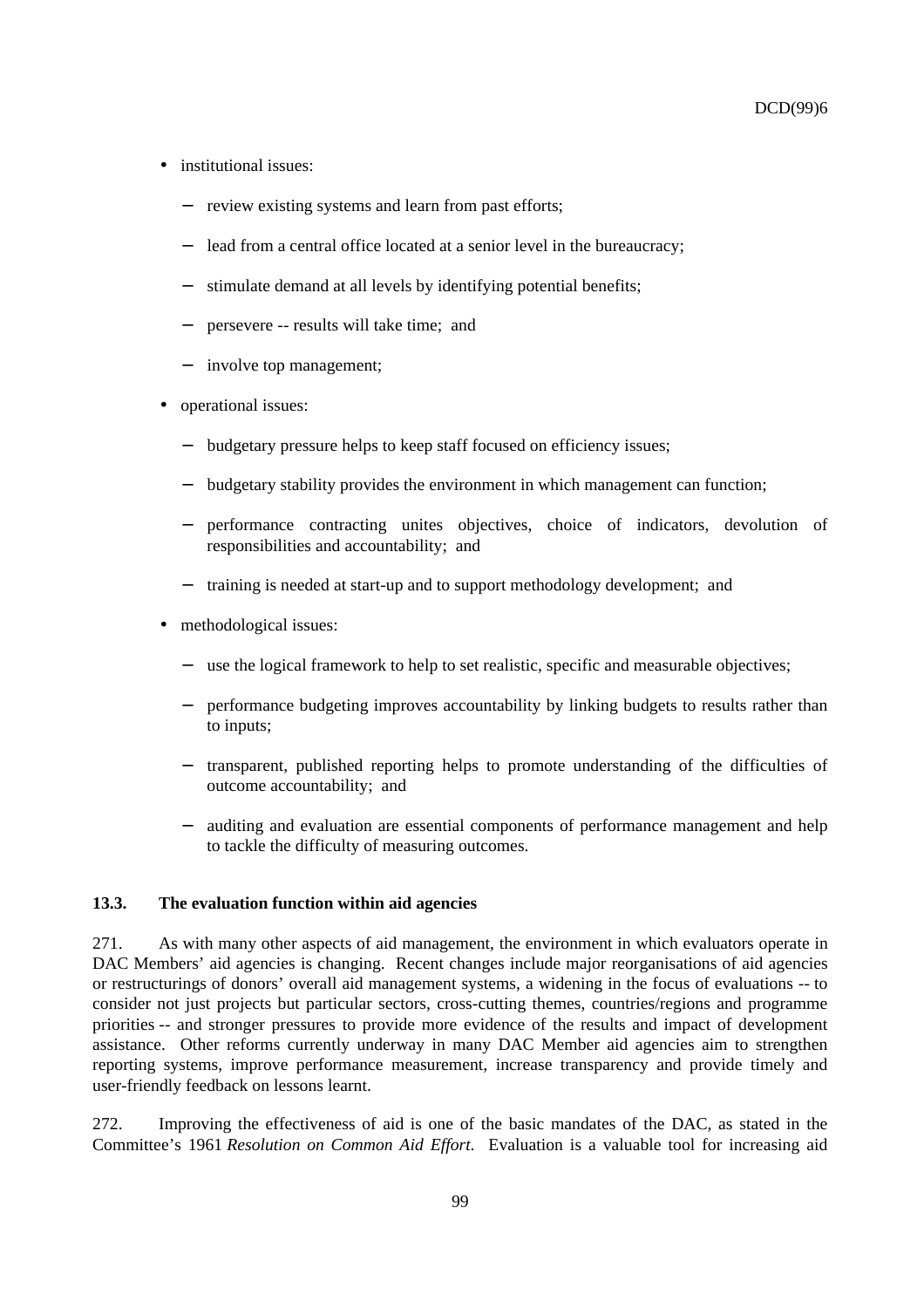- institutional issues:
  - review existing systems and learn from past efforts;
  - lead from a central office located at a senior level in the bureaucracy;
  - stimulate demand at all levels by identifying potential benefits;
  - persevere -- results will take time; and
  - involve top management;
- operational issues:
  - budgetary pressure helps to keep staff focused on efficiency issues;
  - budgetary stability provides the environment in which management can function;
  - performance contracting unites objectives, choice of indicators, devolution of responsibilities and accountability; and
  - training is needed at start-up and to support methodology development; and
- methodological issues:
  - use the logical framework to help to set realistic, specific and measurable objectives;
  - performance budgeting improves accountability by linking budgets to results rather than to inputs;
  - transparent, published reporting helps to promote understanding of the difficulties of outcome accountability; and
  - auditing and evaluation are essential components of performance management and help to tackle the difficulty of measuring outcomes.

### 13.3. The evaluation function within aid agencies

271. As with many other aspects of aid management, the environment in which evaluators operate in DAC Members' aid agencies is changing. Recent changes include major reorganisations of aid agencies or restructurings of donors' overall aid management systems, a widening in the focus of evaluations -- to consider not just projects but particular sectors, cross-cutting themes, countries/regions and programme priorities -- and stronger pressures to provide more evidence of the results and impact of development assistance. Other reforms currently underway in many DAC Member aid agencies aim to strengthen reporting systems, improve performance measurement, increase transparency and provide timely and user-friendly feedback on lessons learnt.

272. Improving the effectiveness of aid is one of the basic mandates of the DAC, as stated in the Committee's 1961 *Resolution on Common Aid Effort*. Evaluation is a valuable tool for increasing aid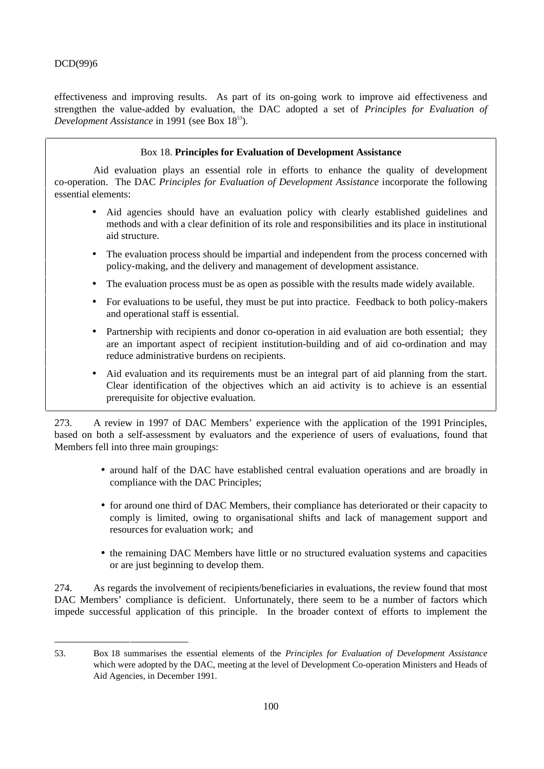effectiveness and improving results. As part of its on-going work to improve aid effectiveness and strengthen the value-added by evaluation, the DAC adopted a set of *Principles for Evaluation of Development Assistance* in 1991 (see Box 18[53]).

> Box 18. **Principles for Evaluation of Development Assistance**
>
> Aid evaluation plays an essential role in efforts to enhance the quality of development co-operation. The DAC *Principles for Evaluation of Development Assistance* incorporate the following essential elements:
>
> - Aid agencies should have an evaluation policy with clearly established guidelines and methods and with a clear definition of its role and responsibilities and its place in institutional aid structure.
> - The evaluation process should be impartial and independent from the process concerned with policy-making, and the delivery and management of development assistance.
> - The evaluation process must be as open as possible with the results made widely available.
> - For evaluations to be useful, they must be put into practice. Feedback to both policy-makers and operational staff is essential.
> - Partnership with recipients and donor co-operation in aid evaluation are both essential; they are an important aspect of recipient institution-building and of aid co-ordination and may reduce administrative burdens on recipients.
> - Aid evaluation and its requirements must be an integral part of aid planning from the start. Clear identification of the objectives which an aid activity is to achieve is an essential prerequisite for objective evaluation.

273. A review in 1997 of DAC Members' experience with the application of the 1991 Principles, based on both a self-assessment by evaluators and the experience of users of evaluations, found that Members fell into three main groupings:

- around half of the DAC have established central evaluation operations and are broadly in compliance with the DAC Principles;
- for around one third of DAC Members, their compliance has deteriorated or their capacity to comply is limited, owing to organisational shifts and lack of management support and resources for evaluation work; and
- the remaining DAC Members have little or no structured evaluation systems and capacities or are just beginning to develop them.

274. As regards the involvement of recipients/beneficiaries in evaluations, the review found that most DAC Members' compliance is deficient. Unfortunately, there seem to be a number of factors which impede successful application of this principle. In the broader context of efforts to implement the

---

53. Box 18 summarises the essential elements of the *Principles for Evaluation of Development Assistance* which were adopted by the DAC, meeting at the level of Development Co-operation Ministers and Heads of Aid Agencies, in December 1991.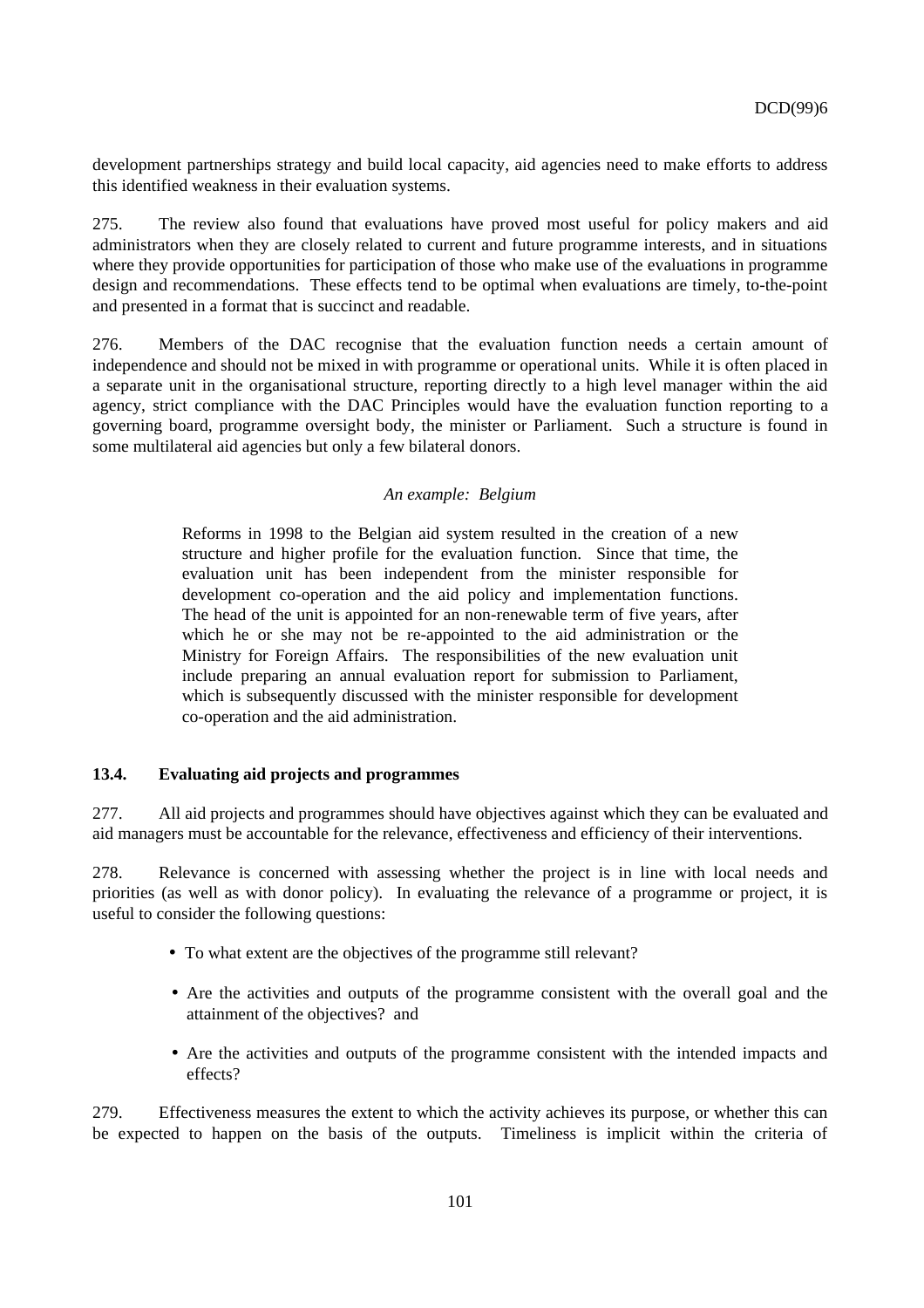development partnerships strategy and build local capacity, aid agencies need to make efforts to address this identified weakness in their evaluation systems.

275. The review also found that evaluations have proved most useful for policy makers and aid administrators when they are closely related to current and future programme interests, and in situations where they provide opportunities for participation of those who make use of the evaluations in programme design and recommendations. These effects tend to be optimal when evaluations are timely, to-the-point and presented in a format that is succinct and readable.

276. Members of the DAC recognise that the evaluation function needs a certain amount of independence and should not be mixed in with programme or operational units. While it is often placed in a separate unit in the organisational structure, reporting directly to a high level manager within the aid agency, strict compliance with the DAC Principles would have the evaluation function reporting to a governing board, programme oversight body, the minister or Parliament. Such a structure is found in some multilateral aid agencies but only a few bilateral donors.

*An example: Belgium*

> Reforms in 1998 to the Belgian aid system resulted in the creation of a new structure and higher profile for the evaluation function. Since that time, the evaluation unit has been independent from the minister responsible for development co-operation and the aid policy and implementation functions. The head of the unit is appointed for an non-renewable term of five years, after which he or she may not be re-appointed to the aid administration or the Ministry for Foreign Affairs. The responsibilities of the new evaluation unit include preparing an annual evaluation report for submission to Parliament, which is subsequently discussed with the minister responsible for development co-operation and the aid administration.

### 13.4. Evaluating aid projects and programmes

277. All aid projects and programmes should have objectives against which they can be evaluated and aid managers must be accountable for the relevance, effectiveness and efficiency of their interventions.

278. Relevance is concerned with assessing whether the project is in line with local needs and priorities (as well as with donor policy). In evaluating the relevance of a programme or project, it is useful to consider the following questions:

- To what extent are the objectives of the programme still relevant?
- Are the activities and outputs of the programme consistent with the overall goal and the attainment of the objectives? and
- Are the activities and outputs of the programme consistent with the intended impacts and effects?

279. Effectiveness measures the extent to which the activity achieves its purpose, or whether this can be expected to happen on the basis of the outputs. Timeliness is implicit within the criteria of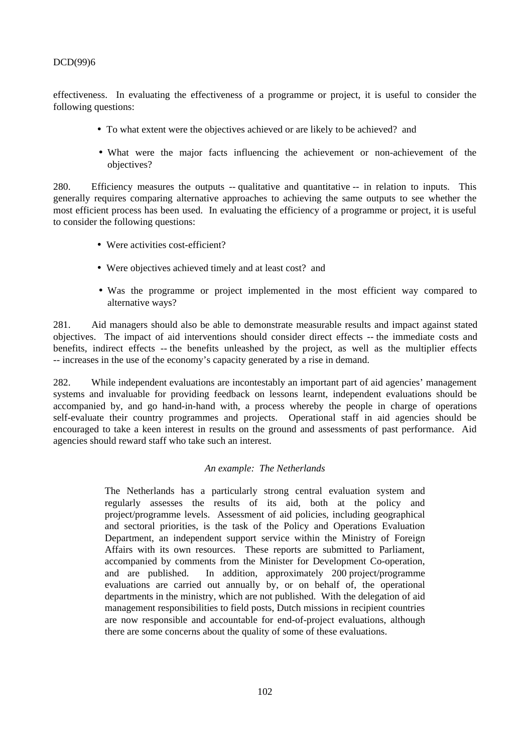effectiveness. In evaluating the effectiveness of a programme or project, it is useful to consider the following questions:

- To what extent were the objectives achieved or are likely to be achieved? and
- What were the major facts influencing the achievement or non-achievement of the objectives?

280. Efficiency measures the outputs -- qualitative and quantitative -- in relation to inputs. This generally requires comparing alternative approaches to achieving the same outputs to see whether the most efficient process has been used. In evaluating the efficiency of a programme or project, it is useful to consider the following questions:

- Were activities cost-efficient?
- Were objectives achieved timely and at least cost? and
- Was the programme or project implemented in the most efficient way compared to alternative ways?

281. Aid managers should also be able to demonstrate measurable results and impact against stated objectives. The impact of aid interventions should consider direct effects -- the immediate costs and benefits, indirect effects -- the benefits unleashed by the project, as well as the multiplier effects -- increases in the use of the economy's capacity generated by a rise in demand.

282. While independent evaluations are incontestably an important part of aid agencies' management systems and invaluable for providing feedback on lessons learnt, independent evaluations should be accompanied by, and go hand-in-hand with, a process whereby the people in charge of operations self-evaluate their country programmes and projects. Operational staff in aid agencies should be encouraged to take a keen interest in results on the ground and assessments of past performance. Aid agencies should reward staff who take such an interest.

*An example: The Netherlands*

> The Netherlands has a particularly strong central evaluation system and regularly assesses the results of its aid, both at the policy and project/programme levels. Assessment of aid policies, including geographical and sectoral priorities, is the task of the Policy and Operations Evaluation Department, an independent support service within the Ministry of Foreign Affairs with its own resources. These reports are submitted to Parliament, accompanied by comments from the Minister for Development Co-operation, and are published. In addition, approximately 200 project/programme evaluations are carried out annually by, or on behalf of, the operational departments in the ministry, which are not published. With the delegation of aid management responsibilities to field posts, Dutch missions in recipient countries are now responsible and accountable for end-of-project evaluations, although there are some concerns about the quality of some of these evaluations.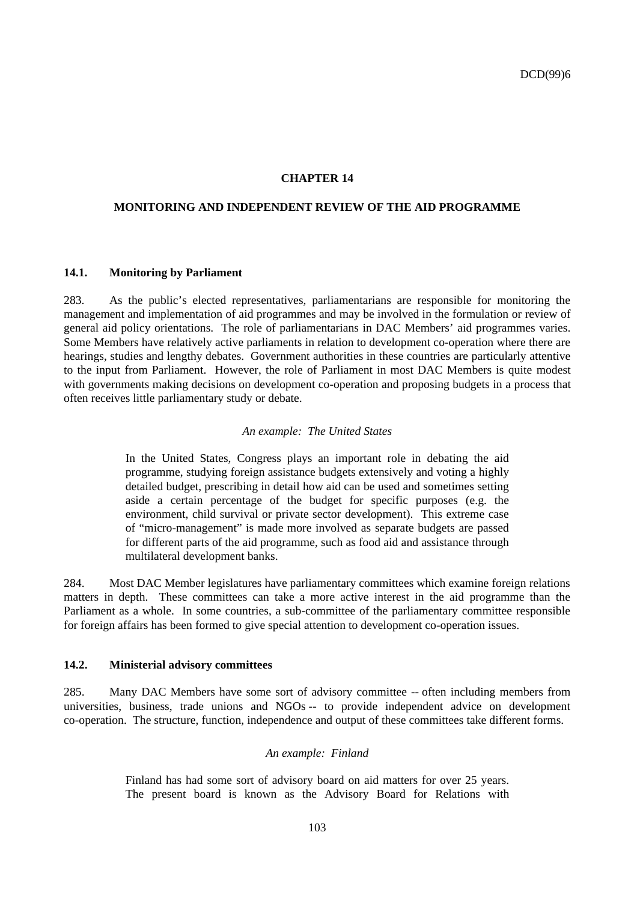# CHAPTER 14

# MONITORING AND INDEPENDENT REVIEW OF THE AID PROGRAMME

## 14.1. Monitoring by Parliament

283. As the public's elected representatives, parliamentarians are responsible for monitoring the management and implementation of aid programmes and may be involved in the formulation or review of general aid policy orientations. The role of parliamentarians in DAC Members' aid programmes varies. Some Members have relatively active parliaments in relation to development co-operation where there are hearings, studies and lengthy debates. Government authorities in these countries are particularly attentive to the input from Parliament. However, the role of Parliament in most DAC Members is quite modest with governments making decisions on development co-operation and proposing budgets in a process that often receives little parliamentary study or debate.

*An example: The United States*

> In the United States, Congress plays an important role in debating the aid programme, studying foreign assistance budgets extensively and voting a highly detailed budget, prescribing in detail how aid can be used and sometimes setting aside a certain percentage of the budget for specific purposes (e.g. the environment, child survival or private sector development). This extreme case of "micro-management" is made more involved as separate budgets are passed for different parts of the aid programme, such as food aid and assistance through multilateral development banks.

284. Most DAC Member legislatures have parliamentary committees which examine foreign relations matters in depth. These committees can take a more active interest in the aid programme than the Parliament as a whole. In some countries, a sub-committee of the parliamentary committee responsible for foreign affairs has been formed to give special attention to development co-operation issues.

## 14.2. Ministerial advisory committees

285. Many DAC Members have some sort of advisory committee -- often including members from universities, business, trade unions and NGOs -- to provide independent advice on development co-operation. The structure, function, independence and output of these committees take different forms.

*An example: Finland*

> Finland has had some sort of advisory board on aid matters for over 25 years. The present board is known as the Advisory Board for Relations with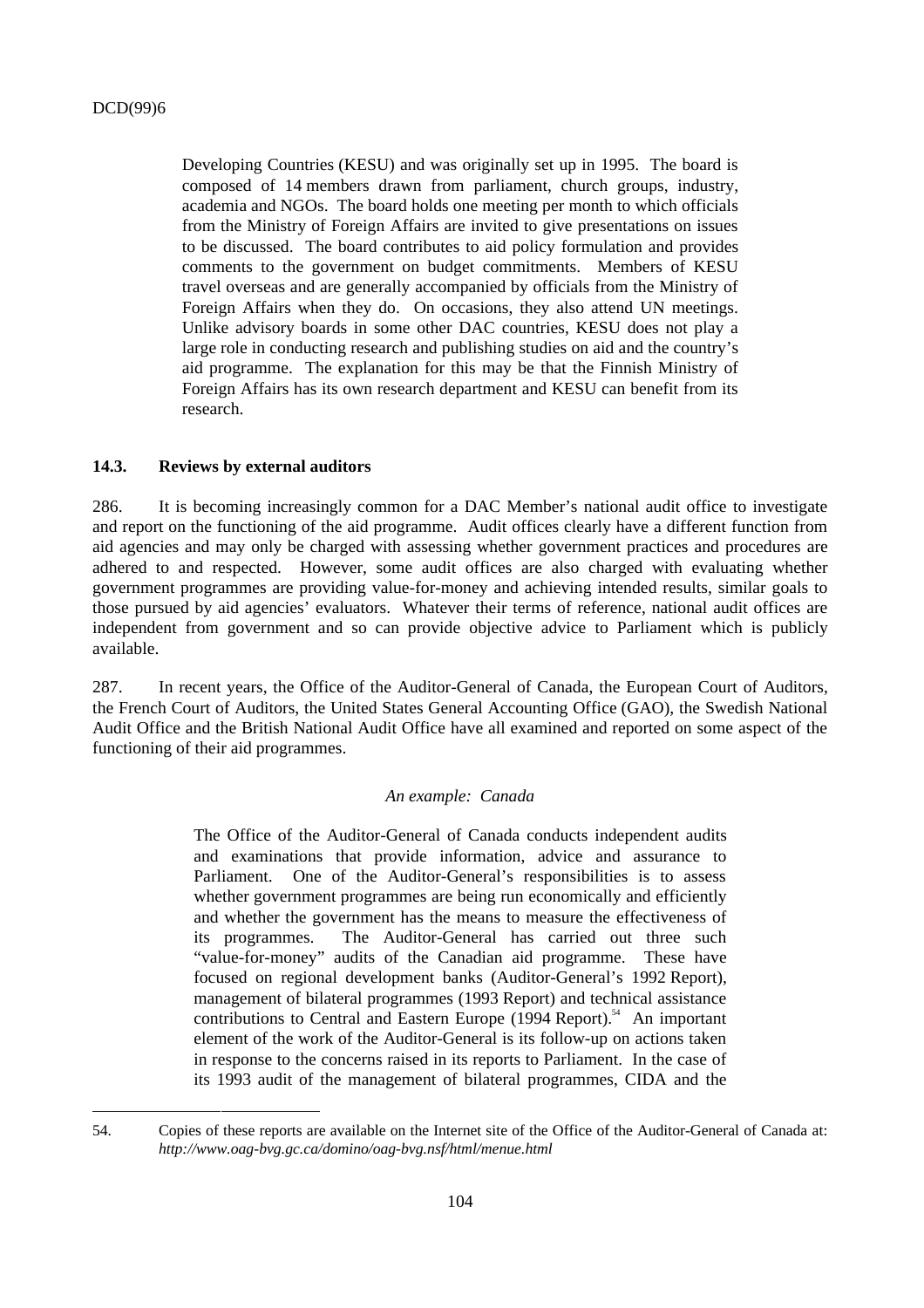Developing Countries (KESU) and was originally set up in 1995. The board is composed of 14 members drawn from parliament, church groups, industry, academia and NGOs. The board holds one meeting per month to which officials from the Ministry of Foreign Affairs are invited to give presentations on issues to be discussed. The board contributes to aid policy formulation and provides comments to the government on budget commitments. Members of KESU travel overseas and are generally accompanied by officials from the Ministry of Foreign Affairs when they do. On occasions, they also attend UN meetings. Unlike advisory boards in some other DAC countries, KESU does not play a large role in conducting research and publishing studies on aid and the country's aid programme. The explanation for this may be that the Finnish Ministry of Foreign Affairs has its own research department and KESU can benefit from its research.

### 14.3. Reviews by external auditors

286. It is becoming increasingly common for a DAC Member's national audit office to investigate and report on the functioning of the aid programme. Audit offices clearly have a different function from aid agencies and may only be charged with assessing whether government practices and procedures are adhered to and respected. However, some audit offices are also charged with evaluating whether government programmes are providing value-for-money and achieving intended results, similar goals to those pursued by aid agencies' evaluators. Whatever their terms of reference, national audit offices are independent from government and so can provide objective advice to Parliament which is publicly available.

287. In recent years, the Office of the Auditor-General of Canada, the European Court of Auditors, the French Court of Auditors, the United States General Accounting Office (GAO), the Swedish National Audit Office and the British National Audit Office have all examined and reported on some aspect of the functioning of their aid programmes.

*An example: Canada*

The Office of the Auditor-General of Canada conducts independent audits and examinations that provide information, advice and assurance to Parliament. One of the Auditor-General's responsibilities is to assess whether government programmes are being run economically and efficiently and whether the government has the means to measure the effectiveness of its programmes. The Auditor-General has carried out three such "value-for-money" audits of the Canadian aid programme. These have focused on regional development banks (Auditor-General's 1992 Report), management of bilateral programmes (1993 Report) and technical assistance contributions to Central and Eastern Europe (1994 Report).[54] An important element of the work of the Auditor-General is its follow-up on actions taken in response to the concerns raised in its reports to Parliament. In the case of its 1993 audit of the management of bilateral programmes, CIDA and the

54. Copies of these reports are available on the Internet site of the Office of the Auditor-General of Canada at: *http://www.oag-bvg.gc.ca/domino/oag-bvg.nsf/html/menue.html*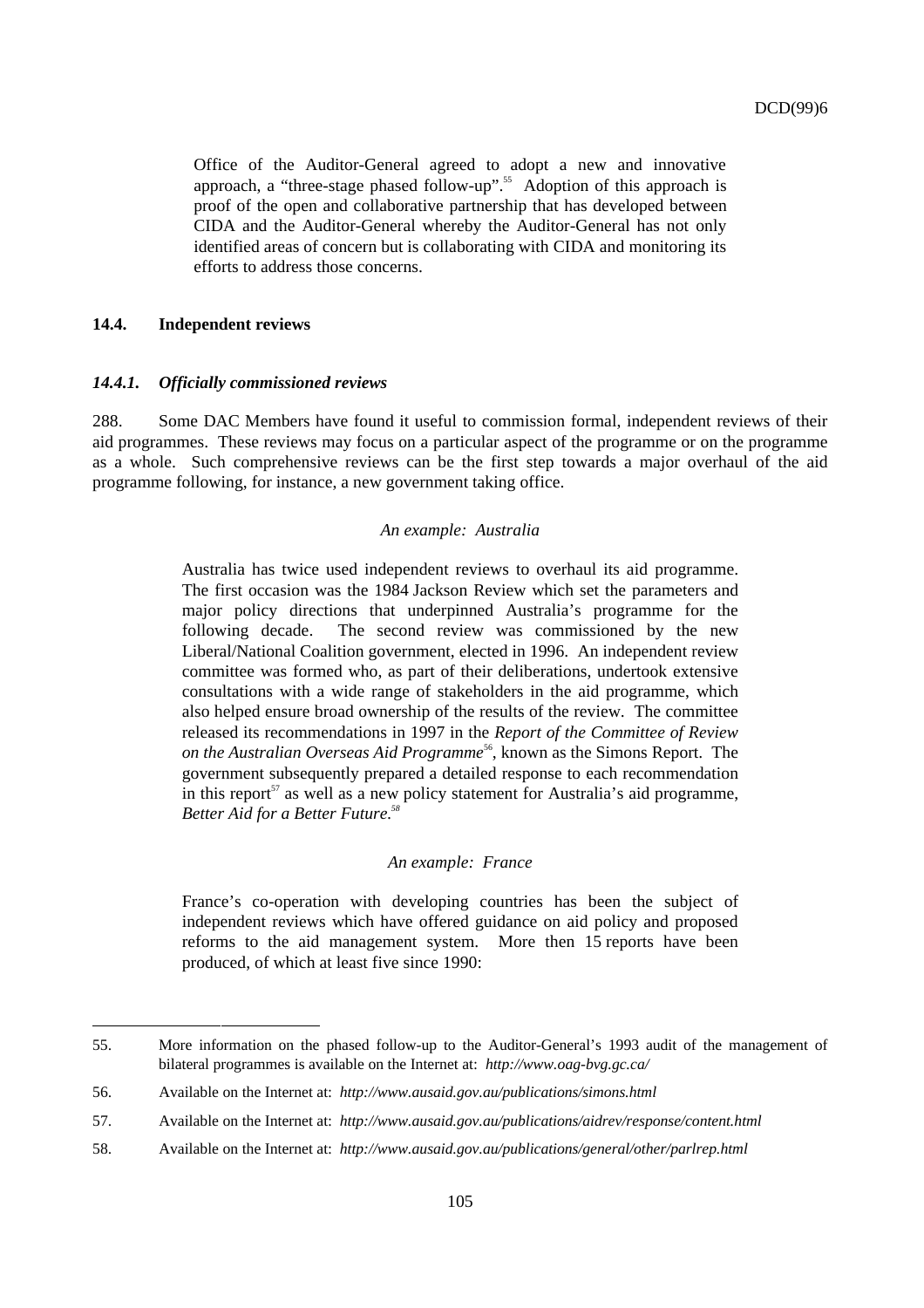Office of the Auditor-General agreed to adopt a new and innovative approach, a "three-stage phased follow-up".[55] Adoption of this approach is proof of the open and collaborative partnership that has developed between CIDA and the Auditor-General whereby the Auditor-General has not only identified areas of concern but is collaborating with CIDA and monitoring its efforts to address those concerns.

### 14.4. Independent reviews

#### *14.4.1. Officially commissioned reviews*

288. Some DAC Members have found it useful to commission formal, independent reviews of their aid programmes. These reviews may focus on a particular aspect of the programme or on the programme as a whole. Such comprehensive reviews can be the first step towards a major overhaul of the aid programme following, for instance, a new government taking office.

*An example: Australia*

Australia has twice used independent reviews to overhaul its aid programme. The first occasion was the 1984 Jackson Review which set the parameters and major policy directions that underpinned Australia's programme for the following decade. The second review was commissioned by the new Liberal/National Coalition government, elected in 1996. An independent review committee was formed who, as part of their deliberations, undertook extensive consultations with a wide range of stakeholders in the aid programme, which also helped ensure broad ownership of the results of the review. The committee released its recommendations in 1997 in the *Report of the Committee of Review on the Australian Overseas Aid Programme*[56], known as the Simons Report. The government subsequently prepared a detailed response to each recommendation in this report[57] as well as a new policy statement for Australia's aid programme, *Better Aid for a Better Future.*[58]

*An example: France*

France's co-operation with developing countries has been the subject of independent reviews which have offered guidance on aid policy and proposed reforms to the aid management system. More then 15 reports have been produced, of which at least five since 1990:

---

55. More information on the phased follow-up to the Auditor-General's 1993 audit of the management of bilateral programmes is available on the Internet at: *http://www.oag-bvg.gc.ca/*

56. Available on the Internet at: *http://www.ausaid.gov.au/publications/simons.html*

57. Available on the Internet at: *http://www.ausaid.gov.au/publications/aidrev/response/content.html*

58. Available on the Internet at: *http://www.ausaid.gov.au/publications/general/other/parlrep.html*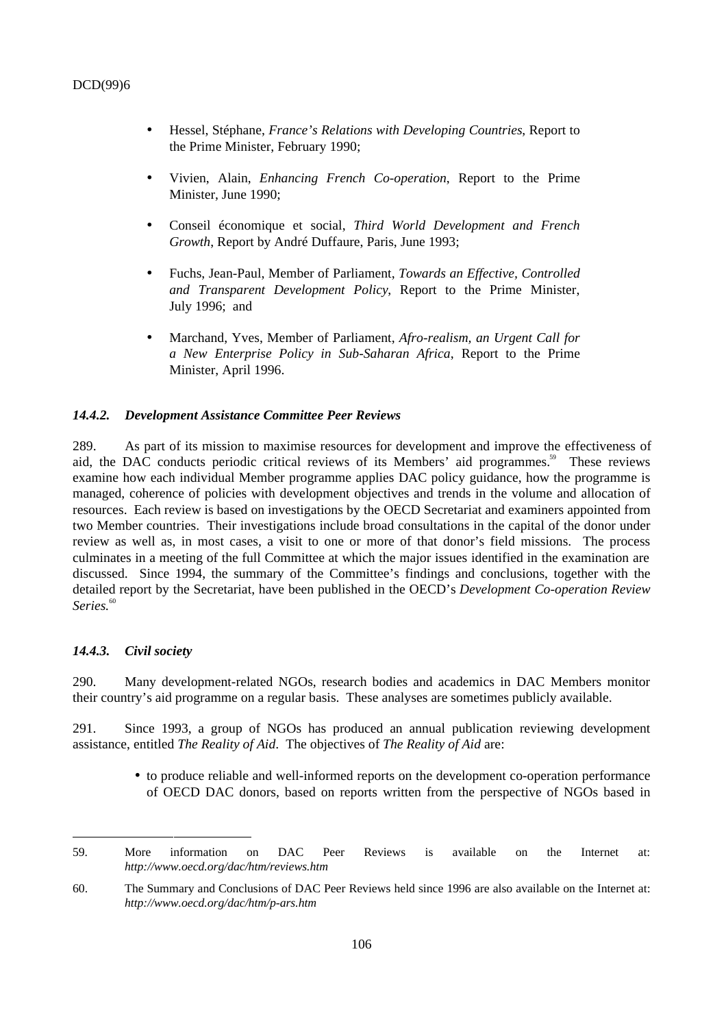- Hessel, Stéphane, *France's Relations with Developing Countries*, Report to the Prime Minister, February 1990;

- Vivien, Alain, *Enhancing French Co-operation*, Report to the Prime Minister, June 1990;

- Conseil économique et social, *Third World Development and French Growth*, Report by André Duffaure, Paris, June 1993;

- Fuchs, Jean-Paul, Member of Parliament, *Towards an Effective, Controlled and Transparent Development Policy*, Report to the Prime Minister, July 1996; and

- Marchand, Yves, Member of Parliament, *Afro-realism, an Urgent Call for a New Enterprise Policy in Sub-Saharan Africa*, Report to the Prime Minister, April 1996.

#### *14.4.2. Development Assistance Committee Peer Reviews*

289. As part of its mission to maximise resources for development and improve the effectiveness of aid, the DAC conducts periodic critical reviews of its Members' aid programmes.[59] These reviews examine how each individual Member programme applies DAC policy guidance, how the programme is managed, coherence of policies with development objectives and trends in the volume and allocation of resources. Each review is based on investigations by the OECD Secretariat and examiners appointed from two Member countries. Their investigations include broad consultations in the capital of the donor under review as well as, in most cases, a visit to one or more of that donor's field missions. The process culminates in a meeting of the full Committee at which the major issues identified in the examination are discussed. Since 1994, the summary of the Committee's findings and conclusions, together with the detailed report by the Secretariat, have been published in the OECD's *Development Co-operation Review Series.*[60]

#### *14.4.3. Civil society*

290. Many development-related NGOs, research bodies and academics in DAC Members monitor their country's aid programme on a regular basis. These analyses are sometimes publicly available.

291. Since 1993, a group of NGOs has produced an annual publication reviewing development assistance, entitled *The Reality of Aid*. The objectives of *The Reality of Aid* are:

- to produce reliable and well-informed reports on the development co-operation performance of OECD DAC donors, based on reports written from the perspective of NGOs based in

---

59. More information on DAC Peer Reviews is available on the Internet at: *http://www.oecd.org/dac/htm/reviews.htm*

60. The Summary and Conclusions of DAC Peer Reviews held since 1996 are also available on the Internet at: *http://www.oecd.org/dac/htm/p-ars.htm*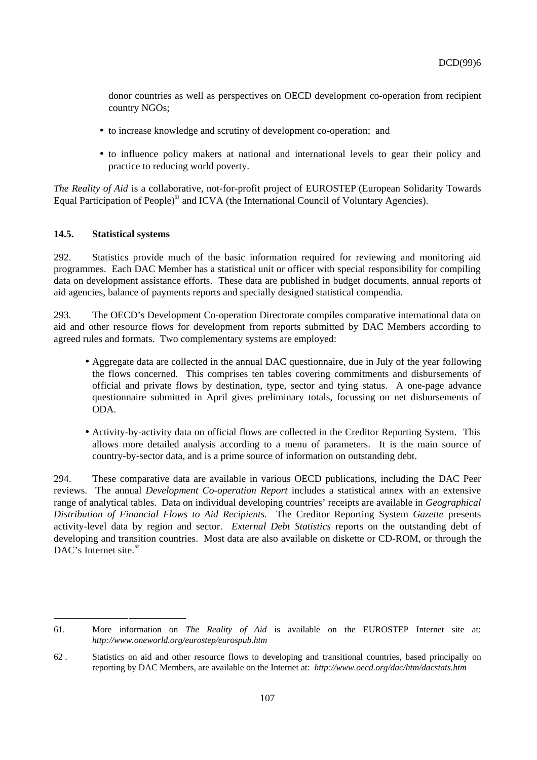donor countries as well as perspectives on OECD development co-operation from recipient country NGOs;

- to increase knowledge and scrutiny of development co-operation; and
- to influence policy makers at national and international levels to gear their policy and practice to reducing world poverty.

*The Reality of Aid* is a collaborative, not-for-profit project of EUROSTEP (European Solidarity Towards Equal Participation of People)[61] and ICVA (the International Council of Voluntary Agencies).

### 14.5. Statistical systems

292. Statistics provide much of the basic information required for reviewing and monitoring aid programmes. Each DAC Member has a statistical unit or officer with special responsibility for compiling data on development assistance efforts. These data are published in budget documents, annual reports of aid agencies, balance of payments reports and specially designed statistical compendia.

293. The OECD's Development Co-operation Directorate compiles comparative international data on aid and other resource flows for development from reports submitted by DAC Members according to agreed rules and formats. Two complementary systems are employed:

- Aggregate data are collected in the annual DAC questionnaire, due in July of the year following the flows concerned. This comprises ten tables covering commitments and disbursements of official and private flows by destination, type, sector and tying status. A one-page advance questionnaire submitted in April gives preliminary totals, focussing on net disbursements of ODA.
- Activity-by-activity data on official flows are collected in the Creditor Reporting System. This allows more detailed analysis according to a menu of parameters. It is the main source of country-by-sector data, and is a prime source of information on outstanding debt.

294. These comparative data are available in various OECD publications, including the DAC Peer reviews. The annual *Development Co-operation Report* includes a statistical annex with an extensive range of analytical tables. Data on individual developing countries' receipts are available in *Geographical Distribution of Financial Flows to Aid Recipients.* The Creditor Reporting System *Gazette* presents activity-level data by region and sector. *External Debt Statistics* reports on the outstanding debt of developing and transition countries. Most data are also available on diskette or CD-ROM, or through the DAC's Internet site.[62]

---

61. More information on *The Reality of Aid* is available on the EUROSTEP Internet site at: *http://www.oneworld.org/eurostep/eurospub.htm*

62 . Statistics on aid and other resource flows to developing and transitional countries, based principally on reporting by DAC Members, are available on the Internet at: *http://www.oecd.org/dac/htm/dacstats.htm*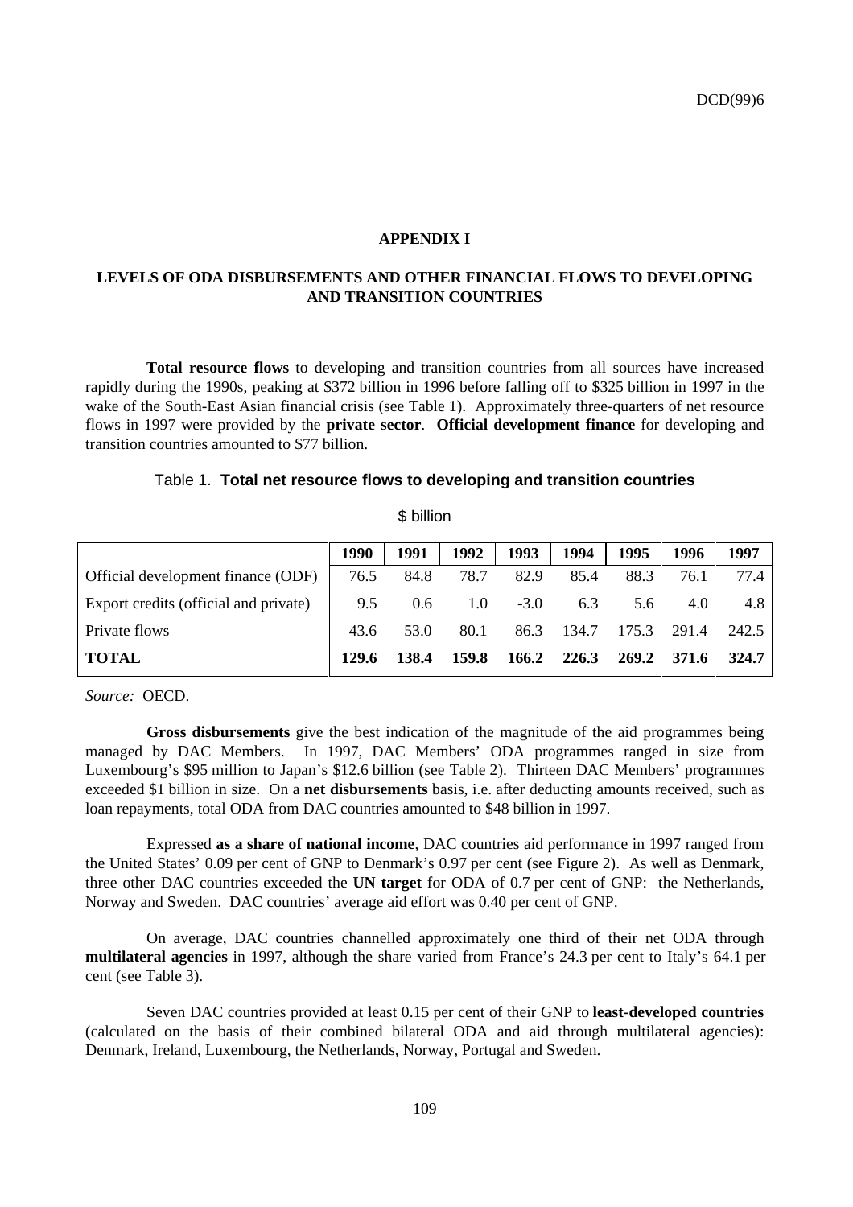# APPENDIX I

## LEVELS OF ODA DISBURSEMENTS AND OTHER FINANCIAL FLOWS TO DEVELOPING AND TRANSITION COUNTRIES

**Total resource flows** to developing and transition countries from all sources have increased rapidly during the 1990s, peaking at $372 billion in 1996 before falling off to $325 billion in 1997 in the wake of the South-East Asian financial crisis (see Table 1). Approximately three-quarters of net resource flows in 1997 were provided by the **private sector**. **Official development finance** for developing and transition countries amounted to $77 billion.

Table 1. **Total net resource flows to developing and transition countries**

$ billion

| | 1990 | 1991 | 1992 | 1993 | 1994 | 1995 | 1996 | 1997 |
|---|---|---|---|---|---|---|---|---|
| Official development finance (ODF) | 76.5 | 84.8 | 78.7 | 82.9 | 85.4 | 88.3 | 76.1 | 77.4 |
| Export credits (official and private) | 9.5 | 0.6 | 1.0 | -3.0 | 6.3 | 5.6 | 4.0 | 4.8 |
| Private flows | 43.6 | 53.0 | 80.1 | 86.3 | 134.7 | 175.3 | 291.4 | 242.5 |
| **TOTAL** | **129.6** | **138.4** | **159.8** | **166.2** | **226.3** | **269.2** | **371.6** | **324.7** |

*Source:* OECD.

**Gross disbursements** give the best indication of the magnitude of the aid programmes being managed by DAC Members. In 1997, DAC Members' ODA programmes ranged in size from Luxembourg's $95 million to Japan's $12.6 billion (see Table 2). Thirteen DAC Members' programmes exceeded $1 billion in size. On a **net disbursements** basis, i.e. after deducting amounts received, such as loan repayments, total ODA from DAC countries amounted to $48 billion in 1997.

Expressed **as a share of national income**, DAC countries aid performance in 1997 ranged from the United States' 0.09 per cent of GNP to Denmark's 0.97 per cent (see Figure 2). As well as Denmark, three other DAC countries exceeded the **UN target** for ODA of 0.7 per cent of GNP: the Netherlands, Norway and Sweden. DAC countries' average aid effort was 0.40 per cent of GNP.

On average, DAC countries channelled approximately one third of their net ODA through **multilateral agencies** in 1997, although the share varied from France's 24.3 per cent to Italy's 64.1 per cent (see Table 3).

Seven DAC countries provided at least 0.15 per cent of their GNP to **least-developed countries** (calculated on the basis of their combined bilateral ODA and aid through multilateral agencies): Denmark, Ireland, Luxembourg, the Netherlands, Norway, Portugal and Sweden.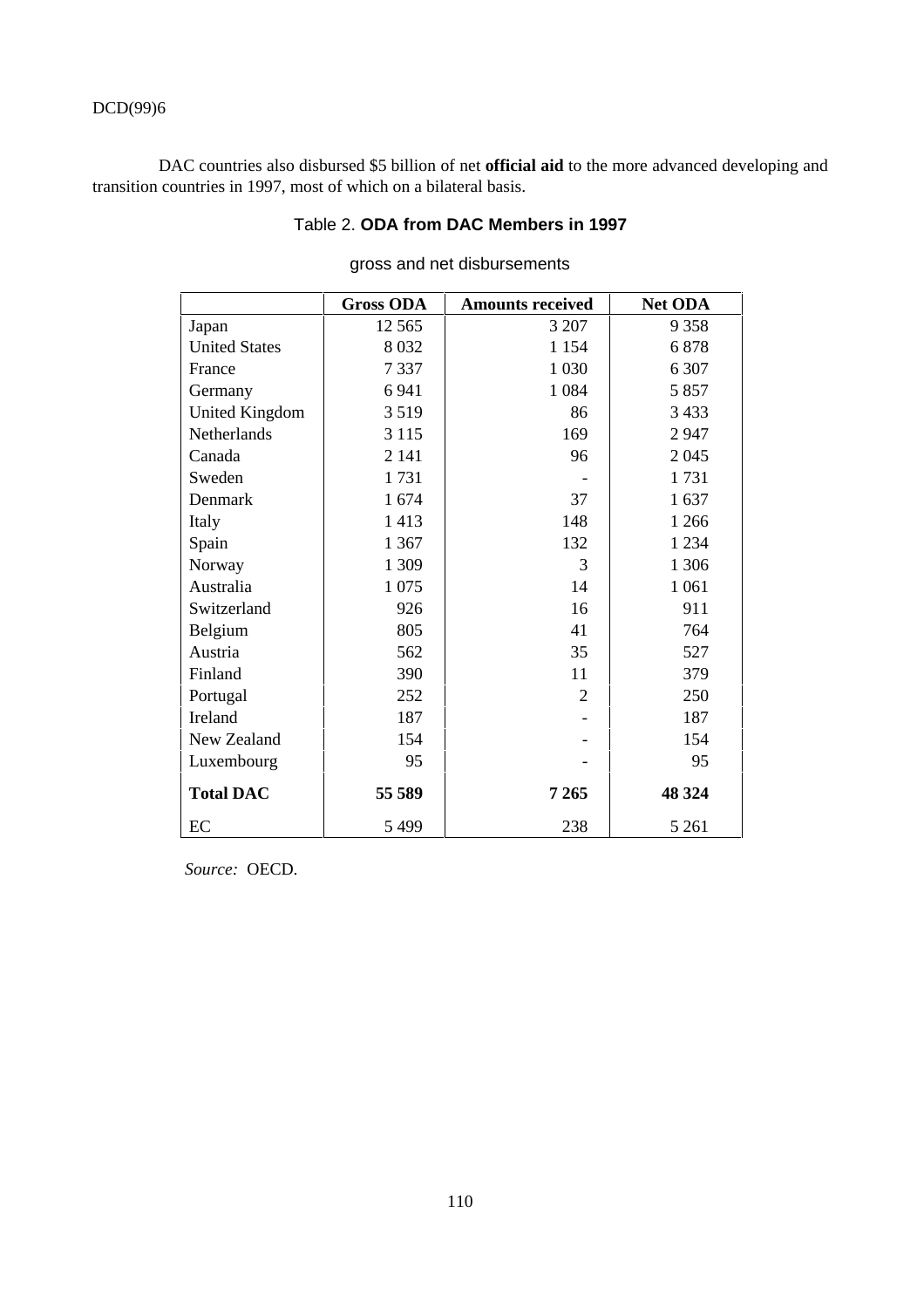DAC countries also disbursed $5 billion of net **official aid** to the more advanced developing and transition countries in 1997, most of which on a bilateral basis.

Table 2. **ODA from DAC Members in 1997**

gross and net disbursements

| | **Gross ODA** | **Amounts received** | **Net ODA** |
|---|---|---|---|
| Japan | 12 565 | 3 207 | 9 358 |
| United States | 8 032 | 1 154 | 6 878 |
| France | 7 337 | 1 030 | 6 307 |
| Germany | 6 941 | 1 084 | 5 857 |
| United Kingdom | 3 519 | 86 | 3 433 |
| Netherlands | 3 115 | 169 | 2 947 |
| Canada | 2 141 | 96 | 2 045 |
| Sweden | 1 731 | - | 1 731 |
| Denmark | 1 674 | 37 | 1 637 |
| Italy | 1 413 | 148 | 1 266 |
| Spain | 1 367 | 132 | 1 234 |
| Norway | 1 309 | 3 | 1 306 |
| Australia | 1 075 | 14 | 1 061 |
| Switzerland | 926 | 16 | 911 |
| Belgium | 805 | 41 | 764 |
| Austria | 562 | 35 | 527 |
| Finland | 390 | 11 | 379 |
| Portugal | 252 | 2 | 250 |
| Ireland | 187 | - | 187 |
| New Zealand | 154 | - | 154 |
| Luxembourg | 95 | - | 95 |
| **Total DAC** | **55 589** | **7 265** | **48 324** |
| EC | 5 499 | 238 | 5 261 |

*Source:* OECD.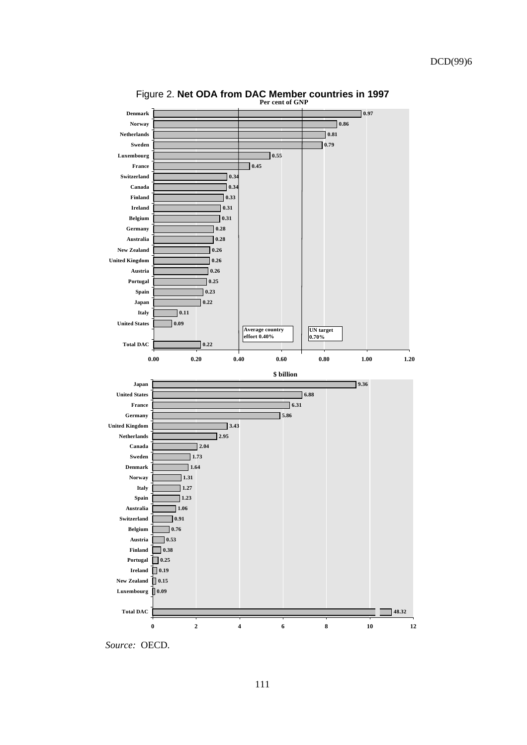Figure 2. **Net ODA from DAC Member countries in 1997**

**Per cent of GNP**

| Country | Per cent of GNP |
|---|---|
| Denmark | 0.97 |
| Norway | 0.86 |
| Netherlands | 0.81 |
| Sweden | 0.79 |
| Luxembourg | 0.55 |
| France | 0.45 |
| Switzerland | 0.34 |
| Canada | 0.34 |
| Finland | 0.33 |
| Ireland | 0.31 |
| Belgium | 0.31 |
| Germany | 0.28 |
| Australia | 0.28 |
| New Zealand | 0.26 |
| United Kingdom | 0.26 |
| Austria | 0.26 |
| Portugal | 0.25 |
| Spain | 0.23 |
| Japan | 0.22 |
| Italy | 0.11 |
| United States | 0.09 |
| Total DAC | 0.22 |

Average country effort 0.40%

UN target 0.70%

**$ billion**

| Country | $ billion |
|---|---|
| Japan | 9.36 |
| United States | 6.88 |
| France | 6.31 |
| Germany | 5.86 |
| United Kingdom | 3.43 |
| Netherlands | 2.95 |
| Canada | 2.04 |
| Sweden | 1.73 |
| Denmark | 1.64 |
| Norway | 1.31 |
| Italy | 1.27 |
| Spain | 1.23 |
| Australia | 1.06 |
| Switzerland | 0.91 |
| Belgium | 0.76 |
| Austria | 0.53 |
| Finland | 0.38 |
| Portugal | 0.25 |
| Ireland | 0.19 |
| New Zealand | 0.15 |
| Luxembourg | 0.09 |
| Total DAC | 48.32 |

*Source:* OECD.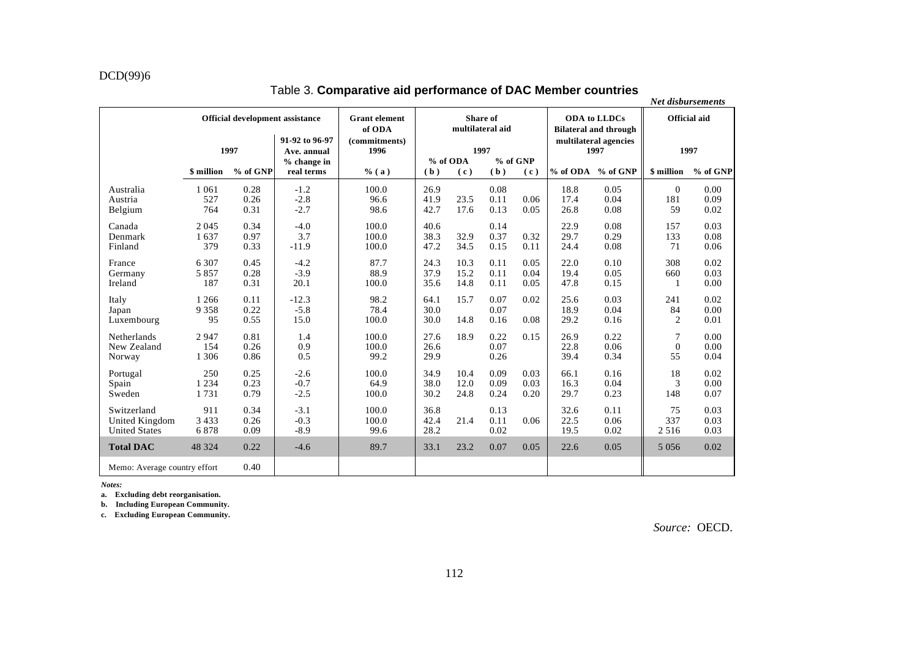DCD(99)6

### Table 3. **Comparative aid performance of DAC Member countries**

*Net disbursements*

| | Official development assistance | | | Grant element of ODA | Share of multilateral aid | | | | ODA to LLDCs Bilateral and through multilateral agencies | | Official aid | |
|---|---|---|---|---|---|---|---|---|---|---|---|---|
| | 1997 | | 91-92 to 96-97 Ave. annual % change in real terms | (commitments) 1996 | 1997 | | | | 1997 | | 1997 | |
| | | | | | % of ODA | | % of GNP | | | | | |
| | $ million | % of GNP | | % (a) | (b) | (c) | (b) | (c) | % of ODA | % of GNP | $ million | % of GNP |
| Australia | 1 061 | 0.28 | -1.2 | 100.0 | 26.9 | | 0.08 | | 18.8 | 0.05 | 0 | 0.00 |
| Austria | 527 | 0.26 | -2.8 | 96.6 | 41.9 | 23.5 | 0.11 | 0.06 | 17.4 | 0.04 | 181 | 0.09 |
| Belgium | 764 | 0.31 | -2.7 | 98.6 | 42.7 | 17.6 | 0.13 | 0.05 | 26.8 | 0.08 | 59 | 0.02 |
| Canada | 2 045 | 0.34 | -4.0 | 100.0 | 40.6 | | 0.14 | | 22.9 | 0.08 | 157 | 0.03 |
| Denmark | 1 637 | 0.97 | 3.7 | 100.0 | 38.3 | 32.9 | 0.37 | 0.32 | 29.7 | 0.29 | 133 | 0.08 |
| Finland | 379 | 0.33 | -11.9 | 100.0 | 47.2 | 34.5 | 0.15 | 0.11 | 24.4 | 0.08 | 71 | 0.06 |
| France | 6 307 | 0.45 | -4.2 | 87.7 | 24.3 | 10.3 | 0.11 | 0.05 | 22.0 | 0.10 | 308 | 0.02 |
| Germany | 5 857 | 0.28 | -3.9 | 88.9 | 37.9 | 15.2 | 0.11 | 0.04 | 19.4 | 0.05 | 660 | 0.03 |
| Ireland | 187 | 0.31 | 20.1 | 100.0 | 35.6 | 14.8 | 0.11 | 0.05 | 47.8 | 0.15 | 1 | 0.00 |
| Italy | 1 266 | 0.11 | -12.3 | 98.2 | 64.1 | 15.7 | 0.07 | 0.02 | 25.6 | 0.03 | 241 | 0.02 |
| Japan | 9 358 | 0.22 | -5.8 | 78.4 | 30.0 | | 0.07 | | 18.9 | 0.04 | 84 | 0.00 |
| Luxembourg | 95 | 0.55 | 15.0 | 100.0 | 30.0 | 14.8 | 0.16 | 0.08 | 29.2 | 0.16 | 2 | 0.01 |
| Netherlands | 2 947 | 0.81 | 1.4 | 100.0 | 27.6 | 18.9 | 0.22 | 0.15 | 26.9 | 0.22 | 7 | 0.00 |
| New Zealand | 154 | 0.26 | 0.9 | 100.0 | 26.6 | | 0.07 | | 22.8 | 0.06 | 0 | 0.00 |
| Norway | 1 306 | 0.86 | 0.5 | 99.2 | 29.9 | | 0.26 | | 39.4 | 0.34 | 55 | 0.04 |
| Portugal | 250 | 0.25 | -2.6 | 100.0 | 34.9 | 10.4 | 0.09 | 0.03 | 66.1 | 0.16 | 18 | 0.02 |
| Spain | 1 234 | 0.23 | -0.7 | 64.9 | 38.0 | 12.0 | 0.09 | 0.03 | 16.3 | 0.04 | 3 | 0.00 |
| Sweden | 1 731 | 0.79 | -2.5 | 100.0 | 30.2 | 24.8 | 0.24 | 0.20 | 29.7 | 0.23 | 148 | 0.07 |
| Switzerland | 911 | 0.34 | -3.1 | 100.0 | 36.8 | | 0.13 | | 32.6 | 0.11 | 75 | 0.03 |
| United Kingdom | 3 433 | 0.26 | -0.3 | 100.0 | 42.4 | 21.4 | 0.11 | 0.06 | 22.5 | 0.06 | 337 | 0.03 |
| United States | 6 878 | 0.09 | -8.9 | 99.6 | 28.2 | | 0.02 | | 19.5 | 0.02 | 2 516 | 0.03 |
| **Total DAC** | 48 324 | 0.22 | -4.6 | 89.7 | 33.1 | 23.2 | 0.07 | 0.05 | 22.6 | 0.05 | 5 056 | 0.02 |
| Memo: Average country effort | | 0.40 | | | | | | | | | | |

*Notes:*

a. Excluding debt reorganisation.

b. Including European Community.

c. Excluding European Community.

*Source:* OECD.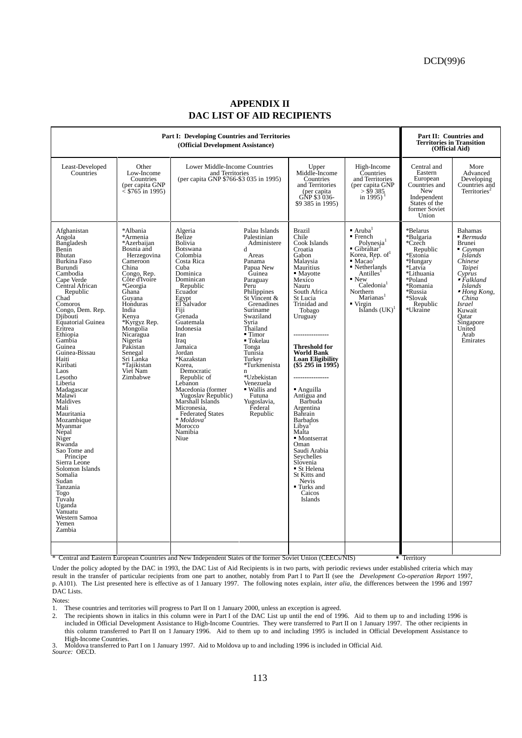# APPENDIX II
# DAC LIST OF AID RECIPIENTS

| Part I: Developing Countries and Territories (Official Development Assistance) | | | | | | Part II: Countries and Territories in Transition (Official Aid) | |
|---|---|---|---|---|---|---|---|
| Least-Developed Countries | Other Low-Income Countries (per capita GNP < $765 in 1995) | Lower Middle-Income Countries and Territories (per capita GNP $766-$3 035 in 1995) | | Upper Middle-Income Countries and Territories (per capita GNP $3 036-$9 385 in 1995) | High-Income Countries and Territories (per capita GNP > $9 385 in 1995)[1] | Central and Eastern European Countries and New Independent States of the former Soviet Union | More Advanced Developing Countries and Territories[2] |
| Afghanistan<br>Angola<br>Bangladesh<br>Benin<br>Bhutan<br>Burkina Faso<br>Burundi<br>Cambodia<br>Cape Verde<br>Central African Republic<br>Chad<br>Comoros<br>Congo, Dem. Rep.<br>Djibouti<br>Equatorial Guinea<br>Eritrea<br>Ethiopia<br>Gambia<br>Guinea<br>Guinea-Bissau<br>Haiti<br>Kiribati<br>Laos<br>Lesotho<br>Liberia<br>Madagascar<br>Malawi<br>Maldives<br>Mali<br>Mauritania<br>Mozambique<br>Myanmar<br>Nepal<br>Niger<br>Rwanda<br>Sao Tome and Principe<br>Sierra Leone<br>Solomon Islands<br>Somalia<br>Sudan<br>Tanzania<br>Togo<br>Tuvalu<br>Uganda<br>Vanuatu<br>Western Samoa<br>Yemen<br>Zambia | *Albania<br>*Armenia<br>*Azerbaijan<br>Bosnia and Herzegovina<br>Cameroon<br>China<br>Congo, Rep.<br>Côte d'Ivoire<br>*Georgia<br>Ghana<br>Guyana<br>Honduras<br>India<br>Kenya<br>*Kyrgyz Rep.<br>Mongolia<br>Nicaragua<br>Nigeria<br>Pakistan<br>Senegal<br>Sri Lanka<br>*Tajikistan<br>Viet Nam<br>Zimbabwe | Algeria<br>Belize<br>Bolivia<br>Botswana<br>Colombia<br>Costa Rica<br>Cuba<br>Dominica<br>Dominican Republic<br>Ecuador<br>Egypt<br>El Salvador<br>Fiji<br>Grenada<br>Guatemala<br>Indonesia<br>Iran<br>Iraq<br>Jamaica<br>Jordan<br>*Kazakstan<br>Korea, Democratic Republic of<br>Lebanon<br>Macedonia (former Yugoslav Republic)<br>Marshall Islands<br>Micronesia, Federated States<br>* *Moldova*[3]<br>Morocco<br>Namibia<br>Niue | Palau Islands<br>Palestinian Administered Areas<br>Panama<br>Papua New Guinea<br>Paraguay<br>Peru<br>Philippines<br>St Vincent & Grenadines<br>Suriname<br>Swaziland<br>Syria<br>Thailand<br>▪ Timor<br>▪ Tokelau<br>Tonga<br>Tunisia<br>Turkey<br>*Turkmenistan<br>*Uzbekistan<br>Venezuela<br>▪ Wallis and Futuna<br>Yugoslavia, Federal Republic | Brazil<br>Chile<br>Cook Islands<br>Croatia<br>Gabon<br>Malaysia<br>Mauritius<br>▪ Mayotte<br>Mexico<br>Nauru<br>South Africa<br>St Lucia<br>Trinidad and Tobago<br>Uruguay<br>----------------<br>**Threshold for World Bank Loan Eligibility ($5 295 in 1995)**<br>----------------<br>▪ Anguilla<br>Antigua and Barbuda<br>Argentina<br>Bahrain<br>Barbados<br>Libya[1]<br>Malta<br>▪ Montserrat<br>Oman<br>Saudi Arabia<br>Seychelles<br>Slovenia<br>▪ St Helena<br>St Kitts and Nevis<br>▪ Turks and Caicos Islands | ▪ Aruba[1]<br>▪ French Polynesia[1]<br>▪ Gibraltar[1]<br>Korea, Rep. of[1]<br>▪ Macao[1]<br>▪ Netherlands Antilles[1]<br>▪ New Caledonia[1]<br>Northern Marianas[1]<br>▪ Virgin Islands (UK)[1] | *Belarus<br>*Bulgaria<br>*Czech Republic<br>*Estonia<br>*Hungary<br>*Latvia<br>*Lithuania<br>*Poland<br>*Romania<br>*Russia<br>*Slovak Republic<br>*Ukraine | Bahamas<br>▪ *Bermuda*<br>Brunei<br>▪ *Cayman Islands*<br>*Chinese Taipei*<br>*Cyprus*<br>▪ *Falkland Islands*<br>▪ *Hong Kong, China*<br>*Israel*<br>Kuwait<br>Qatar<br>Singapore<br>United Arab Emirates |

\* Central and Eastern European Countries and New Independent States of the former Soviet Union (CEECs/NIS) ▪ Territory

Under the policy adopted by the DAC in 1993, the DAC List of Aid Recipients is in two parts, with periodic reviews under established criteria which may result in the transfer of particular recipients from one part to another, notably from Part I to Part II (see the *Development Co-operation Report* 1997, p. A101). The List presented here is effective as of 1 January 1997. The following notes explain, *inter alia*, the differences between the 1996 and 1997 DAC Lists.

Notes:

1. These countries and territories will progress to Part II on 1 January 2000, unless an exception is agreed.
2. The recipients shown in italics in this column were in Part I of the DAC List up until the end of 1996. Aid to them up to and including 1996 is included in Official Development Assistance to High-Income Countries. They were transferred to Part II on 1 January 1997. The other recipients in this column transferred to Part II on 1 January 1996. Aid to them up to and including 1995 is included in Official Development Assistance to High-Income Countries.
3. Moldova transferred to Part I on 1 January 1997. Aid to Moldova up to and including 1996 is included in Official Aid.

*Source:* OECD.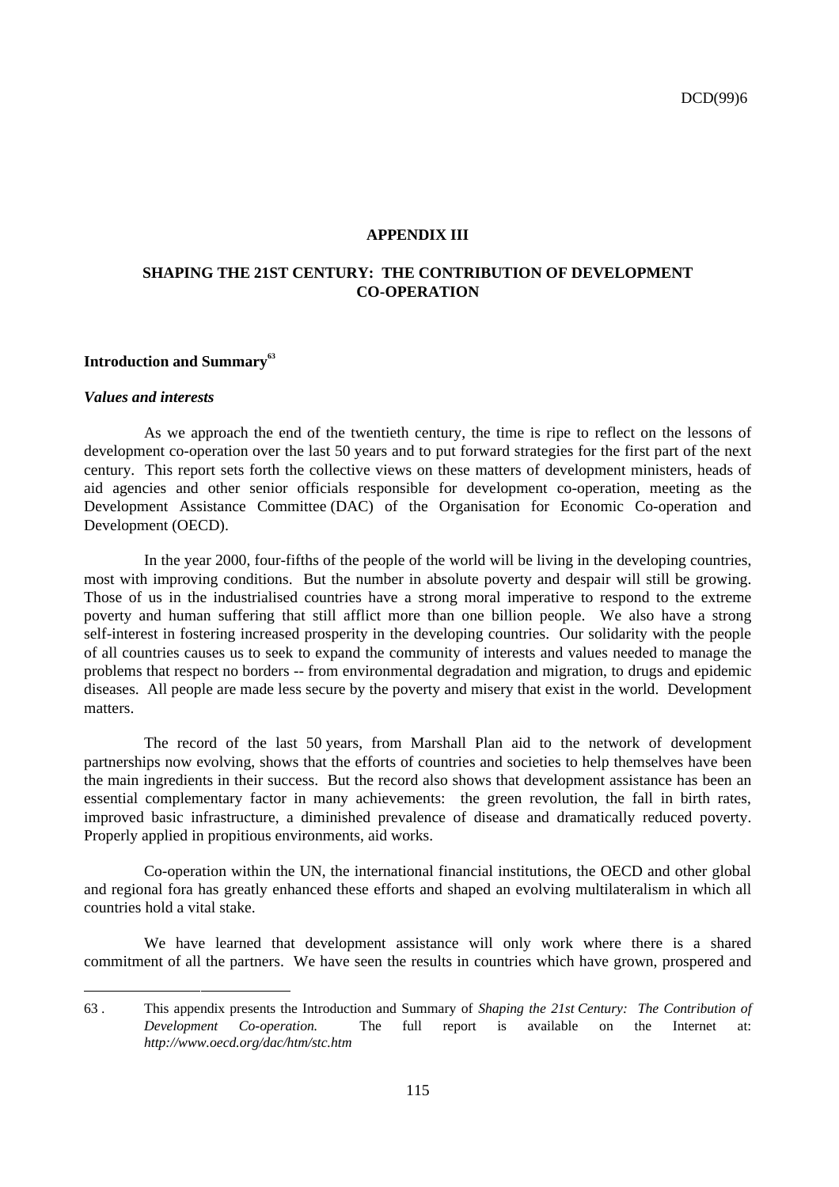## APPENDIX III

## SHAPING THE 21ST CENTURY: THE CONTRIBUTION OF DEVELOPMENT CO-OPERATION

### Introduction and Summary[63]

#### *Values and interests*

As we approach the end of the twentieth century, the time is ripe to reflect on the lessons of development co-operation over the last 50 years and to put forward strategies for the first part of the next century. This report sets forth the collective views on these matters of development ministers, heads of aid agencies and other senior officials responsible for development co-operation, meeting as the Development Assistance Committee (DAC) of the Organisation for Economic Co-operation and Development (OECD).

In the year 2000, four-fifths of the people of the world will be living in the developing countries, most with improving conditions. But the number in absolute poverty and despair will still be growing. Those of us in the industrialised countries have a strong moral imperative to respond to the extreme poverty and human suffering that still afflict more than one billion people. We also have a strong self-interest in fostering increased prosperity in the developing countries. Our solidarity with the people of all countries causes us to seek to expand the community of interests and values needed to manage the problems that respect no borders -- from environmental degradation and migration, to drugs and epidemic diseases. All people are made less secure by the poverty and misery that exist in the world. Development matters.

The record of the last 50 years, from Marshall Plan aid to the network of development partnerships now evolving, shows that the efforts of countries and societies to help themselves have been the main ingredients in their success. But the record also shows that development assistance has been an essential complementary factor in many achievements: the green revolution, the fall in birth rates, improved basic infrastructure, a diminished prevalence of disease and dramatically reduced poverty. Properly applied in propitious environments, aid works.

Co-operation within the UN, the international financial institutions, the OECD and other global and regional fora has greatly enhanced these efforts and shaped an evolving multilateralism in which all countries hold a vital stake.

We have learned that development assistance will only work where there is a shared commitment of all the partners. We have seen the results in countries which have grown, prospered and

---

63 . This appendix presents the Introduction and Summary of *Shaping the 21st Century: The Contribution of Development Co-operation.* The full report is available on the Internet at: *http://www.oecd.org/dac/htm/stc.htm*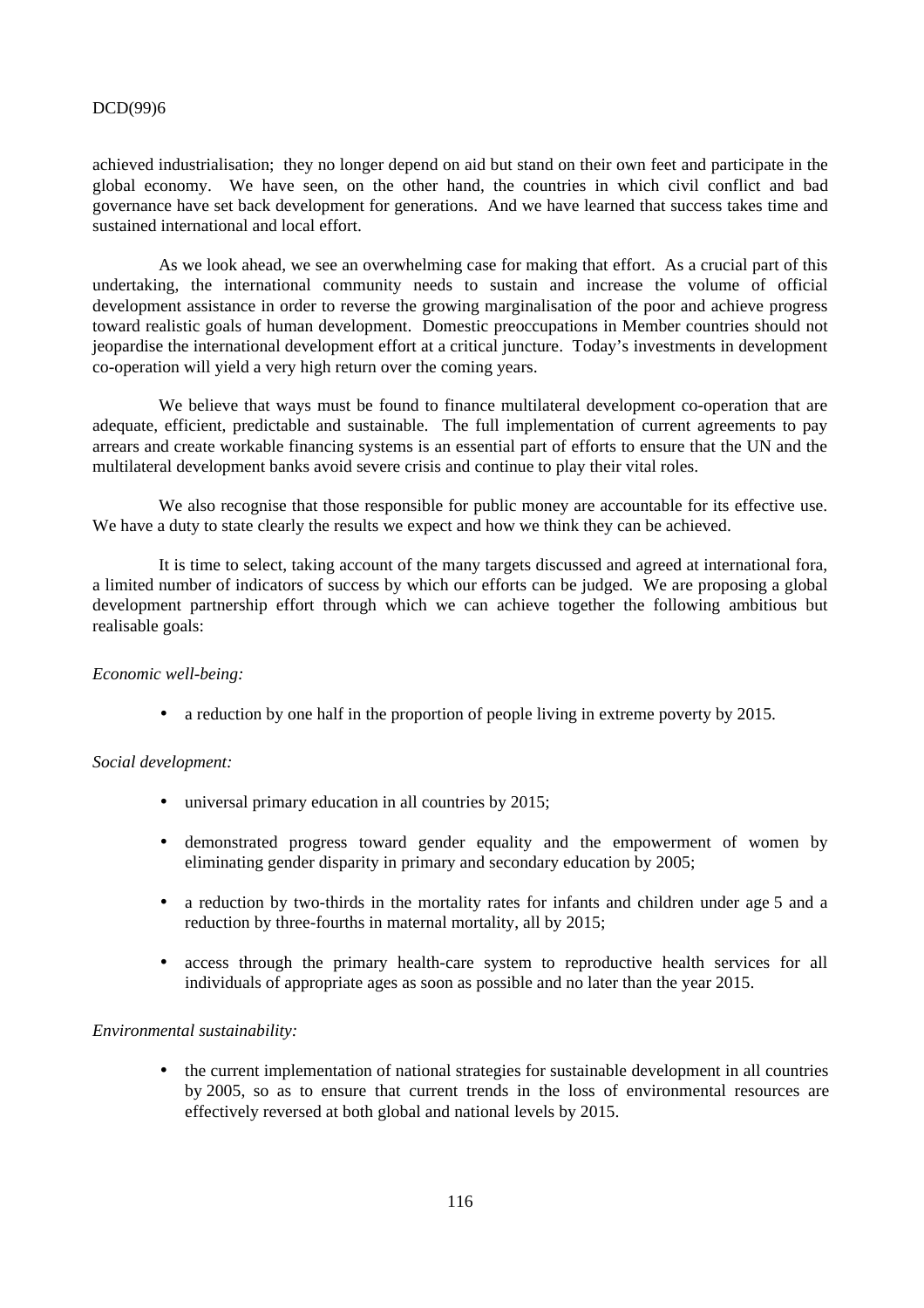achieved industrialisation; they no longer depend on aid but stand on their own feet and participate in the global economy. We have seen, on the other hand, the countries in which civil conflict and bad governance have set back development for generations. And we have learned that success takes time and sustained international and local effort.

As we look ahead, we see an overwhelming case for making that effort. As a crucial part of this undertaking, the international community needs to sustain and increase the volume of official development assistance in order to reverse the growing marginalisation of the poor and achieve progress toward realistic goals of human development. Domestic preoccupations in Member countries should not jeopardise the international development effort at a critical juncture. Today's investments in development co-operation will yield a very high return over the coming years.

We believe that ways must be found to finance multilateral development co-operation that are adequate, efficient, predictable and sustainable. The full implementation of current agreements to pay arrears and create workable financing systems is an essential part of efforts to ensure that the UN and the multilateral development banks avoid severe crisis and continue to play their vital roles.

We also recognise that those responsible for public money are accountable for its effective use. We have a duty to state clearly the results we expect and how we think they can be achieved.

It is time to select, taking account of the many targets discussed and agreed at international fora, a limited number of indicators of success by which our efforts can be judged. We are proposing a global development partnership effort through which we can achieve together the following ambitious but realisable goals:

*Economic well-being:*

- a reduction by one half in the proportion of people living in extreme poverty by 2015.

*Social development:*

- universal primary education in all countries by 2015;
- demonstrated progress toward gender equality and the empowerment of women by eliminating gender disparity in primary and secondary education by 2005;
- a reduction by two-thirds in the mortality rates for infants and children under age 5 and a reduction by three-fourths in maternal mortality, all by 2015;
- access through the primary health-care system to reproductive health services for all individuals of appropriate ages as soon as possible and no later than the year 2015.

*Environmental sustainability:*

- the current implementation of national strategies for sustainable development in all countries by 2005, so as to ensure that current trends in the loss of environmental resources are effectively reversed at both global and national levels by 2015.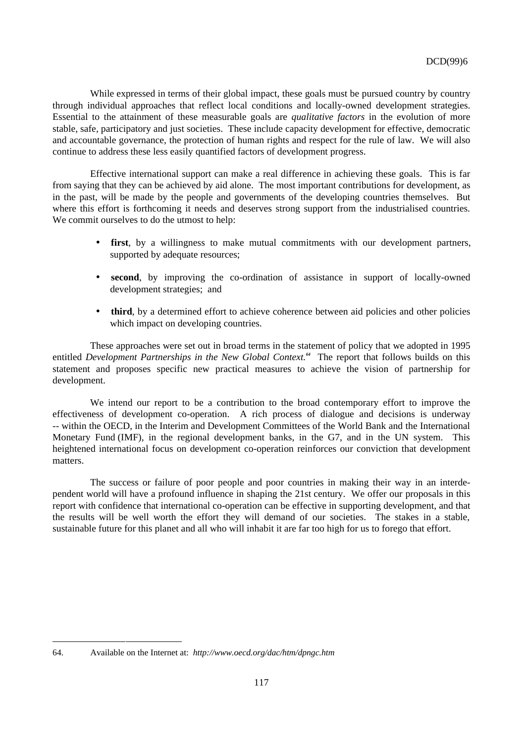While expressed in terms of their global impact, these goals must be pursued country by country through individual approaches that reflect local conditions and locally-owned development strategies. Essential to the attainment of these measurable goals are *qualitative factors* in the evolution of more stable, safe, participatory and just societies. These include capacity development for effective, democratic and accountable governance, the protection of human rights and respect for the rule of law. We will also continue to address these less easily quantified factors of development progress.

Effective international support can make a real difference in achieving these goals. This is far from saying that they can be achieved by aid alone. The most important contributions for development, as in the past, will be made by the people and governments of the developing countries themselves. But where this effort is forthcoming it needs and deserves strong support from the industrialised countries. We commit ourselves to do the utmost to help:

- **first**, by a willingness to make mutual commitments with our development partners, supported by adequate resources;
- **second**, by improving the co-ordination of assistance in support of locally-owned development strategies; and
- **third**, by a determined effort to achieve coherence between aid policies and other policies which impact on developing countries.

These approaches were set out in broad terms in the statement of policy that we adopted in 1995 entitled *Development Partnerships in the New Global Context.*[64] The report that follows builds on this statement and proposes specific new practical measures to achieve the vision of partnership for development.

We intend our report to be a contribution to the broad contemporary effort to improve the effectiveness of development co-operation. A rich process of dialogue and decisions is underway -- within the OECD, in the Interim and Development Committees of the World Bank and the International Monetary Fund (IMF), in the regional development banks, in the G7, and in the UN system. This heightened international focus on development co-operation reinforces our conviction that development matters.

The success or failure of poor people and poor countries in making their way in an interdependent world will have a profound influence in shaping the 21st century. We offer our proposals in this report with confidence that international co-operation can be effective in supporting development, and that the results will be well worth the effort they will demand of our societies. The stakes in a stable, sustainable future for this planet and all who will inhabit it are far too high for us to forego that effort.

---

64. Available on the Internet at: *http://www.oecd.org/dac/htm/dpngc.htm*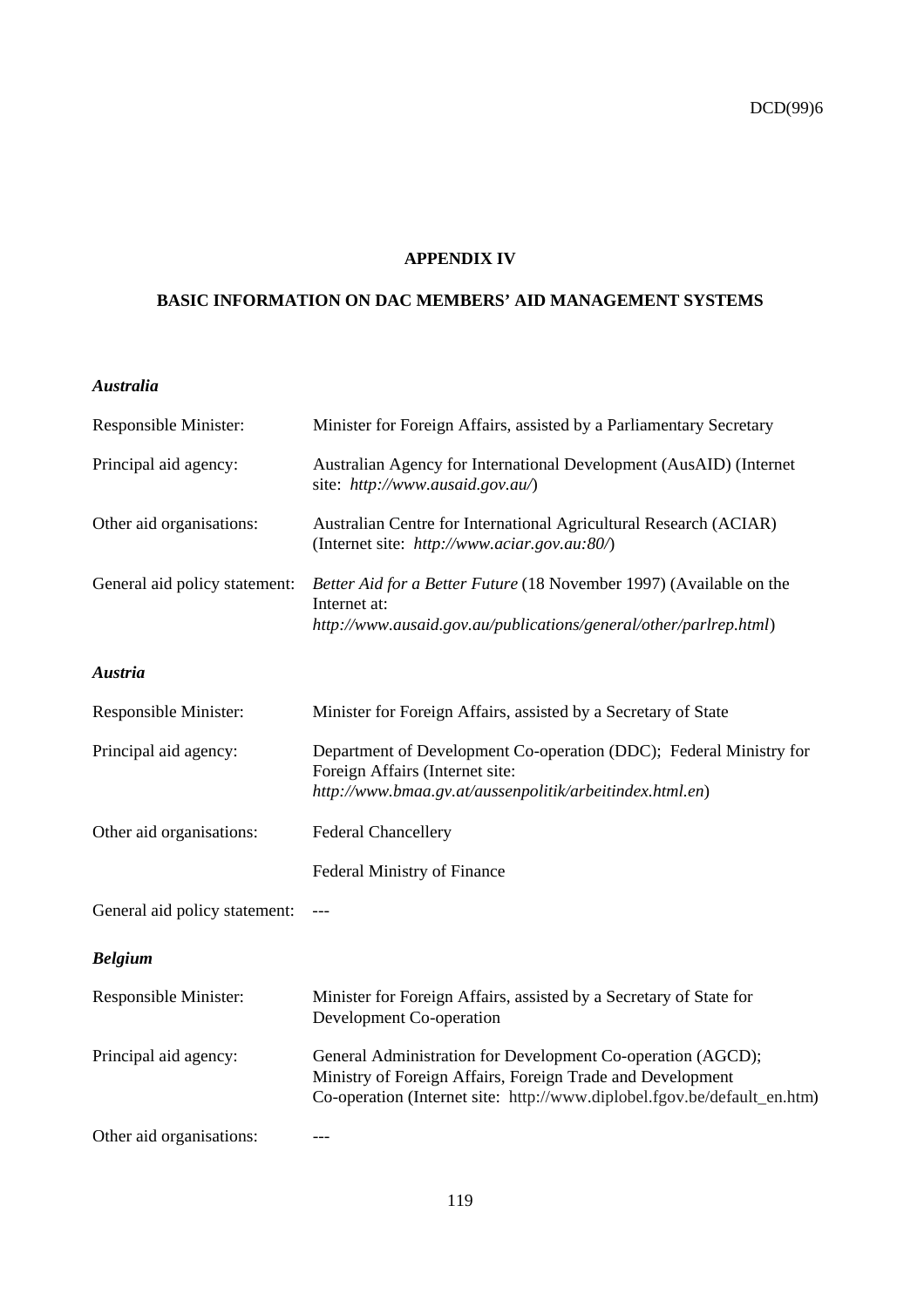## APPENDIX IV

## BASIC INFORMATION ON DAC MEMBERS' AID MANAGEMENT SYSTEMS

### *Australia*

| | |
|---|---|
| Responsible Minister: | Minister for Foreign Affairs, assisted by a Parliamentary Secretary |
| Principal aid agency: | Australian Agency for International Development (AusAID) (Internet site: *http://www.ausaid.gov.au/*) |
| Other aid organisations: | Australian Centre for International Agricultural Research (ACIAR) (Internet site: *http://www.aciar.gov.au:80/*) |
| General aid policy statement: | *Better Aid for a Better Future* (18 November 1997) (Available on the Internet at: *http://www.ausaid.gov.au/publications/general/other/parlrep.html*) |

### *Austria*

| | |
|---|---|
| Responsible Minister: | Minister for Foreign Affairs, assisted by a Secretary of State |
| Principal aid agency: | Department of Development Co-operation (DDC); Federal Ministry for Foreign Affairs (Internet site: *http://www.bmaa.gv.at/aussenpolitik/arbeitindex.html.en*) |
| Other aid organisations: | Federal Chancellery |
| | Federal Ministry of Finance |
| General aid policy statement: | --- |

### *Belgium*

| | |
|---|---|
| Responsible Minister: | Minister for Foreign Affairs, assisted by a Secretary of State for Development Co-operation |
| Principal aid agency: | General Administration for Development Co-operation (AGCD); Ministry of Foreign Affairs, Foreign Trade and Development Co-operation (Internet site: http://www.diplobel.fgov.be/default_en.htm) |
| Other aid organisations: | --- |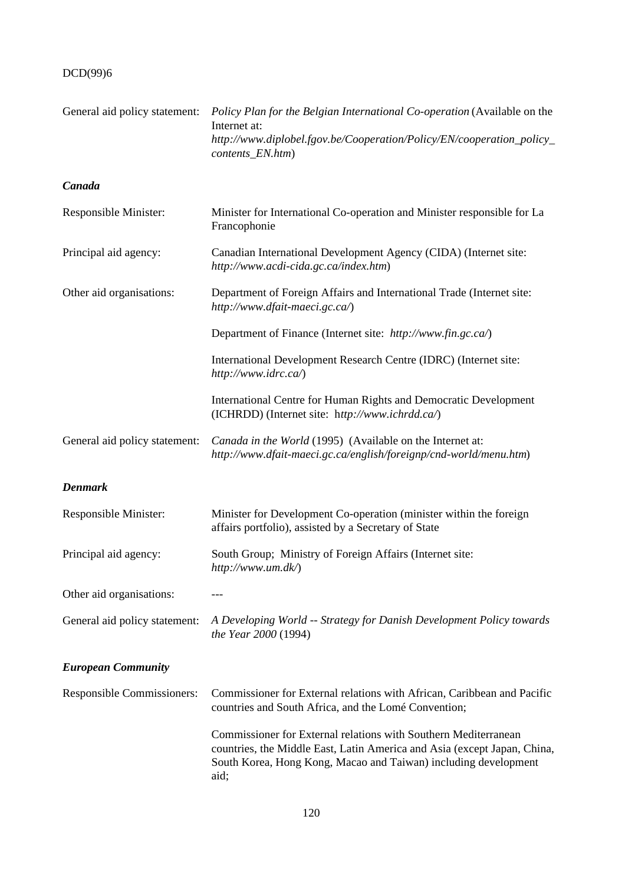| | |
|---|---|
| General aid policy statement: | *Policy Plan for the Belgian International Co-operation* (Available on the Internet at: *http://www.diplobel.fgov.be/Cooperation/Policy/EN/cooperation_policy_contents_EN.htm*) |

### *Canada*

| | |
|---|---|
| Responsible Minister: | Minister for International Co-operation and Minister responsible for La Francophonie |
| Principal aid agency: | Canadian International Development Agency (CIDA) (Internet site: *http://www.acdi-cida.gc.ca/index.htm*) |
| Other aid organisations: | Department of Foreign Affairs and International Trade (Internet site: *http://www.dfait-maeci.gc.ca/*) |
| | Department of Finance (Internet site: *http://www.fin.gc.ca/*) |
| | International Development Research Centre (IDRC) (Internet site: *http://www.idrc.ca/*) |
| | International Centre for Human Rights and Democratic Development (ICHRDD) (Internet site: *http://www.ichrdd.ca/*) |
| General aid policy statement: | *Canada in the World* (1995) (Available on the Internet at: *http://www.dfait-maeci.gc.ca/english/foreignp/cnd-world/menu.htm*) |

### *Denmark*

| | |
|---|---|
| Responsible Minister: | Minister for Development Co-operation (minister within the foreign affairs portfolio), assisted by a Secretary of State |
| Principal aid agency: | South Group; Ministry of Foreign Affairs (Internet site: *http://www.um.dk/*) |
| Other aid organisations: | --- |
| General aid policy statement: | *A Developing World -- Strategy for Danish Development Policy towards the Year 2000* (1994) |

### *European Community*

| | |
|---|---|
| Responsible Commissioners: | Commissioner for External relations with African, Caribbean and Pacific countries and South Africa, and the Lomé Convention; |
| | Commissioner for External relations with Southern Mediterranean countries, the Middle East, Latin America and Asia (except Japan, China, South Korea, Hong Kong, Macao and Taiwan) including development aid; |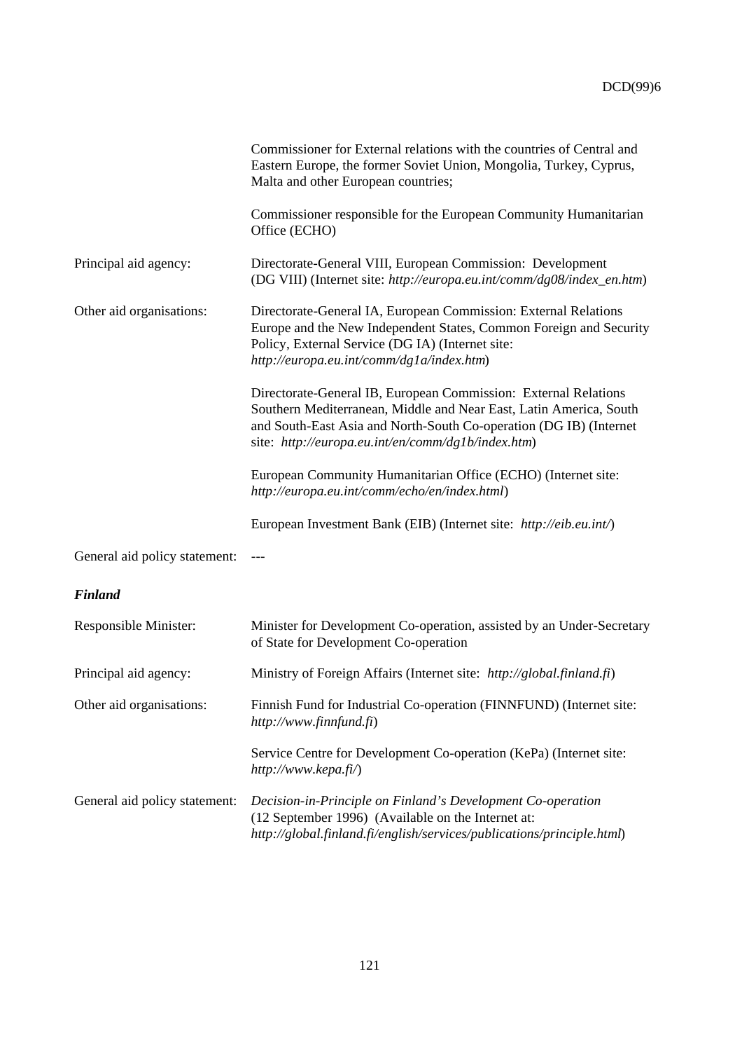| | |
|---|---|
| | Commissioner for External relations with the countries of Central and Eastern Europe, the former Soviet Union, Mongolia, Turkey, Cyprus, Malta and other European countries; |
| | Commissioner responsible for the European Community Humanitarian Office (ECHO) |
| Principal aid agency: | Directorate-General VIII, European Commission: Development (DG VIII) (Internet site: *http://europa.eu.int/comm/dg08/index_en.htm*) |
| Other aid organisations: | Directorate-General IA, European Commission: External Relations Europe and the New Independent States, Common Foreign and Security Policy, External Service (DG IA) (Internet site: *http://europa.eu.int/comm/dg1a/index.htm*) |
| | Directorate-General IB, European Commission: External Relations Southern Mediterranean, Middle and Near East, Latin America, South and South-East Asia and North-South Co-operation (DG IB) (Internet site: *http://europa.eu.int/en/comm/dg1b/index.htm*) |
| | European Community Humanitarian Office (ECHO) (Internet site: *http://europa.eu.int/comm/echo/en/index.html*) |
| | European Investment Bank (EIB) (Internet site: *http://eib.eu.int/*) |
| General aid policy statement: | --- |

***Finland***

| | |
|---|---|
| Responsible Minister: | Minister for Development Co-operation, assisted by an Under-Secretary of State for Development Co-operation |
| Principal aid agency: | Ministry of Foreign Affairs (Internet site: *http://global.finland.fi*) |
| Other aid organisations: | Finnish Fund for Industrial Co-operation (FINNFUND) (Internet site: *http://www.finnfund.fi*) |
| | Service Centre for Development Co-operation (KePa) (Internet site: *http://www.kepa.fi/*) |
| General aid policy statement: | *Decision-in-Principle on Finland's Development Co-operation* (12 September 1996) (Available on the Internet at: *http://global.finland.fi/english/services/publications/principle.html*) |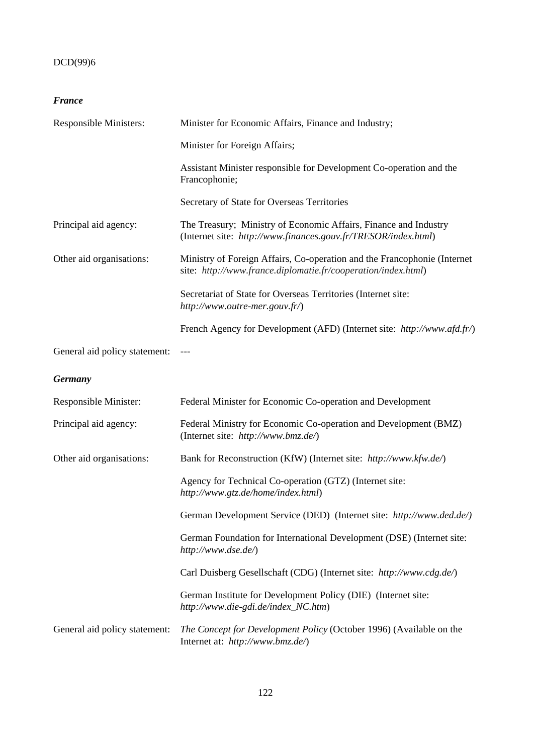### *France*

| | |
|---|---|
| Responsible Ministers: | Minister for Economic Affairs, Finance and Industry; |
| | Minister for Foreign Affairs; |
| | Assistant Minister responsible for Development Co-operation and the Francophonie; |
| | Secretary of State for Overseas Territories |
| Principal aid agency: | The Treasury; Ministry of Economic Affairs, Finance and Industry (Internet site: *http://www.finances.gouv.fr/TRESOR/index.html*) |
| Other aid organisations: | Ministry of Foreign Affairs, Co-operation and the Francophonie (Internet site: *http://www.france.diplomatie.fr/cooperation/index.html*) |
| | Secretariat of State for Overseas Territories (Internet site: *http://www.outre-mer.gouv.fr/*) |
| | French Agency for Development (AFD) (Internet site: *http://www.afd.fr/*) |
| General aid policy statement: | --- |

### *Germany*

| | |
|---|---|
| Responsible Minister: | Federal Minister for Economic Co-operation and Development |
| Principal aid agency: | Federal Ministry for Economic Co-operation and Development (BMZ) (Internet site: *http://www.bmz.de/*) |
| Other aid organisations: | Bank for Reconstruction (KfW) (Internet site: *http://www.kfw.de/*) |
| | Agency for Technical Co-operation (GTZ) (Internet site: *http://www.gtz.de/home/index.html*) |
| | German Development Service (DED) (Internet site: *http://www.ded.de/)* |
| | German Foundation for International Development (DSE) (Internet site: *http://www.dse.de/*) |
| | Carl Duisberg Gesellschaft (CDG) (Internet site: *http://www.cdg.de/*) |
| | German Institute for Development Policy (DIE) (Internet site: *http://www.die-gdi.de/index_NC.htm*) |
| General aid policy statement: | *The Concept for Development Policy* (October 1996) (Available on the Internet at: *http://www.bmz.de/*) |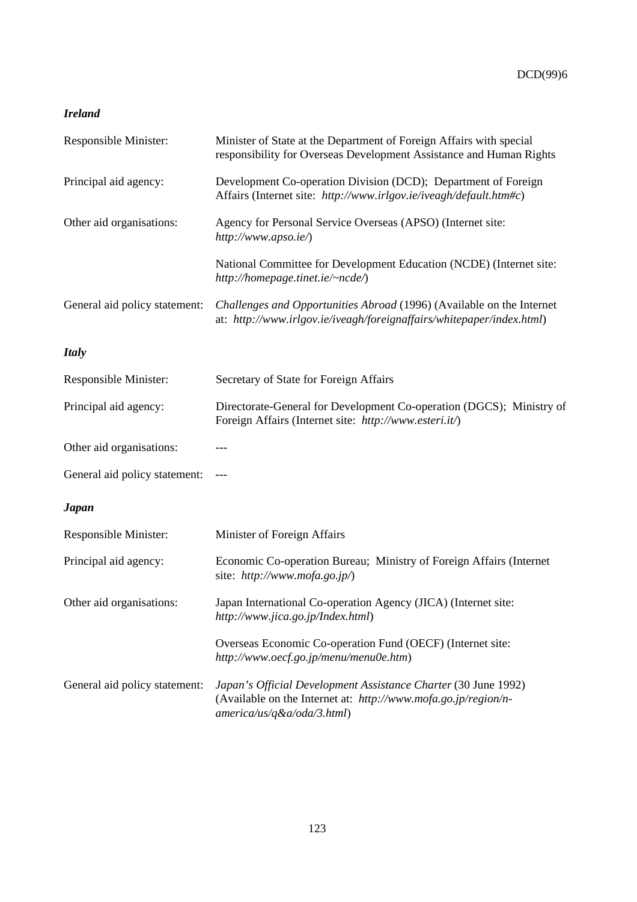***Ireland***

| | |
|---|---|
| Responsible Minister: | Minister of State at the Department of Foreign Affairs with special responsibility for Overseas Development Assistance and Human Rights |
| Principal aid agency: | Development Co-operation Division (DCD); Department of Foreign Affairs (Internet site: *http://www.irlgov.ie/iveagh/default.htm#c*) |
| Other aid organisations: | Agency for Personal Service Overseas (APSO) (Internet site: *http://www.apso.ie/*) |
| | National Committee for Development Education (NCDE) (Internet site: *http://homepage.tinet.ie/~ncde/*) |
| General aid policy statement: | *Challenges and Opportunities Abroad* (1996) (Available on the Internet at: *http://www.irlgov.ie/iveagh/foreignaffairs/whitepaper/index.html*) |

***Italy***

| | |
|---|---|
| Responsible Minister: | Secretary of State for Foreign Affairs |
| Principal aid agency: | Directorate-General for Development Co-operation (DGCS); Ministry of Foreign Affairs (Internet site: *http://www.esteri.it/*) |
| Other aid organisations: | --- |
| General aid policy statement: | --- |

***Japan***

| | |
|---|---|
| Responsible Minister: | Minister of Foreign Affairs |
| Principal aid agency: | Economic Co-operation Bureau; Ministry of Foreign Affairs (Internet site: *http://www.mofa.go.jp/*) |
| Other aid organisations: | Japan International Co-operation Agency (JICA) (Internet site: *http://www.jica.go.jp/Index.html*) |
| | Overseas Economic Co-operation Fund (OECF) (Internet site: *http://www.oecf.go.jp/menu/menu0e.htm*) |
| General aid policy statement: | *Japan's Official Development Assistance Charter* (30 June 1992) (Available on the Internet at: *http://www.mofa.go.jp/region/n-america/us/q&a/oda/3.html*) |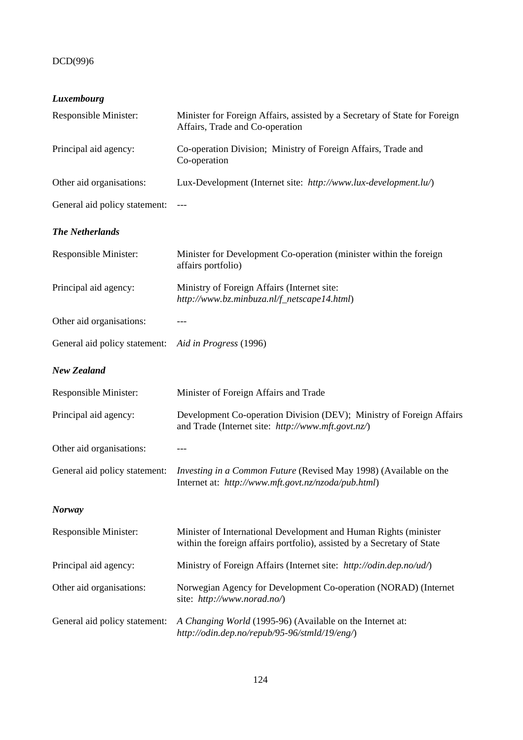### *Luxembourg*

| | |
|---|---|
| Responsible Minister: | Minister for Foreign Affairs, assisted by a Secretary of State for Foreign Affairs, Trade and Co-operation |
| Principal aid agency: | Co-operation Division; Ministry of Foreign Affairs, Trade and Co-operation |
| Other aid organisations: | Lux-Development (Internet site: *http://www.lux-development.lu/*) |
| General aid policy statement: | --- |

### *The Netherlands*

| | |
|---|---|
| Responsible Minister: | Minister for Development Co-operation (minister within the foreign affairs portfolio) |
| Principal aid agency: | Ministry of Foreign Affairs (Internet site: *http://www.bz.minbuza.nl/f_netscape14.html*) |
| Other aid organisations: | --- |
| General aid policy statement: | *Aid in Progress* (1996) |

### *New Zealand*

| | |
|---|---|
| Responsible Minister: | Minister of Foreign Affairs and Trade |
| Principal aid agency: | Development Co-operation Division (DEV); Ministry of Foreign Affairs and Trade (Internet site: *http://www.mft.govt.nz/*) |
| Other aid organisations: | --- |
| General aid policy statement: | *Investing in a Common Future* (Revised May 1998) (Available on the Internet at: *http://www.mft.govt.nz/nzoda/pub.html*) |

### *Norway*

| | |
|---|---|
| Responsible Minister: | Minister of International Development and Human Rights (minister within the foreign affairs portfolio), assisted by a Secretary of State |
| Principal aid agency: | Ministry of Foreign Affairs (Internet site: *http://odin.dep.no/ud/*) |
| Other aid organisations: | Norwegian Agency for Development Co-operation (NORAD) (Internet site: *http://www.norad.no/*) |
| General aid policy statement: | *A Changing World* (1995-96) (Available on the Internet at: *http://odin.dep.no/repub/95-96/stmld/19/eng/*) |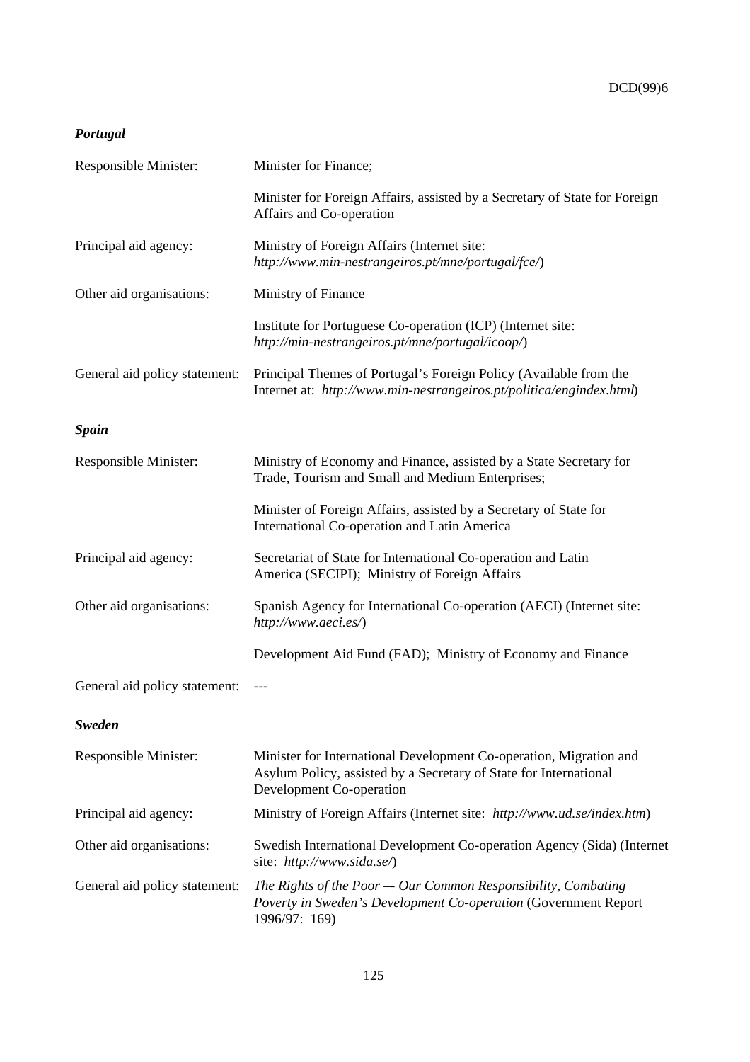### *Portugal*

| | |
|---|---|
| Responsible Minister: | Minister for Finance; |
| | Minister for Foreign Affairs, assisted by a Secretary of State for Foreign Affairs and Co-operation |
| Principal aid agency: | Ministry of Foreign Affairs (Internet site: *http://www.min-nestrangeiros.pt/mne/portugal/fce/*) |
| Other aid organisations: | Ministry of Finance |
| | Institute for Portuguese Co-operation (ICP) (Internet site: *http://min-nestrangeiros.pt/mne/portugal/icoop/*) |
| General aid policy statement: | Principal Themes of Portugal's Foreign Policy (Available from the Internet at: *http://www.min-nestrangeiros.pt/politica/engindex.html*) |

### *Spain*

| | |
|---|---|
| Responsible Minister: | Ministry of Economy and Finance, assisted by a State Secretary for Trade, Tourism and Small and Medium Enterprises; |
| | Minister of Foreign Affairs, assisted by a Secretary of State for International Co-operation and Latin America |
| Principal aid agency: | Secretariat of State for International Co-operation and Latin America (SECIPI); Ministry of Foreign Affairs |
| Other aid organisations: | Spanish Agency for International Co-operation (AECI) (Internet site: *http://www.aeci.es/*) |
| | Development Aid Fund (FAD); Ministry of Economy and Finance |
| General aid policy statement: | --- |

### *Sweden*

| | |
|---|---|
| Responsible Minister: | Minister for International Development Co-operation, Migration and Asylum Policy, assisted by a Secretary of State for International Development Co-operation |
| Principal aid agency: | Ministry of Foreign Affairs (Internet site: *http://www.ud.se/index.htm*) |
| Other aid organisations: | Swedish International Development Co-operation Agency (Sida) (Internet site: *http://www.sida.se/*) |
| General aid policy statement: | *The Rights of the Poor –- Our Common Responsibility, Combating Poverty in Sweden's Development Co-operation* (Government Report 1996/97: 169) |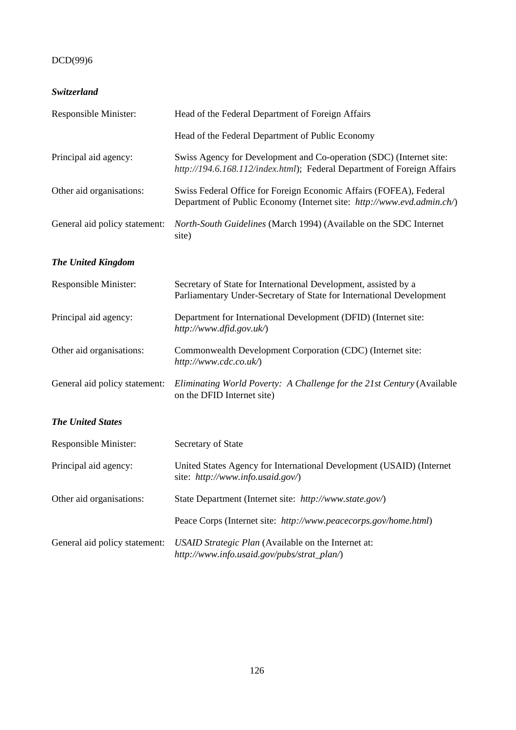### *Switzerland*

| | |
|---|---|
| Responsible Minister: | Head of the Federal Department of Foreign Affairs |
| | Head of the Federal Department of Public Economy |
| Principal aid agency: | Swiss Agency for Development and Co-operation (SDC) (Internet site: *http://194.6.168.112/index.html*); Federal Department of Foreign Affairs |
| Other aid organisations: | Swiss Federal Office for Foreign Economic Affairs (FOFEA), Federal Department of Public Economy (Internet site: *http://www.evd.admin.ch/*) |
| General aid policy statement: | *North-South Guidelines* (March 1994) (Available on the SDC Internet site) |

### *The United Kingdom*

| | |
|---|---|
| Responsible Minister: | Secretary of State for International Development, assisted by a Parliamentary Under-Secretary of State for International Development |
| Principal aid agency: | Department for International Development (DFID) (Internet site: *http://www.dfid.gov.uk/*) |
| Other aid organisations: | Commonwealth Development Corporation (CDC) (Internet site: *http://www.cdc.co.uk/*) |
| General aid policy statement: | *Eliminating World Poverty: A Challenge for the 21st Century* (Available on the DFID Internet site) |

### *The United States*

| | |
|---|---|
| Responsible Minister: | Secretary of State |
| Principal aid agency: | United States Agency for International Development (USAID) (Internet site: *http://www.info.usaid.gov/*) |
| Other aid organisations: | State Department (Internet site: *http://www.state.gov/*) |
| | Peace Corps (Internet site: *http://www.peacecorps.gov/home.html*) |
| General aid policy statement: | *USAID Strategic Plan* (Available on the Internet at: *http://www.info.usaid.gov/pubs/strat_plan/*) |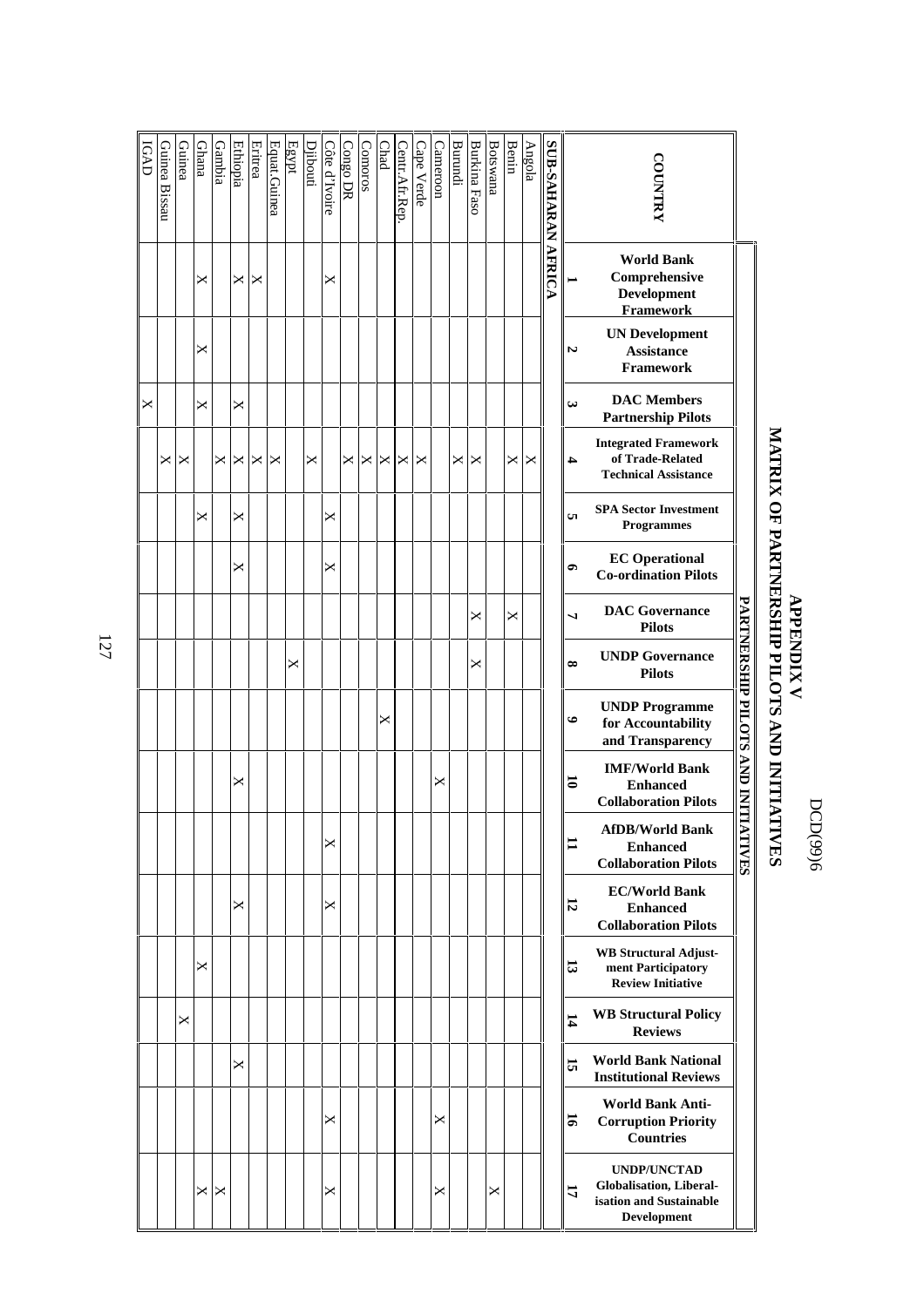# APPENDIX V

# MATRIX OF PARTNERSHIP PILOTS AND INITIATIVES

| COUNTRY | PARTNERSHIP PILOTS AND INITIATIVES | | | | | | | | | | | | | | | | |
|---|---|---|---|---|---|---|---|---|---|---|---|---|---|---|---|---|---|
| | **1** World Bank Comprehensive Development Framework | **2** UN Development Assistance Framework | **3** DAC Members Partnership Pilots | **4** Integrated Framework of Trade-Related Technical Assistance | **5** SPA Sector Investment Programmes | **6** EC Operational Co-ordination Pilots | **7** DAC Governance Pilots | **8** UNDP Governance Pilots | **9** UNDP Programme for Accountability and Transparency | **10** IMF/World Bank Enhanced Collaboration Pilots | **11** AfDB/World Bank Enhanced Collaboration Pilots | **12** EC/World Bank Enhanced Collaboration Pilots | **13** WB Structural Adjustment Participatory Review Initiative | **14** WB Structural Policy Reviews | **15** World Bank National Institutional Reviews | **16** World Bank Anti-Corruption Priority Countries | **17** UNDP/UNCTAD Globalisation, Liberalisation and Sustainable Development |
| **SUB-SAHARAN AFRICA** | | | | | | | | | | | | | | | | | |
| Angola | | | | X | | | | | | | | | | | | | |
| Benin | | | | X | | | X | | | | | | | | | | |
| Botswana | | | | | | | | | | | | | | | | | X |
| Burkina Faso | | | | X | | | X | X | | | | | | | | | |
| Burundi | | | | X | | | | | | | | | | | | | |
| Cameroon | | | | | | | | | | X | | | | | | X | X |
| Cape Verde | | | | X | | | | | | | | | | | | | |
| Centr.Afr.Rep. | | | | X | | | | | | | | | | | | | |
| Chad | | | | X | | | | | X | | | | | | | | |
| Comoros | | | | X | | | | | | | | | | | | | |
| Congo DR | | | | X | | | | | | | | | | | | | |
| Côte d'Ivoire | X | | | | X | X | | | | | X | X | | | | X | X |
| Djibouti | | | | X | | | | | | | | | | | | | |
| Egypt | | | | | | | | X | | | | | | | | | |
| Equat.Guinea | | | | X | | | | | | | | | | | | | |
| Eritrea | X | | | X | | | | | | | | | | | | | |
| Ethiopia | X | | X | X | X | X | | | | X | | X | | | X | | |
| Gambia | | | | X | | | | | | | | | | | | | X |
| Ghana | X | X | X | | X | | | | | | | | X | | | | X |
| Guinea | | | | X | | | | | | | | | | X | | | |
| Guinea Bissau | | | | X | | | | | | | | | | | | | |
| IGAD | | | X | | | | | | | | | | | | | | |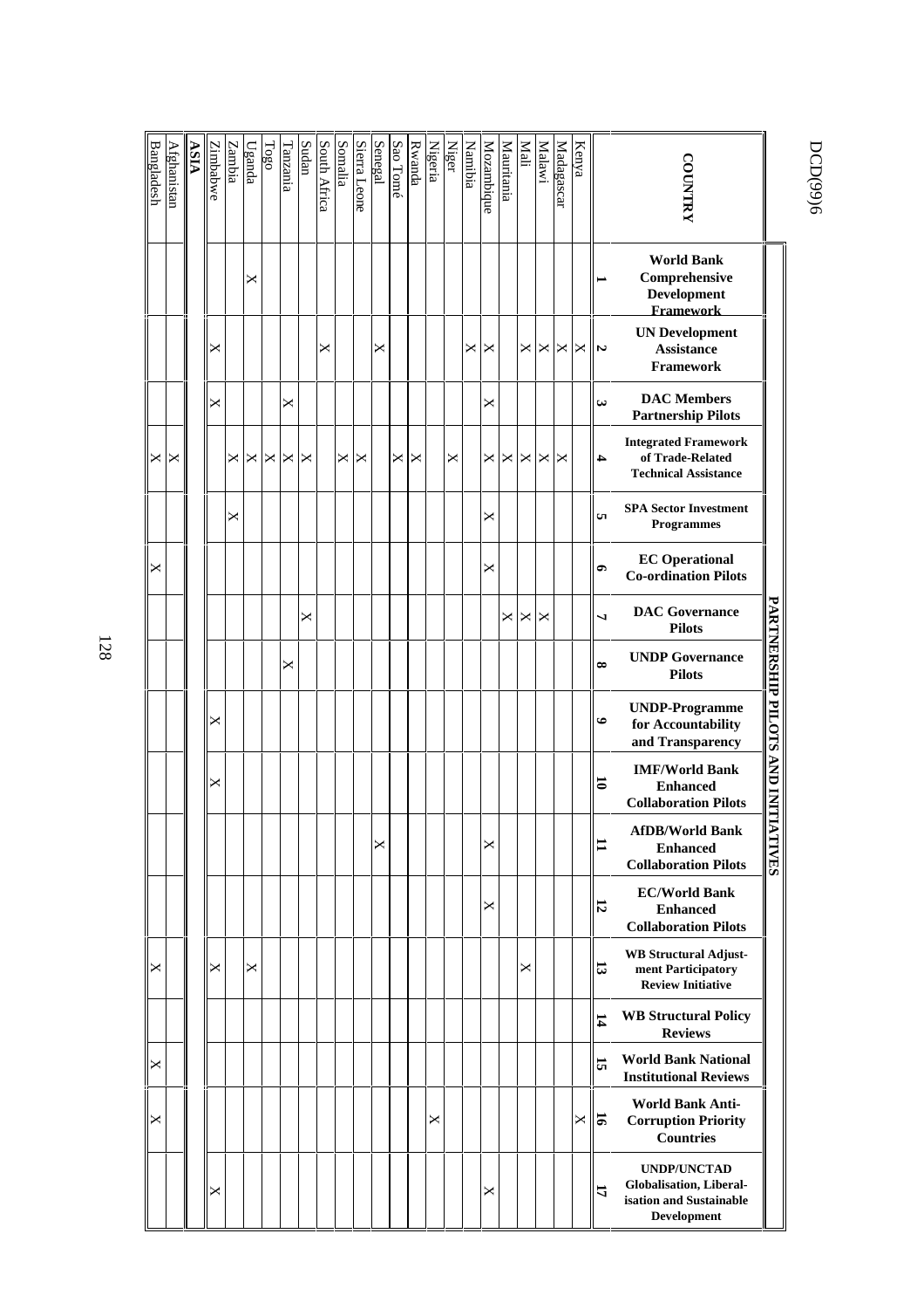| COUNTRY | PARTNERSHIP PILOTS AND INITIATIVES | | | | | | | | | | | | | | | | |
|---|---|---|---|---|---|---|---|---|---|---|---|---|---|---|---|---|---|
| | **World Bank Comprehensive Development Framework** | **UN Development Assistance Framework** | **DAC Members Partnership Pilots** | **Integrated Framework of Trade-Related Technical Assistance** | **SPA Sector Investment Programmes** | **EC Operational Co-ordination Pilots** | **DAC Governance Pilots** | **UNDP Governance Pilots** | **UNDP-Programme for Accountability and Transparency** | **IMF/World Bank Enhanced Collaboration Pilots** | **AfDB/World Bank Enhanced Collaboration Pilots** | **EC/World Bank Enhanced Collaboration Pilots** | **WB Structural Adjustment Participatory Review Initiative** | **WB Structural Policy Reviews** | **World Bank National Institutional Reviews** | **World Bank Anti-Corruption Priority Countries** | **UNDP/UNCTAD Globalisation, Liberalisation and Sustainable Development** |
| | **1** | **2** | **3** | **4** | **5** | **6** | **7** | **8** | **9** | **10** | **11** | **12** | **13** | **14** | **15** | **16** | **17** |
| Kenya | | X | | | | | | | | | | | | | | X | |
| Madagascar | | X | | X | | | | | | | | | | | | | |
| Malawi | | X | | X | | | X | | | | | | | | | | |
| Mali | | X | | X | | | X | | | | | | X | | | | |
| Mauritania | | | | X | | | X | | | | | | | | | | |
| Mozambique | | X | X | X | X | X | | | | | X | X | | | | | X |
| Namibia | | X | | | | | | | | | | | | | | | |
| Niger | | | | X | | | | | | | | | | | | | |
| Nigeria | | | | | | | | | | | | | | | | X | |
| Rwanda | | | | X | | | | | | | | | | | | | |
| Sao Tomé | | | | X | | | | | | | | | | | | | |
| Senegal | | X | | | | | | | | | X | | | | | | |
| Sierra Leone | | | | X | | | | | | | | | | | | | |
| Somalia | | | | X | | | | | | | | | | | | | |
| South Africa | | X | | | | | | | | | | | | | | | |
| Sudan | | | | X | | | X | | | | | | | | | | |
| Tanzania | | | X | X | | | | X | | | | | | | | | |
| Togo | | | | X | | | | | | | | | | | | | |
| Uganda | X | | | X | | | | | | | | | X | | | | |
| Zambia | | | | X | X | | | | | | | | | | | | |
| Zimbabwe | | X | X | | | | | | X | X | | | X | | | | X |
| **ASIA** | | | | | | | | | | | | | | | | | |
| Afghanistan | | | | X | | | | | | | | | | | | | |
| Bangladesh | | | | X | | X | | | | | | | X | | X | X | |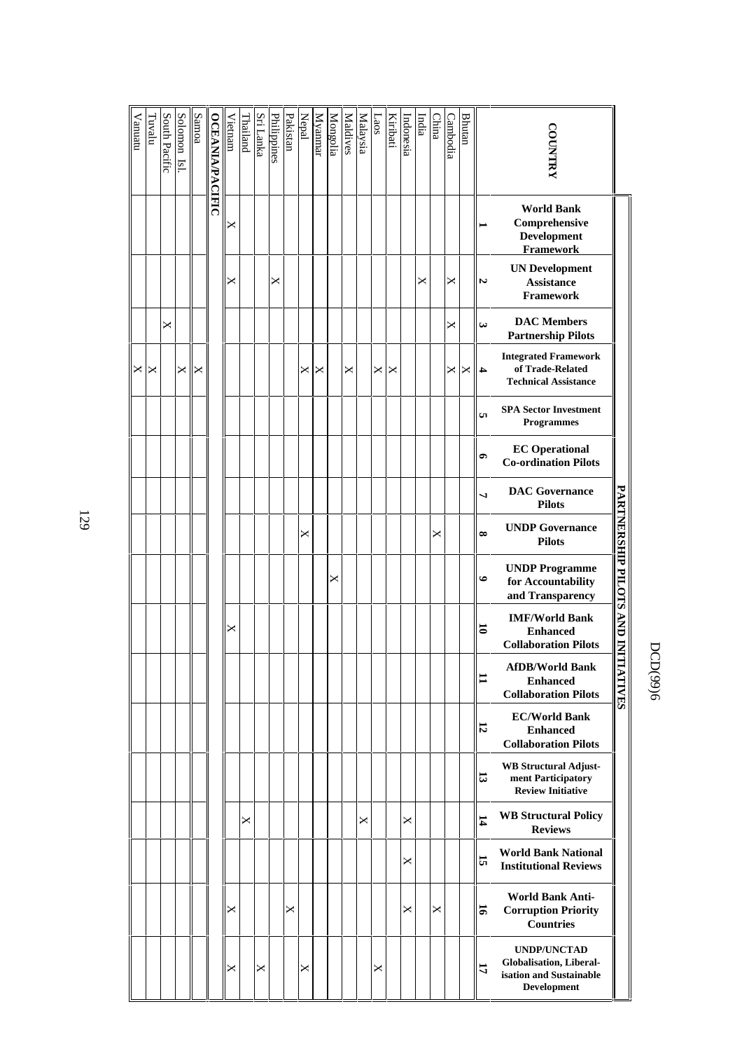| COUNTRY | PARTNERSHIP PILOTS AND INITIATIVES | | | | | | | | | | | | | | | | |
|---|---|---|---|---|---|---|---|---|---|---|---|---|---|---|---|---|---|
| | **1** World Bank Comprehensive Development Framework | **2** UN Development Assistance Framework | **3** DAC Members Partnership Pilots | **4** Integrated Framework of Trade-Related Technical Assistance | **5** SPA Sector Investment Programmes | **6** EC Operational Co-ordination Pilots | **7** DAC Governance Pilots | **8** UNDP Governance Pilots | **9** UNDP Programme for Accountability and Transparency | **10** IMF/World Bank Enhanced Collaboration Pilots | **11** AfDB/World Bank Enhanced Collaboration Pilots | **12** EC/World Bank Enhanced Collaboration Pilots | **13** WB Structural Adjustment Participatory Review Initiative | **14** WB Structural Policy Reviews | **15** World Bank National Institutional Reviews | **16** World Bank Anti-Corruption Priority Countries | **17** UNDP/UNCTAD Globalisation, Liberalisation and Sustainable Development |
| Bhutan | | | | X | | | | | | | | | | | | | |
| Cambodia | | X | X | X | | | | | | | | | | | | | |
| China | | | | | | | | X | | | | | | | | X | |
| India | | X | | | | | | | | | | | | | | | |
| Indonesia | | | | | | | | | | | | | | X | X | X | |
| Kiribati | | | | X | | | | | | | | | | | | | |
| Laos | | | | X | | | | | | | | | | | | | X |
| Malaysia | | | | | | | | | | | | | | X | | | |
| Maldives | | | | X | | | | | | | | | | | | | |
| Mongolia | | | | | | | | | X | | | | | | | | |
| Myanmar | | | | X | | | | | | | | | | | | | |
| Nepal | | | | X | | | | X | | | | | | | | | X |
| Pakistan | | | | | | | | | | | | | | | | X | |
| Philippines | | X | | | | | | | | | | | | | | | |
| Sri Lanka | | | | | | | | | | | | | | | | | X |
| Thailand | | | | | | | | | | | | | | X | | | |
| Vietnam | X | X | | | | | | | | X | | | | | | X | X |
| **OCEANIA/PACIFIC** | | | | | | | | | | | | | | | | | |
| Samoa | | | | X | | | | | | | | | | | | | |
| Solomon Isl. | | | | X | | | | | | | | | | | | | |
| South Pacific | | | X | | | | | | | | | | | | | | |
| Tuvalu | | | | X | | | | | | | | | | | | | |
| Vanuatu | | | | X | | | | | | | | | | | | | |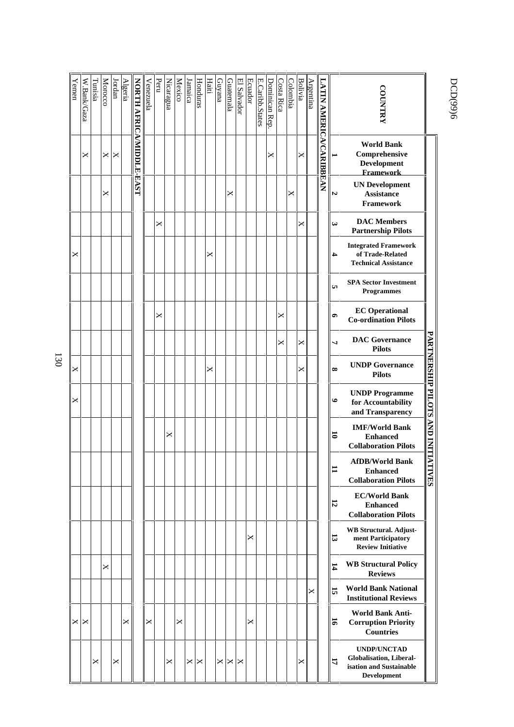| COUNTRY | PARTNERSHIP PILOTS AND INITIATIVES | | | | | | | | | | | | | | | | |
|---|---|---|---|---|---|---|---|---|---|---|---|---|---|---|---|---|---|
| | **1** World Bank Comprehensive Development Framework | **2** UN Development Assistance Framework | **3** DAC Members Partnership Pilots | **4** Integrated Framework of Trade-Related Technical Assistance | **5** SPA Sector Investment Programmes | **6** EC Operational Co-ordination Pilots | **7** DAC Governance Pilots | **8** UNDP Governance Pilots | **9** UNDP Programme for Accountability and Transparency | **10** IMF/World Bank Enhanced Collaboration Pilots | **11** AfDB/World Bank Enhanced Collaboration Pilots | **12** EC/World Bank Enhanced Collaboration Pilots | **13** WB Structural. Adjustment Participatory Review Initiative | **14** WB Structural Policy Reviews | **15** World Bank National Institutional Reviews | **16** World Bank Anti-Corruption Priority Countries | **17** UNDP/UNCTAD Globalisation, Liberalisation and Sustainable Development |
| **LATIN AMERICA/CARIBBEAN** | | | | | | | | | | | | | | | | | |
| Argentina | | | | | | | | | | | | | | | X | | |
| Bolivia | X | | X | | | | X | X | | | | | | | | | X |
| Colombia | | X | | | | | | | | | | | | | | | |
| Costa Rica | | | | | | X | X | | | | | | | | | | |
| Dominican Rep. | X | | | | | | | | | | | | | | | | |
| E.Caribb.States | | | | | | | | | | | | | | | | | |
| Ecuador | | | | | | | | | | | | | X | | | X | |
| El Salvador | | | | | | | | | | | | | | | | | X |
| Guatemala | | X | | | | | | | | | | | | | | | X |
| Guyana | | | | | | | | | | | | | | | | | X |
| Haiti | | | | X | | | | X | | | | | | | | | |
| Honduras | | | | | | | | | | | | | | | | | X |
| Jamaica | | | | | | | | | | | | | | | | | X |
| Mexico | | | | | | | | | | | | | | | | X | |
| Nicaragua | | | | | | | | | | X | | | | | | | X |
| Peru | | | X | | | X | | | | | | | | | | | |
| Venezuela | | | | | | | | | | | | | | | | X | |
| **NORTH AFRICA/MIDDLE-EAST** | | | | | | | | | | | | | | | | | |
| Algeria | | | | | | | | | | | | | | | | X | |
| Jordan | X | | | | | | | | | | | | | | | | X |
| Morocco | X | X | | | | | | | | | | | | X | | | |
| Tunisia | | | | | | | | | | | | | | | | | X |
| W.Bank/Gaza | X | | | | | | | | | | | | | | | X | |
| Yemen | | | | X | | | | X | X | | | | | | | X | |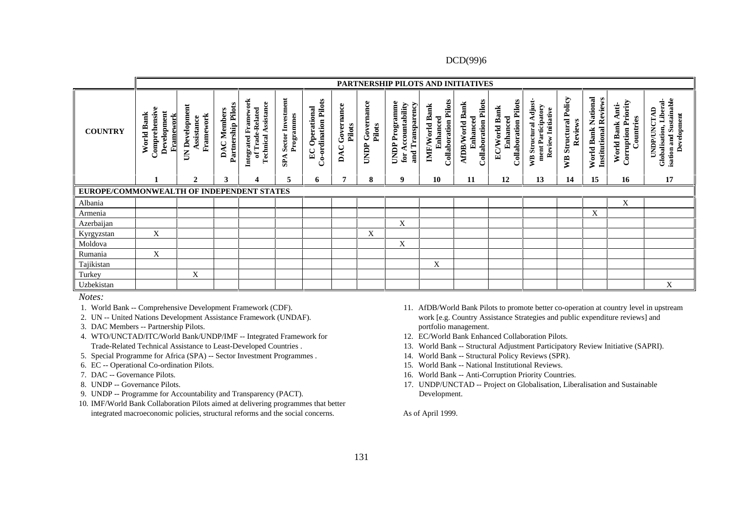| COUNTRY | PARTNERSHIP PILOTS AND INITIATIVES | | | | | | | | | | | | | | | | |
|---|---|---|---|---|---|---|---|---|---|---|---|---|---|---|---|---|---|
| | World Bank Comprehensive Development Framework | UN Development Assistance Framework | DAC Members Partnership Pilots | Integrated Framework of Trade-Related Technical Assistance | SPA Sector Investment Programmes | EC Operational Co-ordination Pilots | DAC Governance Pilots | UNDP Governance Pilots | UNDP Programme for Accountability and Transparency | IMF/World Bank Enhanced Collaboration Pilots | AfDB/World Bank Enhanced Collaboration Pilots | EC/World Bank Enhanced Collaboration Pilots | WB Structural Adjustment Participatory Review Initiative | WB Structural Policy Reviews | World Bank National Institutional Reviews | World Bank Anti-Corruption Priority Countries | UNDP/UNCTAD Globalisation, Liberalisation and Sustainable Development |
| | 1 | 2 | 3 | 4 | 5 | 6 | 7 | 8 | 9 | 10 | 11 | 12 | 13 | 14 | 15 | 16 | 17 |
| **EUROPE/COMMONWEALTH OF INDEPENDENT STATES** | | | | | | | | | | | | | | | | | |
| Albania | | | | | | | | | | | | | | | | X | |
| Armenia | | | | | | | | | | | | | | | X | | |
| Azerbaijan | | | | | | | | | X | | | | | | | | |
| Kyrgyzstan | X | | | | | | | X | | | | | | | | | |
| Moldova | | | | | | | | | X | | | | | | | | |
| Rumania | X | | | | | | | | | | | | | | | | |
| Tajikistan | | | | | | | | | | X | | | | | | | |
| Turkey | | X | | | | | | | | | | | | | | | |
| Uzbekistan | | | | | | | | | | | | | | | | | X |

*Notes:*

1. World Bank -- Comprehensive Development Framework (CDF).
2. UN -- United Nations Development Assistance Framework (UNDAF).
3. DAC Members -- Partnership Pilots.
4. WTO/UNCTAD/ITC/World Bank/UNDP/IMF -- Integrated Framework for Trade-Related Technical Assistance to Least-Developed Countries .
5. Special Programme for Africa (SPA) -- Sector Investment Programmes .
6. EC -- Operational Co-ordination Pilots.
7. DAC -- Governance Pilots.
8. UNDP -- Governance Pilots.
9. UNDP -- Programme for Accountability and Transparency (PACT).
10. IMF/World Bank Collaboration Pilots aimed at delivering programmes that better integrated macroeconomic policies, structural reforms and the social concerns.
11. AfDB/World Bank Pilots to promote better co-operation at country level in upstream work [e.g. Country Assistance Strategies and public expenditure reviews] and portfolio management.
12. EC/World Bank Enhanced Collaboration Pilots.
13. World Bank -- Structural Adjustment Participatory Review Initiative (SAPRI).
14. World Bank -- Structural Policy Reviews (SPR).
15. World Bank -- National Institutional Reviews.
16. World Bank -- Anti-Corruption Priority Countries.
17. UNDP/UNCTAD -- Project on Globalisation, Liberalisation and Sustainable Development.

As of April 1999.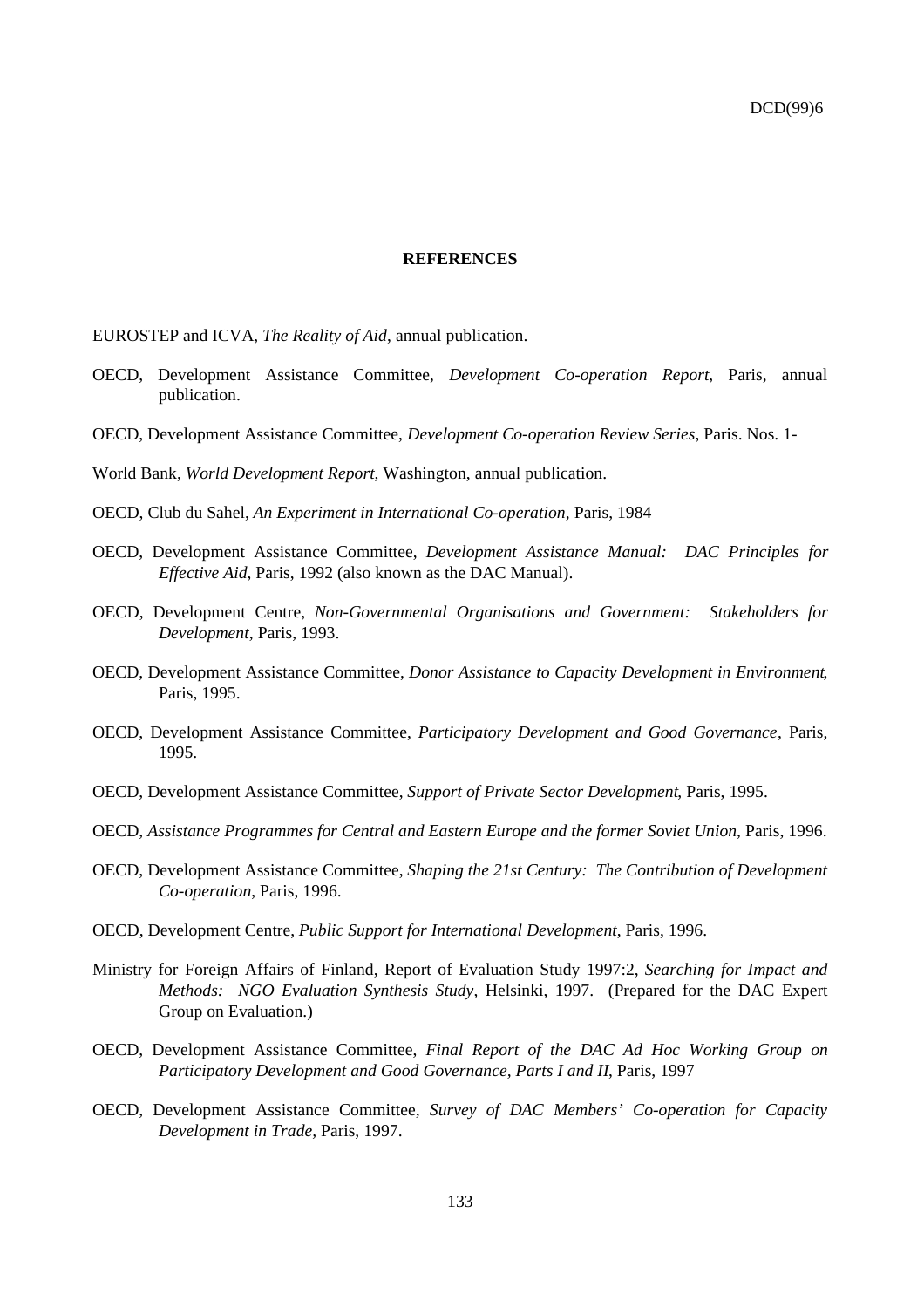## REFERENCES

EUROSTEP and ICVA, *The Reality of Aid*, annual publication.

OECD, Development Assistance Committee, *Development Co-operation Report*, Paris, annual publication.

OECD, Development Assistance Committee, *Development Co-operation Review Series*, Paris. Nos. 1-

World Bank, *World Development Report*, Washington, annual publication.

OECD, Club du Sahel, *An Experiment in International Co-operation*, Paris, 1984

OECD, Development Assistance Committee, *Development Assistance Manual: DAC Principles for Effective Aid*, Paris, 1992 (also known as the DAC Manual).

OECD, Development Centre, *Non-Governmental Organisations and Government: Stakeholders for Development*, Paris, 1993.

OECD, Development Assistance Committee, *Donor Assistance to Capacity Development in Environment*, Paris, 1995.

OECD, Development Assistance Committee, *Participatory Development and Good Governance*, Paris, 1995.

OECD, Development Assistance Committee, *Support of Private Sector Development*, Paris, 1995.

OECD, *Assistance Programmes for Central and Eastern Europe and the former Soviet Union*, Paris, 1996.

OECD, Development Assistance Committee, *Shaping the 21st Century: The Contribution of Development Co-operation*, Paris, 1996.

OECD, Development Centre, *Public Support for International Development*, Paris, 1996.

Ministry for Foreign Affairs of Finland, Report of Evaluation Study 1997:2, *Searching for Impact and Methods: NGO Evaluation Synthesis Study*, Helsinki, 1997. (Prepared for the DAC Expert Group on Evaluation.)

OECD, Development Assistance Committee, *Final Report of the DAC Ad Hoc Working Group on Participatory Development and Good Governance, Parts I and II*, Paris, 1997

OECD, Development Assistance Committee, *Survey of DAC Members' Co-operation for Capacity Development in Trade,* Paris, 1997.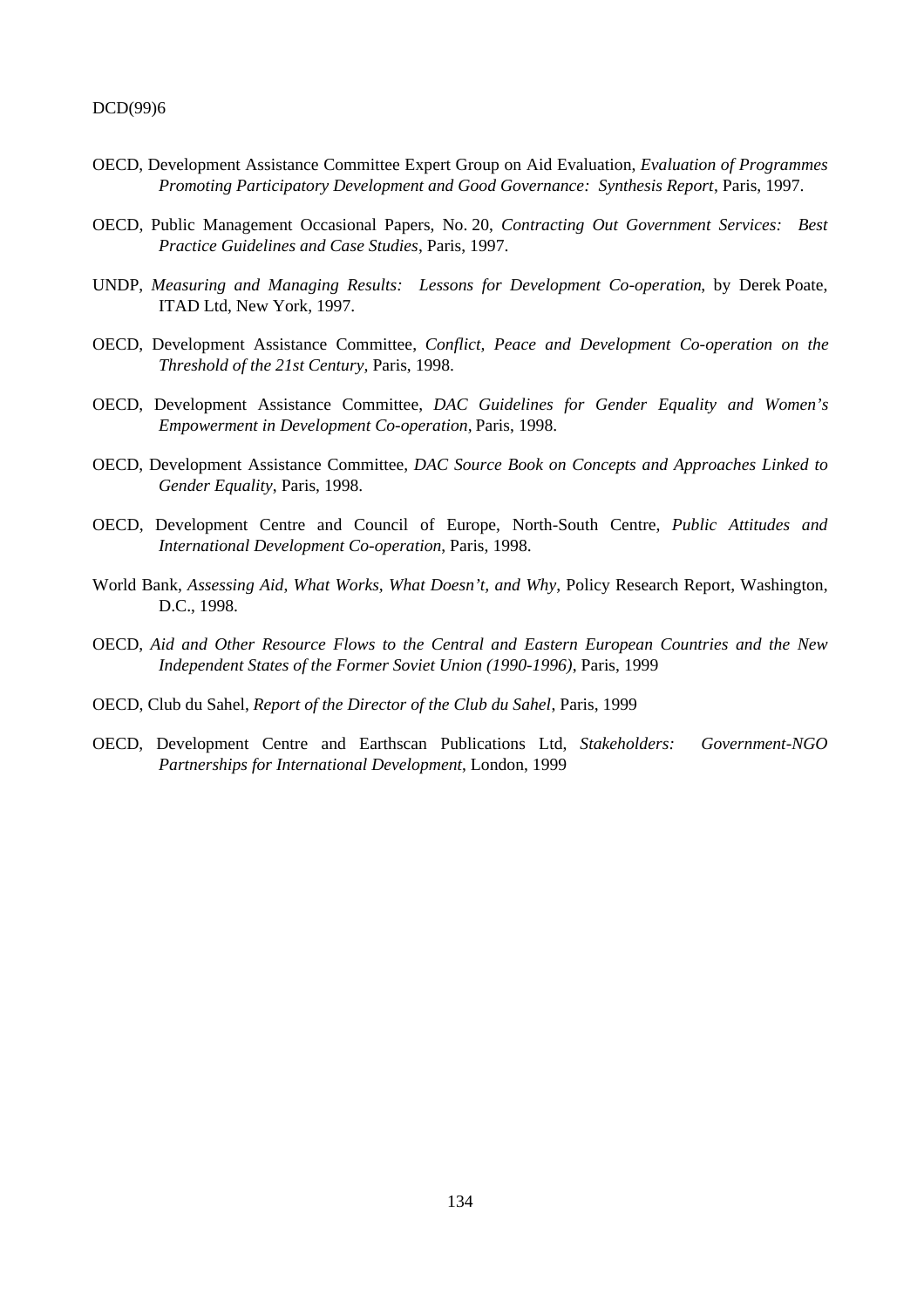OECD, Development Assistance Committee Expert Group on Aid Evaluation, *Evaluation of Programmes Promoting Participatory Development and Good Governance: Synthesis Report*, Paris, 1997.

OECD, Public Management Occasional Papers, No. 20, *Contracting Out Government Services: Best Practice Guidelines and Case Studies*, Paris, 1997.

UNDP, *Measuring and Managing Results: Lessons for Development Co-operation*, by Derek Poate, ITAD Ltd, New York, 1997.

OECD, Development Assistance Committee, *Conflict, Peace and Development Co-operation on the Threshold of the 21st Century*, Paris, 1998.

OECD, Development Assistance Committee, *DAC Guidelines for Gender Equality and Women's Empowerment in Development Co-operation*, Paris, 1998.

OECD, Development Assistance Committee, *DAC Source Book on Concepts and Approaches Linked to Gender Equality*, Paris, 1998.

OECD, Development Centre and Council of Europe, North-South Centre, *Public Attitudes and International Development Co-operation*, Paris, 1998.

World Bank, *Assessing Aid, What Works, What Doesn't, and Why*, Policy Research Report, Washington, D.C., 1998.

OECD, *Aid and Other Resource Flows to the Central and Eastern European Countries and the New Independent States of the Former Soviet Union (1990-1996)*, Paris, 1999

OECD, Club du Sahel, *Report of the Director of the Club du Sahel*, Paris, 1999

OECD, Development Centre and Earthscan Publications Ltd, *Stakeholders: Government-NGO Partnerships for International Development*, London, 1999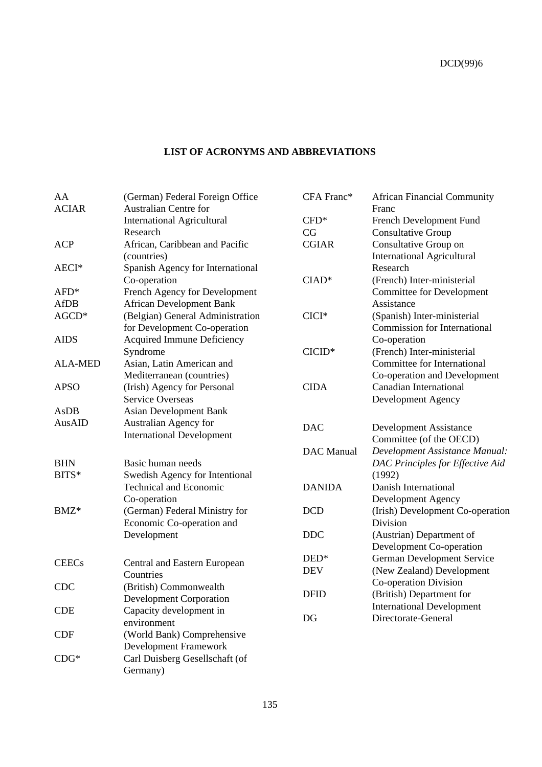**LIST OF ACRONYMS AND ABBREVIATIONS**

| | |
|---|---|
| AA | (German) Federal Foreign Office |
| ACIAR | Australian Centre for International Agricultural Research |
| ACP | African, Caribbean and Pacific (countries) |
| AECI* | Spanish Agency for International Co-operation |
| AFD* | French Agency for Development |
| AfDB | African Development Bank |
| AGCD* | (Belgian) General Administration for Development Co-operation |
| AIDS | Acquired Immune Deficiency Syndrome |
| ALA-MED | Asian, Latin American and Mediterranean (countries) |
| APSO | (Irish) Agency for Personal Service Overseas |
| AsDB | Asian Development Bank |
| AusAID | Australian Agency for International Development |
| BHN | Basic human needs |
| BITS* | Swedish Agency for Intentional Technical and Economic Co-operation |
| BMZ* | (German) Federal Ministry for Economic Co-operation and Development |
| CEECs | Central and Eastern European Countries |
| CDC | (British) Commonwealth Development Corporation |
| CDE | Capacity development in environment |
| CDF | (World Bank) Comprehensive Development Framework |
| CDG* | Carl Duisberg Gesellschaft (of Germany) |
| CFA Franc* | African Financial Community Franc |
| CFD* | French Development Fund |
| CG | Consultative Group |
| CGIAR | Consultative Group on International Agricultural Research |
| CIAD* | (French) Inter-ministerial Committee for Development Assistance |
| CICI* | (Spanish) Inter-ministerial Commission for International Co-operation |
| CICID* | (French) Inter-ministerial Committee for International Co-operation and Development |
| CIDA | Canadian International Development Agency |
| DAC | Development Assistance Committee (of the OECD) |
| DAC Manual | *Development Assistance Manual: DAC Principles for Effective Aid* (1992) |
| DANIDA | Danish International Development Agency |
| DCD | (Irish) Development Co-operation Division |
| DDC | (Austrian) Department of Development Co-operation |
| DED* | German Development Service |
| DEV | (New Zealand) Development Co-operation Division |
| DFID | (British) Department for International Development |
| DG | Directorate-General |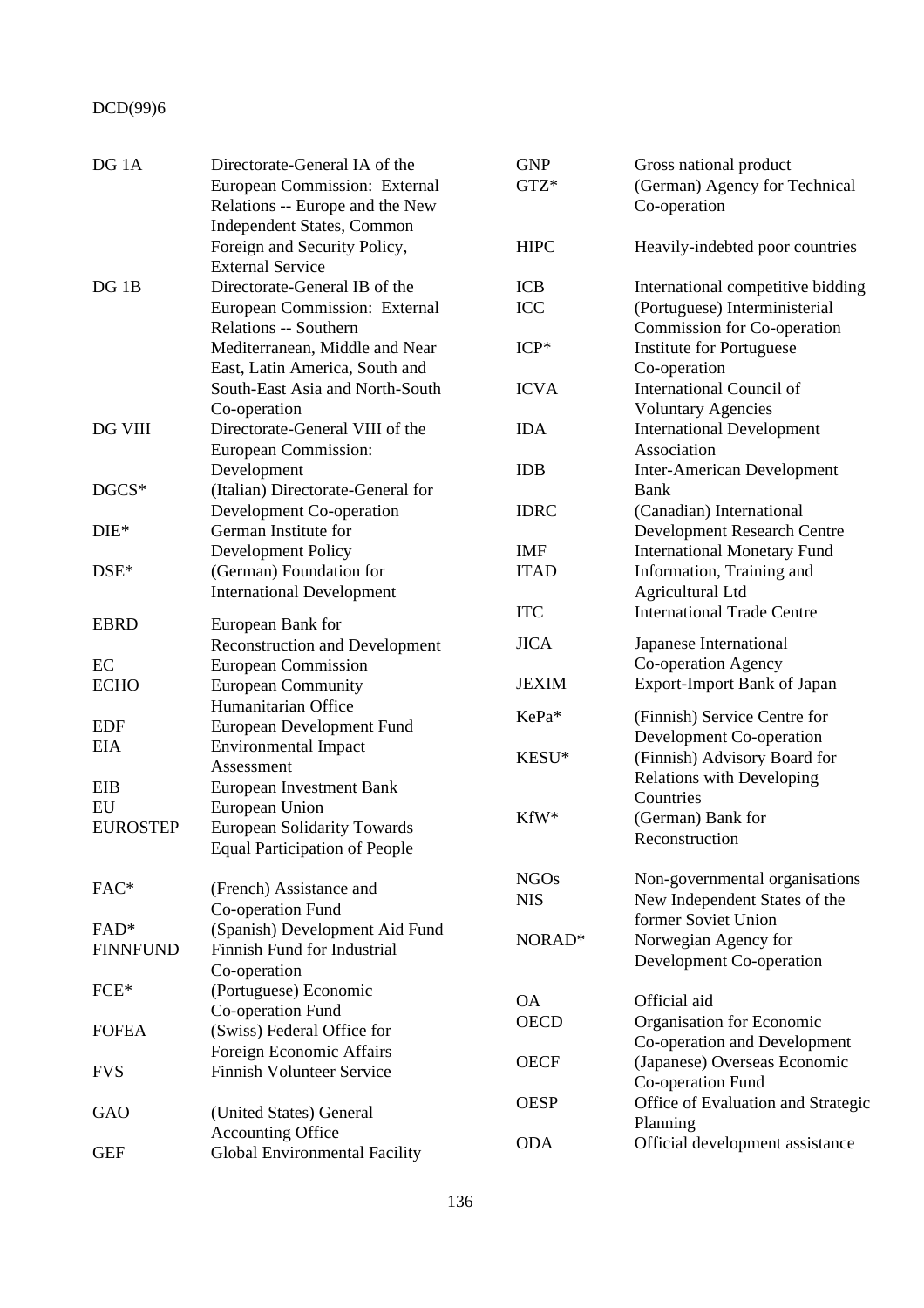| | |
|---|---|
| DG 1A | Directorate-General IA of the European Commission: External Relations -- Europe and the New Independent States, Common Foreign and Security Policy, External Service |
| DG 1B | Directorate-General IB of the European Commission: External Relations -- Southern Mediterranean, Middle and Near East, Latin America, South and South-East Asia and North-South Co-operation |
| DG VIII | Directorate-General VIII of the European Commission: Development |
| DGCS* | (Italian) Directorate-General for Development Co-operation |
| DIE* | German Institute for Development Policy |
| DSE* | (German) Foundation for International Development |
| EBRD | European Bank for Reconstruction and Development |
| EC | European Commission |
| ECHO | European Community Humanitarian Office |
| EDF | European Development Fund |
| EIA | Environmental Impact Assessment |
| EIB | European Investment Bank |
| EU | European Union |
| EUROSTEP | European Solidarity Towards Equal Participation of People |
| FAC* | (French) Assistance and Co-operation Fund |
| FAD* | (Spanish) Development Aid Fund |
| FINNFUND | Finnish Fund for Industrial Co-operation |
| FCE* | (Portuguese) Economic Co-operation Fund |
| FOFEA | (Swiss) Federal Office for Foreign Economic Affairs |
| FVS | Finnish Volunteer Service |
| GAO | (United States) General Accounting Office |
| GEF | Global Environmental Facility |
| GNP | Gross national product |
| GTZ* | (German) Agency for Technical Co-operation |
| HIPC | Heavily-indebted poor countries |
| ICB | International competitive bidding |
| ICC | (Portuguese) Interministerial Commission for Co-operation |
| ICP* | Institute for Portuguese Co-operation |
| ICVA | International Council of Voluntary Agencies |
| IDA | International Development Association |
| IDB | Inter-American Development Bank |
| IDRC | (Canadian) International Development Research Centre |
| IMF | International Monetary Fund |
| ITAD | Information, Training and Agricultural Ltd |
| ITC | International Trade Centre |
| JICA | Japanese International Co-operation Agency |
| JEXIM | Export-Import Bank of Japan |
| KePa* | (Finnish) Service Centre for Development Co-operation |
| KESU* | (Finnish) Advisory Board for Relations with Developing Countries |
| KfW* | (German) Bank for Reconstruction |
| NGOs | Non-governmental organisations |
| NIS | New Independent States of the former Soviet Union |
| NORAD* | Norwegian Agency for Development Co-operation |
| OA | Official aid |
| OECD | Organisation for Economic Co-operation and Development |
| OECF | (Japanese) Overseas Economic Co-operation Fund |
| OESP | Office of Evaluation and Strategic Planning |
| ODA | Official development assistance |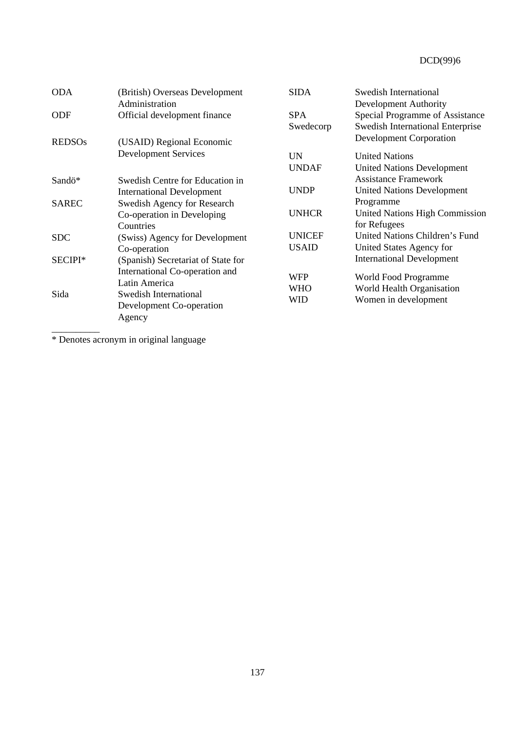| | |
|---|---|
| ODA | (British) Overseas Development Administration |
| ODF | Official development finance |
| REDSOs | (USAID) Regional Economic Development Services |
| Sandö* | Swedish Centre for Education in International Development |
| SAREC | Swedish Agency for Research Co-operation in Developing Countries |
| SDC | (Swiss) Agency for Development Co-operation |
| SECIPI* | (Spanish) Secretariat of State for International Co-operation and Latin America |
| Sida | Swedish International Development Co-operation Agency |
| SIDA | Swedish International Development Authority |
| SPA | Special Programme of Assistance |
| Swedecorp | Swedish International Enterprise Development Corporation |
| UN | United Nations |
| UNDAF | United Nations Development Assistance Framework |
| UNDP | United Nations Development Programme |
| UNHCR | United Nations High Commission for Refugees |
| UNICEF | United Nations Children's Fund |
| USAID | United States Agency for International Development |
| WFP | World Food Programme |
| WHO | World Health Organisation |
| WID | Women in development |

__________

* Denotes acronym in original language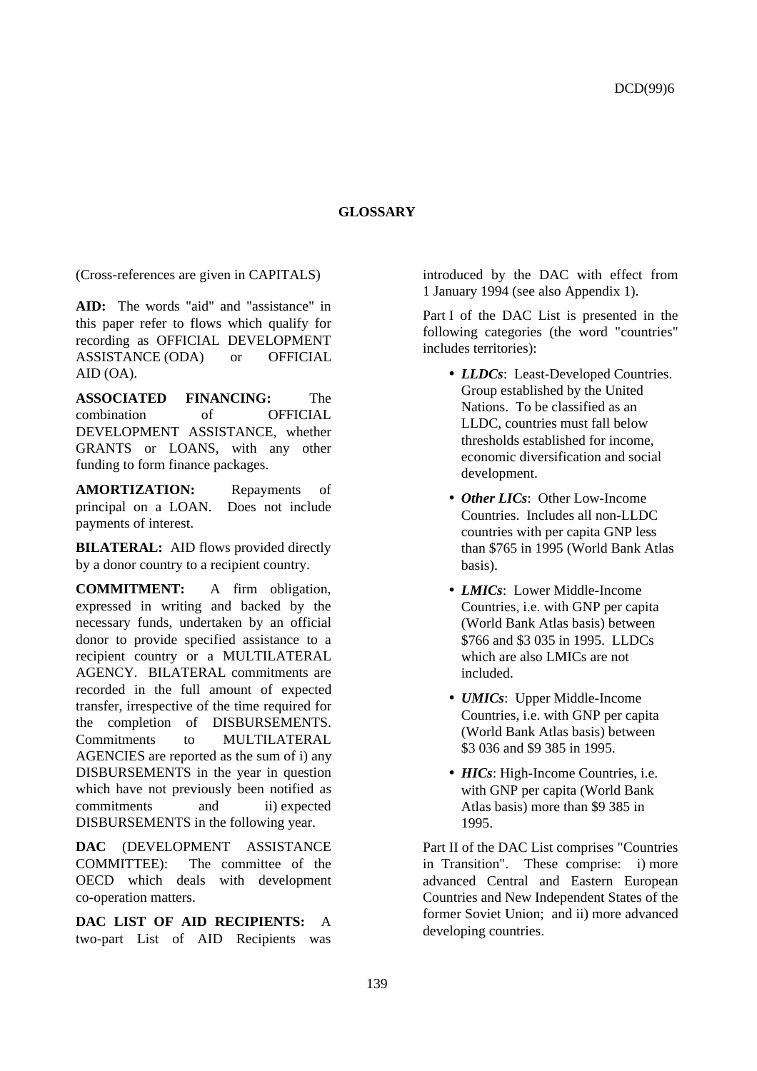## GLOSSARY

(Cross-references are given in CAPITALS)

**AID:** The words "aid" and "assistance" in this paper refer to flows which qualify for recording as OFFICIAL DEVELOPMENT ASSISTANCE (ODA) or OFFICIAL AID (OA).

**ASSOCIATED FINANCING:** The combination of OFFICIAL DEVELOPMENT ASSISTANCE, whether GRANTS or LOANS, with any other funding to form finance packages.

**AMORTIZATION:** Repayments of principal on a LOAN. Does not include payments of interest.

**BILATERAL:** AID flows provided directly by a donor country to a recipient country.

**COMMITMENT:** A firm obligation, expressed in writing and backed by the necessary funds, undertaken by an official donor to provide specified assistance to a recipient country or a MULTILATERAL AGENCY. BILATERAL commitments are recorded in the full amount of expected transfer, irrespective of the time required for the completion of DISBURSEMENTS. Commitments to MULTILATERAL AGENCIES are reported as the sum of i) any DISBURSEMENTS in the year in question which have not previously been notified as commitments and ii) expected DISBURSEMENTS in the following year.

**DAC** (DEVELOPMENT ASSISTANCE COMMITTEE): The committee of the OECD which deals with development co-operation matters.

**DAC LIST OF AID RECIPIENTS:** A two-part List of AID Recipients was introduced by the DAC with effect from 1 January 1994 (see also Appendix 1).

Part I of the DAC List is presented in the following categories (the word "countries" includes territories):

- ***LLDCs***: Least-Developed Countries. Group established by the United Nations. To be classified as an LLDC, countries must fall below thresholds established for income, economic diversification and social development.
- ***Other LICs***: Other Low-Income Countries. Includes all non-LLDC countries with per capita GNP less than $765 in 1995 (World Bank Atlas basis).
- ***LMICs***: Lower Middle-Income Countries, i.e. with GNP per capita (World Bank Atlas basis) between $766 and $3 035 in 1995. LLDCs which are also LMICs are not included.
- ***UMICs***: Upper Middle-Income Countries, i.e. with GNP per capita (World Bank Atlas basis) between $3 036 and $9 385 in 1995.
- ***HICs***: High-Income Countries, i.e. with GNP per capita (World Bank Atlas basis) more than $9 385 in 1995.

Part II of the DAC List comprises "Countries in Transition". These comprise: i) more advanced Central and Eastern European Countries and New Independent States of the former Soviet Union; and ii) more advanced developing countries.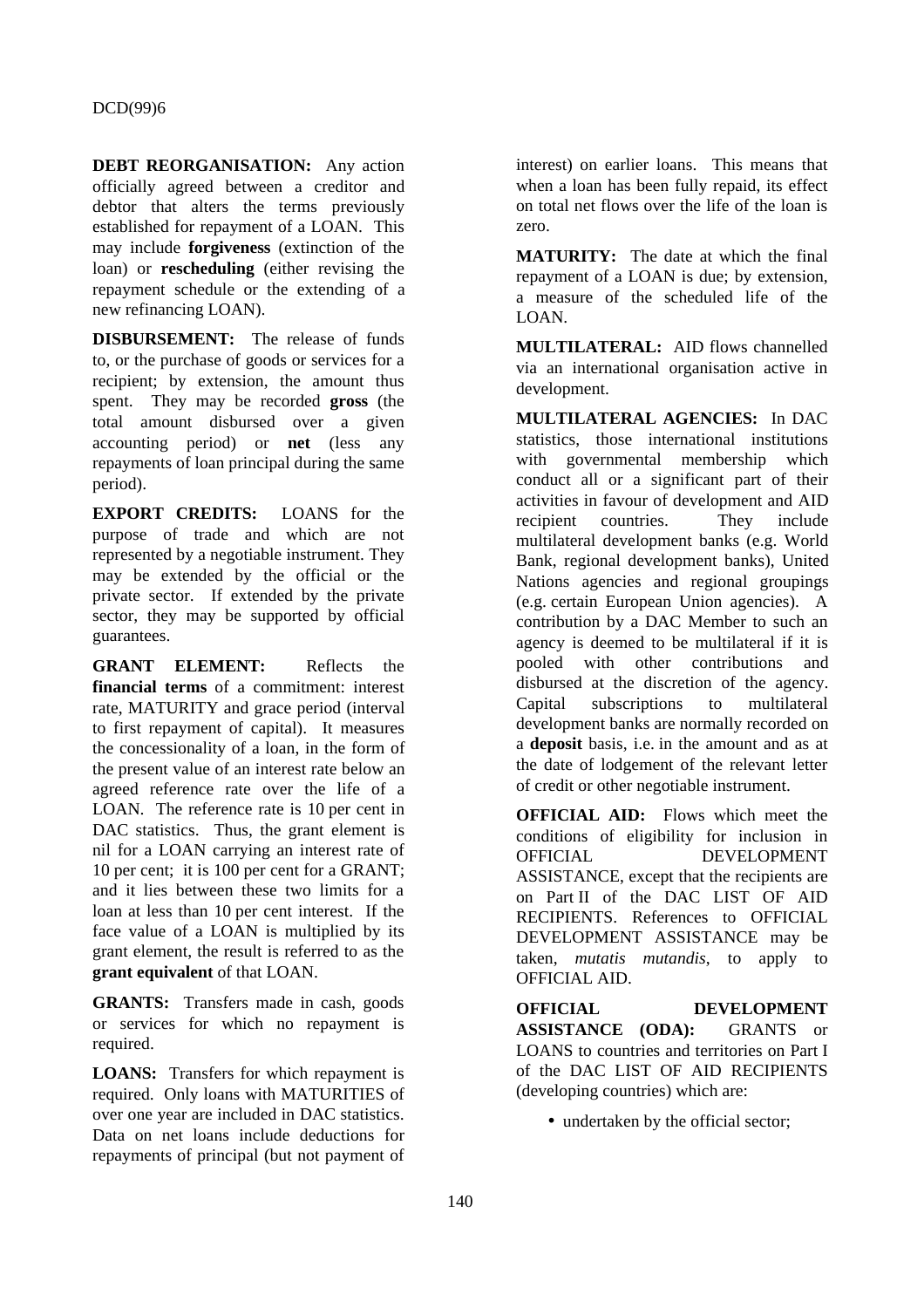**DEBT REORGANISATION:** Any action officially agreed between a creditor and debtor that alters the terms previously established for repayment of a LOAN. This may include **forgiveness** (extinction of the loan) or **rescheduling** (either revising the repayment schedule or the extending of a new refinancing LOAN).

**DISBURSEMENT:** The release of funds to, or the purchase of goods or services for a recipient; by extension, the amount thus spent. They may be recorded **gross** (the total amount disbursed over a given accounting period) or **net** (less any repayments of loan principal during the same period).

**EXPORT CREDITS:** LOANS for the purpose of trade and which are not represented by a negotiable instrument. They may be extended by the official or the private sector. If extended by the private sector, they may be supported by official guarantees.

**GRANT ELEMENT:** Reflects the **financial terms** of a commitment: interest rate, MATURITY and grace period (interval to first repayment of capital). It measures the concessionality of a loan, in the form of the present value of an interest rate below an agreed reference rate over the life of a LOAN. The reference rate is 10 per cent in DAC statistics. Thus, the grant element is nil for a LOAN carrying an interest rate of 10 per cent; it is 100 per cent for a GRANT; and it lies between these two limits for a loan at less than 10 per cent interest. If the face value of a LOAN is multiplied by its grant element, the result is referred to as the **grant equivalent** of that LOAN.

**GRANTS:** Transfers made in cash, goods or services for which no repayment is required.

**LOANS:** Transfers for which repayment is required. Only loans with MATURITIES of over one year are included in DAC statistics. Data on net loans include deductions for repayments of principal (but not payment of interest) on earlier loans. This means that when a loan has been fully repaid, its effect on total net flows over the life of the loan is zero.

**MATURITY:** The date at which the final repayment of a LOAN is due; by extension, a measure of the scheduled life of the LOAN.

**MULTILATERAL:** AID flows channelled via an international organisation active in development.

**MULTILATERAL AGENCIES:** In DAC statistics, those international institutions with governmental membership which conduct all or a significant part of their activities in favour of development and AID recipient countries. They include multilateral development banks (e.g. World Bank, regional development banks), United Nations agencies and regional groupings (e.g. certain European Union agencies). A contribution by a DAC Member to such an agency is deemed to be multilateral if it is pooled with other contributions and disbursed at the discretion of the agency. Capital subscriptions to multilateral development banks are normally recorded on a **deposit** basis, i.e. in the amount and as at the date of lodgement of the relevant letter of credit or other negotiable instrument.

**OFFICIAL AID:** Flows which meet the conditions of eligibility for inclusion in OFFICIAL DEVELOPMENT ASSISTANCE, except that the recipients are on Part II of the DAC LIST OF AID RECIPIENTS. References to OFFICIAL DEVELOPMENT ASSISTANCE may be taken, *mutatis mutandis*, to apply to OFFICIAL AID.

**OFFICIAL DEVELOPMENT ASSISTANCE (ODA):** GRANTS or LOANS to countries and territories on Part I of the DAC LIST OF AID RECIPIENTS (developing countries) which are:

- undertaken by the official sector;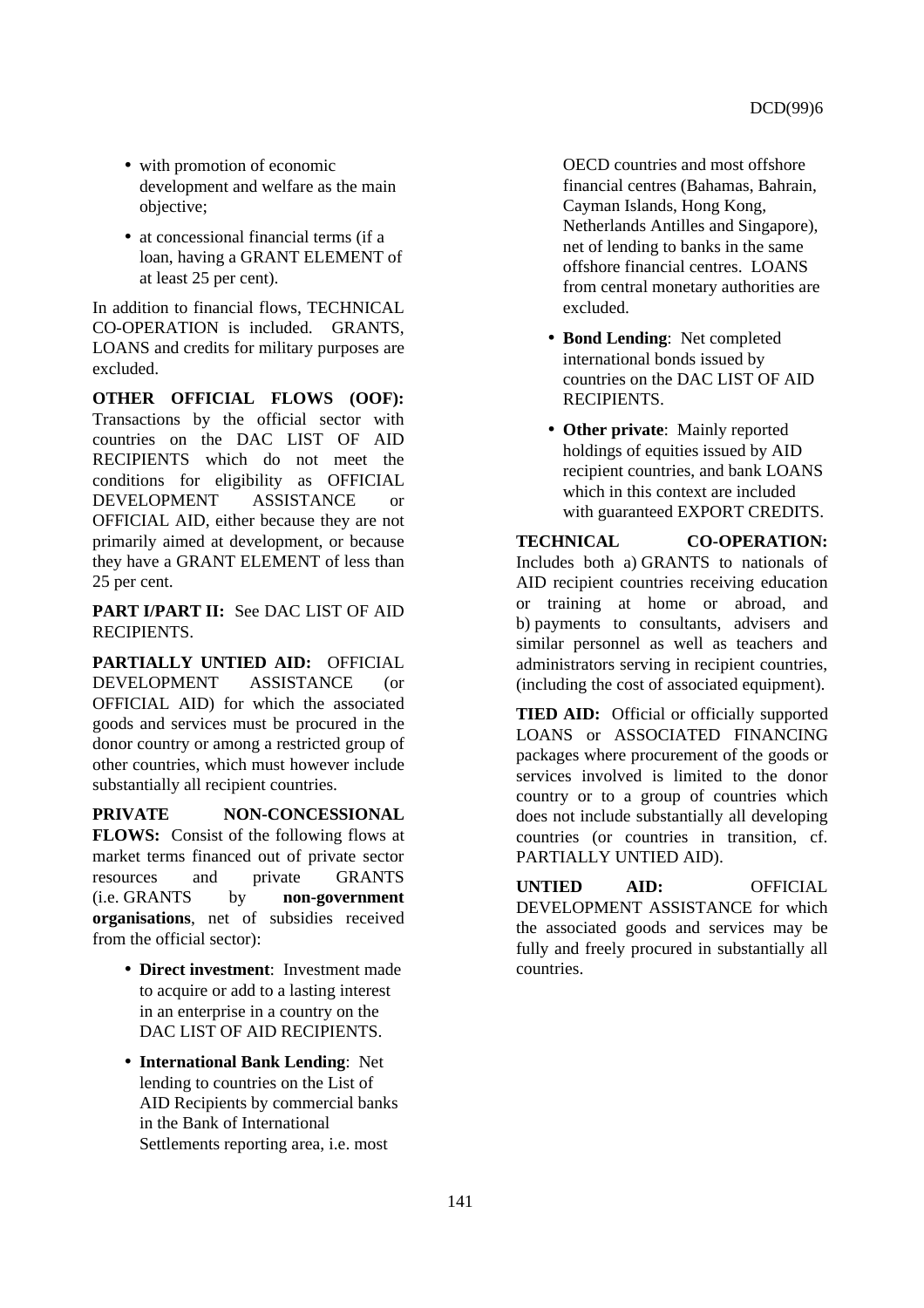- with promotion of economic development and welfare as the main objective;
- at concessional financial terms (if a loan, having a GRANT ELEMENT of at least 25 per cent).

In addition to financial flows, TECHNICAL CO-OPERATION is included. GRANTS, LOANS and credits for military purposes are excluded.

**OTHER OFFICIAL FLOWS (OOF):** Transactions by the official sector with countries on the DAC LIST OF AID RECIPIENTS which do not meet the conditions for eligibility as OFFICIAL DEVELOPMENT ASSISTANCE or OFFICIAL AID, either because they are not primarily aimed at development, or because they have a GRANT ELEMENT of less than 25 per cent.

**PART I/PART II:** See DAC LIST OF AID RECIPIENTS.

**PARTIALLY UNTIED AID:** OFFICIAL DEVELOPMENT ASSISTANCE (or OFFICIAL AID) for which the associated goods and services must be procured in the donor country or among a restricted group of other countries, which must however include substantially all recipient countries.

**PRIVATE NON-CONCESSIONAL FLOWS:** Consist of the following flows at market terms financed out of private sector resources and private GRANTS (i.e. GRANTS by **non-government organisations**, net of subsidies received from the official sector):

- **Direct investment**: Investment made to acquire or add to a lasting interest in an enterprise in a country on the DAC LIST OF AID RECIPIENTS.
- **International Bank Lending**: Net lending to countries on the List of AID Recipients by commercial banks in the Bank of International Settlements reporting area, i.e. most OECD countries and most offshore financial centres (Bahamas, Bahrain, Cayman Islands, Hong Kong, Netherlands Antilles and Singapore), net of lending to banks in the same offshore financial centres. LOANS from central monetary authorities are excluded.
- **Bond Lending**: Net completed international bonds issued by countries on the DAC LIST OF AID RECIPIENTS.
- **Other private**: Mainly reported holdings of equities issued by AID recipient countries, and bank LOANS which in this context are included with guaranteed EXPORT CREDITS.

**TECHNICAL CO-OPERATION:** Includes both a) GRANTS to nationals of AID recipient countries receiving education or training at home or abroad, and b) payments to consultants, advisers and similar personnel as well as teachers and administrators serving in recipient countries, (including the cost of associated equipment).

**TIED AID:** Official or officially supported LOANS or ASSOCIATED FINANCING packages where procurement of the goods or services involved is limited to the donor country or to a group of countries which does not include substantially all developing countries (or countries in transition, cf. PARTIALLY UNTIED AID).

**UNTIED AID:** OFFICIAL DEVELOPMENT ASSISTANCE for which the associated goods and services may be fully and freely procured in substantially all countries.